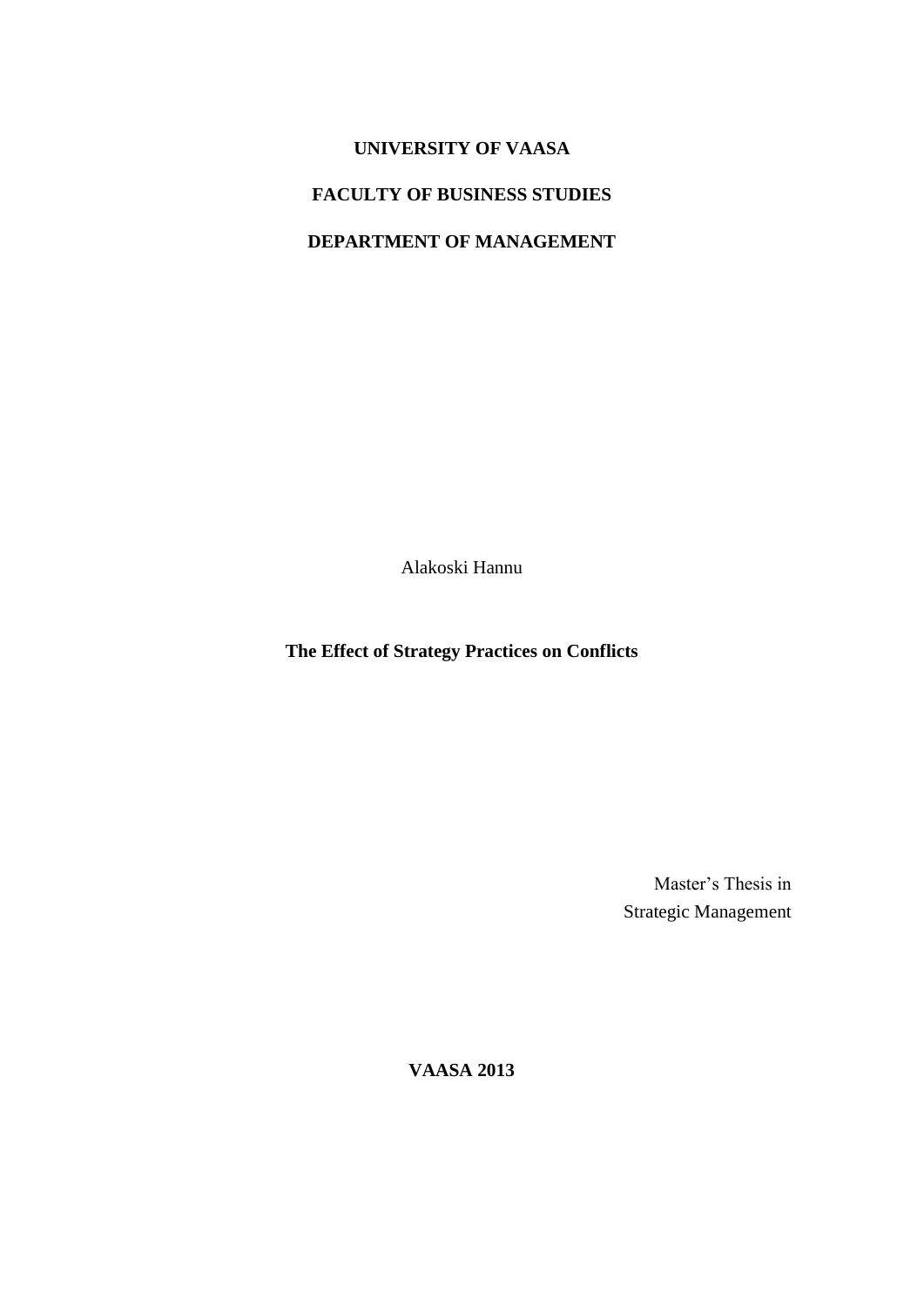**UNIVERSITY OF VAASA**

**FACULTY OF BUSINESS STUDIES**

**DEPARTMENT OF MANAGEMENT**

Alakoski Hannu

# The Effect of Strategy Practices on Conflicts

Master's Thesis in
Strategic Management

**VAASA 2013**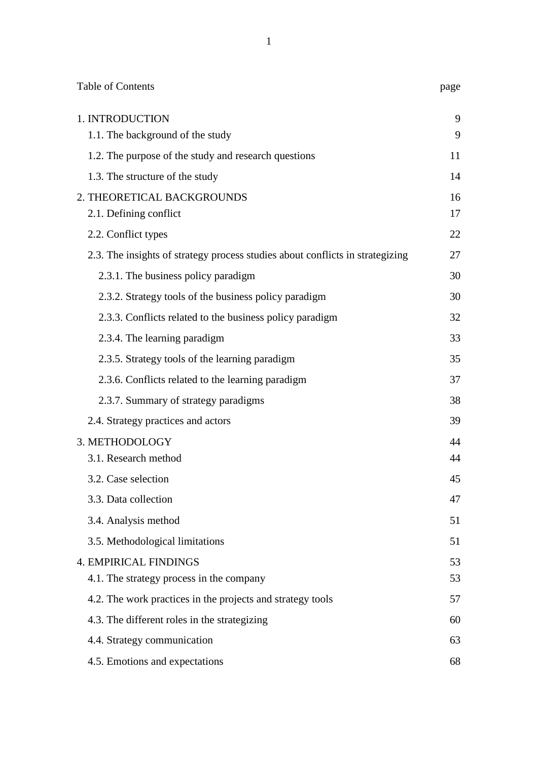Table of Contents page

| | page |
|---|---|
| 1. INTRODUCTION | 9 |
| 1.1. The background of the study | 9 |
| 1.2. The purpose of the study and research questions | 11 |
| 1.3. The structure of the study | 14 |
| 2. THEORETICAL BACKGROUNDS | 16 |
| 2.1. Defining conflict | 17 |
| 2.2. Conflict types | 22 |
| 2.3. The insights of strategy process studies about conflicts in strategizing | 27 |
| 2.3.1. The business policy paradigm | 30 |
| 2.3.2. Strategy tools of the business policy paradigm | 30 |
| 2.3.3. Conflicts related to the business policy paradigm | 32 |
| 2.3.4. The learning paradigm | 33 |
| 2.3.5. Strategy tools of the learning paradigm | 35 |
| 2.3.6. Conflicts related to the learning paradigm | 37 |
| 2.3.7. Summary of strategy paradigms | 38 |
| 2.4. Strategy practices and actors | 39 |
| 3. METHODOLOGY | 44 |
| 3.1. Research method | 44 |
| 3.2. Case selection | 45 |
| 3.3. Data collection | 47 |
| 3.4. Analysis method | 51 |
| 3.5. Methodological limitations | 51 |
| 4. EMPIRICAL FINDINGS | 53 |
| 4.1. The strategy process in the company | 53 |
| 4.2. The work practices in the projects and strategy tools | 57 |
| 4.3. The different roles in the strategizing | 60 |
| 4.4. Strategy communication | 63 |
| 4.5. Emotions and expectations | 68 |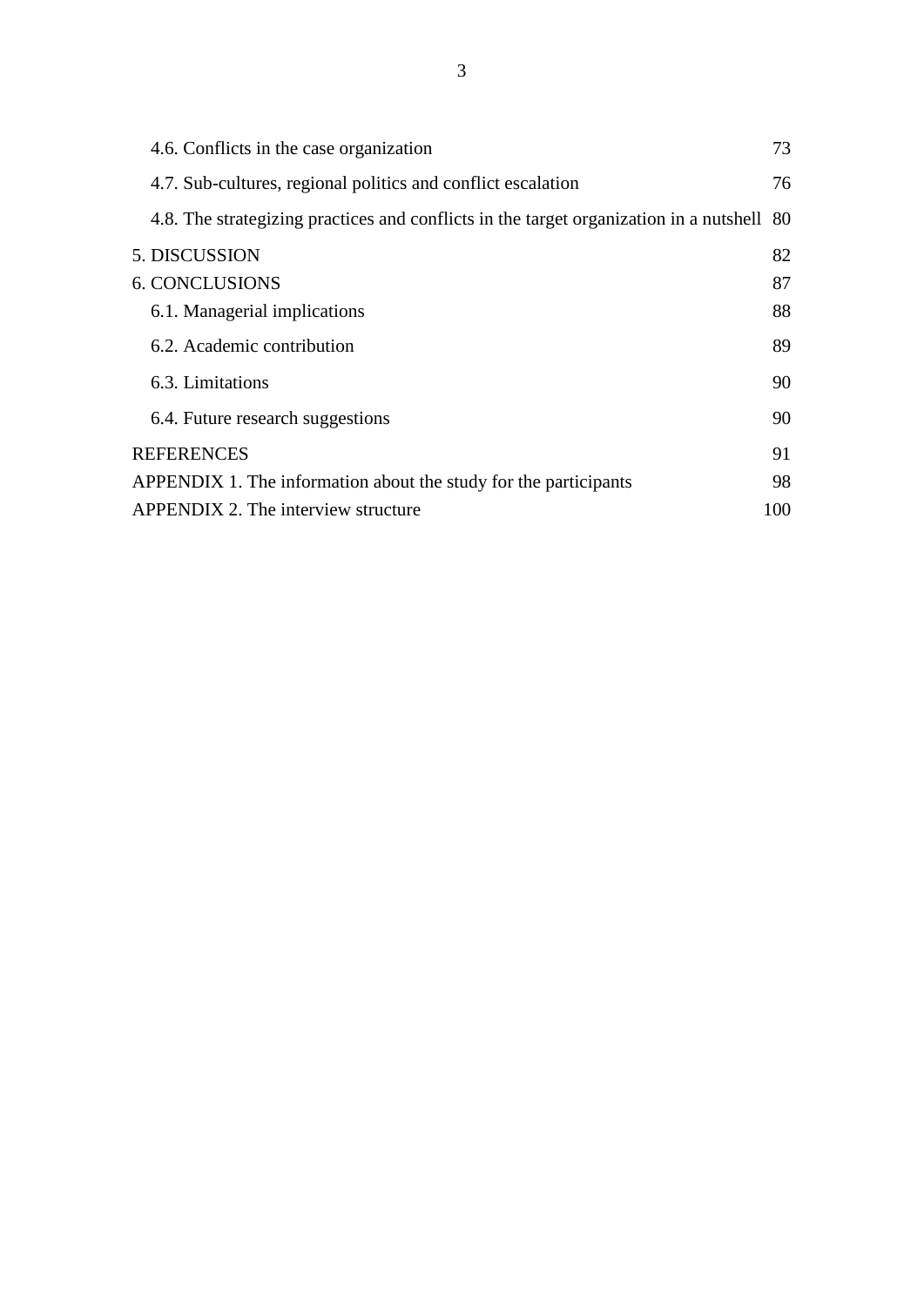4.6. Conflicts in the case organization 73

4.7. Sub-cultures, regional politics and conflict escalation 76

4.8. The strategizing practices and conflicts in the target organization in a nutshell 80

5. DISCUSSION 82

6. CONCLUSIONS 87

6.1. Managerial implications 88

6.2. Academic contribution 89

6.3. Limitations 90

6.4. Future research suggestions 90

REFERENCES 91

APPENDIX 1. The information about the study for the participants 98

APPENDIX 2. The interview structure 100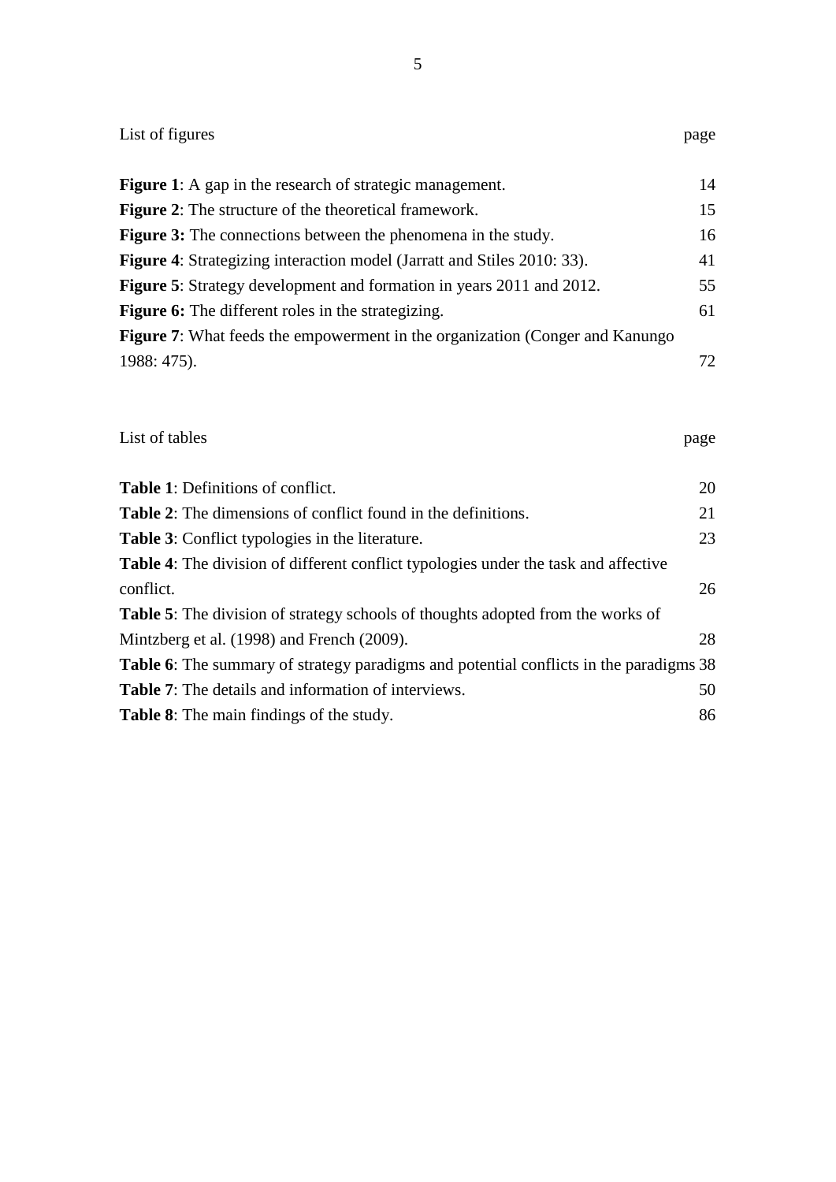## List of figures

| | page |
|---|---|
| **Figure 1**: A gap in the research of strategic management. | 14 |
| **Figure 2**: The structure of the theoretical framework. | 15 |
| **Figure 3:** The connections between the phenomena in the study. | 16 |
| **Figure 4**: Strategizing interaction model (Jarratt and Stiles 2010: 33). | 41 |
| **Figure 5**: Strategy development and formation in years 2011 and 2012. | 55 |
| **Figure 6:** The different roles in the strategizing. | 61 |
| **Figure 7**: What feeds the empowerment in the organization (Conger and Kanungo 1988: 475). | 72 |

## List of tables

| | page |
|---|---|
| **Table 1**: Definitions of conflict. | 20 |
| **Table 2**: The dimensions of conflict found in the definitions. | 21 |
| **Table 3**: Conflict typologies in the literature. | 23 |
| **Table 4**: The division of different conflict typologies under the task and affective conflict. | 26 |
| **Table 5**: The division of strategy schools of thoughts adopted from the works of Mintzberg et al. (1998) and French (2009). | 28 |
| **Table 6**: The summary of strategy paradigms and potential conflicts in the paradigms | 38 |
| **Table 7**: The details and information of interviews. | 50 |
| **Table 8**: The main findings of the study. | 86 |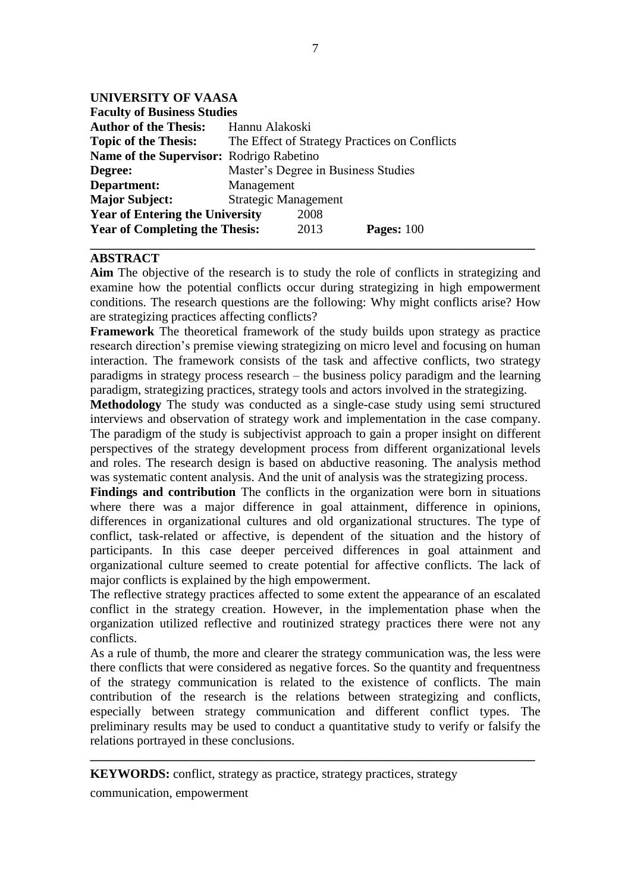**UNIVERSITY OF VAASA**
**Faculty of Business Studies**

**Author of the Thesis:** Hannu Alakoski
**Topic of the Thesis:** The Effect of Strategy Practices on Conflicts
**Name of the Supervisor:** Rodrigo Rabetino
**Degree:** Master's Degree in Business Studies
**Department:** Management
**Major Subject:** Strategic Management
**Year of Entering the University** 2008
**Year of Completing the Thesis:** 2013 **Pages:** 100

---

## ABSTRACT

**Aim** The objective of the research is to study the role of conflicts in strategizing and examine how the potential conflicts occur during strategizing in high empowerment conditions. The research questions are the following: Why might conflicts arise? How are strategizing practices affecting conflicts?

**Framework** The theoretical framework of the study builds upon strategy as practice research direction's premise viewing strategizing on micro level and focusing on human interaction. The framework consists of the task and affective conflicts, two strategy paradigms in strategy process research – the business policy paradigm and the learning paradigm, strategizing practices, strategy tools and actors involved in the strategizing.

**Methodology** The study was conducted as a single-case study using semi structured interviews and observation of strategy work and implementation in the case company. The paradigm of the study is subjectivist approach to gain a proper insight on different perspectives of the strategy development process from different organizational levels and roles. The research design is based on abductive reasoning. The analysis method was systematic content analysis. And the unit of analysis was the strategizing process.

**Findings and contribution** The conflicts in the organization were born in situations where there was a major difference in goal attainment, difference in opinions, differences in organizational cultures and old organizational structures. The type of conflict, task-related or affective, is dependent of the situation and the history of participants. In this case deeper perceived differences in goal attainment and organizational culture seemed to create potential for affective conflicts. The lack of major conflicts is explained by the high empowerment.

The reflective strategy practices affected to some extent the appearance of an escalated conflict in the strategy creation. However, in the implementation phase when the organization utilized reflective and routinized strategy practices there were not any conflicts.

As a rule of thumb, the more and clearer the strategy communication was, the less were there conflicts that were considered as negative forces. So the quantity and frequentness of the strategy communication is related to the existence of conflicts. The main contribution of the research is the relations between strategizing and conflicts, especially between strategy communication and different conflict types. The preliminary results may be used to conduct a quantitative study to verify or falsify the relations portrayed in these conclusions.

---

**KEYWORDS:** conflict, strategy as practice, strategy practices, strategy communication, empowerment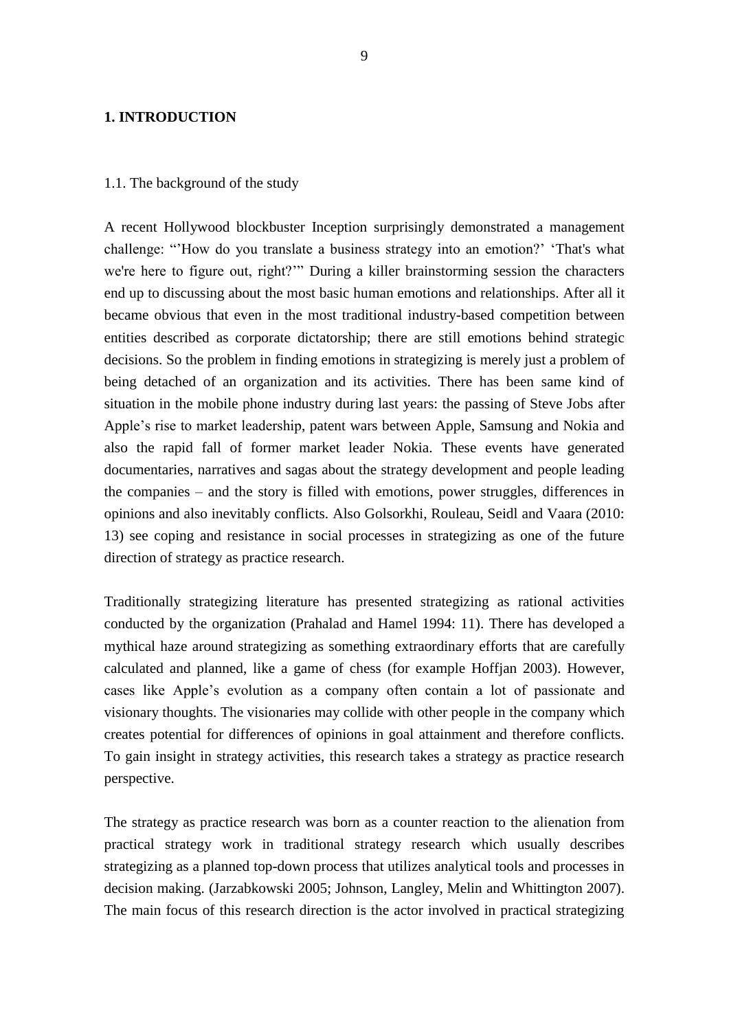# 1. INTRODUCTION

## 1.1. The background of the study

A recent Hollywood blockbuster Inception surprisingly demonstrated a management challenge: "'How do you translate a business strategy into an emotion?' 'That's what we're here to figure out, right?'" During a killer brainstorming session the characters end up to discussing about the most basic human emotions and relationships. After all it became obvious that even in the most traditional industry-based competition between entities described as corporate dictatorship; there are still emotions behind strategic decisions. So the problem in finding emotions in strategizing is merely just a problem of being detached of an organization and its activities. There has been same kind of situation in the mobile phone industry during last years: the passing of Steve Jobs after Apple's rise to market leadership, patent wars between Apple, Samsung and Nokia and also the rapid fall of former market leader Nokia. These events have generated documentaries, narratives and sagas about the strategy development and people leading the companies – and the story is filled with emotions, power struggles, differences in opinions and also inevitably conflicts. Also Golsorkhi, Rouleau, Seidl and Vaara (2010: 13) see coping and resistance in social processes in strategizing as one of the future direction of strategy as practice research.

Traditionally strategizing literature has presented strategizing as rational activities conducted by the organization (Prahalad and Hamel 1994: 11). There has developed a mythical haze around strategizing as something extraordinary efforts that are carefully calculated and planned, like a game of chess (for example Hoffjan 2003). However, cases like Apple's evolution as a company often contain a lot of passionate and visionary thoughts. The visionaries may collide with other people in the company which creates potential for differences of opinions in goal attainment and therefore conflicts. To gain insight in strategy activities, this research takes a strategy as practice research perspective.

The strategy as practice research was born as a counter reaction to the alienation from practical strategy work in traditional strategy research which usually describes strategizing as a planned top-down process that utilizes analytical tools and processes in decision making. (Jarzabkowski 2005; Johnson, Langley, Melin and Whittington 2007). The main focus of this research direction is the actor involved in practical strategizing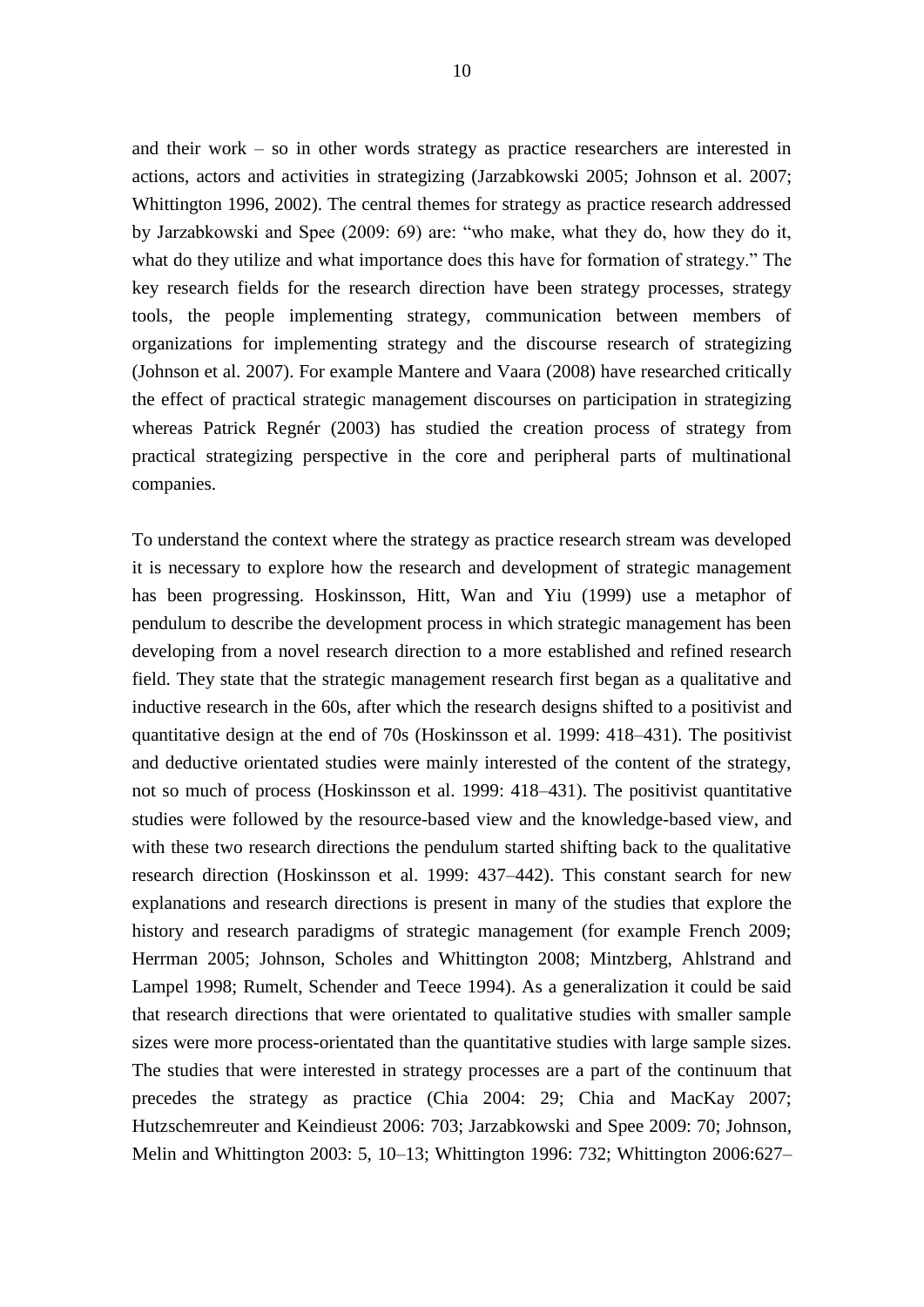and their work – so in other words strategy as practice researchers are interested in actions, actors and activities in strategizing (Jarzabkowski 2005; Johnson et al. 2007; Whittington 1996, 2002). The central themes for strategy as practice research addressed by Jarzabkowski and Spee (2009: 69) are: "who make, what they do, how they do it, what do they utilize and what importance does this have for formation of strategy." The key research fields for the research direction have been strategy processes, strategy tools, the people implementing strategy, communication between members of organizations for implementing strategy and the discourse research of strategizing (Johnson et al. 2007). For example Mantere and Vaara (2008) have researched critically the effect of practical strategic management discourses on participation in strategizing whereas Patrick Regnér (2003) has studied the creation process of strategy from practical strategizing perspective in the core and peripheral parts of multinational companies.

To understand the context where the strategy as practice research stream was developed it is necessary to explore how the research and development of strategic management has been progressing. Hoskinsson, Hitt, Wan and Yiu (1999) use a metaphor of pendulum to describe the development process in which strategic management has been developing from a novel research direction to a more established and refined research field. They state that the strategic management research first began as a qualitative and inductive research in the 60s, after which the research designs shifted to a positivist and quantitative design at the end of 70s (Hoskinsson et al. 1999: 418–431). The positivist and deductive orientated studies were mainly interested of the content of the strategy, not so much of process (Hoskinsson et al. 1999: 418–431). The positivist quantitative studies were followed by the resource-based view and the knowledge-based view, and with these two research directions the pendulum started shifting back to the qualitative research direction (Hoskinsson et al. 1999: 437–442). This constant search for new explanations and research directions is present in many of the studies that explore the history and research paradigms of strategic management (for example French 2009; Herrman 2005; Johnson, Scholes and Whittington 2008; Mintzberg, Ahlstrand and Lampel 1998; Rumelt, Schender and Teece 1994). As a generalization it could be said that research directions that were orientated to qualitative studies with smaller sample sizes were more process-orientated than the quantitative studies with large sample sizes. The studies that were interested in strategy processes are a part of the continuum that precedes the strategy as practice (Chia 2004: 29; Chia and MacKay 2007; Hutzschemreuter and Keindieust 2006: 703; Jarzabkowski and Spee 2009: 70; Johnson, Melin and Whittington 2003: 5, 10–13; Whittington 1996: 732; Whittington 2006:627–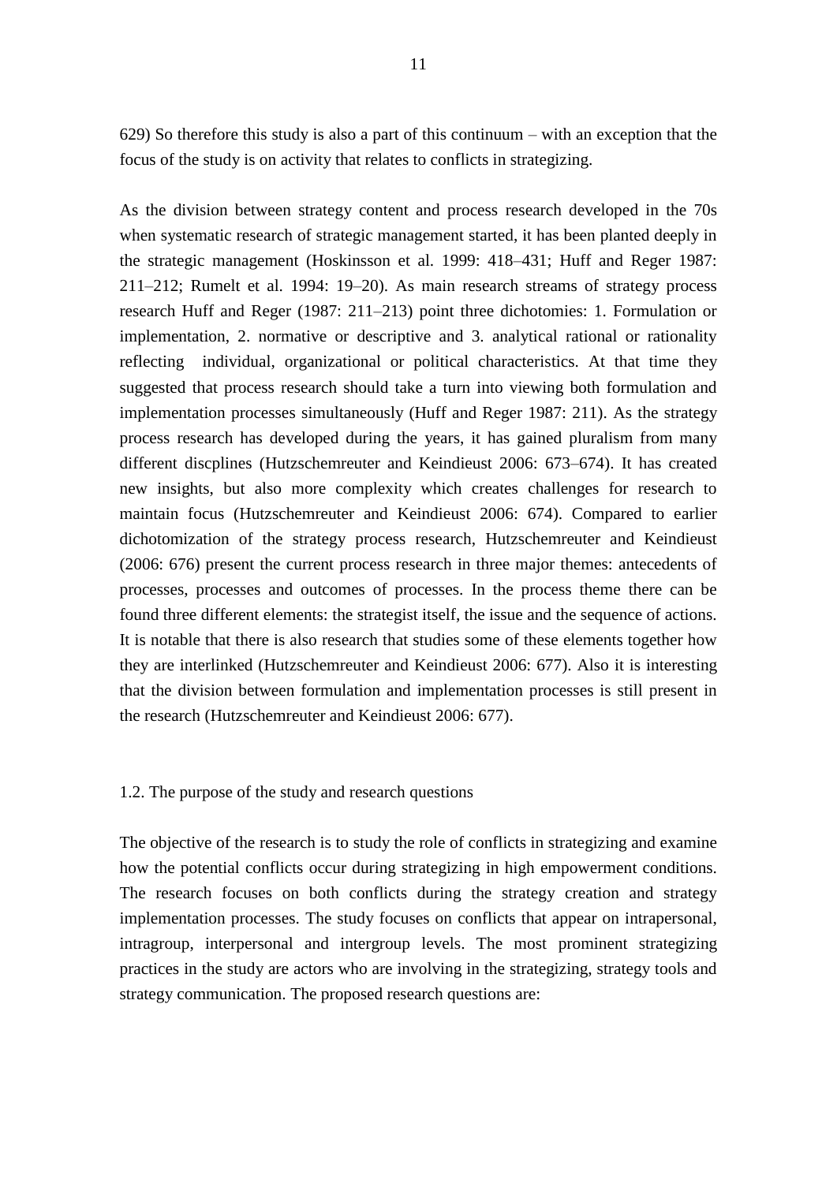629) So therefore this study is also a part of this continuum – with an exception that the focus of the study is on activity that relates to conflicts in strategizing.

As the division between strategy content and process research developed in the 70s when systematic research of strategic management started, it has been planted deeply in the strategic management (Hoskinsson et al. 1999: 418–431; Huff and Reger 1987: 211–212; Rumelt et al. 1994: 19–20). As main research streams of strategy process research Huff and Reger (1987: 211–213) point three dichotomies: 1. Formulation or implementation, 2. normative or descriptive and 3. analytical rational or rationality reflecting individual, organizational or political characteristics. At that time they suggested that process research should take a turn into viewing both formulation and implementation processes simultaneously (Huff and Reger 1987: 211). As the strategy process research has developed during the years, it has gained pluralism from many different discplines (Hutzschemreuter and Keindieust 2006: 673–674). It has created new insights, but also more complexity which creates challenges for research to maintain focus (Hutzschemreuter and Keindieust 2006: 674). Compared to earlier dichotomization of the strategy process research, Hutzschemreuter and Keindieust (2006: 676) present the current process research in three major themes: antecedents of processes, processes and outcomes of processes. In the process theme there can be found three different elements: the strategist itself, the issue and the sequence of actions. It is notable that there is also research that studies some of these elements together how they are interlinked (Hutzschemreuter and Keindieust 2006: 677). Also it is interesting that the division between formulation and implementation processes is still present in the research (Hutzschemreuter and Keindieust 2006: 677).

## 1.2. The purpose of the study and research questions

The objective of the research is to study the role of conflicts in strategizing and examine how the potential conflicts occur during strategizing in high empowerment conditions. The research focuses on both conflicts during the strategy creation and strategy implementation processes. The study focuses on conflicts that appear on intrapersonal, intragroup, interpersonal and intergroup levels. The most prominent strategizing practices in the study are actors who are involving in the strategizing, strategy tools and strategy communication. The proposed research questions are: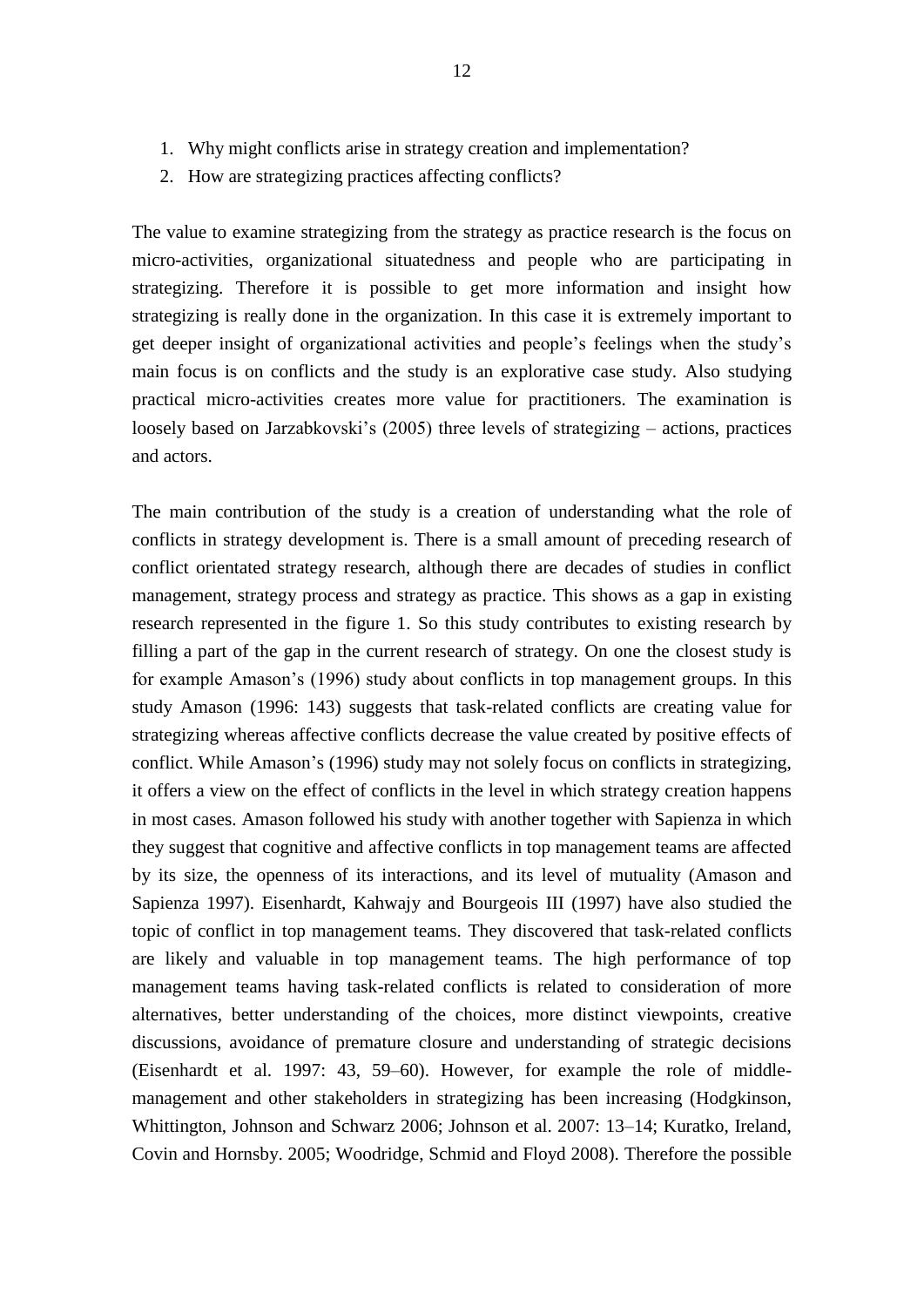1. Why might conflicts arise in strategy creation and implementation?
2. How are strategizing practices affecting conflicts?

The value to examine strategizing from the strategy as practice research is the focus on micro-activities, organizational situatedness and people who are participating in strategizing. Therefore it is possible to get more information and insight how strategizing is really done in the organization. In this case it is extremely important to get deeper insight of organizational activities and people's feelings when the study's main focus is on conflicts and the study is an explorative case study. Also studying practical micro-activities creates more value for practitioners. The examination is loosely based on Jarzabkovski's (2005) three levels of strategizing – actions, practices and actors.

The main contribution of the study is a creation of understanding what the role of conflicts in strategy development is. There is a small amount of preceding research of conflict orientated strategy research, although there are decades of studies in conflict management, strategy process and strategy as practice. This shows as a gap in existing research represented in the figure 1. So this study contributes to existing research by filling a part of the gap in the current research of strategy. On one the closest study is for example Amason's (1996) study about conflicts in top management groups. In this study Amason (1996: 143) suggests that task-related conflicts are creating value for strategizing whereas affective conflicts decrease the value created by positive effects of conflict. While Amason's (1996) study may not solely focus on conflicts in strategizing, it offers a view on the effect of conflicts in the level in which strategy creation happens in most cases. Amason followed his study with another together with Sapienza in which they suggest that cognitive and affective conflicts in top management teams are affected by its size, the openness of its interactions, and its level of mutuality (Amason and Sapienza 1997). Eisenhardt, Kahwajy and Bourgeois III (1997) have also studied the topic of conflict in top management teams. They discovered that task-related conflicts are likely and valuable in top management teams. The high performance of top management teams having task-related conflicts is related to consideration of more alternatives, better understanding of the choices, more distinct viewpoints, creative discussions, avoidance of premature closure and understanding of strategic decisions (Eisenhardt et al. 1997: 43, 59–60). However, for example the role of middle-management and other stakeholders in strategizing has been increasing (Hodgkinson, Whittington, Johnson and Schwarz 2006; Johnson et al. 2007: 13–14; Kuratko, Ireland, Covin and Hornsby. 2005; Woodridge, Schmid and Floyd 2008). Therefore the possible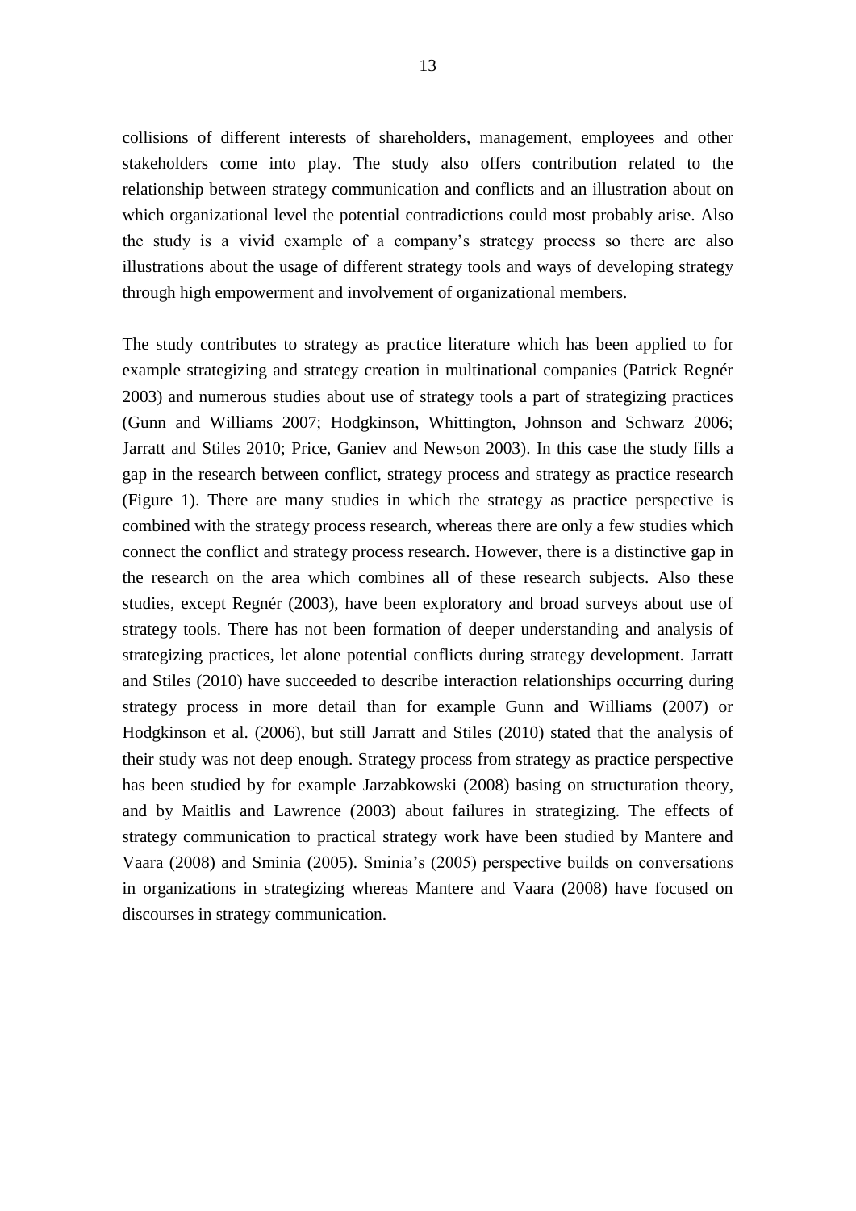collisions of different interests of shareholders, management, employees and other stakeholders come into play. The study also offers contribution related to the relationship between strategy communication and conflicts and an illustration about on which organizational level the potential contradictions could most probably arise. Also the study is a vivid example of a company's strategy process so there are also illustrations about the usage of different strategy tools and ways of developing strategy through high empowerment and involvement of organizational members.

The study contributes to strategy as practice literature which has been applied to for example strategizing and strategy creation in multinational companies (Patrick Regnér 2003) and numerous studies about use of strategy tools a part of strategizing practices (Gunn and Williams 2007; Hodgkinson, Whittington, Johnson and Schwarz 2006; Jarratt and Stiles 2010; Price, Ganiev and Newson 2003). In this case the study fills a gap in the research between conflict, strategy process and strategy as practice research (Figure 1). There are many studies in which the strategy as practice perspective is combined with the strategy process research, whereas there are only a few studies which connect the conflict and strategy process research. However, there is a distinctive gap in the research on the area which combines all of these research subjects. Also these studies, except Regnér (2003), have been exploratory and broad surveys about use of strategy tools. There has not been formation of deeper understanding and analysis of strategizing practices, let alone potential conflicts during strategy development. Jarratt and Stiles (2010) have succeeded to describe interaction relationships occurring during strategy process in more detail than for example Gunn and Williams (2007) or Hodgkinson et al. (2006), but still Jarratt and Stiles (2010) stated that the analysis of their study was not deep enough. Strategy process from strategy as practice perspective has been studied by for example Jarzabkowski (2008) basing on structuration theory, and by Maitlis and Lawrence (2003) about failures in strategizing. The effects of strategy communication to practical strategy work have been studied by Mantere and Vaara (2008) and Sminia (2005). Sminia's (2005) perspective builds on conversations in organizations in strategizing whereas Mantere and Vaara (2008) have focused on discourses in strategy communication.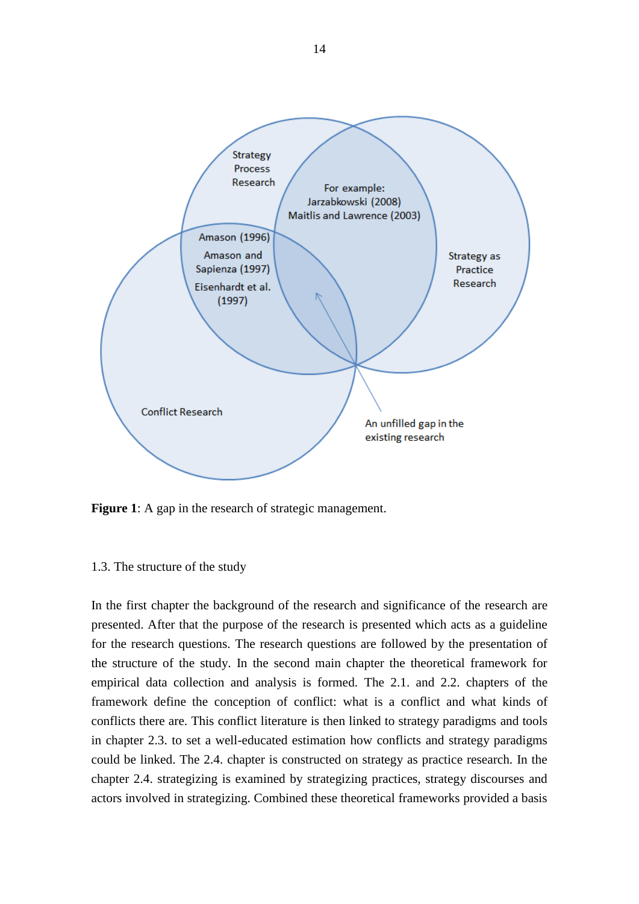Strategy Process Research

For example: Jarzabkowski (2008) Maitlis and Lawrence (2003)

Strategy as Practice Research

Amason (1996)

Amason and Sapienza (1997)

Eisenhardt et al. (1997)

Conflict Research

An unfilled gap in the existing research

**Figure 1**: A gap in the research of strategic management.

## 1.3. The structure of the study

In the first chapter the background of the research and significance of the research are presented. After that the purpose of the research is presented which acts as a guideline for the research questions. The research questions are followed by the presentation of the structure of the study. In the second main chapter the theoretical framework for empirical data collection and analysis is formed. The 2.1. and 2.2. chapters of the framework define the conception of conflict: what is a conflict and what kinds of conflicts there are. This conflict literature is then linked to strategy paradigms and tools in chapter 2.3. to set a well-educated estimation how conflicts and strategy paradigms could be linked. The 2.4. chapter is constructed on strategy as practice research. In the chapter 2.4. strategizing is examined by strategizing practices, strategy discourses and actors involved in strategizing. Combined these theoretical frameworks provided a basis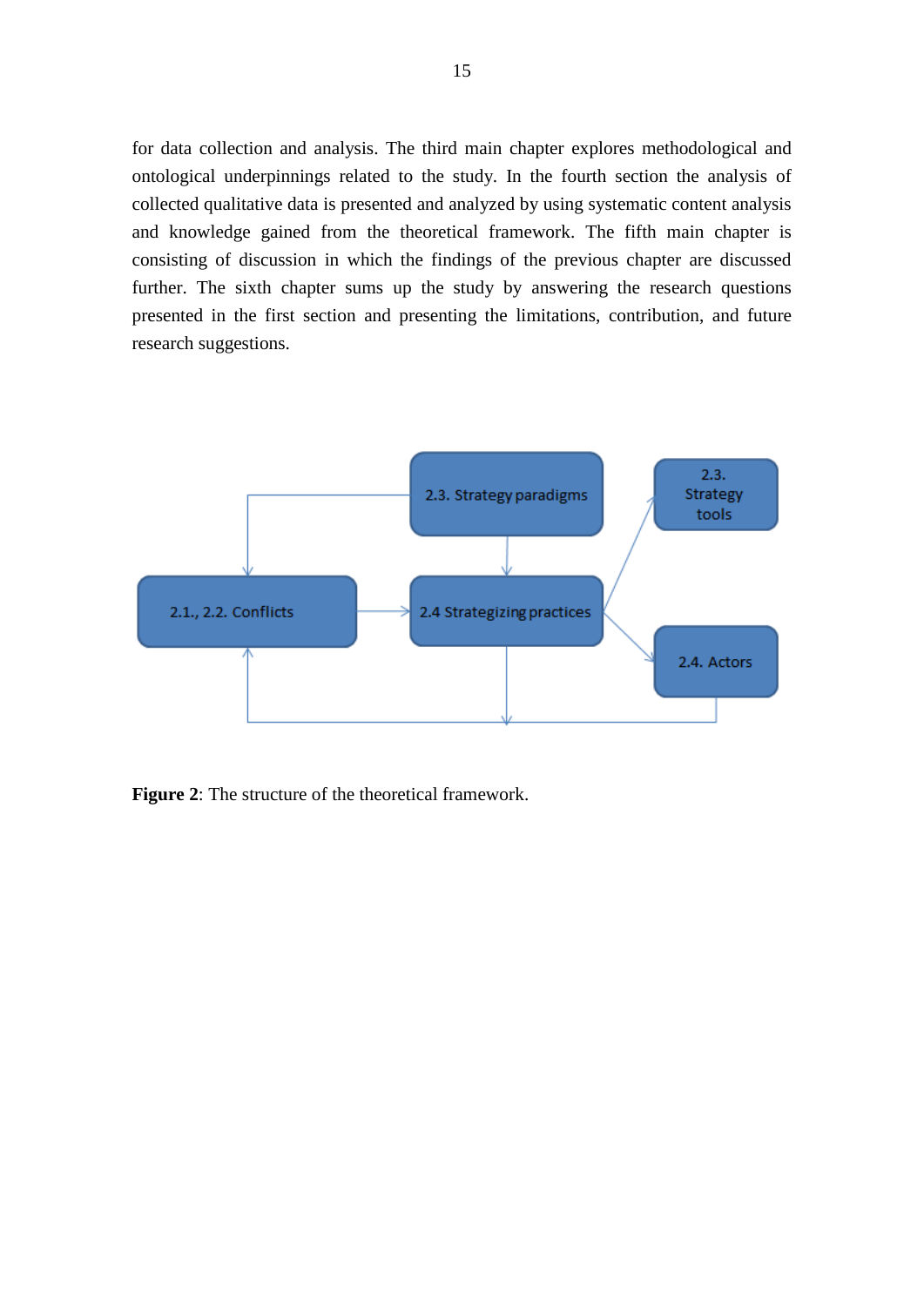for data collection and analysis. The third main chapter explores methodological and ontological underpinnings related to the study. In the fourth section the analysis of collected qualitative data is presented and analyzed by using systematic content analysis and knowledge gained from the theoretical framework. The fifth main chapter is consisting of discussion in which the findings of the previous chapter are discussed further. The sixth chapter sums up the study by answering the research questions presented in the first section and presenting the limitations, contribution, and future research suggestions.

2.3. Strategy paradigms

2.3. Strategy tools

2.1., 2.2. Conflicts

2.4 Strategizing practices

2.4. Actors

**Figure 2**: The structure of the theoretical framework.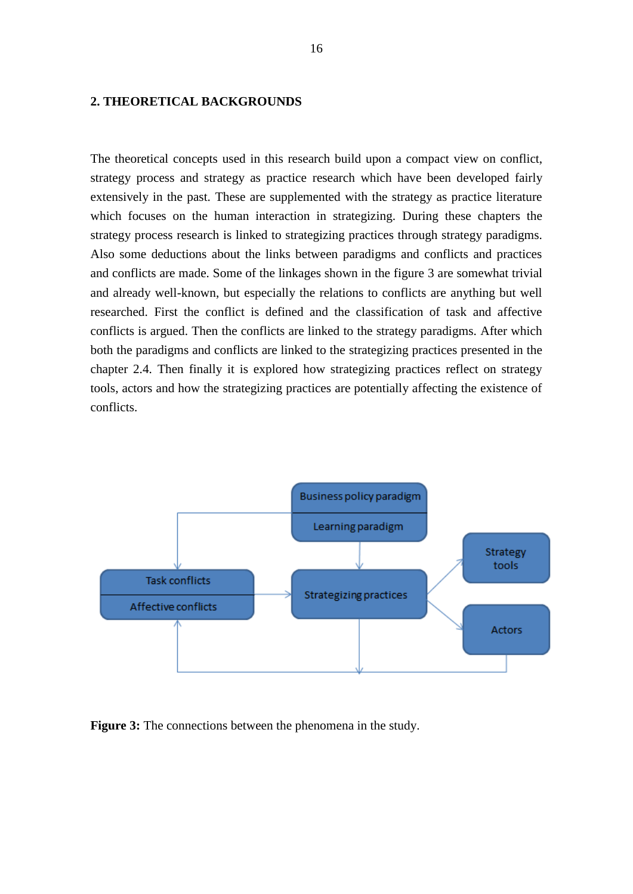## 2. THEORETICAL BACKGROUNDS

The theoretical concepts used in this research build upon a compact view on conflict, strategy process and strategy as practice research which have been developed fairly extensively in the past. These are supplemented with the strategy as practice literature which focuses on the human interaction in strategizing. During these chapters the strategy process research is linked to strategizing practices through strategy paradigms. Also some deductions about the links between paradigms and conflicts and practices and conflicts are made. Some of the linkages shown in the figure 3 are somewhat trivial and already well-known, but especially the relations to conflicts are anything but well researched. First the conflict is defined and the classification of task and affective conflicts is argued. Then the conflicts are linked to the strategy paradigms. After which both the paradigms and conflicts are linked to the strategizing practices presented in the chapter 2.4. Then finally it is explored how strategizing practices reflect on strategy tools, actors and how the strategizing practices are potentially affecting the existence of conflicts.

**Figure 3:** The connections between the phenomena in the study.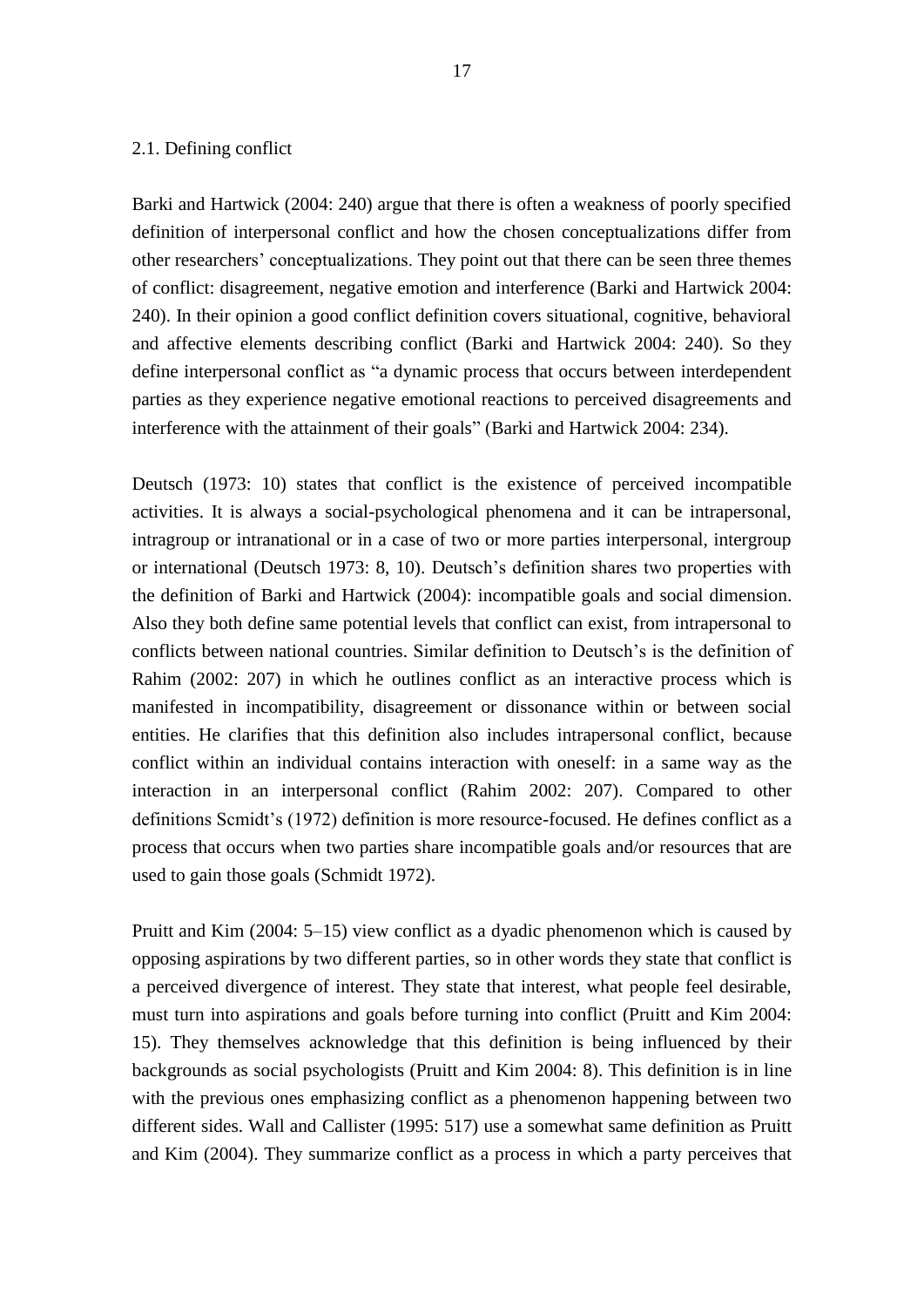## 2.1. Defining conflict

Barki and Hartwick (2004: 240) argue that there is often a weakness of poorly specified definition of interpersonal conflict and how the chosen conceptualizations differ from other researchers' conceptualizations. They point out that there can be seen three themes of conflict: disagreement, negative emotion and interference (Barki and Hartwick 2004: 240). In their opinion a good conflict definition covers situational, cognitive, behavioral and affective elements describing conflict (Barki and Hartwick 2004: 240). So they define interpersonal conflict as "a dynamic process that occurs between interdependent parties as they experience negative emotional reactions to perceived disagreements and interference with the attainment of their goals" (Barki and Hartwick 2004: 234).

Deutsch (1973: 10) states that conflict is the existence of perceived incompatible activities. It is always a social-psychological phenomena and it can be intrapersonal, intragroup or intranational or in a case of two or more parties interpersonal, intergroup or international (Deutsch 1973: 8, 10). Deutsch's definition shares two properties with the definition of Barki and Hartwick (2004): incompatible goals and social dimension. Also they both define same potential levels that conflict can exist, from intrapersonal to conflicts between national countries. Similar definition to Deutsch's is the definition of Rahim (2002: 207) in which he outlines conflict as an interactive process which is manifested in incompatibility, disagreement or dissonance within or between social entities. He clarifies that this definition also includes intrapersonal conflict, because conflict within an individual contains interaction with oneself: in a same way as the interaction in an interpersonal conflict (Rahim 2002: 207). Compared to other definitions Scmidt's (1972) definition is more resource-focused. He defines conflict as a process that occurs when two parties share incompatible goals and/or resources that are used to gain those goals (Schmidt 1972).

Pruitt and Kim (2004: 5–15) view conflict as a dyadic phenomenon which is caused by opposing aspirations by two different parties, so in other words they state that conflict is a perceived divergence of interest. They state that interest, what people feel desirable, must turn into aspirations and goals before turning into conflict (Pruitt and Kim 2004: 15). They themselves acknowledge that this definition is being influenced by their backgrounds as social psychologists (Pruitt and Kim 2004: 8). This definition is in line with the previous ones emphasizing conflict as a phenomenon happening between two different sides. Wall and Callister (1995: 517) use a somewhat same definition as Pruitt and Kim (2004). They summarize conflict as a process in which a party perceives that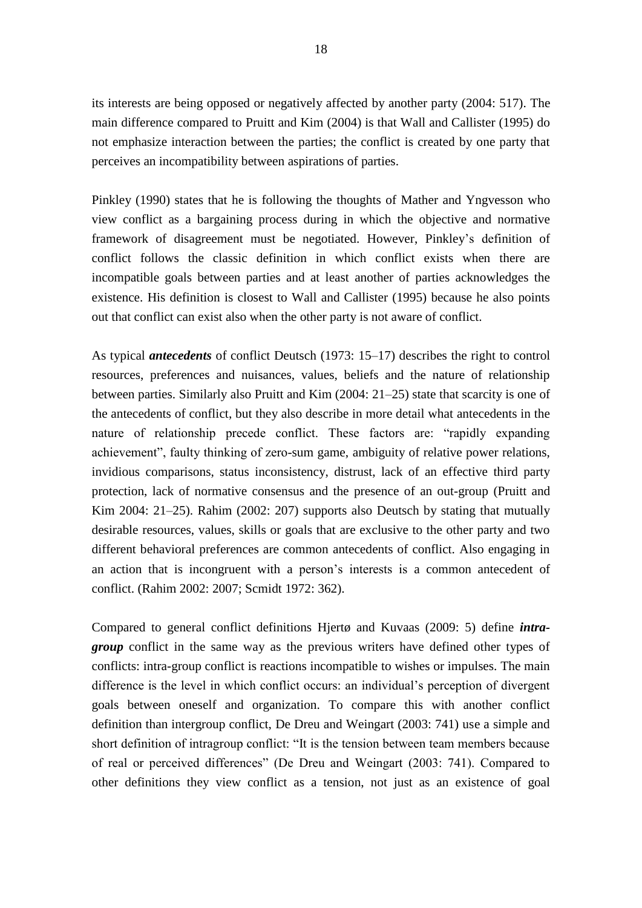its interests are being opposed or negatively affected by another party (2004: 517). The main difference compared to Pruitt and Kim (2004) is that Wall and Callister (1995) do not emphasize interaction between the parties; the conflict is created by one party that perceives an incompatibility between aspirations of parties.

Pinkley (1990) states that he is following the thoughts of Mather and Yngvesson who view conflict as a bargaining process during in which the objective and normative framework of disagreement must be negotiated. However, Pinkley's definition of conflict follows the classic definition in which conflict exists when there are incompatible goals between parties and at least another of parties acknowledges the existence. His definition is closest to Wall and Callister (1995) because he also points out that conflict can exist also when the other party is not aware of conflict.

As typical ***antecedents*** of conflict Deutsch (1973: 15–17) describes the right to control resources, preferences and nuisances, values, beliefs and the nature of relationship between parties. Similarly also Pruitt and Kim (2004: 21–25) state that scarcity is one of the antecedents of conflict, but they also describe in more detail what antecedents in the nature of relationship precede conflict. These factors are: "rapidly expanding achievement", faulty thinking of zero-sum game, ambiguity of relative power relations, invidious comparisons, status inconsistency, distrust, lack of an effective third party protection, lack of normative consensus and the presence of an out-group (Pruitt and Kim 2004: 21–25). Rahim (2002: 207) supports also Deutsch by stating that mutually desirable resources, values, skills or goals that are exclusive to the other party and two different behavioral preferences are common antecedents of conflict. Also engaging in an action that is incongruent with a person's interests is a common antecedent of conflict. (Rahim 2002: 2007; Scmidt 1972: 362).

Compared to general conflict definitions Hjertø and Kuvaas (2009: 5) define ***intra-group*** conflict in the same way as the previous writers have defined other types of conflicts: intra-group conflict is reactions incompatible to wishes or impulses. The main difference is the level in which conflict occurs: an individual's perception of divergent goals between oneself and organization. To compare this with another conflict definition than intergroup conflict, De Dreu and Weingart (2003: 741) use a simple and short definition of intragroup conflict: "It is the tension between team members because of real or perceived differences" (De Dreu and Weingart (2003: 741). Compared to other definitions they view conflict as a tension, not just as an existence of goal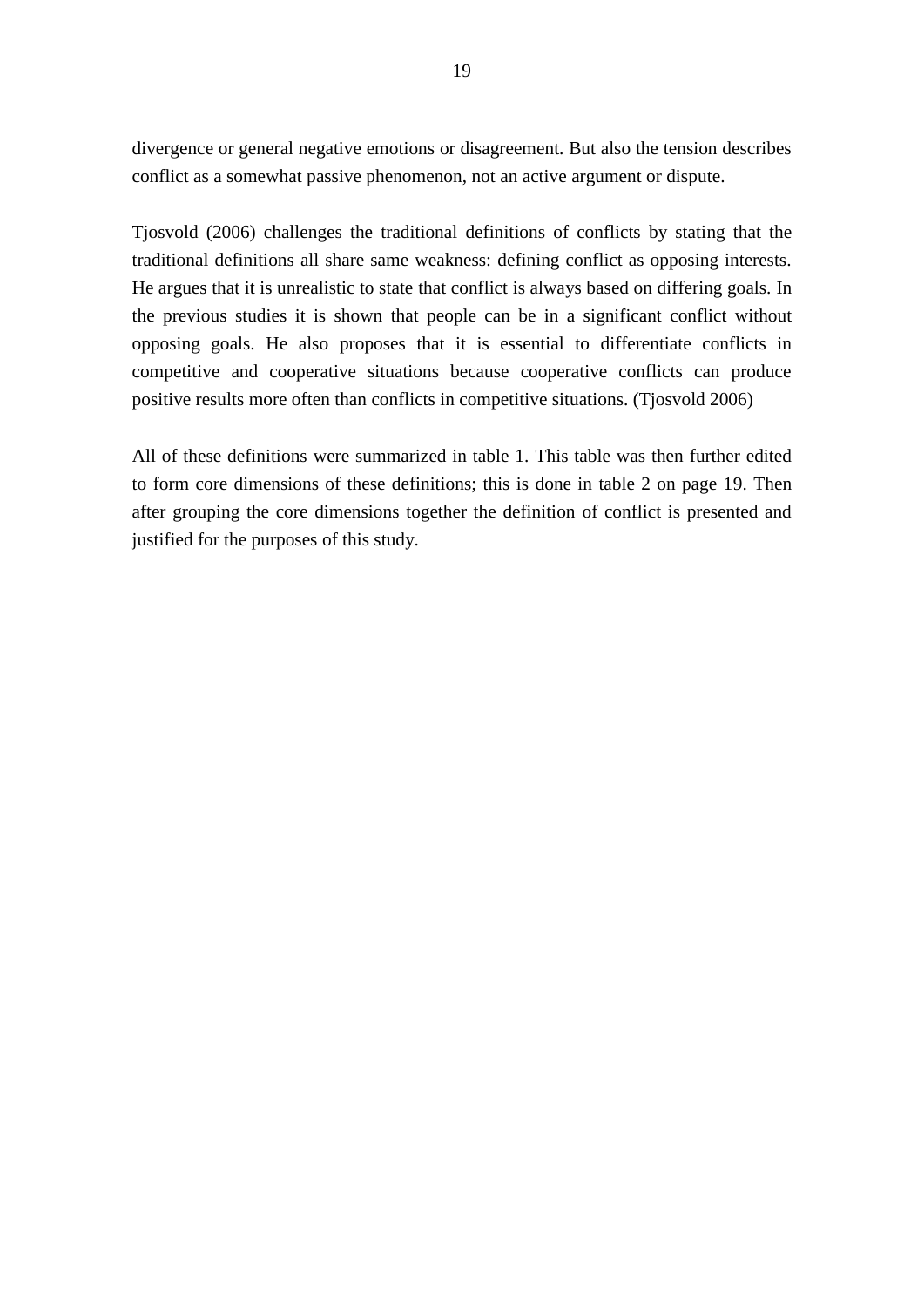divergence or general negative emotions or disagreement. But also the tension describes conflict as a somewhat passive phenomenon, not an active argument or dispute.

Tjosvold (2006) challenges the traditional definitions of conflicts by stating that the traditional definitions all share same weakness: defining conflict as opposing interests. He argues that it is unrealistic to state that conflict is always based on differing goals. In the previous studies it is shown that people can be in a significant conflict without opposing goals. He also proposes that it is essential to differentiate conflicts in competitive and cooperative situations because cooperative conflicts can produce positive results more often than conflicts in competitive situations. (Tjosvold 2006)

All of these definitions were summarized in table 1. This table was then further edited to form core dimensions of these definitions; this is done in table 2 on page 19. Then after grouping the core dimensions together the definition of conflict is presented and justified for the purposes of this study.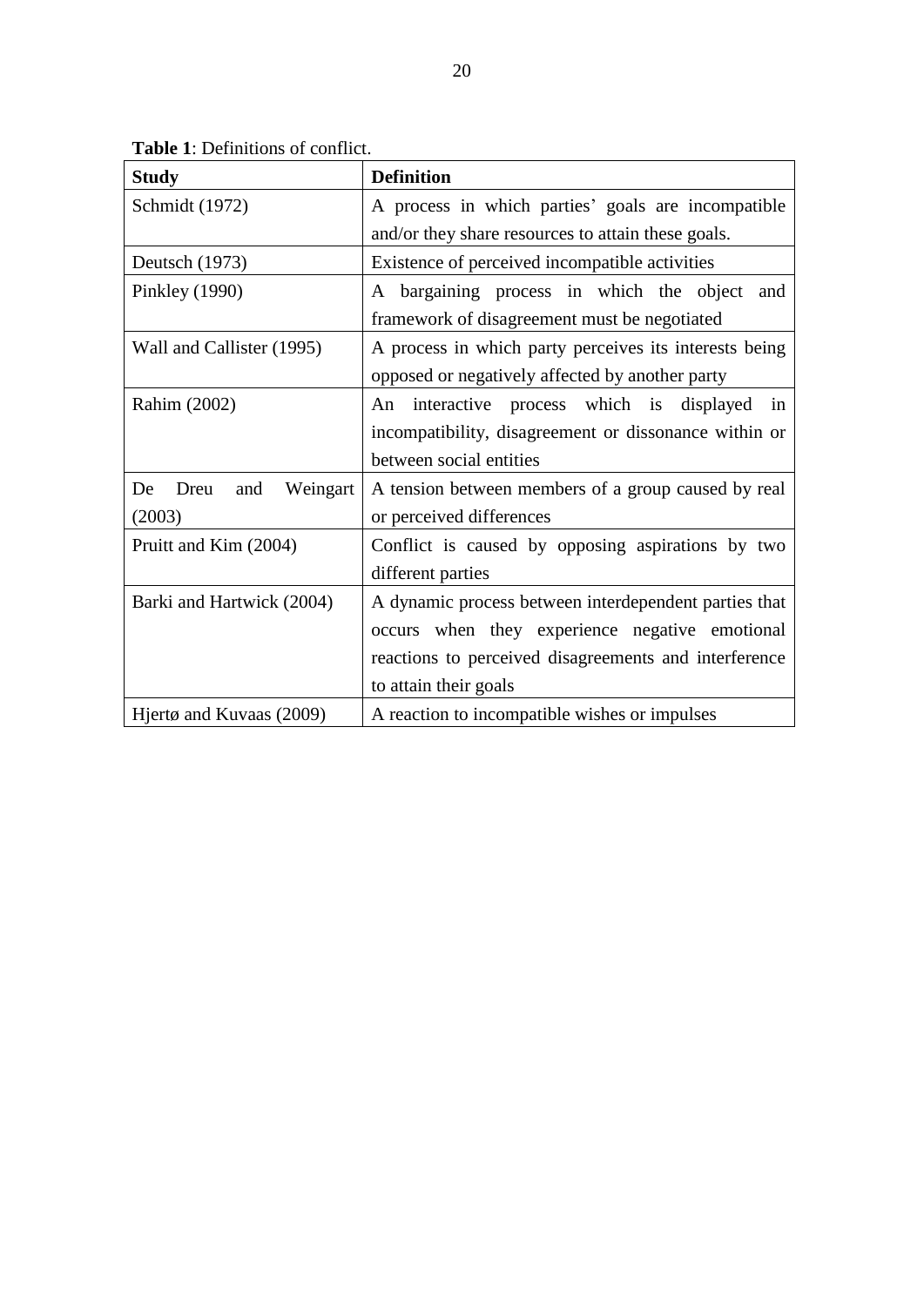**Table 1**: Definitions of conflict.

| Study | Definition |
|---|---|
| Schmidt (1972) | A process in which parties' goals are incompatible and/or they share resources to attain these goals. |
| Deutsch (1973) | Existence of perceived incompatible activities |
| Pinkley (1990) | A bargaining process in which the object and framework of disagreement must be negotiated |
| Wall and Callister (1995) | A process in which party perceives its interests being opposed or negatively affected by another party |
| Rahim (2002) | An interactive process which is displayed in incompatibility, disagreement or dissonance within or between social entities |
| De Dreu and Weingart (2003) | A tension between members of a group caused by real or perceived differences |
| Pruitt and Kim (2004) | Conflict is caused by opposing aspirations by two different parties |
| Barki and Hartwick (2004) | A dynamic process between interdependent parties that occurs when they experience negative emotional reactions to perceived disagreements and interference to attain their goals |
| Hjertø and Kuvaas (2009) | A reaction to incompatible wishes or impulses |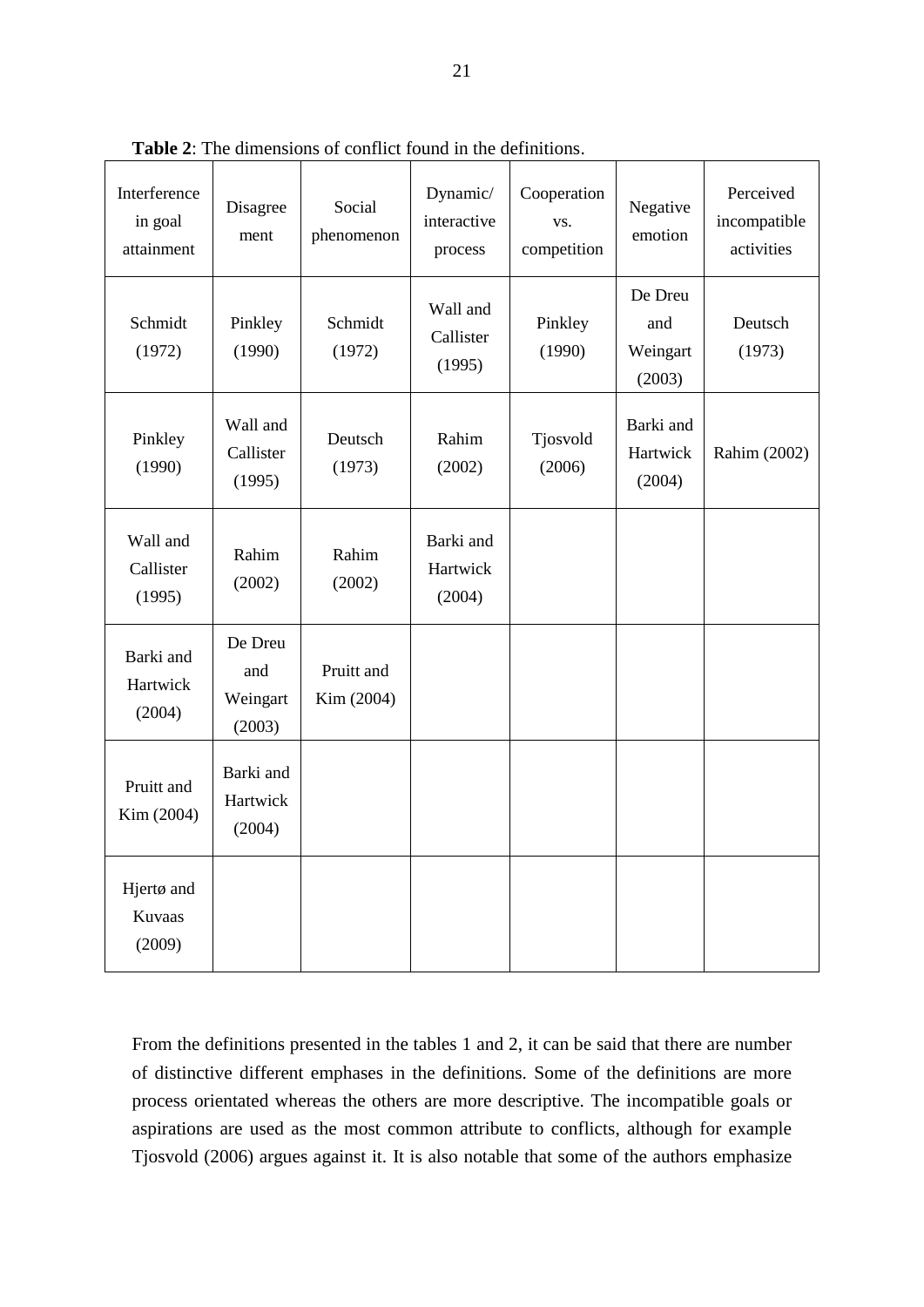**Table 2**: The dimensions of conflict found in the definitions.

| Interference in goal attainment | Disagreement | Social phenomenon | Dynamic/ interactive process | Cooperation vs. competition | Negative emotion | Perceived incompatible activities |
|---|---|---|---|---|---|---|
| Schmidt (1972) | Pinkley (1990) | Schmidt (1972) | Wall and Callister (1995) | Pinkley (1990) | De Dreu and Weingart (2003) | Deutsch (1973) |
| Pinkley (1990) | Wall and Callister (1995) | Deutsch (1973) | Rahim (2002) | Tjosvold (2006) | Barki and Hartwick (2004) | Rahim (2002) |
| Wall and Callister (1995) | Rahim (2002) | Rahim (2002) | Barki and Hartwick (2004) | | | |
| Barki and Hartwick (2004) | De Dreu and Weingart (2003) | Pruitt and Kim (2004) | | | | |
| Pruitt and Kim (2004) | Barki and Hartwick (2004) | | | | | |
| Hjertø and Kuvaas (2009) | | | | | | |

From the definitions presented in the tables 1 and 2, it can be said that there are number of distinctive different emphases in the definitions. Some of the definitions are more process orientated whereas the others are more descriptive. The incompatible goals or aspirations are used as the most common attribute to conflicts, although for example Tjosvold (2006) argues against it. It is also notable that some of the authors emphasize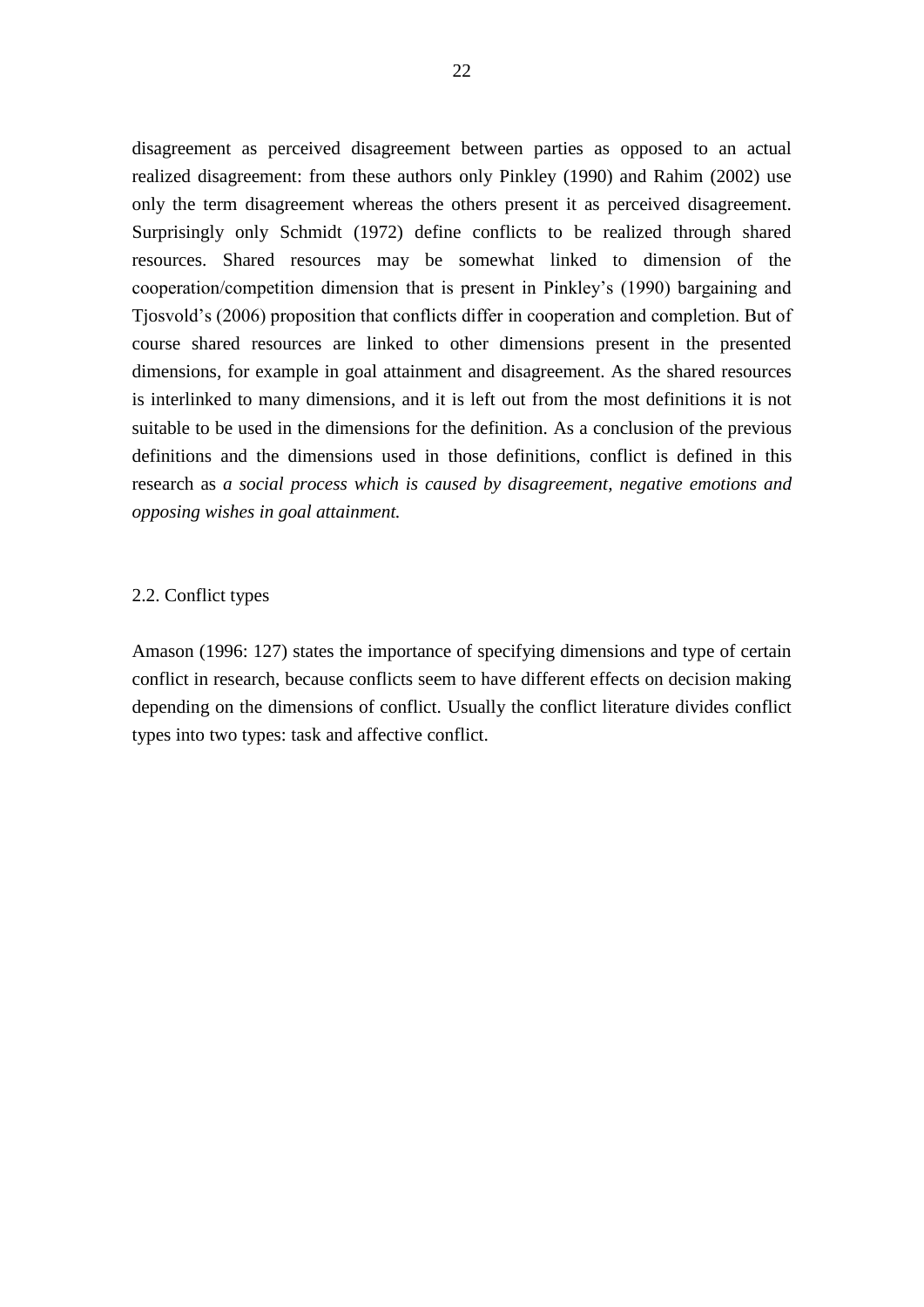disagreement as perceived disagreement between parties as opposed to an actual realized disagreement: from these authors only Pinkley (1990) and Rahim (2002) use only the term disagreement whereas the others present it as perceived disagreement. Surprisingly only Schmidt (1972) define conflicts to be realized through shared resources. Shared resources may be somewhat linked to dimension of the cooperation/competition dimension that is present in Pinkley's (1990) bargaining and Tjosvold's (2006) proposition that conflicts differ in cooperation and completion. But of course shared resources are linked to other dimensions present in the presented dimensions, for example in goal attainment and disagreement. As the shared resources is interlinked to many dimensions, and it is left out from the most definitions it is not suitable to be used in the dimensions for the definition. As a conclusion of the previous definitions and the dimensions used in those definitions, conflict is defined in this research as *a social process which is caused by disagreement, negative emotions and opposing wishes in goal attainment.*

## 2.2. Conflict types

Amason (1996: 127) states the importance of specifying dimensions and type of certain conflict in research, because conflicts seem to have different effects on decision making depending on the dimensions of conflict. Usually the conflict literature divides conflict types into two types: task and affective conflict.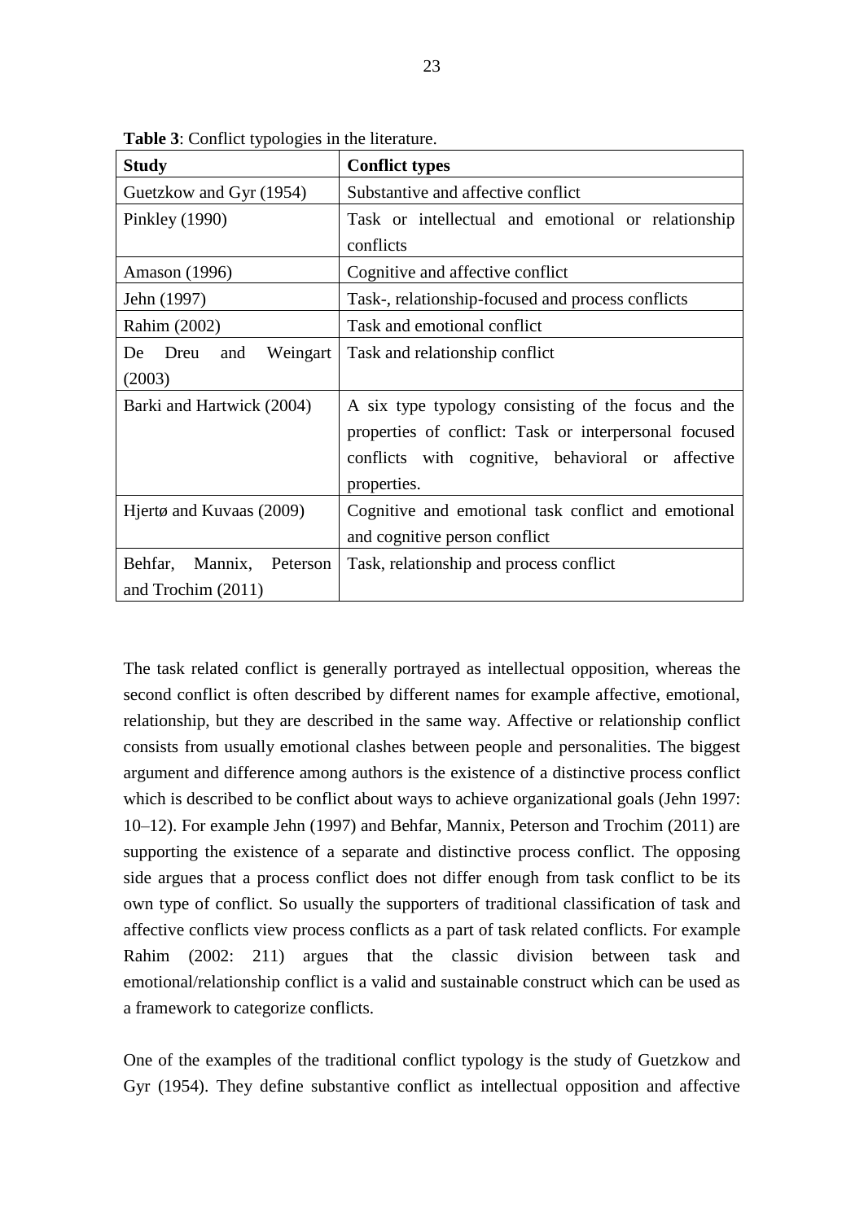**Table 3**: Conflict typologies in the literature.

| Study | Conflict types |
|---|---|
| Guetzkow and Gyr (1954) | Substantive and affective conflict |
| Pinkley (1990) | Task or intellectual and emotional or relationship conflicts |
| Amason (1996) | Cognitive and affective conflict |
| Jehn (1997) | Task-, relationship-focused and process conflicts |
| Rahim (2002) | Task and emotional conflict |
| De Dreu and Weingart (2003) | Task and relationship conflict |
| Barki and Hartwick (2004) | A six type typology consisting of the focus and the properties of conflict: Task or interpersonal focused conflicts with cognitive, behavioral or affective properties. |
| Hjertø and Kuvaas (2009) | Cognitive and emotional task conflict and emotional and cognitive person conflict |
| Behfar, Mannix, Peterson and Trochim (2011) | Task, relationship and process conflict |

The task related conflict is generally portrayed as intellectual opposition, whereas the second conflict is often described by different names for example affective, emotional, relationship, but they are described in the same way. Affective or relationship conflict consists from usually emotional clashes between people and personalities. The biggest argument and difference among authors is the existence of a distinctive process conflict which is described to be conflict about ways to achieve organizational goals (Jehn 1997: 10–12). For example Jehn (1997) and Behfar, Mannix, Peterson and Trochim (2011) are supporting the existence of a separate and distinctive process conflict. The opposing side argues that a process conflict does not differ enough from task conflict to be its own type of conflict. So usually the supporters of traditional classification of task and affective conflicts view process conflicts as a part of task related conflicts. For example Rahim (2002: 211) argues that the classic division between task and emotional/relationship conflict is a valid and sustainable construct which can be used as a framework to categorize conflicts.

One of the examples of the traditional conflict typology is the study of Guetzkow and Gyr (1954). They define substantive conflict as intellectual opposition and affective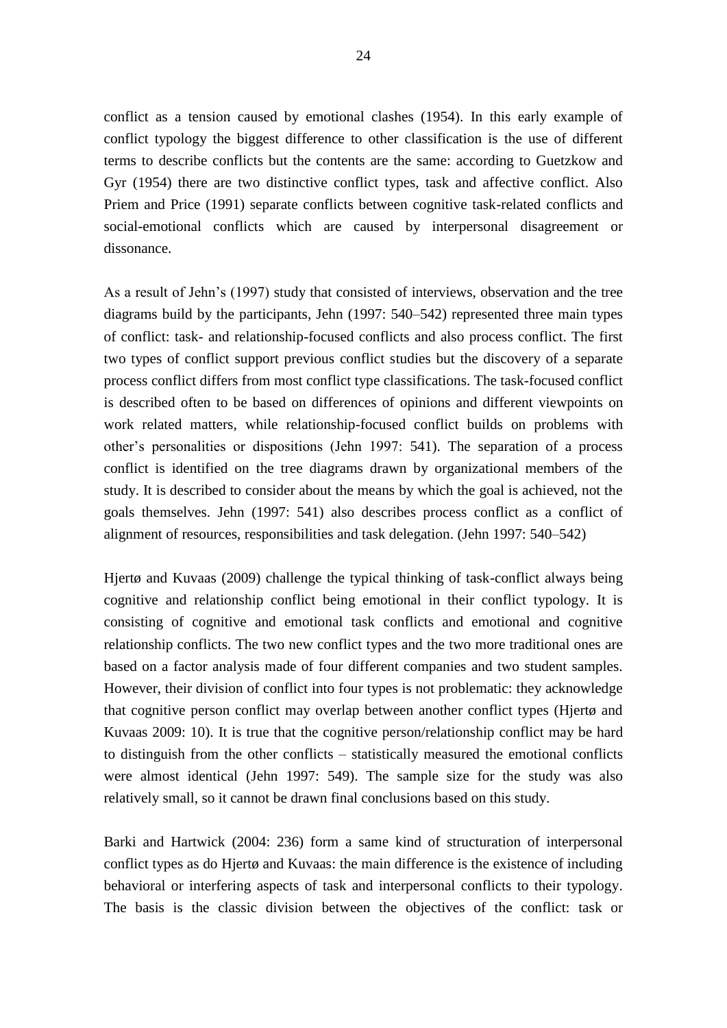conflict as a tension caused by emotional clashes (1954). In this early example of conflict typology the biggest difference to other classification is the use of different terms to describe conflicts but the contents are the same: according to Guetzkow and Gyr (1954) there are two distinctive conflict types, task and affective conflict. Also Priem and Price (1991) separate conflicts between cognitive task-related conflicts and social-emotional conflicts which are caused by interpersonal disagreement or dissonance.

As a result of Jehn's (1997) study that consisted of interviews, observation and the tree diagrams build by the participants, Jehn (1997: 540–542) represented three main types of conflict: task- and relationship-focused conflicts and also process conflict. The first two types of conflict support previous conflict studies but the discovery of a separate process conflict differs from most conflict type classifications. The task-focused conflict is described often to be based on differences of opinions and different viewpoints on work related matters, while relationship-focused conflict builds on problems with other's personalities or dispositions (Jehn 1997: 541). The separation of a process conflict is identified on the tree diagrams drawn by organizational members of the study. It is described to consider about the means by which the goal is achieved, not the goals themselves. Jehn (1997: 541) also describes process conflict as a conflict of alignment of resources, responsibilities and task delegation. (Jehn 1997: 540–542)

Hjertø and Kuvaas (2009) challenge the typical thinking of task-conflict always being cognitive and relationship conflict being emotional in their conflict typology. It is consisting of cognitive and emotional task conflicts and emotional and cognitive relationship conflicts. The two new conflict types and the two more traditional ones are based on a factor analysis made of four different companies and two student samples. However, their division of conflict into four types is not problematic: they acknowledge that cognitive person conflict may overlap between another conflict types (Hjertø and Kuvaas 2009: 10). It is true that the cognitive person/relationship conflict may be hard to distinguish from the other conflicts – statistically measured the emotional conflicts were almost identical (Jehn 1997: 549). The sample size for the study was also relatively small, so it cannot be drawn final conclusions based on this study.

Barki and Hartwick (2004: 236) form a same kind of structuration of interpersonal conflict types as do Hjertø and Kuvaas: the main difference is the existence of including behavioral or interfering aspects of task and interpersonal conflicts to their typology. The basis is the classic division between the objectives of the conflict: task or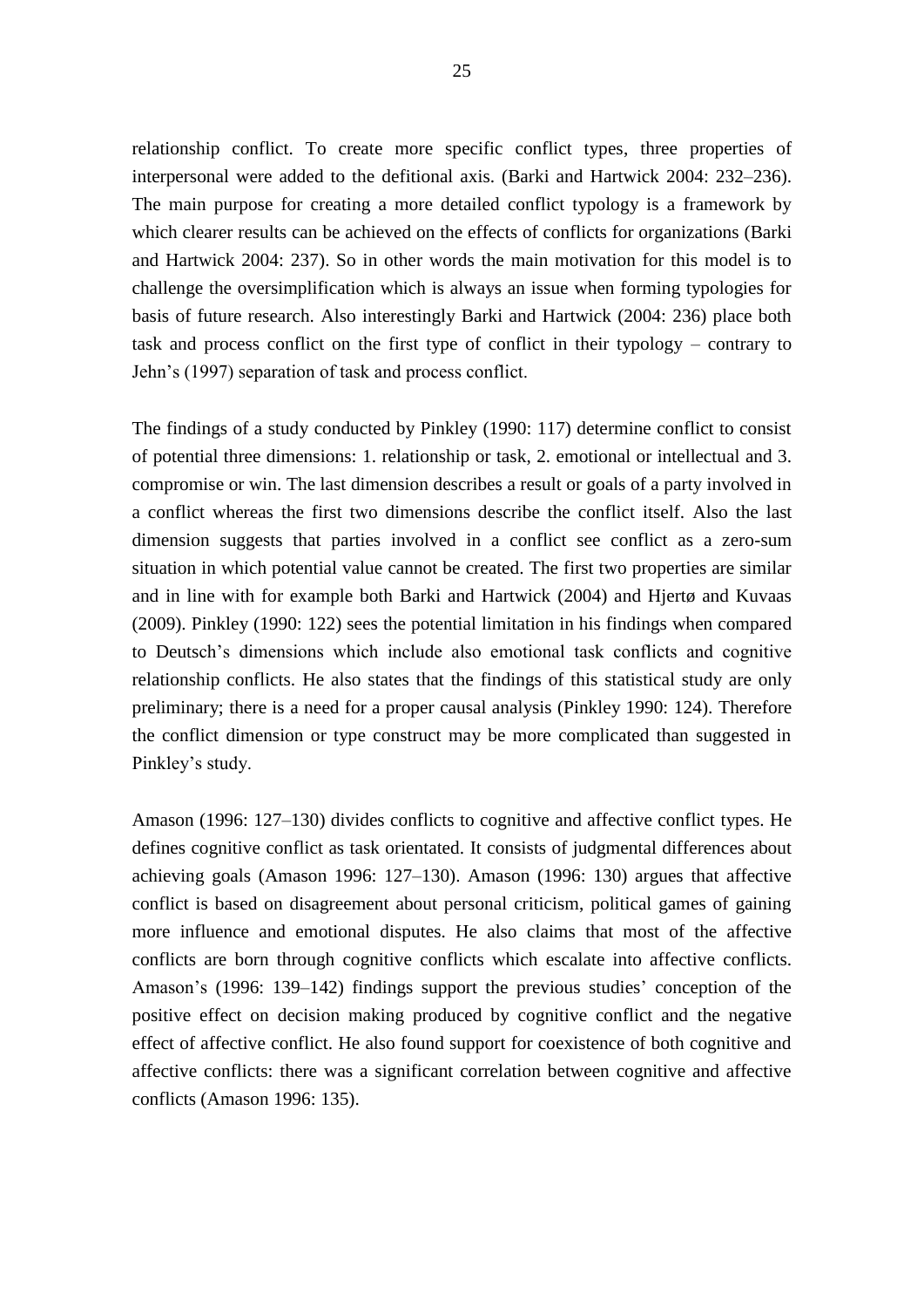relationship conflict. To create more specific conflict types, three properties of interpersonal were added to the defitional axis. (Barki and Hartwick 2004: 232–236). The main purpose for creating a more detailed conflict typology is a framework by which clearer results can be achieved on the effects of conflicts for organizations (Barki and Hartwick 2004: 237). So in other words the main motivation for this model is to challenge the oversimplification which is always an issue when forming typologies for basis of future research. Also interestingly Barki and Hartwick (2004: 236) place both task and process conflict on the first type of conflict in their typology – contrary to Jehn's (1997) separation of task and process conflict.

The findings of a study conducted by Pinkley (1990: 117) determine conflict to consist of potential three dimensions: 1. relationship or task, 2. emotional or intellectual and 3. compromise or win. The last dimension describes a result or goals of a party involved in a conflict whereas the first two dimensions describe the conflict itself. Also the last dimension suggests that parties involved in a conflict see conflict as a zero-sum situation in which potential value cannot be created. The first two properties are similar and in line with for example both Barki and Hartwick (2004) and Hjertø and Kuvaas (2009). Pinkley (1990: 122) sees the potential limitation in his findings when compared to Deutsch's dimensions which include also emotional task conflicts and cognitive relationship conflicts. He also states that the findings of this statistical study are only preliminary; there is a need for a proper causal analysis (Pinkley 1990: 124). Therefore the conflict dimension or type construct may be more complicated than suggested in Pinkley's study.

Amason (1996: 127–130) divides conflicts to cognitive and affective conflict types. He defines cognitive conflict as task orientated. It consists of judgmental differences about achieving goals (Amason 1996: 127–130). Amason (1996: 130) argues that affective conflict is based on disagreement about personal criticism, political games of gaining more influence and emotional disputes. He also claims that most of the affective conflicts are born through cognitive conflicts which escalate into affective conflicts. Amason's (1996: 139–142) findings support the previous studies' conception of the positive effect on decision making produced by cognitive conflict and the negative effect of affective conflict. He also found support for coexistence of both cognitive and affective conflicts: there was a significant correlation between cognitive and affective conflicts (Amason 1996: 135).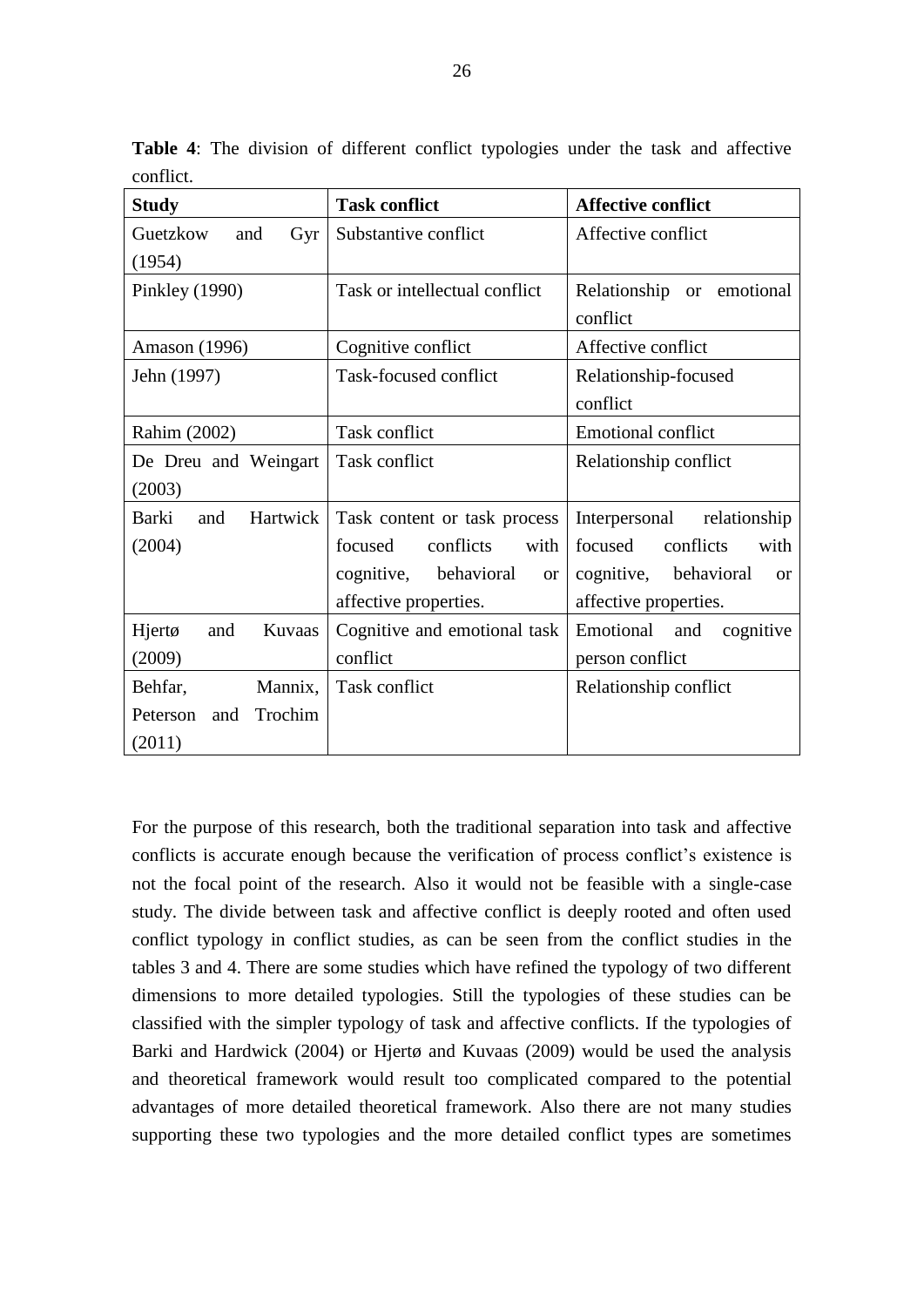**Table 4**: The division of different conflict typologies under the task and affective conflict.

| Study | Task conflict | Affective conflict |
|---|---|---|
| Guetzkow and Gyr (1954) | Substantive conflict | Affective conflict |
| Pinkley (1990) | Task or intellectual conflict | Relationship or emotional conflict |
| Amason (1996) | Cognitive conflict | Affective conflict |
| Jehn (1997) | Task-focused conflict | Relationship-focused conflict |
| Rahim (2002) | Task conflict | Emotional conflict |
| De Dreu and Weingart (2003) | Task conflict | Relationship conflict |
| Barki and Hartwick (2004) | Task content or task process focused conflicts with cognitive, behavioral or affective properties. | Interpersonal relationship focused conflicts with cognitive, behavioral or affective properties. |
| Hjertø and Kuvaas (2009) | Cognitive and emotional task conflict | Emotional and cognitive person conflict |
| Behfar, Mannix, Peterson and Trochim (2011) | Task conflict | Relationship conflict |

For the purpose of this research, both the traditional separation into task and affective conflicts is accurate enough because the verification of process conflict's existence is not the focal point of the research. Also it would not be feasible with a single-case study. The divide between task and affective conflict is deeply rooted and often used conflict typology in conflict studies, as can be seen from the conflict studies in the tables 3 and 4. There are some studies which have refined the typology of two different dimensions to more detailed typologies. Still the typologies of these studies can be classified with the simpler typology of task and affective conflicts. If the typologies of Barki and Hardwick (2004) or Hjertø and Kuvaas (2009) would be used the analysis and theoretical framework would result too complicated compared to the potential advantages of more detailed theoretical framework. Also there are not many studies supporting these two typologies and the more detailed conflict types are sometimes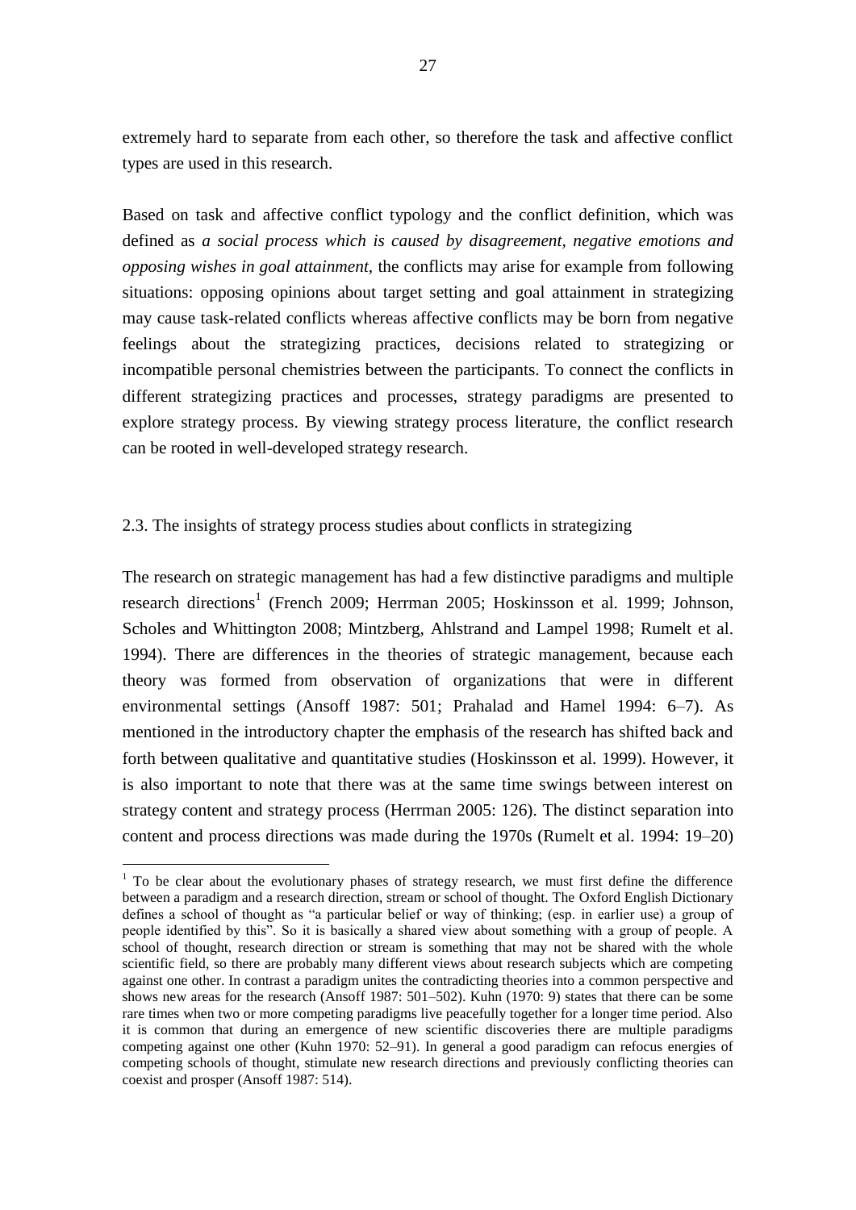extremely hard to separate from each other, so therefore the task and affective conflict types are used in this research.

Based on task and affective conflict typology and the conflict definition, which was defined as *a social process which is caused by disagreement, negative emotions and opposing wishes in goal attainment*, the conflicts may arise for example from following situations: opposing opinions about target setting and goal attainment in strategizing may cause task-related conflicts whereas affective conflicts may be born from negative feelings about the strategizing practices, decisions related to strategizing or incompatible personal chemistries between the participants. To connect the conflicts in different strategizing practices and processes, strategy paradigms are presented to explore strategy process. By viewing strategy process literature, the conflict research can be rooted in well-developed strategy research.

## 2.3. The insights of strategy process studies about conflicts in strategizing

The research on strategic management has had a few distinctive paradigms and multiple research directions[1] (French 2009; Herrman 2005; Hoskinsson et al. 1999; Johnson, Scholes and Whittington 2008; Mintzberg, Ahlstrand and Lampel 1998; Rumelt et al. 1994). There are differences in the theories of strategic management, because each theory was formed from observation of organizations that were in different environmental settings (Ansoff 1987: 501; Prahalad and Hamel 1994: 6–7). As mentioned in the introductory chapter the emphasis of the research has shifted back and forth between qualitative and quantitative studies (Hoskinsson et al. 1999). However, it is also important to note that there was at the same time swings between interest on strategy content and strategy process (Herrman 2005: 126). The distinct separation into content and process directions was made during the 1970s (Rumelt et al. 1994: 19–20)

[1] To be clear about the evolutionary phases of strategy research, we must first define the difference between a paradigm and a research direction, stream or school of thought. The Oxford English Dictionary defines a school of thought as "a particular belief or way of thinking; (esp. in earlier use) a group of people identified by this". So it is basically a shared view about something with a group of people. A school of thought, research direction or stream is something that may not be shared with the whole scientific field, so there are probably many different views about research subjects which are competing against one other. In contrast a paradigm unites the contradicting theories into a common perspective and shows new areas for the research (Ansoff 1987: 501–502). Kuhn (1970: 9) states that there can be some rare times when two or more competing paradigms live peacefully together for a longer time period. Also it is common that during an emergence of new scientific discoveries there are multiple paradigms competing against one other (Kuhn 1970: 52–91). In general a good paradigm can refocus energies of competing schools of thought, stimulate new research directions and previously conflicting theories can coexist and prosper (Ansoff 1987: 514).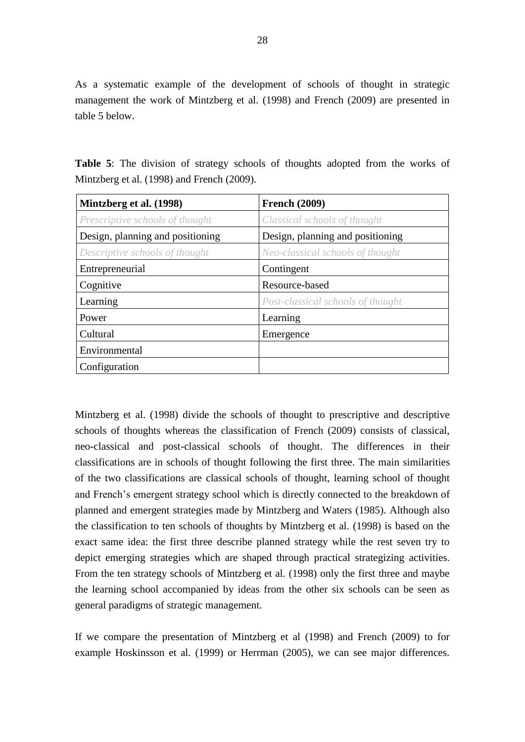As a systematic example of the development of schools of thought in strategic management the work of Mintzberg et al. (1998) and French (2009) are presented in table 5 below.

**Table 5**: The division of strategy schools of thoughts adopted from the works of Mintzberg et al. (1998) and French (2009).

| **Mintzberg et al. (1998)** | **French (2009)** |
|---|---|
| *Prescriptive schools of thought* | *Classical schools of thought* |
| Design, planning and positioning | Design, planning and positioning |
| *Descriptive schools of thought* | *Neo-classical schools of thought* |
| Entrepreneurial | Contingent |
| Cognitive | Resource-based |
| Learning | *Post-classical schools of thought* |
| Power | Learning |
| Cultural | Emergence |
| Environmental | |
| Configuration | |

Mintzberg et al. (1998) divide the schools of thought to prescriptive and descriptive schools of thoughts whereas the classification of French (2009) consists of classical, neo-classical and post-classical schools of thought. The differences in their classifications are in schools of thought following the first three. The main similarities of the two classifications are classical schools of thought, learning school of thought and French's emergent strategy school which is directly connected to the breakdown of planned and emergent strategies made by Mintzberg and Waters (1985). Although also the classification to ten schools of thoughts by Mintzberg et al. (1998) is based on the exact same idea: the first three describe planned strategy while the rest seven try to depict emerging strategies which are shaped through practical strategizing activities. From the ten strategy schools of Mintzberg et al. (1998) only the first three and maybe the learning school accompanied by ideas from the other six schools can be seen as general paradigms of strategic management.

If we compare the presentation of Mintzberg et al (1998) and French (2009) to for example Hoskinsson et al. (1999) or Herrman (2005), we can see major differences.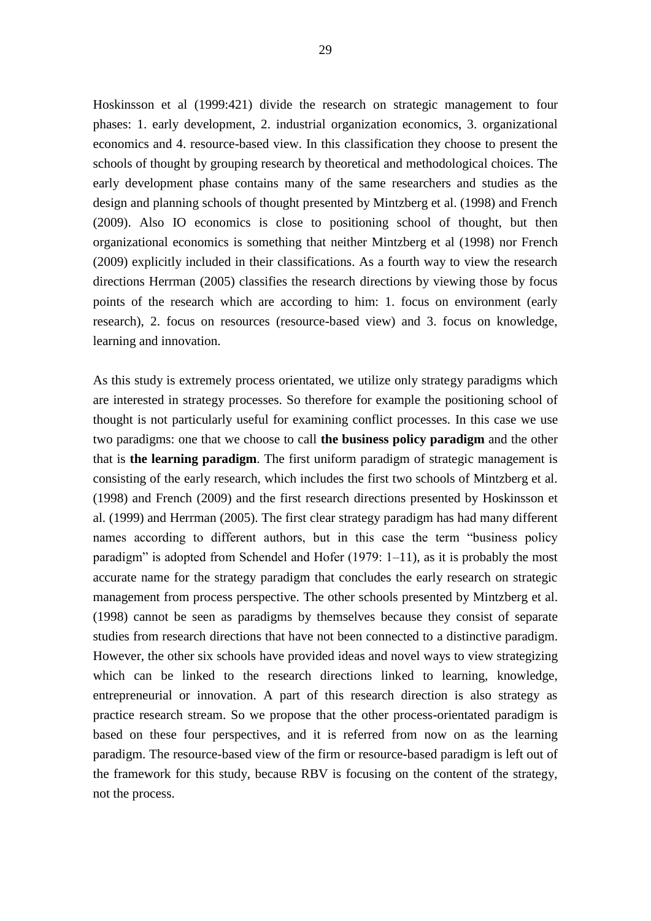Hoskinsson et al (1999:421) divide the research on strategic management to four phases: 1. early development, 2. industrial organization economics, 3. organizational economics and 4. resource-based view. In this classification they choose to present the schools of thought by grouping research by theoretical and methodological choices. The early development phase contains many of the same researchers and studies as the design and planning schools of thought presented by Mintzberg et al. (1998) and French (2009). Also IO economics is close to positioning school of thought, but then organizational economics is something that neither Mintzberg et al (1998) nor French (2009) explicitly included in their classifications. As a fourth way to view the research directions Herrman (2005) classifies the research directions by viewing those by focus points of the research which are according to him: 1. focus on environment (early research), 2. focus on resources (resource-based view) and 3. focus on knowledge, learning and innovation.

As this study is extremely process orientated, we utilize only strategy paradigms which are interested in strategy processes. So therefore for example the positioning school of thought is not particularly useful for examining conflict processes. In this case we use two paradigms: one that we choose to call **the business policy paradigm** and the other that is **the learning paradigm**. The first uniform paradigm of strategic management is consisting of the early research, which includes the first two schools of Mintzberg et al. (1998) and French (2009) and the first research directions presented by Hoskinsson et al. (1999) and Herrman (2005). The first clear strategy paradigm has had many different names according to different authors, but in this case the term "business policy paradigm" is adopted from Schendel and Hofer (1979: 1–11), as it is probably the most accurate name for the strategy paradigm that concludes the early research on strategic management from process perspective. The other schools presented by Mintzberg et al. (1998) cannot be seen as paradigms by themselves because they consist of separate studies from research directions that have not been connected to a distinctive paradigm. However, the other six schools have provided ideas and novel ways to view strategizing which can be linked to the research directions linked to learning, knowledge, entrepreneurial or innovation. A part of this research direction is also strategy as practice research stream. So we propose that the other process-orientated paradigm is based on these four perspectives, and it is referred from now on as the learning paradigm. The resource-based view of the firm or resource-based paradigm is left out of the framework for this study, because RBV is focusing on the content of the strategy, not the process.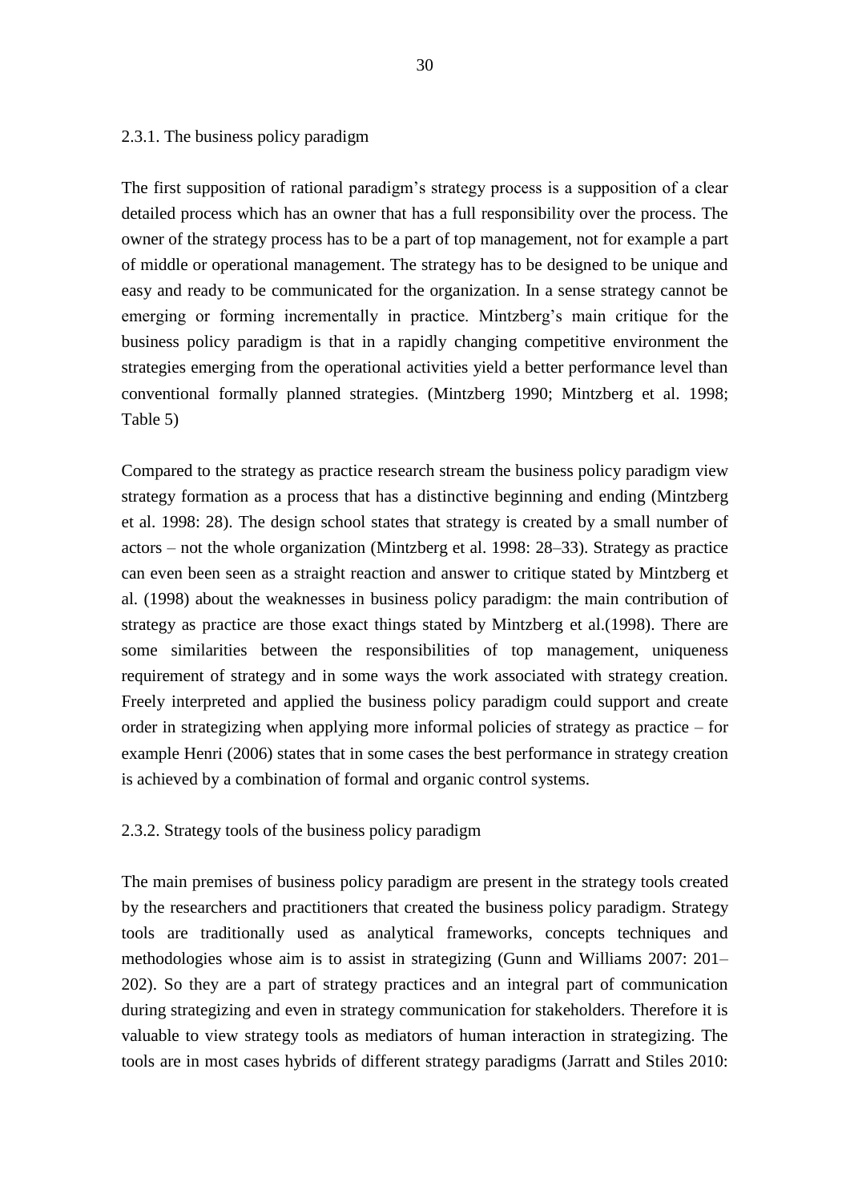### 2.3.1. The business policy paradigm

The first supposition of rational paradigm's strategy process is a supposition of a clear detailed process which has an owner that has a full responsibility over the process. The owner of the strategy process has to be a part of top management, not for example a part of middle or operational management. The strategy has to be designed to be unique and easy and ready to be communicated for the organization. In a sense strategy cannot be emerging or forming incrementally in practice. Mintzberg's main critique for the business policy paradigm is that in a rapidly changing competitive environment the strategies emerging from the operational activities yield a better performance level than conventional formally planned strategies. (Mintzberg 1990; Mintzberg et al. 1998; Table 5)

Compared to the strategy as practice research stream the business policy paradigm view strategy formation as a process that has a distinctive beginning and ending (Mintzberg et al. 1998: 28). The design school states that strategy is created by a small number of actors – not the whole organization (Mintzberg et al. 1998: 28–33). Strategy as practice can even been seen as a straight reaction and answer to critique stated by Mintzberg et al. (1998) about the weaknesses in business policy paradigm: the main contribution of strategy as practice are those exact things stated by Mintzberg et al.(1998). There are some similarities between the responsibilities of top management, uniqueness requirement of strategy and in some ways the work associated with strategy creation. Freely interpreted and applied the business policy paradigm could support and create order in strategizing when applying more informal policies of strategy as practice – for example Henri (2006) states that in some cases the best performance in strategy creation is achieved by a combination of formal and organic control systems.

### 2.3.2. Strategy tools of the business policy paradigm

The main premises of business policy paradigm are present in the strategy tools created by the researchers and practitioners that created the business policy paradigm. Strategy tools are traditionally used as analytical frameworks, concepts techniques and methodologies whose aim is to assist in strategizing (Gunn and Williams 2007: 201–202). So they are a part of strategy practices and an integral part of communication during strategizing and even in strategy communication for stakeholders. Therefore it is valuable to view strategy tools as mediators of human interaction in strategizing. The tools are in most cases hybrids of different strategy paradigms (Jarratt and Stiles 2010: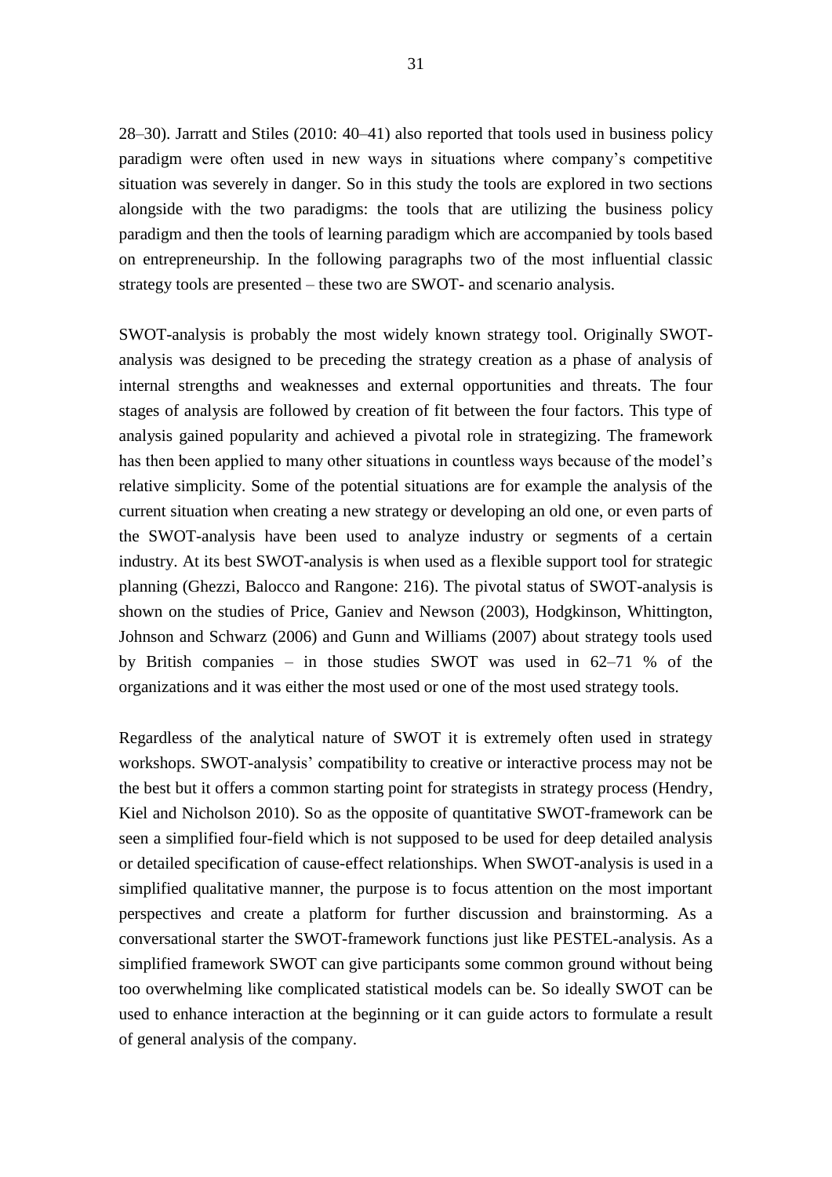28–30). Jarratt and Stiles (2010: 40–41) also reported that tools used in business policy paradigm were often used in new ways in situations where company's competitive situation was severely in danger. So in this study the tools are explored in two sections alongside with the two paradigms: the tools that are utilizing the business policy paradigm and then the tools of learning paradigm which are accompanied by tools based on entrepreneurship. In the following paragraphs two of the most influential classic strategy tools are presented – these two are SWOT- and scenario analysis.

SWOT-analysis is probably the most widely known strategy tool. Originally SWOT-analysis was designed to be preceding the strategy creation as a phase of analysis of internal strengths and weaknesses and external opportunities and threats. The four stages of analysis are followed by creation of fit between the four factors. This type of analysis gained popularity and achieved a pivotal role in strategizing. The framework has then been applied to many other situations in countless ways because of the model's relative simplicity. Some of the potential situations are for example the analysis of the current situation when creating a new strategy or developing an old one, or even parts of the SWOT-analysis have been used to analyze industry or segments of a certain industry. At its best SWOT-analysis is when used as a flexible support tool for strategic planning (Ghezzi, Balocco and Rangone: 216). The pivotal status of SWOT-analysis is shown on the studies of Price, Ganiev and Newson (2003), Hodgkinson, Whittington, Johnson and Schwarz (2006) and Gunn and Williams (2007) about strategy tools used by British companies – in those studies SWOT was used in 62–71 % of the organizations and it was either the most used or one of the most used strategy tools.

Regardless of the analytical nature of SWOT it is extremely often used in strategy workshops. SWOT-analysis' compatibility to creative or interactive process may not be the best but it offers a common starting point for strategists in strategy process (Hendry, Kiel and Nicholson 2010). So as the opposite of quantitative SWOT-framework can be seen a simplified four-field which is not supposed to be used for deep detailed analysis or detailed specification of cause-effect relationships. When SWOT-analysis is used in a simplified qualitative manner, the purpose is to focus attention on the most important perspectives and create a platform for further discussion and brainstorming. As a conversational starter the SWOT-framework functions just like PESTEL-analysis. As a simplified framework SWOT can give participants some common ground without being too overwhelming like complicated statistical models can be. So ideally SWOT can be used to enhance interaction at the beginning or it can guide actors to formulate a result of general analysis of the company.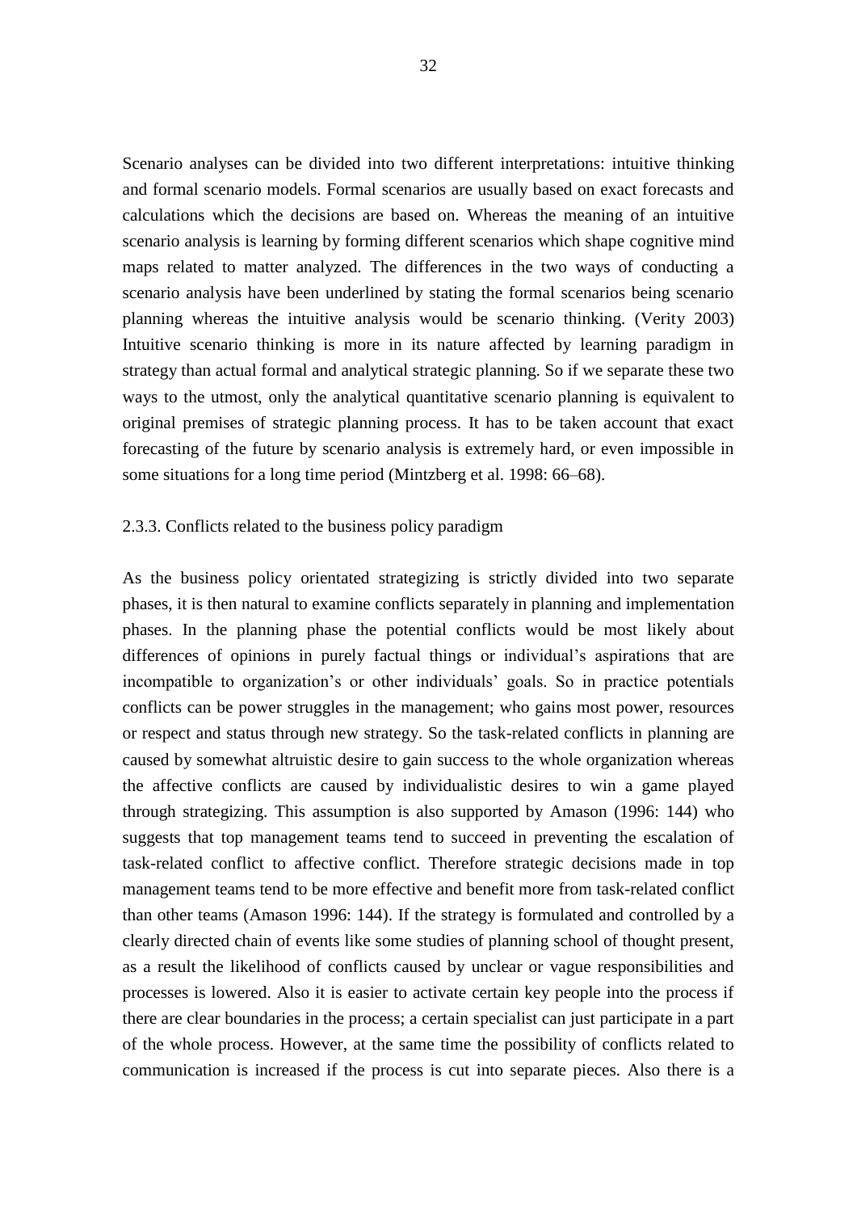Scenario analyses can be divided into two different interpretations: intuitive thinking and formal scenario models. Formal scenarios are usually based on exact forecasts and calculations which the decisions are based on. Whereas the meaning of an intuitive scenario analysis is learning by forming different scenarios which shape cognitive mind maps related to matter analyzed. The differences in the two ways of conducting a scenario analysis have been underlined by stating the formal scenarios being scenario planning whereas the intuitive analysis would be scenario thinking. (Verity 2003) Intuitive scenario thinking is more in its nature affected by learning paradigm in strategy than actual formal and analytical strategic planning. So if we separate these two ways to the utmost, only the analytical quantitative scenario planning is equivalent to original premises of strategic planning process. It has to be taken account that exact forecasting of the future by scenario analysis is extremely hard, or even impossible in some situations for a long time period (Mintzberg et al. 1998: 66–68).

### 2.3.3. Conflicts related to the business policy paradigm

As the business policy orientated strategizing is strictly divided into two separate phases, it is then natural to examine conflicts separately in planning and implementation phases. In the planning phase the potential conflicts would be most likely about differences of opinions in purely factual things or individual's aspirations that are incompatible to organization's or other individuals' goals. So in practice potentials conflicts can be power struggles in the management; who gains most power, resources or respect and status through new strategy. So the task-related conflicts in planning are caused by somewhat altruistic desire to gain success to the whole organization whereas the affective conflicts are caused by individualistic desires to win a game played through strategizing. This assumption is also supported by Amason (1996: 144) who suggests that top management teams tend to succeed in preventing the escalation of task-related conflict to affective conflict. Therefore strategic decisions made in top management teams tend to be more effective and benefit more from task-related conflict than other teams (Amason 1996: 144). If the strategy is formulated and controlled by a clearly directed chain of events like some studies of planning school of thought present, as a result the likelihood of conflicts caused by unclear or vague responsibilities and processes is lowered. Also it is easier to activate certain key people into the process if there are clear boundaries in the process; a certain specialist can just participate in a part of the whole process. However, at the same time the possibility of conflicts related to communication is increased if the process is cut into separate pieces. Also there is a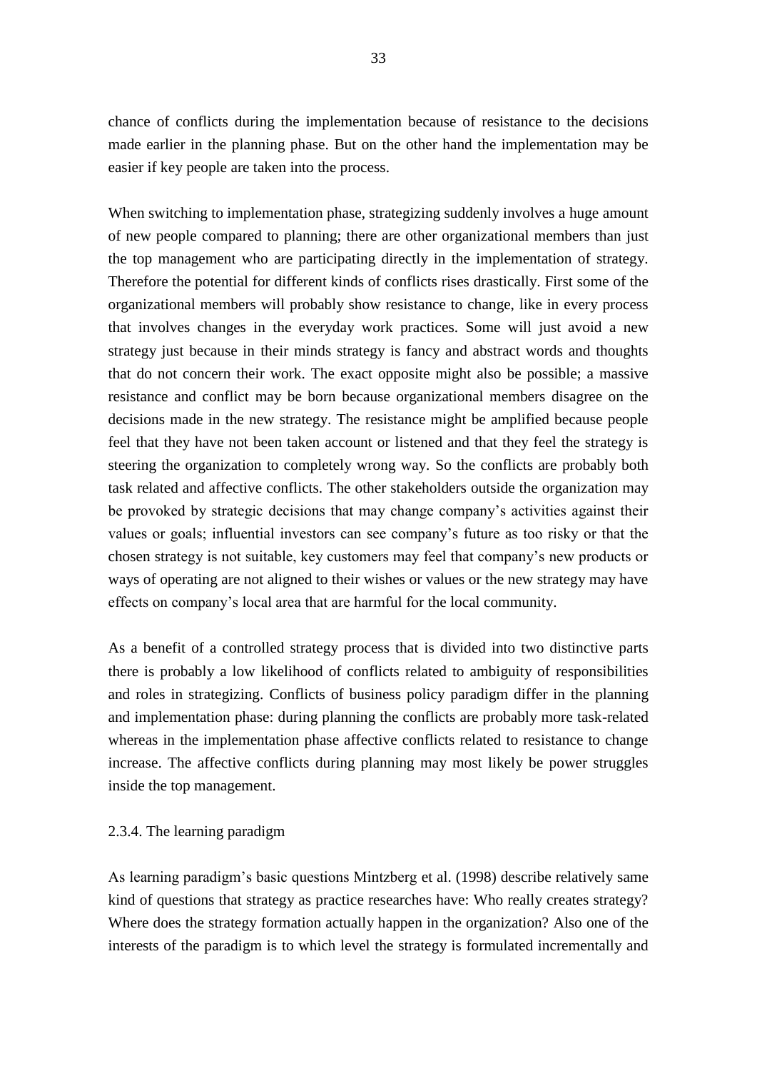chance of conflicts during the implementation because of resistance to the decisions made earlier in the planning phase. But on the other hand the implementation may be easier if key people are taken into the process.

When switching to implementation phase, strategizing suddenly involves a huge amount of new people compared to planning; there are other organizational members than just the top management who are participating directly in the implementation of strategy. Therefore the potential for different kinds of conflicts rises drastically. First some of the organizational members will probably show resistance to change, like in every process that involves changes in the everyday work practices. Some will just avoid a new strategy just because in their minds strategy is fancy and abstract words and thoughts that do not concern their work. The exact opposite might also be possible; a massive resistance and conflict may be born because organizational members disagree on the decisions made in the new strategy. The resistance might be amplified because people feel that they have not been taken account or listened and that they feel the strategy is steering the organization to completely wrong way. So the conflicts are probably both task related and affective conflicts. The other stakeholders outside the organization may be provoked by strategic decisions that may change company's activities against their values or goals; influential investors can see company's future as too risky or that the chosen strategy is not suitable, key customers may feel that company's new products or ways of operating are not aligned to their wishes or values or the new strategy may have effects on company's local area that are harmful for the local community.

As a benefit of a controlled strategy process that is divided into two distinctive parts there is probably a low likelihood of conflicts related to ambiguity of responsibilities and roles in strategizing. Conflicts of business policy paradigm differ in the planning and implementation phase: during planning the conflicts are probably more task-related whereas in the implementation phase affective conflicts related to resistance to change increase. The affective conflicts during planning may most likely be power struggles inside the top management.

### 2.3.4. The learning paradigm

As learning paradigm's basic questions Mintzberg et al. (1998) describe relatively same kind of questions that strategy as practice researches have: Who really creates strategy? Where does the strategy formation actually happen in the organization? Also one of the interests of the paradigm is to which level the strategy is formulated incrementally and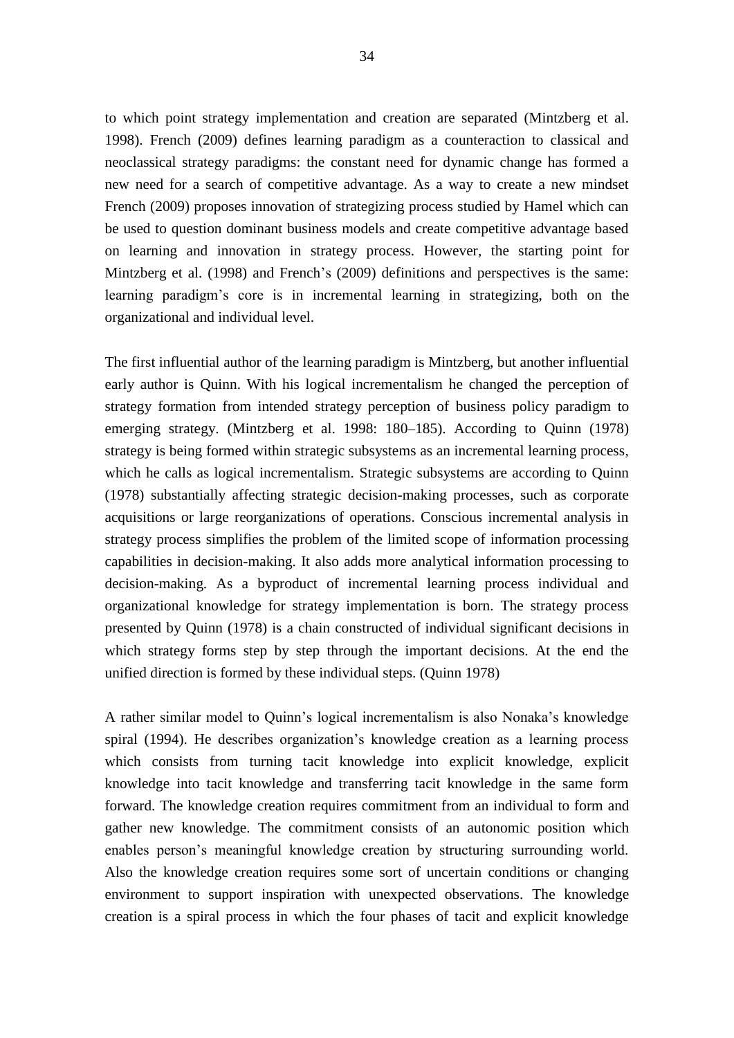to which point strategy implementation and creation are separated (Mintzberg et al. 1998). French (2009) defines learning paradigm as a counteraction to classical and neoclassical strategy paradigms: the constant need for dynamic change has formed a new need for a search of competitive advantage. As a way to create a new mindset French (2009) proposes innovation of strategizing process studied by Hamel which can be used to question dominant business models and create competitive advantage based on learning and innovation in strategy process. However, the starting point for Mintzberg et al. (1998) and French's (2009) definitions and perspectives is the same: learning paradigm's core is in incremental learning in strategizing, both on the organizational and individual level.

The first influential author of the learning paradigm is Mintzberg, but another influential early author is Quinn. With his logical incrementalism he changed the perception of strategy formation from intended strategy perception of business policy paradigm to emerging strategy. (Mintzberg et al. 1998: 180–185). According to Quinn (1978) strategy is being formed within strategic subsystems as an incremental learning process, which he calls as logical incrementalism. Strategic subsystems are according to Quinn (1978) substantially affecting strategic decision-making processes, such as corporate acquisitions or large reorganizations of operations. Conscious incremental analysis in strategy process simplifies the problem of the limited scope of information processing capabilities in decision-making. It also adds more analytical information processing to decision-making. As a byproduct of incremental learning process individual and organizational knowledge for strategy implementation is born. The strategy process presented by Quinn (1978) is a chain constructed of individual significant decisions in which strategy forms step by step through the important decisions. At the end the unified direction is formed by these individual steps. (Quinn 1978)

A rather similar model to Quinn's logical incrementalism is also Nonaka's knowledge spiral (1994). He describes organization's knowledge creation as a learning process which consists from turning tacit knowledge into explicit knowledge, explicit knowledge into tacit knowledge and transferring tacit knowledge in the same form forward. The knowledge creation requires commitment from an individual to form and gather new knowledge. The commitment consists of an autonomic position which enables person's meaningful knowledge creation by structuring surrounding world. Also the knowledge creation requires some sort of uncertain conditions or changing environment to support inspiration with unexpected observations. The knowledge creation is a spiral process in which the four phases of tacit and explicit knowledge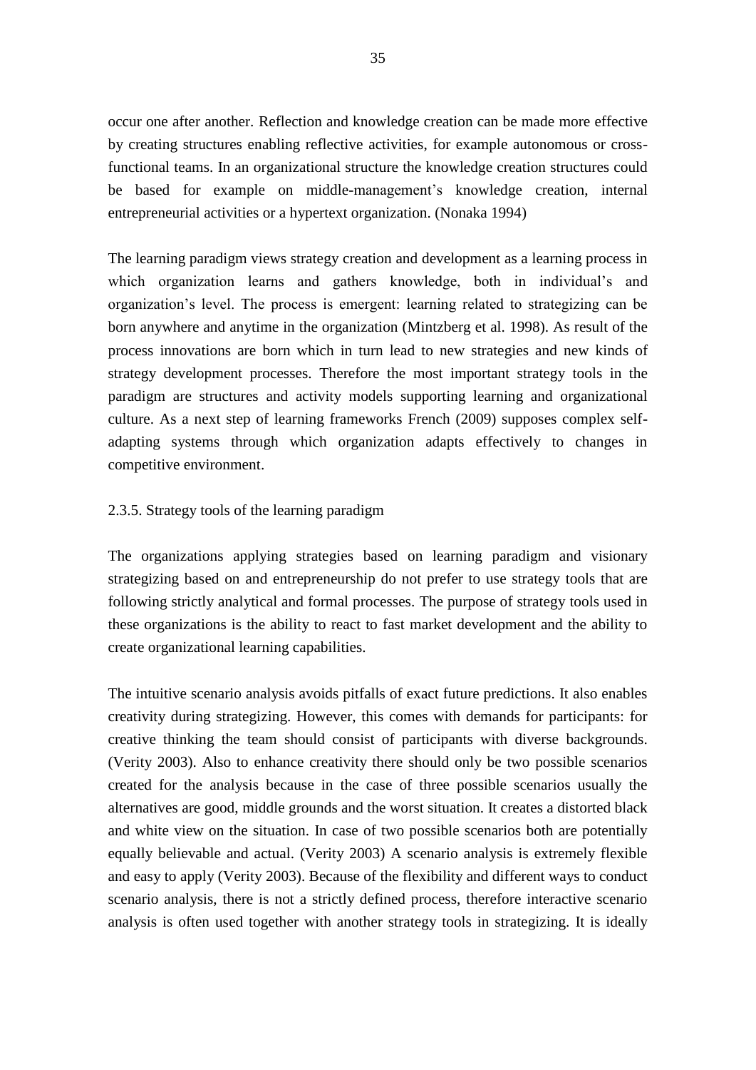occur one after another. Reflection and knowledge creation can be made more effective by creating structures enabling reflective activities, for example autonomous or cross-functional teams. In an organizational structure the knowledge creation structures could be based for example on middle-management's knowledge creation, internal entrepreneurial activities or a hypertext organization. (Nonaka 1994)

The learning paradigm views strategy creation and development as a learning process in which organization learns and gathers knowledge, both in individual's and organization's level. The process is emergent: learning related to strategizing can be born anywhere and anytime in the organization (Mintzberg et al. 1998). As result of the process innovations are born which in turn lead to new strategies and new kinds of strategy development processes. Therefore the most important strategy tools in the paradigm are structures and activity models supporting learning and organizational culture. As a next step of learning frameworks French (2009) supposes complex self-adapting systems through which organization adapts effectively to changes in competitive environment.

### 2.3.5. Strategy tools of the learning paradigm

The organizations applying strategies based on learning paradigm and visionary strategizing based on and entrepreneurship do not prefer to use strategy tools that are following strictly analytical and formal processes. The purpose of strategy tools used in these organizations is the ability to react to fast market development and the ability to create organizational learning capabilities.

The intuitive scenario analysis avoids pitfalls of exact future predictions. It also enables creativity during strategizing. However, this comes with demands for participants: for creative thinking the team should consist of participants with diverse backgrounds. (Verity 2003). Also to enhance creativity there should only be two possible scenarios created for the analysis because in the case of three possible scenarios usually the alternatives are good, middle grounds and the worst situation. It creates a distorted black and white view on the situation. In case of two possible scenarios both are potentially equally believable and actual. (Verity 2003) A scenario analysis is extremely flexible and easy to apply (Verity 2003). Because of the flexibility and different ways to conduct scenario analysis, there is not a strictly defined process, therefore interactive scenario analysis is often used together with another strategy tools in strategizing. It is ideally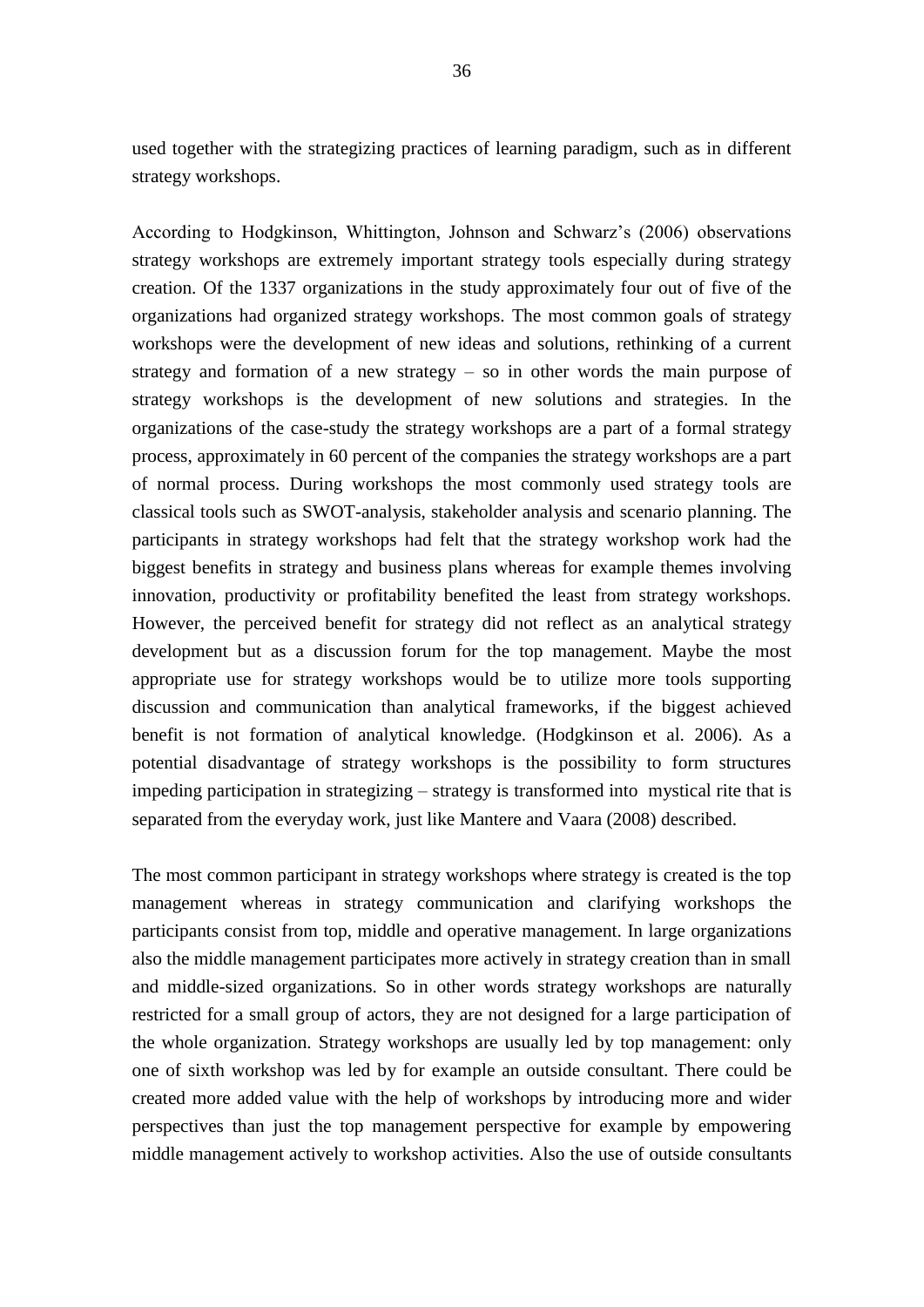used together with the strategizing practices of learning paradigm, such as in different strategy workshops.

According to Hodgkinson, Whittington, Johnson and Schwarz's (2006) observations strategy workshops are extremely important strategy tools especially during strategy creation. Of the 1337 organizations in the study approximately four out of five of the organizations had organized strategy workshops. The most common goals of strategy workshops were the development of new ideas and solutions, rethinking of a current strategy and formation of a new strategy – so in other words the main purpose of strategy workshops is the development of new solutions and strategies. In the organizations of the case-study the strategy workshops are a part of a formal strategy process, approximately in 60 percent of the companies the strategy workshops are a part of normal process. During workshops the most commonly used strategy tools are classical tools such as SWOT-analysis, stakeholder analysis and scenario planning. The participants in strategy workshops had felt that the strategy workshop work had the biggest benefits in strategy and business plans whereas for example themes involving innovation, productivity or profitability benefited the least from strategy workshops. However, the perceived benefit for strategy did not reflect as an analytical strategy development but as a discussion forum for the top management. Maybe the most appropriate use for strategy workshops would be to utilize more tools supporting discussion and communication than analytical frameworks, if the biggest achieved benefit is not formation of analytical knowledge. (Hodgkinson et al. 2006). As a potential disadvantage of strategy workshops is the possibility to form structures impeding participation in strategizing – strategy is transformed into mystical rite that is separated from the everyday work, just like Mantere and Vaara (2008) described.

The most common participant in strategy workshops where strategy is created is the top management whereas in strategy communication and clarifying workshops the participants consist from top, middle and operative management. In large organizations also the middle management participates more actively in strategy creation than in small and middle-sized organizations. So in other words strategy workshops are naturally restricted for a small group of actors, they are not designed for a large participation of the whole organization. Strategy workshops are usually led by top management: only one of sixth workshop was led by for example an outside consultant. There could be created more added value with the help of workshops by introducing more and wider perspectives than just the top management perspective for example by empowering middle management actively to workshop activities. Also the use of outside consultants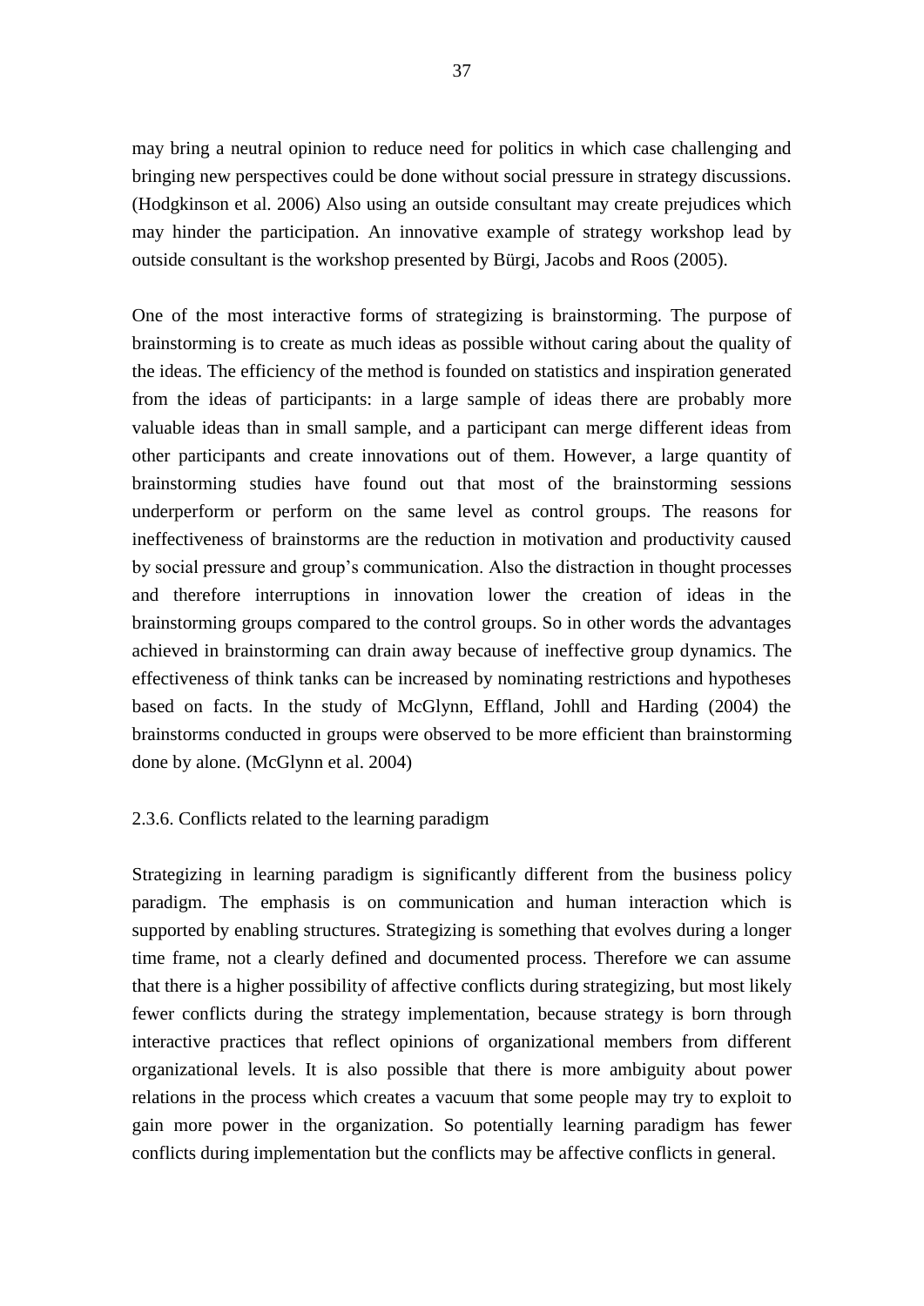may bring a neutral opinion to reduce need for politics in which case challenging and bringing new perspectives could be done without social pressure in strategy discussions. (Hodgkinson et al. 2006) Also using an outside consultant may create prejudices which may hinder the participation. An innovative example of strategy workshop lead by outside consultant is the workshop presented by Bürgi, Jacobs and Roos (2005).

One of the most interactive forms of strategizing is brainstorming. The purpose of brainstorming is to create as much ideas as possible without caring about the quality of the ideas. The efficiency of the method is founded on statistics and inspiration generated from the ideas of participants: in a large sample of ideas there are probably more valuable ideas than in small sample, and a participant can merge different ideas from other participants and create innovations out of them. However, a large quantity of brainstorming studies have found out that most of the brainstorming sessions underperform or perform on the same level as control groups. The reasons for ineffectiveness of brainstorms are the reduction in motivation and productivity caused by social pressure and group's communication. Also the distraction in thought processes and therefore interruptions in innovation lower the creation of ideas in the brainstorming groups compared to the control groups. So in other words the advantages achieved in brainstorming can drain away because of ineffective group dynamics. The effectiveness of think tanks can be increased by nominating restrictions and hypotheses based on facts. In the study of McGlynn, Effland, Johll and Harding (2004) the brainstorms conducted in groups were observed to be more efficient than brainstorming done by alone. (McGlynn et al. 2004)

### 2.3.6. Conflicts related to the learning paradigm

Strategizing in learning paradigm is significantly different from the business policy paradigm. The emphasis is on communication and human interaction which is supported by enabling structures. Strategizing is something that evolves during a longer time frame, not a clearly defined and documented process. Therefore we can assume that there is a higher possibility of affective conflicts during strategizing, but most likely fewer conflicts during the strategy implementation, because strategy is born through interactive practices that reflect opinions of organizational members from different organizational levels. It is also possible that there is more ambiguity about power relations in the process which creates a vacuum that some people may try to exploit to gain more power in the organization. So potentially learning paradigm has fewer conflicts during implementation but the conflicts may be affective conflicts in general.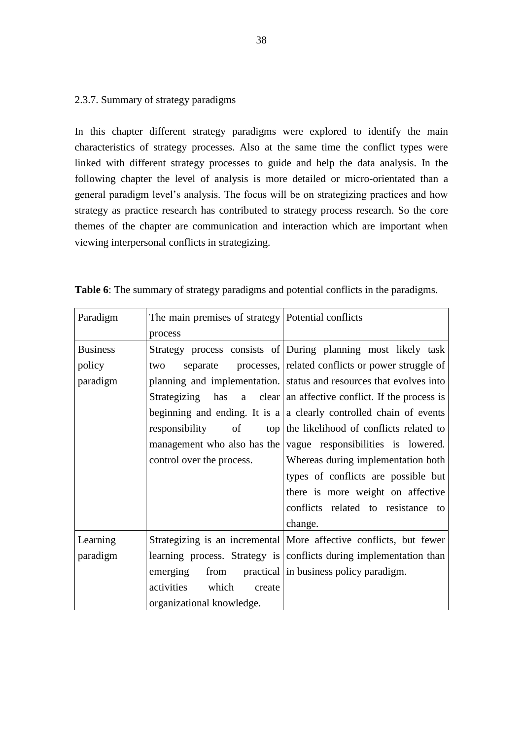### 2.3.7. Summary of strategy paradigms

In this chapter different strategy paradigms were explored to identify the main characteristics of strategy processes. Also at the same time the conflict types were linked with different strategy processes to guide and help the data analysis. In the following chapter the level of analysis is more detailed or micro-orientated than a general paradigm level's analysis. The focus will be on strategizing practices and how strategy as practice research has contributed to strategy process research. So the core themes of the chapter are communication and interaction which are important when viewing interpersonal conflicts in strategizing.

**Table 6**: The summary of strategy paradigms and potential conflicts in the paradigms.

| Paradigm | The main premises of strategy process | Potential conflicts |
|---|---|---|
| Business policy paradigm | Strategy process consists of two separate processes, planning and implementation. Strategizing has a clear beginning and ending. It is a responsibility of top management who also has the control over the process. | During planning most likely task related conflicts or power struggle of status and resources that evolves into an affective conflict. If the process is a clearly controlled chain of events the likelihood of conflicts related to vague responsibilities is lowered. Whereas during implementation both types of conflicts are possible but there is more weight on affective conflicts related to resistance to change. |
| Learning paradigm | Strategizing is an incremental learning process. Strategy is emerging from practical activities which create organizational knowledge. | More affective conflicts, but fewer conflicts during implementation than in business policy paradigm. |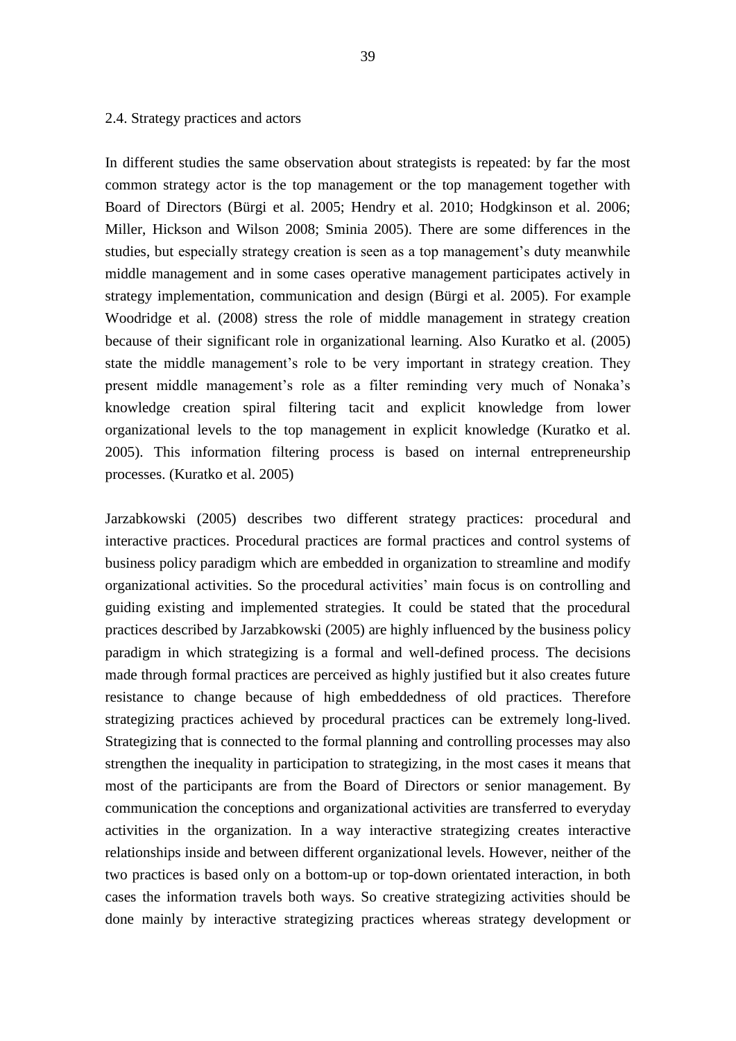## 2.4. Strategy practices and actors

In different studies the same observation about strategists is repeated: by far the most common strategy actor is the top management or the top management together with Board of Directors (Bürgi et al. 2005; Hendry et al. 2010; Hodgkinson et al. 2006; Miller, Hickson and Wilson 2008; Sminia 2005). There are some differences in the studies, but especially strategy creation is seen as a top management's duty meanwhile middle management and in some cases operative management participates actively in strategy implementation, communication and design (Bürgi et al. 2005). For example Woodridge et al. (2008) stress the role of middle management in strategy creation because of their significant role in organizational learning. Also Kuratko et al. (2005) state the middle management's role to be very important in strategy creation. They present middle management's role as a filter reminding very much of Nonaka's knowledge creation spiral filtering tacit and explicit knowledge from lower organizational levels to the top management in explicit knowledge (Kuratko et al. 2005). This information filtering process is based on internal entrepreneurship processes. (Kuratko et al. 2005)

Jarzabkowski (2005) describes two different strategy practices: procedural and interactive practices. Procedural practices are formal practices and control systems of business policy paradigm which are embedded in organization to streamline and modify organizational activities. So the procedural activities' main focus is on controlling and guiding existing and implemented strategies. It could be stated that the procedural practices described by Jarzabkowski (2005) are highly influenced by the business policy paradigm in which strategizing is a formal and well-defined process. The decisions made through formal practices are perceived as highly justified but it also creates future resistance to change because of high embeddedness of old practices. Therefore strategizing practices achieved by procedural practices can be extremely long-lived. Strategizing that is connected to the formal planning and controlling processes may also strengthen the inequality in participation to strategizing, in the most cases it means that most of the participants are from the Board of Directors or senior management. By communication the conceptions and organizational activities are transferred to everyday activities in the organization. In a way interactive strategizing creates interactive relationships inside and between different organizational levels. However, neither of the two practices is based only on a bottom-up or top-down orientated interaction, in both cases the information travels both ways. So creative strategizing activities should be done mainly by interactive strategizing practices whereas strategy development or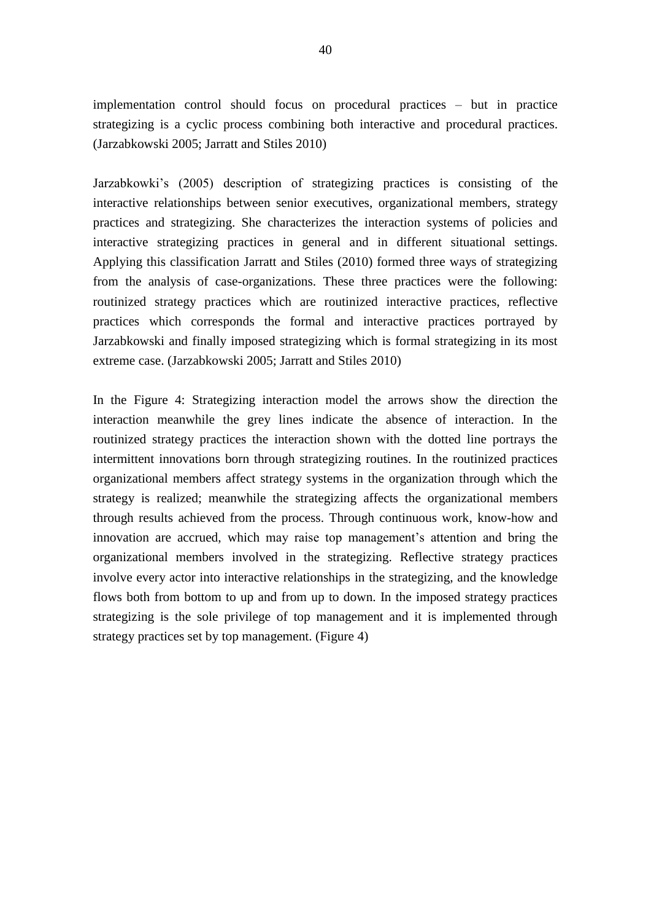implementation control should focus on procedural practices – but in practice strategizing is a cyclic process combining both interactive and procedural practices. (Jarzabkowski 2005; Jarratt and Stiles 2010)

Jarzabkowki's (2005) description of strategizing practices is consisting of the interactive relationships between senior executives, organizational members, strategy practices and strategizing. She characterizes the interaction systems of policies and interactive strategizing practices in general and in different situational settings. Applying this classification Jarratt and Stiles (2010) formed three ways of strategizing from the analysis of case-organizations. These three practices were the following: routinized strategy practices which are routinized interactive practices, reflective practices which corresponds the formal and interactive practices portrayed by Jarzabkowski and finally imposed strategizing which is formal strategizing in its most extreme case. (Jarzabkowski 2005; Jarratt and Stiles 2010)

In the Figure 4: Strategizing interaction model the arrows show the direction the interaction meanwhile the grey lines indicate the absence of interaction. In the routinized strategy practices the interaction shown with the dotted line portrays the intermittent innovations born through strategizing routines. In the routinized practices organizational members affect strategy systems in the organization through which the strategy is realized; meanwhile the strategizing affects the organizational members through results achieved from the process. Through continuous work, know-how and innovation are accrued, which may raise top management's attention and bring the organizational members involved in the strategizing. Reflective strategy practices involve every actor into interactive relationships in the strategizing, and the knowledge flows both from bottom to up and from up to down. In the imposed strategy practices strategizing is the sole privilege of top management and it is implemented through strategy practices set by top management. (Figure 4)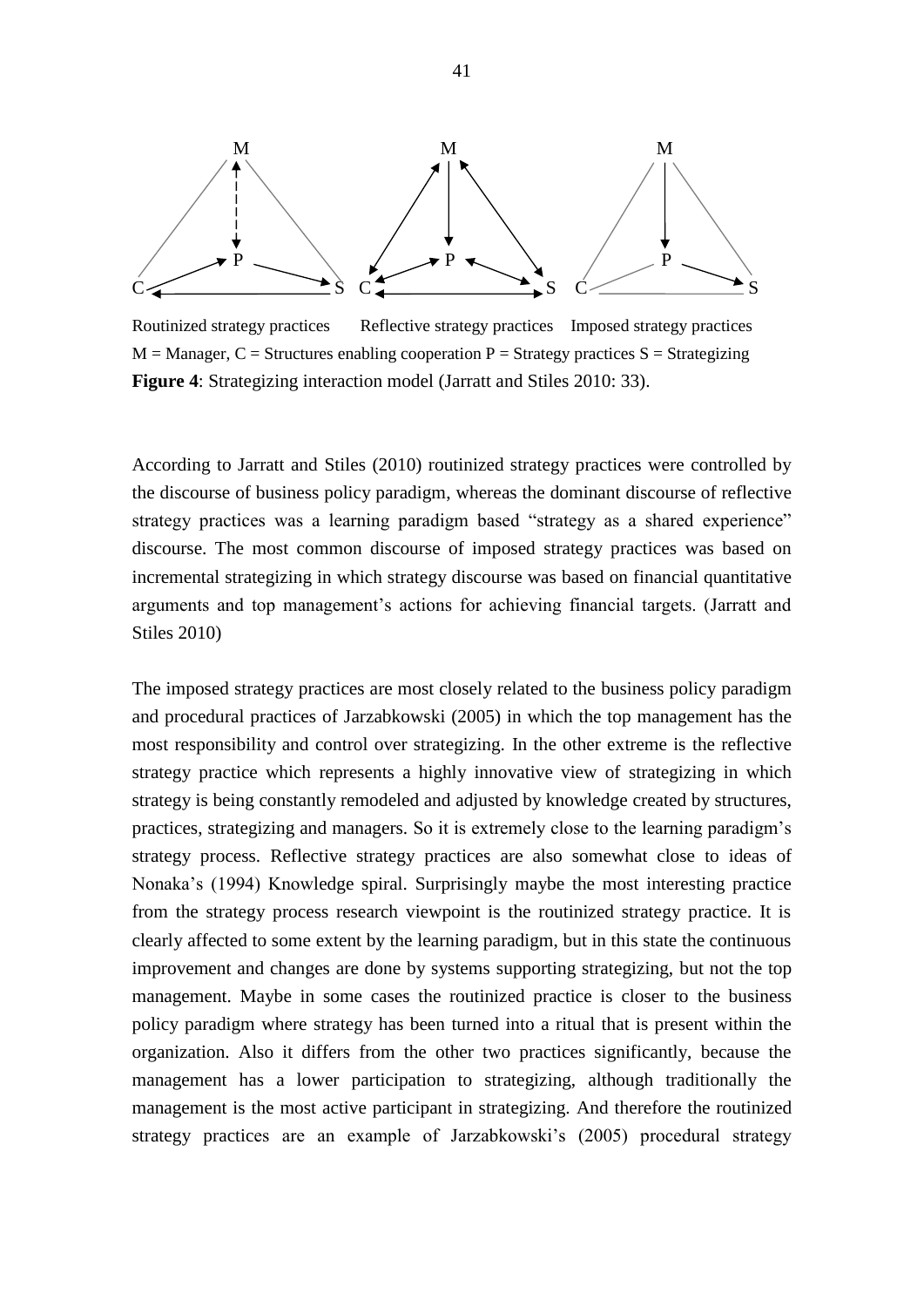Routinized strategy practices Reflective strategy practices Imposed strategy practices

M = Manager, C = Structures enabling cooperation P = Strategy practices S = Strategizing

**Figure 4**: Strategizing interaction model (Jarratt and Stiles 2010: 33).

According to Jarratt and Stiles (2010) routinized strategy practices were controlled by the discourse of business policy paradigm, whereas the dominant discourse of reflective strategy practices was a learning paradigm based "strategy as a shared experience" discourse. The most common discourse of imposed strategy practices was based on incremental strategizing in which strategy discourse was based on financial quantitative arguments and top management's actions for achieving financial targets. (Jarratt and Stiles 2010)

The imposed strategy practices are most closely related to the business policy paradigm and procedural practices of Jarzabkowski (2005) in which the top management has the most responsibility and control over strategizing. In the other extreme is the reflective strategy practice which represents a highly innovative view of strategizing in which strategy is being constantly remodeled and adjusted by knowledge created by structures, practices, strategizing and managers. So it is extremely close to the learning paradigm's strategy process. Reflective strategy practices are also somewhat close to ideas of Nonaka's (1994) Knowledge spiral. Surprisingly maybe the most interesting practice from the strategy process research viewpoint is the routinized strategy practice. It is clearly affected to some extent by the learning paradigm, but in this state the continuous improvement and changes are done by systems supporting strategizing, but not the top management. Maybe in some cases the routinized practice is closer to the business policy paradigm where strategy has been turned into a ritual that is present within the organization. Also it differs from the other two practices significantly, because the management has a lower participation to strategizing, although traditionally the management is the most active participant in strategizing. And therefore the routinized strategy practices are an example of Jarzabkowski's (2005) procedural strategy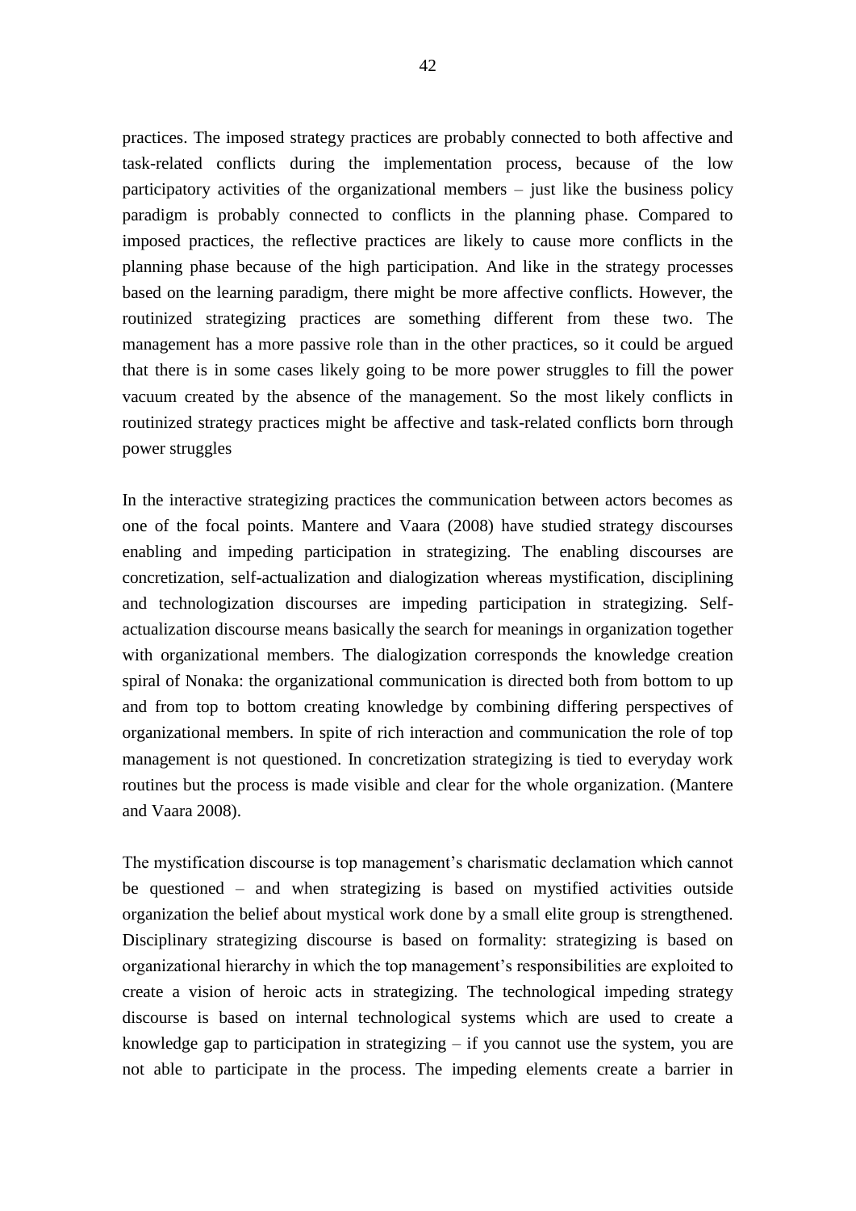practices. The imposed strategy practices are probably connected to both affective and task-related conflicts during the implementation process, because of the low participatory activities of the organizational members – just like the business policy paradigm is probably connected to conflicts in the planning phase. Compared to imposed practices, the reflective practices are likely to cause more conflicts in the planning phase because of the high participation. And like in the strategy processes based on the learning paradigm, there might be more affective conflicts. However, the routinized strategizing practices are something different from these two. The management has a more passive role than in the other practices, so it could be argued that there is in some cases likely going to be more power struggles to fill the power vacuum created by the absence of the management. So the most likely conflicts in routinized strategy practices might be affective and task-related conflicts born through power struggles

In the interactive strategizing practices the communication between actors becomes as one of the focal points. Mantere and Vaara (2008) have studied strategy discourses enabling and impeding participation in strategizing. The enabling discourses are concretization, self-actualization and dialogization whereas mystification, disciplining and technologization discourses are impeding participation in strategizing. Self-actualization discourse means basically the search for meanings in organization together with organizational members. The dialogization corresponds the knowledge creation spiral of Nonaka: the organizational communication is directed both from bottom to up and from top to bottom creating knowledge by combining differing perspectives of organizational members. In spite of rich interaction and communication the role of top management is not questioned. In concretization strategizing is tied to everyday work routines but the process is made visible and clear for the whole organization. (Mantere and Vaara 2008).

The mystification discourse is top management's charismatic declamation which cannot be questioned – and when strategizing is based on mystified activities outside organization the belief about mystical work done by a small elite group is strengthened. Disciplinary strategizing discourse is based on formality: strategizing is based on organizational hierarchy in which the top management's responsibilities are exploited to create a vision of heroic acts in strategizing. The technological impeding strategy discourse is based on internal technological systems which are used to create a knowledge gap to participation in strategizing – if you cannot use the system, you are not able to participate in the process. The impeding elements create a barrier in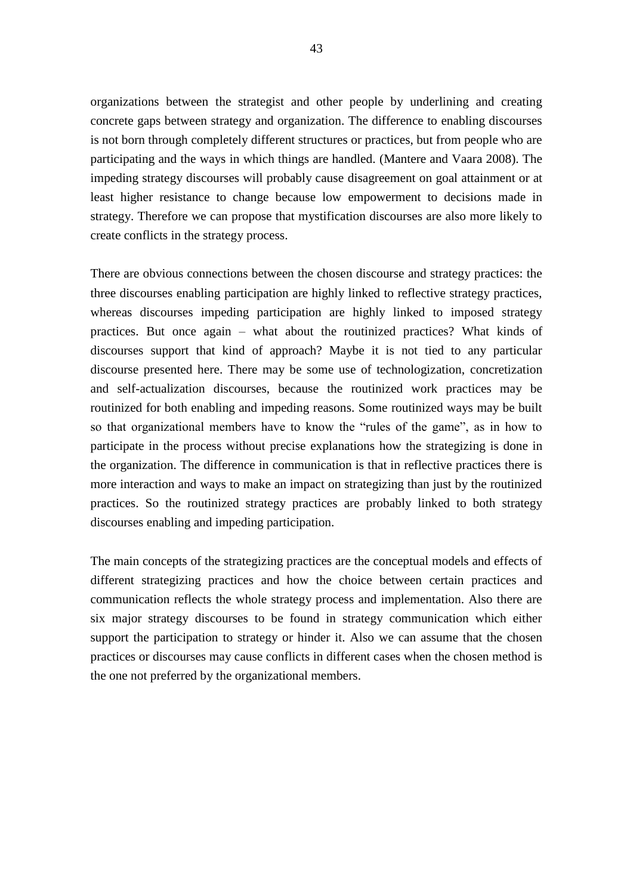organizations between the strategist and other people by underlining and creating concrete gaps between strategy and organization. The difference to enabling discourses is not born through completely different structures or practices, but from people who are participating and the ways in which things are handled. (Mantere and Vaara 2008). The impeding strategy discourses will probably cause disagreement on goal attainment or at least higher resistance to change because low empowerment to decisions made in strategy. Therefore we can propose that mystification discourses are also more likely to create conflicts in the strategy process.

There are obvious connections between the chosen discourse and strategy practices: the three discourses enabling participation are highly linked to reflective strategy practices, whereas discourses impeding participation are highly linked to imposed strategy practices. But once again – what about the routinized practices? What kinds of discourses support that kind of approach? Maybe it is not tied to any particular discourse presented here. There may be some use of technologization, concretization and self-actualization discourses, because the routinized work practices may be routinized for both enabling and impeding reasons. Some routinized ways may be built so that organizational members have to know the "rules of the game", as in how to participate in the process without precise explanations how the strategizing is done in the organization. The difference in communication is that in reflective practices there is more interaction and ways to make an impact on strategizing than just by the routinized practices. So the routinized strategy practices are probably linked to both strategy discourses enabling and impeding participation.

The main concepts of the strategizing practices are the conceptual models and effects of different strategizing practices and how the choice between certain practices and communication reflects the whole strategy process and implementation. Also there are six major strategy discourses to be found in strategy communication which either support the participation to strategy or hinder it. Also we can assume that the chosen practices or discourses may cause conflicts in different cases when the chosen method is the one not preferred by the organizational members.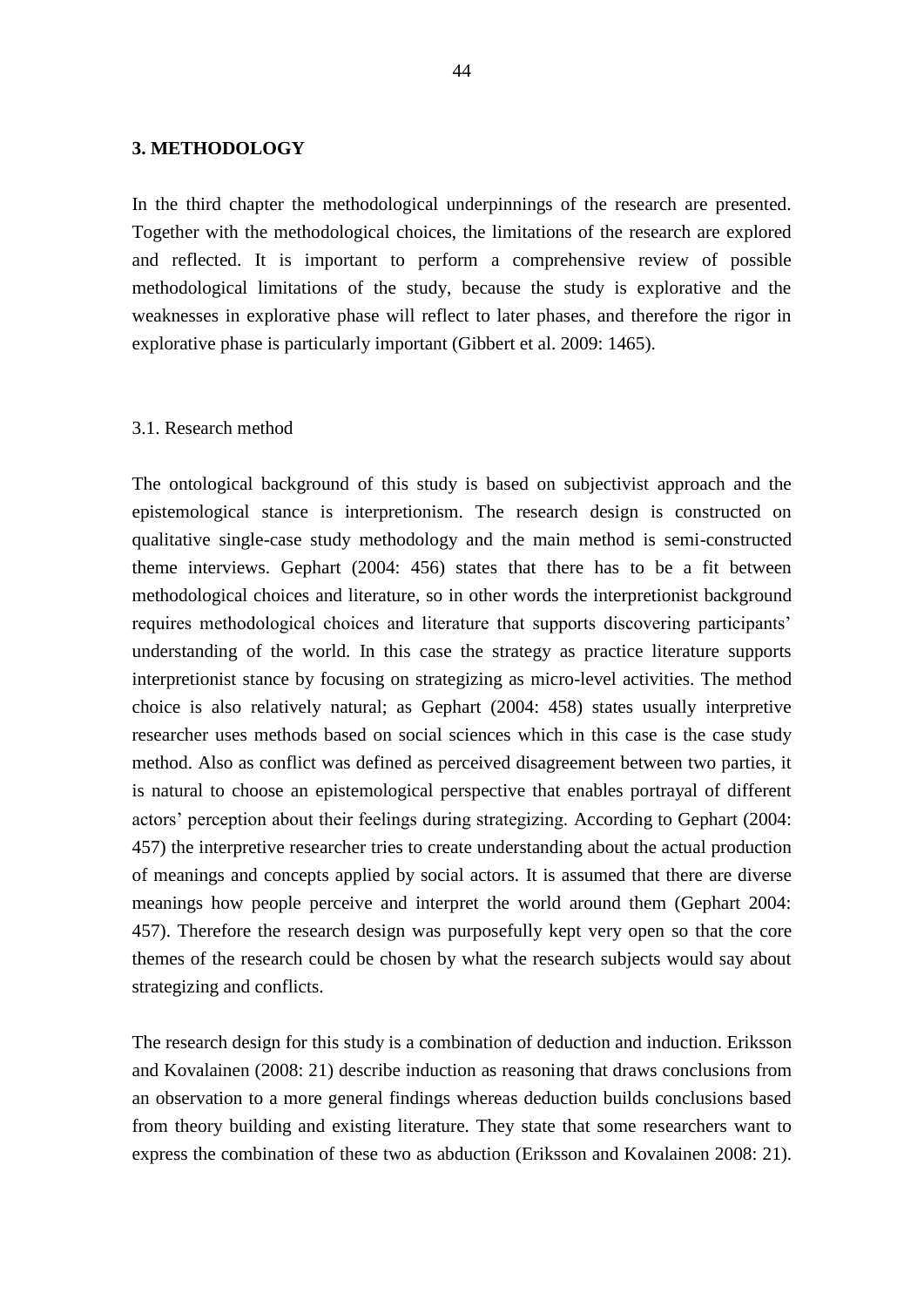# 3. METHODOLOGY

In the third chapter the methodological underpinnings of the research are presented. Together with the methodological choices, the limitations of the research are explored and reflected. It is important to perform a comprehensive review of possible methodological limitations of the study, because the study is explorative and the weaknesses in explorative phase will reflect to later phases, and therefore the rigor in explorative phase is particularly important (Gibbert et al. 2009: 1465).

## 3.1. Research method

The ontological background of this study is based on subjectivist approach and the epistemological stance is interpretionism. The research design is constructed on qualitative single-case study methodology and the main method is semi-constructed theme interviews. Gephart (2004: 456) states that there has to be a fit between methodological choices and literature, so in other words the interpretionist background requires methodological choices and literature that supports discovering participants' understanding of the world. In this case the strategy as practice literature supports interpretionist stance by focusing on strategizing as micro-level activities. The method choice is also relatively natural; as Gephart (2004: 458) states usually interpretive researcher uses methods based on social sciences which in this case is the case study method. Also as conflict was defined as perceived disagreement between two parties, it is natural to choose an epistemological perspective that enables portrayal of different actors' perception about their feelings during strategizing. According to Gephart (2004: 457) the interpretive researcher tries to create understanding about the actual production of meanings and concepts applied by social actors. It is assumed that there are diverse meanings how people perceive and interpret the world around them (Gephart 2004: 457). Therefore the research design was purposefully kept very open so that the core themes of the research could be chosen by what the research subjects would say about strategizing and conflicts.

The research design for this study is a combination of deduction and induction. Eriksson and Kovalainen (2008: 21) describe induction as reasoning that draws conclusions from an observation to a more general findings whereas deduction builds conclusions based from theory building and existing literature. They state that some researchers want to express the combination of these two as abduction (Eriksson and Kovalainen 2008: 21).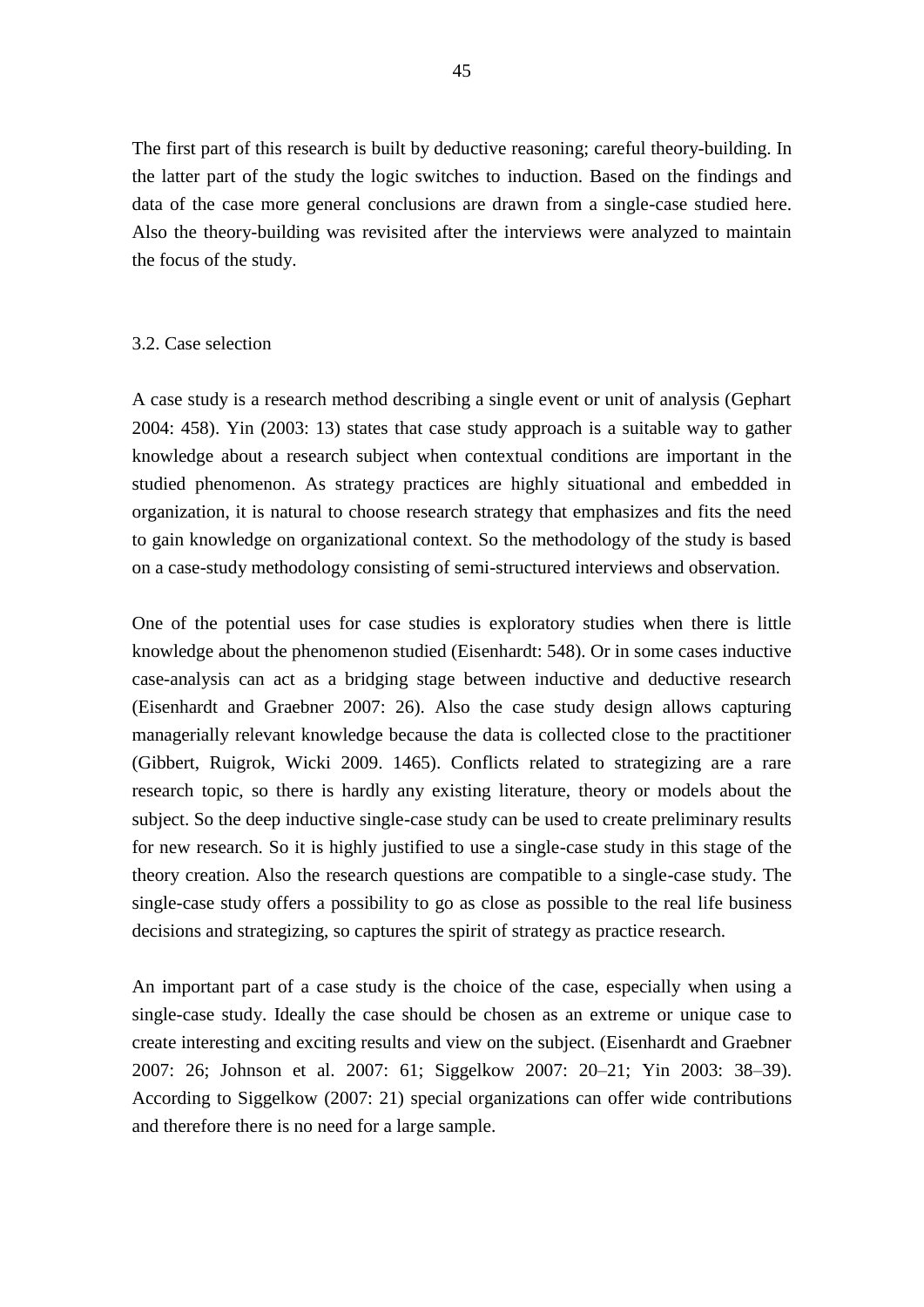The first part of this research is built by deductive reasoning; careful theory-building. In the latter part of the study the logic switches to induction. Based on the findings and data of the case more general conclusions are drawn from a single-case studied here. Also the theory-building was revisited after the interviews were analyzed to maintain the focus of the study.

## 3.2. Case selection

A case study is a research method describing a single event or unit of analysis (Gephart 2004: 458). Yin (2003: 13) states that case study approach is a suitable way to gather knowledge about a research subject when contextual conditions are important in the studied phenomenon. As strategy practices are highly situational and embedded in organization, it is natural to choose research strategy that emphasizes and fits the need to gain knowledge on organizational context. So the methodology of the study is based on a case-study methodology consisting of semi-structured interviews and observation.

One of the potential uses for case studies is exploratory studies when there is little knowledge about the phenomenon studied (Eisenhardt: 548). Or in some cases inductive case-analysis can act as a bridging stage between inductive and deductive research (Eisenhardt and Graebner 2007: 26). Also the case study design allows capturing managerially relevant knowledge because the data is collected close to the practitioner (Gibbert, Ruigrok, Wicki 2009. 1465). Conflicts related to strategizing are a rare research topic, so there is hardly any existing literature, theory or models about the subject. So the deep inductive single-case study can be used to create preliminary results for new research. So it is highly justified to use a single-case study in this stage of the theory creation. Also the research questions are compatible to a single-case study. The single-case study offers a possibility to go as close as possible to the real life business decisions and strategizing, so captures the spirit of strategy as practice research.

An important part of a case study is the choice of the case, especially when using a single-case study. Ideally the case should be chosen as an extreme or unique case to create interesting and exciting results and view on the subject. (Eisenhardt and Graebner 2007: 26; Johnson et al. 2007: 61; Siggelkow 2007: 20–21; Yin 2003: 38–39). According to Siggelkow (2007: 21) special organizations can offer wide contributions and therefore there is no need for a large sample.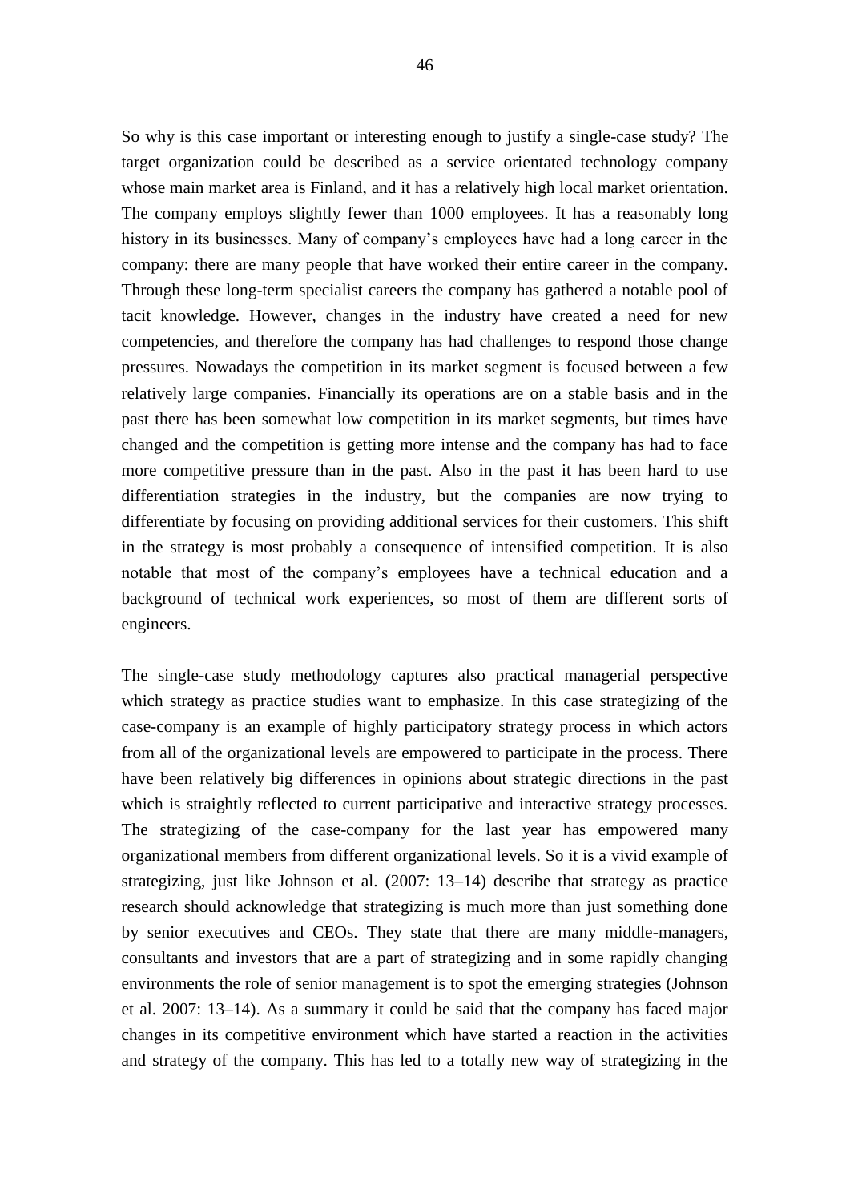So why is this case important or interesting enough to justify a single-case study? The target organization could be described as a service orientated technology company whose main market area is Finland, and it has a relatively high local market orientation. The company employs slightly fewer than 1000 employees. It has a reasonably long history in its businesses. Many of company's employees have had a long career in the company: there are many people that have worked their entire career in the company. Through these long-term specialist careers the company has gathered a notable pool of tacit knowledge. However, changes in the industry have created a need for new competencies, and therefore the company has had challenges to respond those change pressures. Nowadays the competition in its market segment is focused between a few relatively large companies. Financially its operations are on a stable basis and in the past there has been somewhat low competition in its market segments, but times have changed and the competition is getting more intense and the company has had to face more competitive pressure than in the past. Also in the past it has been hard to use differentiation strategies in the industry, but the companies are now trying to differentiate by focusing on providing additional services for their customers. This shift in the strategy is most probably a consequence of intensified competition. It is also notable that most of the company's employees have a technical education and a background of technical work experiences, so most of them are different sorts of engineers.

The single-case study methodology captures also practical managerial perspective which strategy as practice studies want to emphasize. In this case strategizing of the case-company is an example of highly participatory strategy process in which actors from all of the organizational levels are empowered to participate in the process. There have been relatively big differences in opinions about strategic directions in the past which is straightly reflected to current participative and interactive strategy processes. The strategizing of the case-company for the last year has empowered many organizational members from different organizational levels. So it is a vivid example of strategizing, just like Johnson et al. (2007: 13–14) describe that strategy as practice research should acknowledge that strategizing is much more than just something done by senior executives and CEOs. They state that there are many middle-managers, consultants and investors that are a part of strategizing and in some rapidly changing environments the role of senior management is to spot the emerging strategies (Johnson et al. 2007: 13–14). As a summary it could be said that the company has faced major changes in its competitive environment which have started a reaction in the activities and strategy of the company. This has led to a totally new way of strategizing in the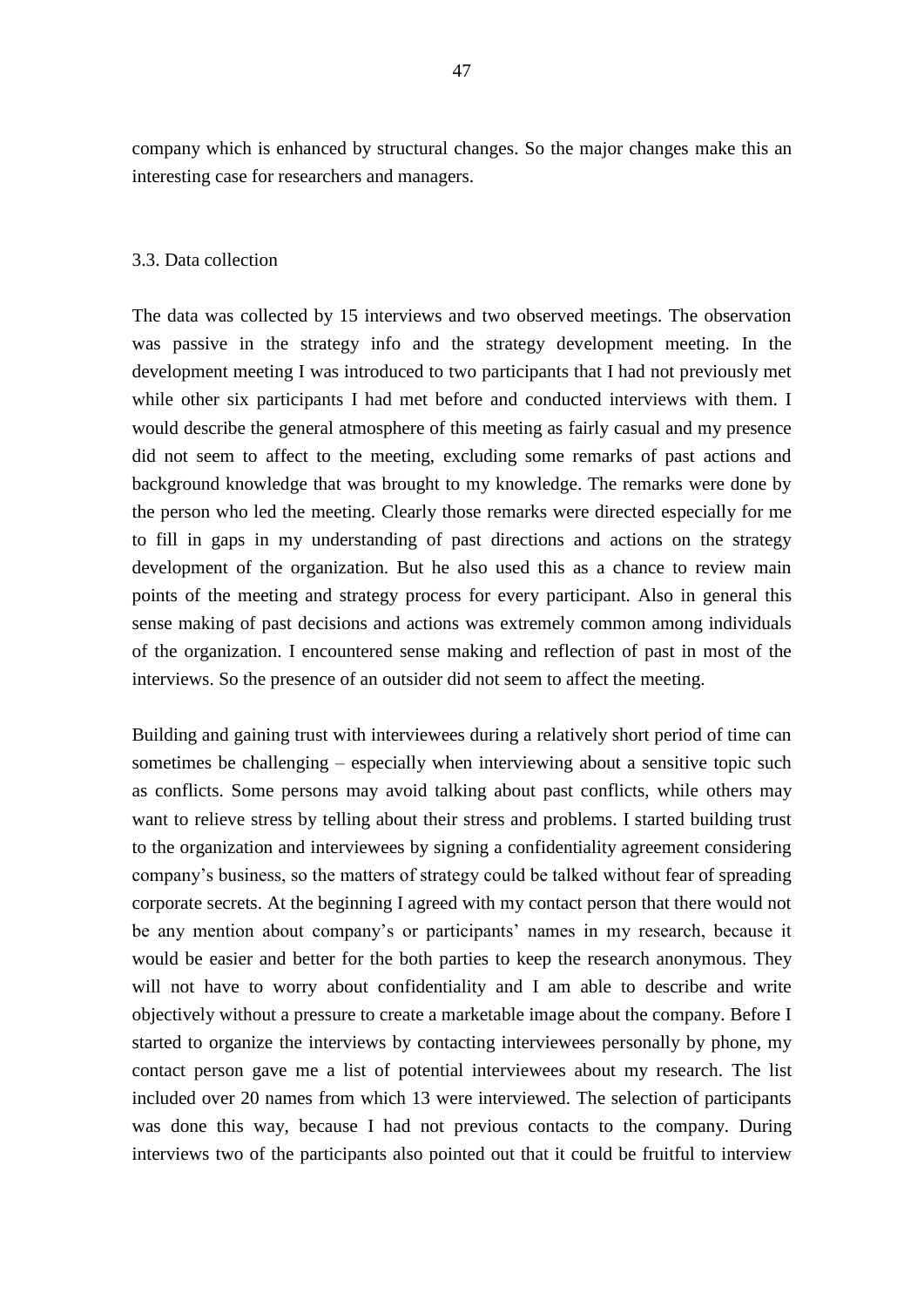company which is enhanced by structural changes. So the major changes make this an interesting case for researchers and managers.

### 3.3. Data collection

The data was collected by 15 interviews and two observed meetings. The observation was passive in the strategy info and the strategy development meeting. In the development meeting I was introduced to two participants that I had not previously met while other six participants I had met before and conducted interviews with them. I would describe the general atmosphere of this meeting as fairly casual and my presence did not seem to affect to the meeting, excluding some remarks of past actions and background knowledge that was brought to my knowledge. The remarks were done by the person who led the meeting. Clearly those remarks were directed especially for me to fill in gaps in my understanding of past directions and actions on the strategy development of the organization. But he also used this as a chance to review main points of the meeting and strategy process for every participant. Also in general this sense making of past decisions and actions was extremely common among individuals of the organization. I encountered sense making and reflection of past in most of the interviews. So the presence of an outsider did not seem to affect the meeting.

Building and gaining trust with interviewees during a relatively short period of time can sometimes be challenging – especially when interviewing about a sensitive topic such as conflicts. Some persons may avoid talking about past conflicts, while others may want to relieve stress by telling about their stress and problems. I started building trust to the organization and interviewees by signing a confidentiality agreement considering company's business, so the matters of strategy could be talked without fear of spreading corporate secrets. At the beginning I agreed with my contact person that there would not be any mention about company's or participants' names in my research, because it would be easier and better for the both parties to keep the research anonymous. They will not have to worry about confidentiality and I am able to describe and write objectively without a pressure to create a marketable image about the company. Before I started to organize the interviews by contacting interviewees personally by phone, my contact person gave me a list of potential interviewees about my research. The list included over 20 names from which 13 were interviewed. The selection of participants was done this way, because I had not previous contacts to the company. During interviews two of the participants also pointed out that it could be fruitful to interview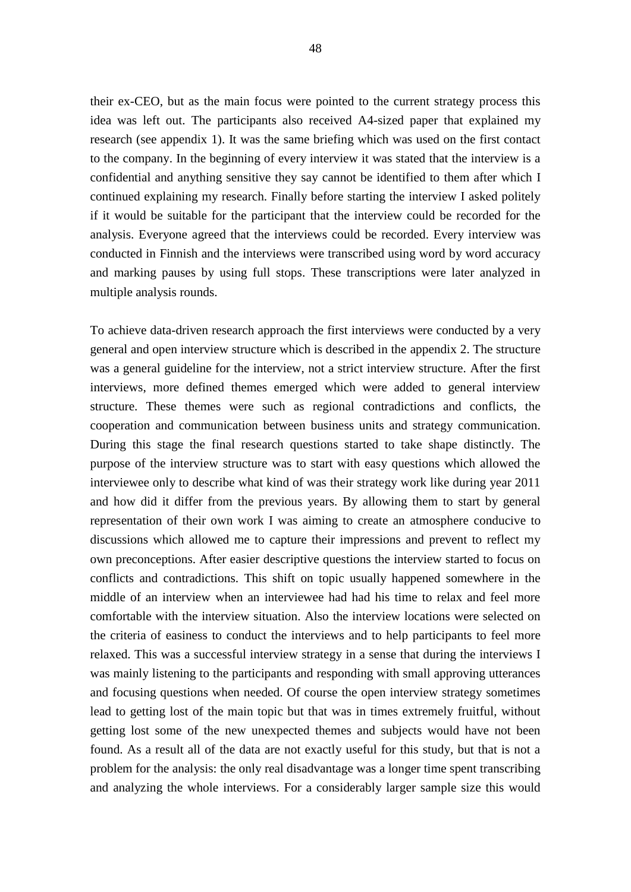their ex-CEO, but as the main focus were pointed to the current strategy process this idea was left out. The participants also received A4-sized paper that explained my research (see appendix 1). It was the same briefing which was used on the first contact to the company. In the beginning of every interview it was stated that the interview is a confidential and anything sensitive they say cannot be identified to them after which I continued explaining my research. Finally before starting the interview I asked politely if it would be suitable for the participant that the interview could be recorded for the analysis. Everyone agreed that the interviews could be recorded. Every interview was conducted in Finnish and the interviews were transcribed using word by word accuracy and marking pauses by using full stops. These transcriptions were later analyzed in multiple analysis rounds.

To achieve data-driven research approach the first interviews were conducted by a very general and open interview structure which is described in the appendix 2. The structure was a general guideline for the interview, not a strict interview structure. After the first interviews, more defined themes emerged which were added to general interview structure. These themes were such as regional contradictions and conflicts, the cooperation and communication between business units and strategy communication. During this stage the final research questions started to take shape distinctly. The purpose of the interview structure was to start with easy questions which allowed the interviewee only to describe what kind of was their strategy work like during year 2011 and how did it differ from the previous years. By allowing them to start by general representation of their own work I was aiming to create an atmosphere conducive to discussions which allowed me to capture their impressions and prevent to reflect my own preconceptions. After easier descriptive questions the interview started to focus on conflicts and contradictions. This shift on topic usually happened somewhere in the middle of an interview when an interviewee had had his time to relax and feel more comfortable with the interview situation. Also the interview locations were selected on the criteria of easiness to conduct the interviews and to help participants to feel more relaxed. This was a successful interview strategy in a sense that during the interviews I was mainly listening to the participants and responding with small approving utterances and focusing questions when needed. Of course the open interview strategy sometimes lead to getting lost of the main topic but that was in times extremely fruitful, without getting lost some of the new unexpected themes and subjects would have not been found. As a result all of the data are not exactly useful for this study, but that is not a problem for the analysis: the only real disadvantage was a longer time spent transcribing and analyzing the whole interviews. For a considerably larger sample size this would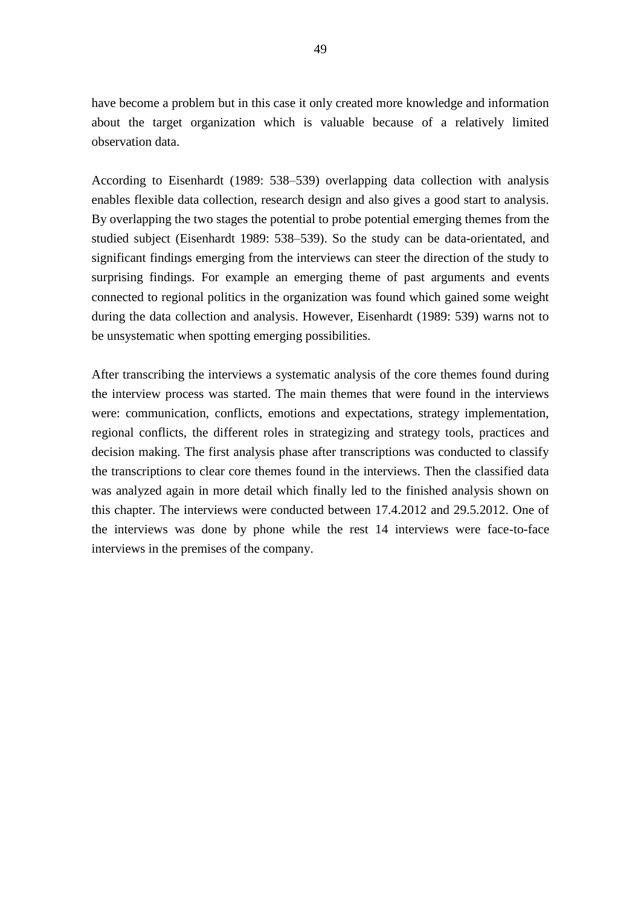have become a problem but in this case it only created more knowledge and information about the target organization which is valuable because of a relatively limited observation data.

According to Eisenhardt (1989: 538–539) overlapping data collection with analysis enables flexible data collection, research design and also gives a good start to analysis. By overlapping the two stages the potential to probe potential emerging themes from the studied subject (Eisenhardt 1989: 538–539). So the study can be data-orientated, and significant findings emerging from the interviews can steer the direction of the study to surprising findings. For example an emerging theme of past arguments and events connected to regional politics in the organization was found which gained some weight during the data collection and analysis. However, Eisenhardt (1989: 539) warns not to be unsystematic when spotting emerging possibilities.

After transcribing the interviews a systematic analysis of the core themes found during the interview process was started. The main themes that were found in the interviews were: communication, conflicts, emotions and expectations, strategy implementation, regional conflicts, the different roles in strategizing and strategy tools, practices and decision making. The first analysis phase after transcriptions was conducted to classify the transcriptions to clear core themes found in the interviews. Then the classified data was analyzed again in more detail which finally led to the finished analysis shown on this chapter. The interviews were conducted between 17.4.2012 and 29.5.2012. One of the interviews was done by phone while the rest 14 interviews were face-to-face interviews in the premises of the company.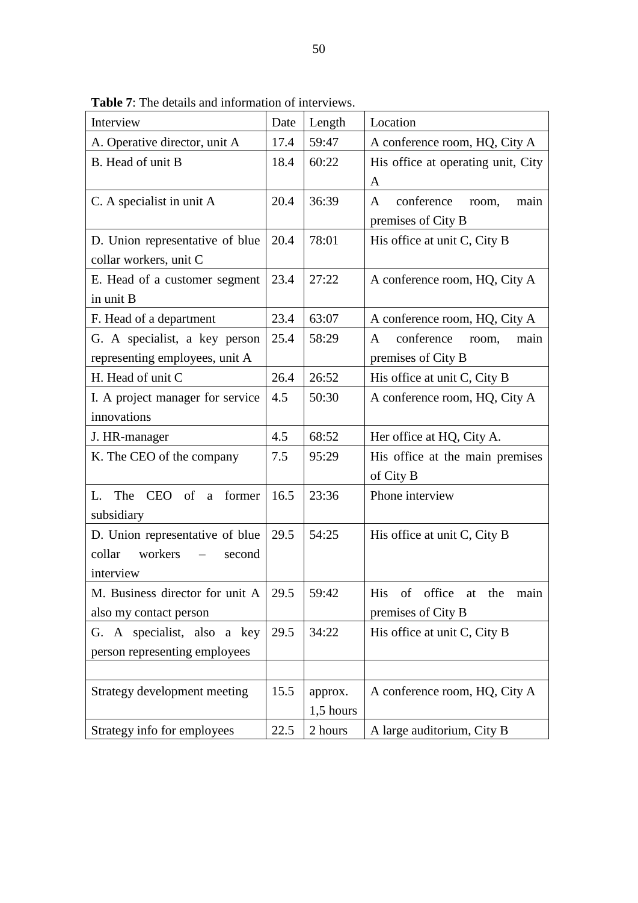**Table 7**: The details and information of interviews.

| Interview | Date | Length | Location |
|---|---|---|---|
| A. Operative director, unit A | 17.4 | 59:47 | A conference room, HQ, City A |
| B. Head of unit B | 18.4 | 60:22 | His office at operating unit, City A |
| C. A specialist in unit A | 20.4 | 36:39 | A conference room, main premises of City B |
| D. Union representative of blue collar workers, unit C | 20.4 | 78:01 | His office at unit C, City B |
| E. Head of a customer segment in unit B | 23.4 | 27:22 | A conference room, HQ, City A |
| F. Head of a department | 23.4 | 63:07 | A conference room, HQ, City A |
| G. A specialist, a key person representing employees, unit A | 25.4 | 58:29 | A conference room, main premises of City B |
| H. Head of unit C | 26.4 | 26:52 | His office at unit C, City B |
| I. A project manager for service innovations | 4.5 | 50:30 | A conference room, HQ, City A |
| J. HR-manager | 4.5 | 68:52 | Her office at HQ, City A. |
| K. The CEO of the company | 7.5 | 95:29 | His office at the main premises of City B |
| L. The CEO of a former subsidiary | 16.5 | 23:36 | Phone interview |
| D. Union representative of blue collar workers – second interview | 29.5 | 54:25 | His office at unit C, City B |
| M. Business director for unit A also my contact person | 29.5 | 59:42 | His of office at the main premises of City B |
| G. A specialist, also a key person representing employees | 29.5 | 34:22 | His office at unit C, City B |
| | | | |
| Strategy development meeting | 15.5 | approx. 1,5 hours | A conference room, HQ, City A |
| Strategy info for employees | 22.5 | 2 hours | A large auditorium, City B |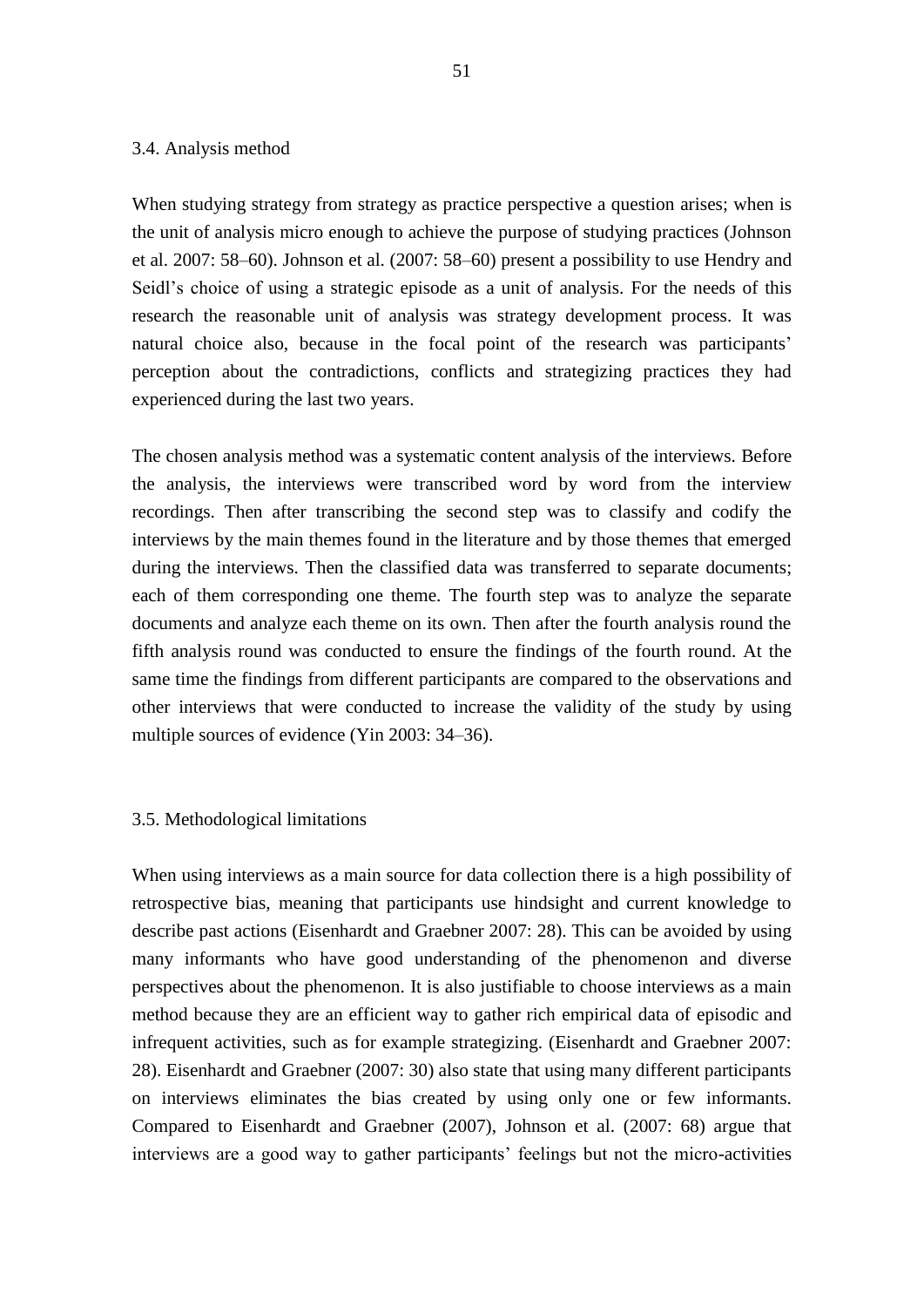### 3.4. Analysis method

When studying strategy from strategy as practice perspective a question arises; when is the unit of analysis micro enough to achieve the purpose of studying practices (Johnson et al. 2007: 58–60). Johnson et al. (2007: 58–60) present a possibility to use Hendry and Seidl's choice of using a strategic episode as a unit of analysis. For the needs of this research the reasonable unit of analysis was strategy development process. It was natural choice also, because in the focal point of the research was participants' perception about the contradictions, conflicts and strategizing practices they had experienced during the last two years.

The chosen analysis method was a systematic content analysis of the interviews. Before the analysis, the interviews were transcribed word by word from the interview recordings. Then after transcribing the second step was to classify and codify the interviews by the main themes found in the literature and by those themes that emerged during the interviews. Then the classified data was transferred to separate documents; each of them corresponding one theme. The fourth step was to analyze the separate documents and analyze each theme on its own. Then after the fourth analysis round the fifth analysis round was conducted to ensure the findings of the fourth round. At the same time the findings from different participants are compared to the observations and other interviews that were conducted to increase the validity of the study by using multiple sources of evidence (Yin 2003: 34–36).

### 3.5. Methodological limitations

When using interviews as a main source for data collection there is a high possibility of retrospective bias, meaning that participants use hindsight and current knowledge to describe past actions (Eisenhardt and Graebner 2007: 28). This can be avoided by using many informants who have good understanding of the phenomenon and diverse perspectives about the phenomenon. It is also justifiable to choose interviews as a main method because they are an efficient way to gather rich empirical data of episodic and infrequent activities, such as for example strategizing. (Eisenhardt and Graebner 2007: 28). Eisenhardt and Graebner (2007: 30) also state that using many different participants on interviews eliminates the bias created by using only one or few informants. Compared to Eisenhardt and Graebner (2007), Johnson et al. (2007: 68) argue that interviews are a good way to gather participants' feelings but not the micro-activities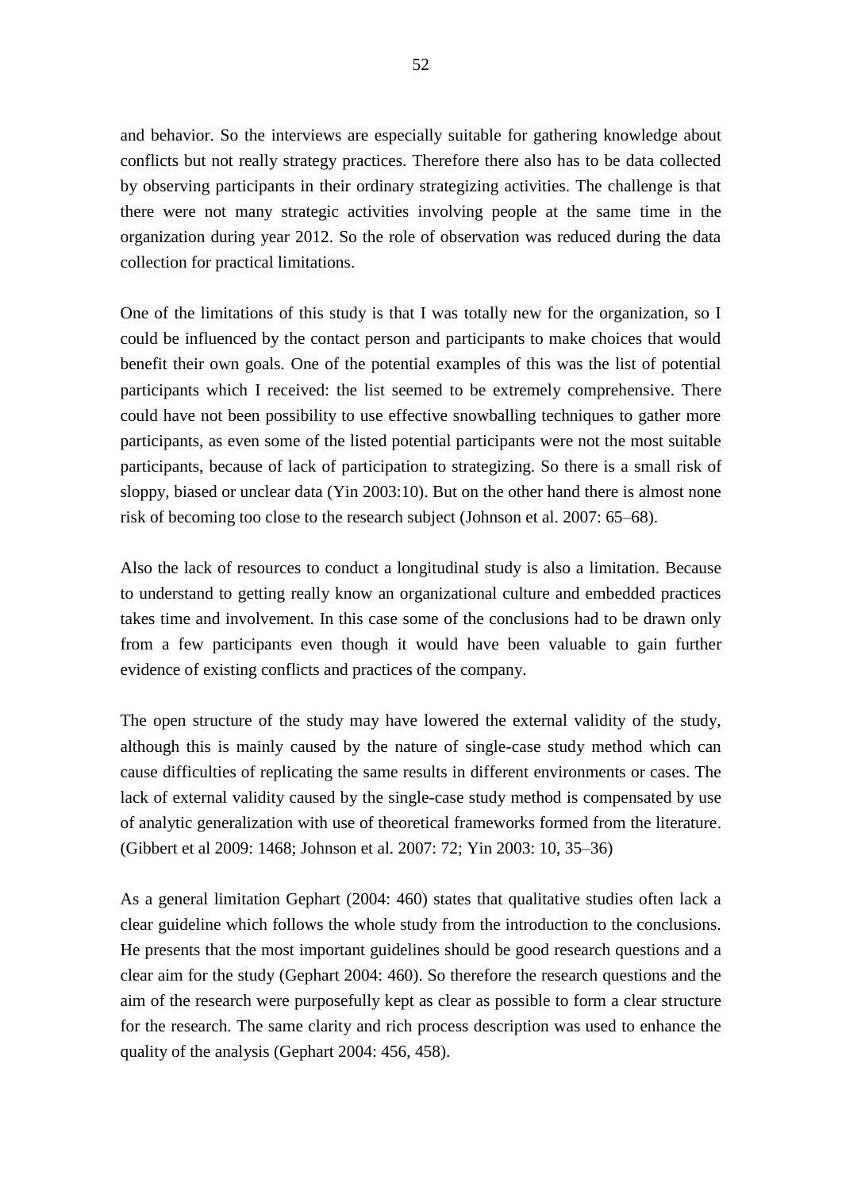and behavior. So the interviews are especially suitable for gathering knowledge about conflicts but not really strategy practices. Therefore there also has to be data collected by observing participants in their ordinary strategizing activities. The challenge is that there were not many strategic activities involving people at the same time in the organization during year 2012. So the role of observation was reduced during the data collection for practical limitations.

One of the limitations of this study is that I was totally new for the organization, so I could be influenced by the contact person and participants to make choices that would benefit their own goals. One of the potential examples of this was the list of potential participants which I received: the list seemed to be extremely comprehensive. There could have not been possibility to use effective snowballing techniques to gather more participants, as even some of the listed potential participants were not the most suitable participants, because of lack of participation to strategizing. So there is a small risk of sloppy, biased or unclear data (Yin 2003:10). But on the other hand there is almost none risk of becoming too close to the research subject (Johnson et al. 2007: 65–68).

Also the lack of resources to conduct a longitudinal study is also a limitation. Because to understand to getting really know an organizational culture and embedded practices takes time and involvement. In this case some of the conclusions had to be drawn only from a few participants even though it would have been valuable to gain further evidence of existing conflicts and practices of the company.

The open structure of the study may have lowered the external validity of the study, although this is mainly caused by the nature of single-case study method which can cause difficulties of replicating the same results in different environments or cases. The lack of external validity caused by the single-case study method is compensated by use of analytic generalization with use of theoretical frameworks formed from the literature. (Gibbert et al 2009: 1468; Johnson et al. 2007: 72; Yin 2003: 10, 35–36)

As a general limitation Gephart (2004: 460) states that qualitative studies often lack a clear guideline which follows the whole study from the introduction to the conclusions. He presents that the most important guidelines should be good research questions and a clear aim for the study (Gephart 2004: 460). So therefore the research questions and the aim of the research were purposefully kept as clear as possible to form a clear structure for the research. The same clarity and rich process description was used to enhance the quality of the analysis (Gephart 2004: 456, 458).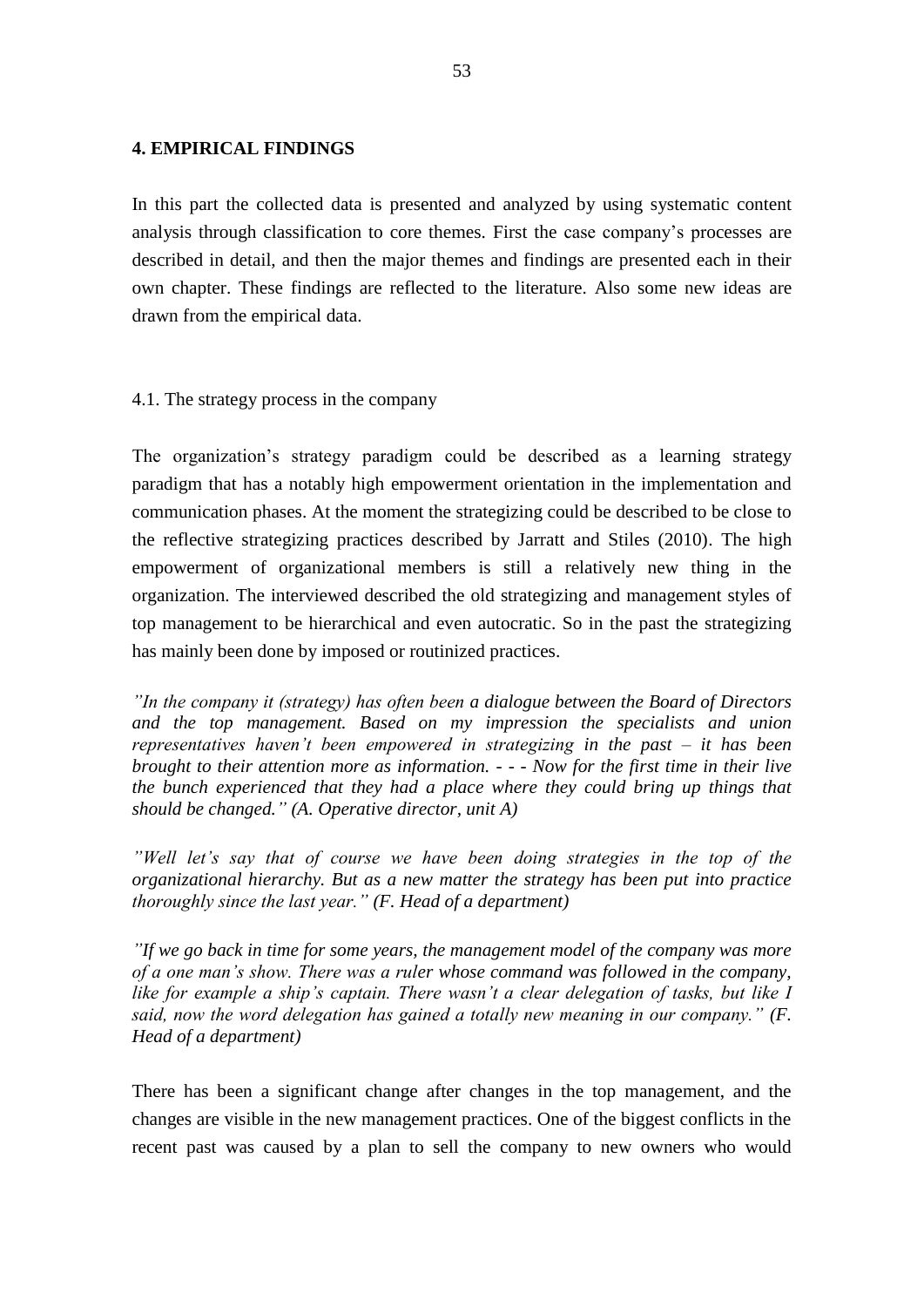## 4. EMPIRICAL FINDINGS

In this part the collected data is presented and analyzed by using systematic content analysis through classification to core themes. First the case company's processes are described in detail, and then the major themes and findings are presented each in their own chapter. These findings are reflected to the literature. Also some new ideas are drawn from the empirical data.

### 4.1. The strategy process in the company

The organization's strategy paradigm could be described as a learning strategy paradigm that has a notably high empowerment orientation in the implementation and communication phases. At the moment the strategizing could be described to be close to the reflective strategizing practices described by Jarratt and Stiles (2010). The high empowerment of organizational members is still a relatively new thing in the organization. The interviewed described the old strategizing and management styles of top management to be hierarchical and even autocratic. So in the past the strategizing has mainly been done by imposed or routinized practices.

*"In the company it (strategy) has often been a dialogue between the Board of Directors and the top management. Based on my impression the specialists and union representatives haven't been empowered in strategizing in the past – it has been brought to their attention more as information. - - - Now for the first time in their live the bunch experienced that they had a place where they could bring up things that should be changed." (A. Operative director, unit A)*

*"Well let's say that of course we have been doing strategies in the top of the organizational hierarchy. But as a new matter the strategy has been put into practice thoroughly since the last year." (F. Head of a department)*

*"If we go back in time for some years, the management model of the company was more of a one man's show. There was a ruler whose command was followed in the company, like for example a ship's captain. There wasn't a clear delegation of tasks, but like I said, now the word delegation has gained a totally new meaning in our company." (F. Head of a department)*

There has been a significant change after changes in the top management, and the changes are visible in the new management practices. One of the biggest conflicts in the recent past was caused by a plan to sell the company to new owners who would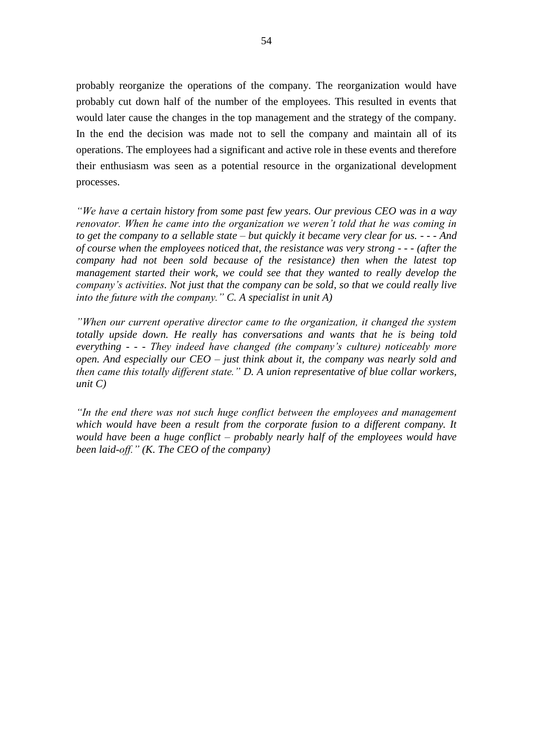probably reorganize the operations of the company. The reorganization would have probably cut down half of the number of the employees. This resulted in events that would later cause the changes in the top management and the strategy of the company. In the end the decision was made not to sell the company and maintain all of its operations. The employees had a significant and active role in these events and therefore their enthusiasm was seen as a potential resource in the organizational development processes.

*"We have a certain history from some past few years. Our previous CEO was in a way renovator. When he came into the organization we weren't told that he was coming in to get the company to a sellable state – but quickly it became very clear for us. - - - And of course when the employees noticed that, the resistance was very strong - - - (after the company had not been sold because of the resistance) then when the latest top management started their work, we could see that they wanted to really develop the company's activities. Not just that the company can be sold, so that we could really live into the future with the company." C. A specialist in unit A)*

*"When our current operative director came to the organization, it changed the system totally upside down. He really has conversations and wants that he is being told everything - - - They indeed have changed (the company's culture) noticeably more open. And especially our CEO – just think about it, the company was nearly sold and then came this totally different state." D. A union representative of blue collar workers, unit C)*

*"In the end there was not such huge conflict between the employees and management which would have been a result from the corporate fusion to a different company. It would have been a huge conflict – probably nearly half of the employees would have been laid-off." (K. The CEO of the company)*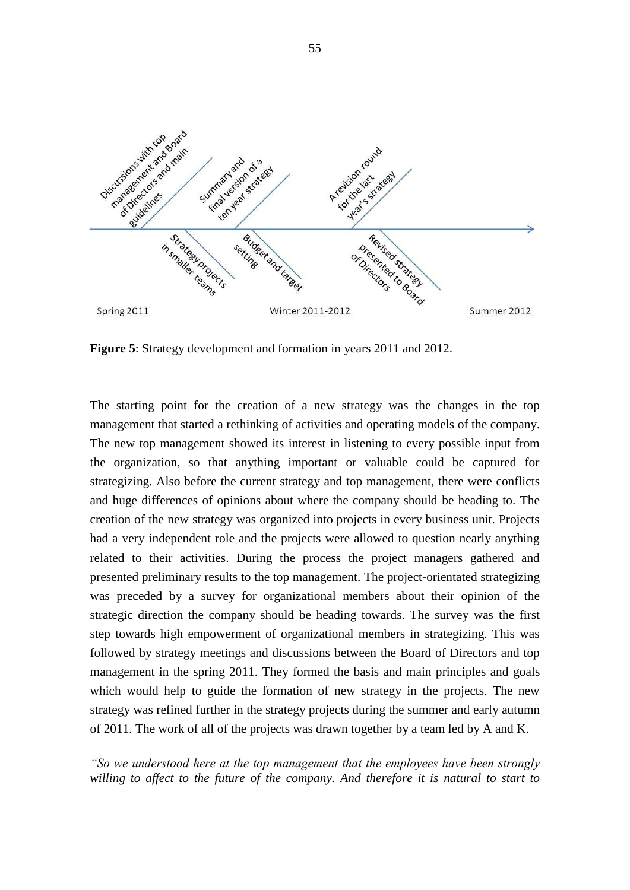Discussions with top management and Board of Directors and main guidelines

Summary and final version of a ten year strategy

A revision round for the last year's strategy

Strategy projects in smaller teams

Budget and target setting

Revised strategy presented to Board of Directors

Spring 2011 | Winter 2011-2012 | Summer 2012

**Figure 5**: Strategy development and formation in years 2011 and 2012.

The starting point for the creation of a new strategy was the changes in the top management that started a rethinking of activities and operating models of the company. The new top management showed its interest in listening to every possible input from the organization, so that anything important or valuable could be captured for strategizing. Also before the current strategy and top management, there were conflicts and huge differences of opinions about where the company should be heading to. The creation of the new strategy was organized into projects in every business unit. Projects had a very independent role and the projects were allowed to question nearly anything related to their activities. During the process the project managers gathered and presented preliminary results to the top management. The project-orientated strategizing was preceded by a survey for organizational members about their opinion of the strategic direction the company should be heading towards. The survey was the first step towards high empowerment of organizational members in strategizing. This was followed by strategy meetings and discussions between the Board of Directors and top management in the spring 2011. They formed the basis and main principles and goals which would help to guide the formation of new strategy in the projects. The new strategy was refined further in the strategy projects during the summer and early autumn of 2011. The work of all of the projects was drawn together by a team led by A and K.

*"So we understood here at the top management that the employees have been strongly willing to affect to the future of the company. And therefore it is natural to start to*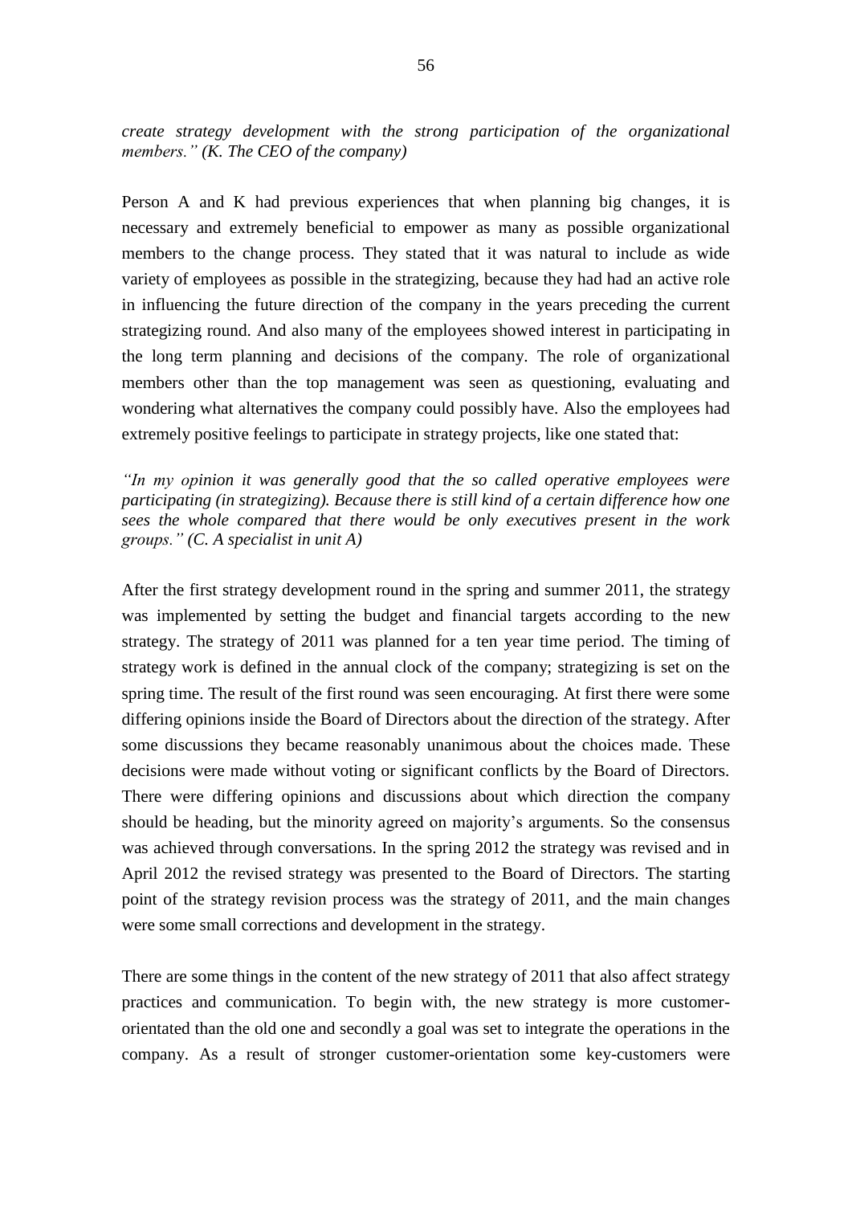*create strategy development with the strong participation of the organizational members." (K. The CEO of the company)*

Person A and K had previous experiences that when planning big changes, it is necessary and extremely beneficial to empower as many as possible organizational members to the change process. They stated that it was natural to include as wide variety of employees as possible in the strategizing, because they had had an active role in influencing the future direction of the company in the years preceding the current strategizing round. And also many of the employees showed interest in participating in the long term planning and decisions of the company. The role of organizational members other than the top management was seen as questioning, evaluating and wondering what alternatives the company could possibly have. Also the employees had extremely positive feelings to participate in strategy projects, like one stated that:

*"In my opinion it was generally good that the so called operative employees were participating (in strategizing). Because there is still kind of a certain difference how one sees the whole compared that there would be only executives present in the work groups." (C. A specialist in unit A)*

After the first strategy development round in the spring and summer 2011, the strategy was implemented by setting the budget and financial targets according to the new strategy. The strategy of 2011 was planned for a ten year time period. The timing of strategy work is defined in the annual clock of the company; strategizing is set on the spring time. The result of the first round was seen encouraging. At first there were some differing opinions inside the Board of Directors about the direction of the strategy. After some discussions they became reasonably unanimous about the choices made. These decisions were made without voting or significant conflicts by the Board of Directors. There were differing opinions and discussions about which direction the company should be heading, but the minority agreed on majority's arguments. So the consensus was achieved through conversations. In the spring 2012 the strategy was revised and in April 2012 the revised strategy was presented to the Board of Directors. The starting point of the strategy revision process was the strategy of 2011, and the main changes were some small corrections and development in the strategy.

There are some things in the content of the new strategy of 2011 that also affect strategy practices and communication. To begin with, the new strategy is more customer-orientated than the old one and secondly a goal was set to integrate the operations in the company. As a result of stronger customer-orientation some key-customers were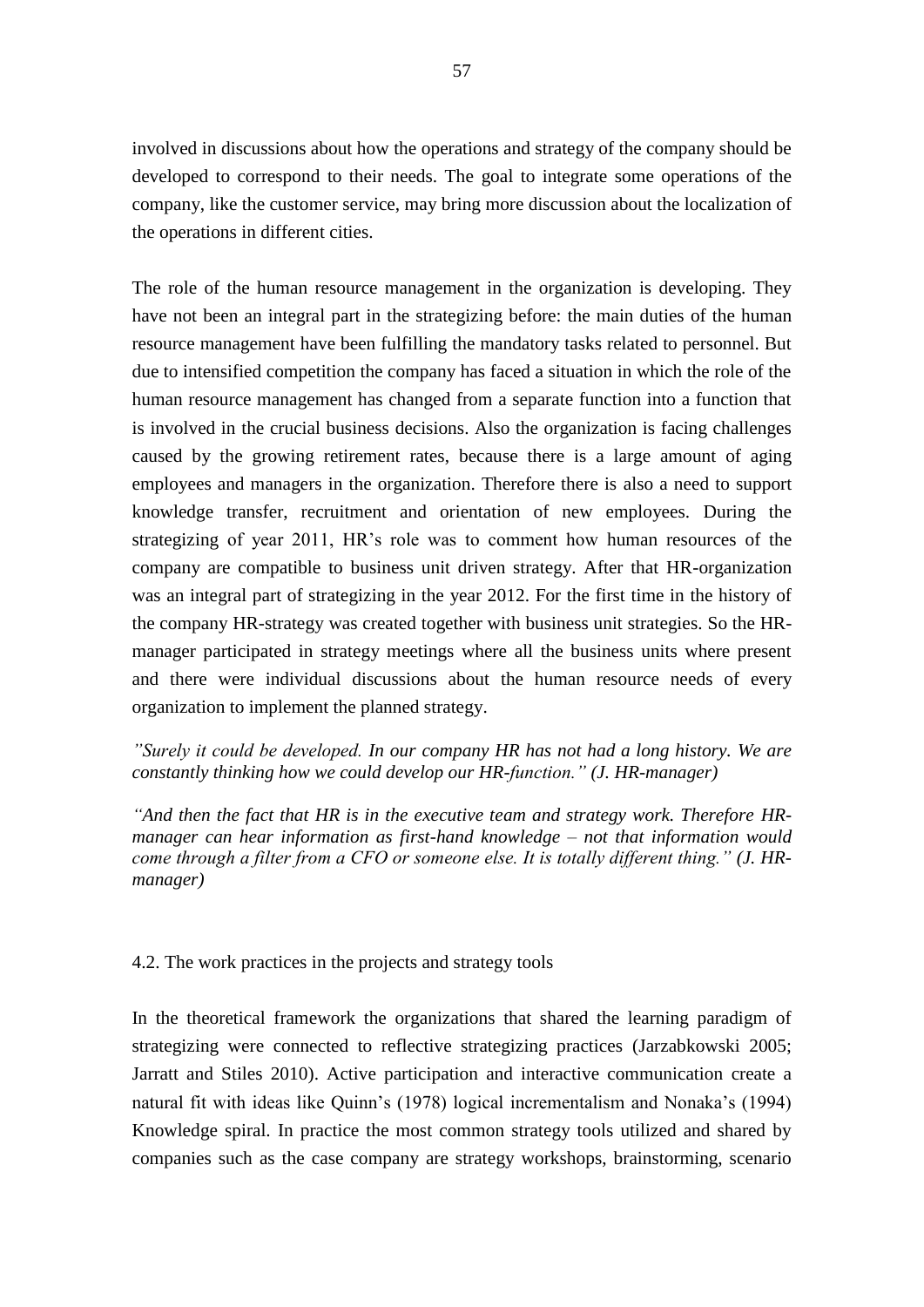involved in discussions about how the operations and strategy of the company should be developed to correspond to their needs. The goal to integrate some operations of the company, like the customer service, may bring more discussion about the localization of the operations in different cities.

The role of the human resource management in the organization is developing. They have not been an integral part in the strategizing before: the main duties of the human resource management have been fulfilling the mandatory tasks related to personnel. But due to intensified competition the company has faced a situation in which the role of the human resource management has changed from a separate function into a function that is involved in the crucial business decisions. Also the organization is facing challenges caused by the growing retirement rates, because there is a large amount of aging employees and managers in the organization. Therefore there is also a need to support knowledge transfer, recruitment and orientation of new employees. During the strategizing of year 2011, HR's role was to comment how human resources of the company are compatible to business unit driven strategy. After that HR-organization was an integral part of strategizing in the year 2012. For the first time in the history of the company HR-strategy was created together with business unit strategies. So the HR-manager participated in strategy meetings where all the business units where present and there were individual discussions about the human resource needs of every organization to implement the planned strategy.

*"Surely it could be developed. In our company HR has not had a long history. We are constantly thinking how we could develop our HR-function." (J. HR-manager)*

*"And then the fact that HR is in the executive team and strategy work. Therefore HR-manager can hear information as first-hand knowledge – not that information would come through a filter from a CFO or someone else. It is totally different thing." (J. HR-manager)*

## 4.2. The work practices in the projects and strategy tools

In the theoretical framework the organizations that shared the learning paradigm of strategizing were connected to reflective strategizing practices (Jarzabkowski 2005; Jarratt and Stiles 2010). Active participation and interactive communication create a natural fit with ideas like Quinn's (1978) logical incrementalism and Nonaka's (1994) Knowledge spiral. In practice the most common strategy tools utilized and shared by companies such as the case company are strategy workshops, brainstorming, scenario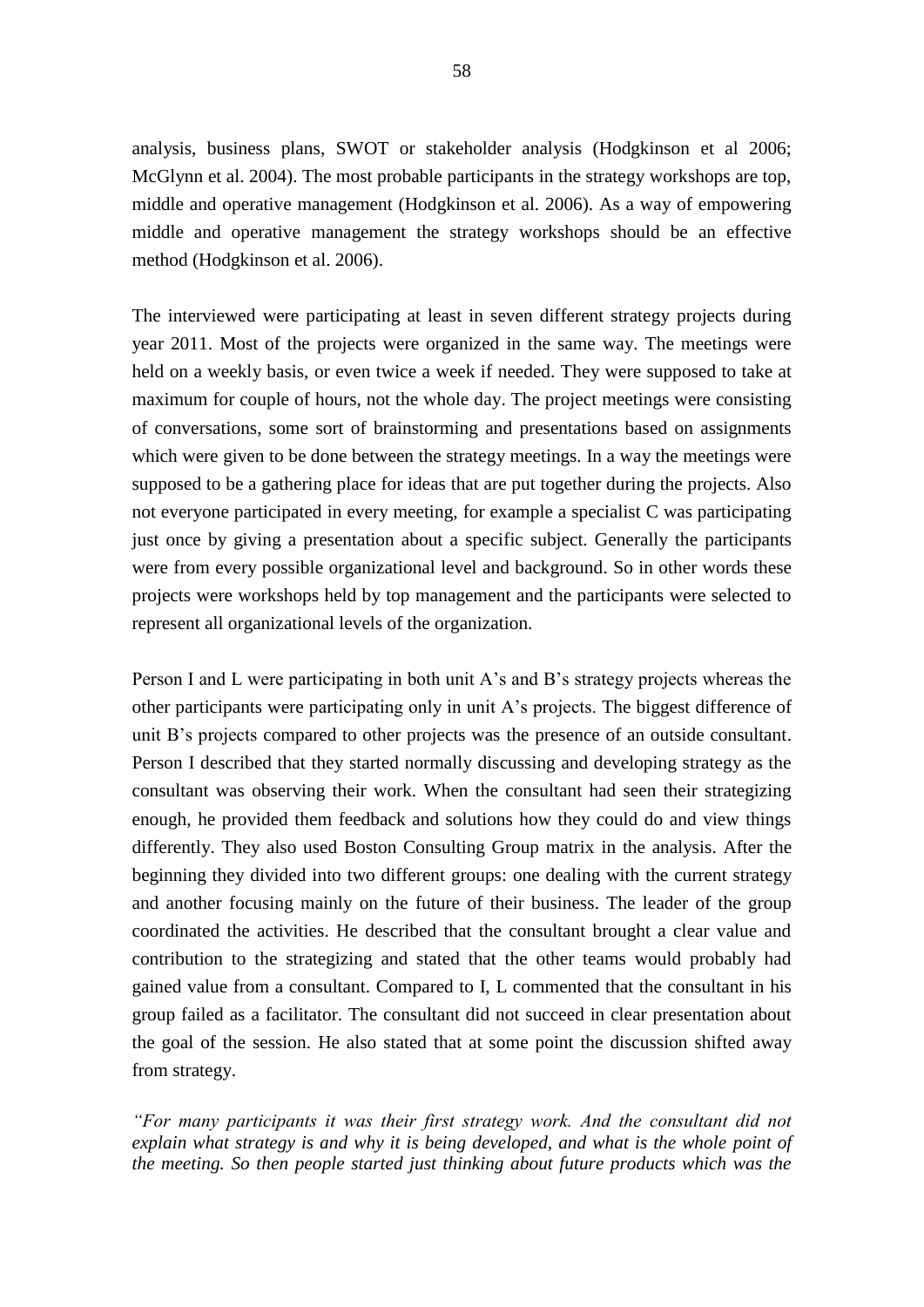analysis, business plans, SWOT or stakeholder analysis (Hodgkinson et al 2006; McGlynn et al. 2004). The most probable participants in the strategy workshops are top, middle and operative management (Hodgkinson et al. 2006). As a way of empowering middle and operative management the strategy workshops should be an effective method (Hodgkinson et al. 2006).

The interviewed were participating at least in seven different strategy projects during year 2011. Most of the projects were organized in the same way. The meetings were held on a weekly basis, or even twice a week if needed. They were supposed to take at maximum for couple of hours, not the whole day. The project meetings were consisting of conversations, some sort of brainstorming and presentations based on assignments which were given to be done between the strategy meetings. In a way the meetings were supposed to be a gathering place for ideas that are put together during the projects. Also not everyone participated in every meeting, for example a specialist C was participating just once by giving a presentation about a specific subject. Generally the participants were from every possible organizational level and background. So in other words these projects were workshops held by top management and the participants were selected to represent all organizational levels of the organization.

Person I and L were participating in both unit A's and B's strategy projects whereas the other participants were participating only in unit A's projects. The biggest difference of unit B's projects compared to other projects was the presence of an outside consultant. Person I described that they started normally discussing and developing strategy as the consultant was observing their work. When the consultant had seen their strategizing enough, he provided them feedback and solutions how they could do and view things differently. They also used Boston Consulting Group matrix in the analysis. After the beginning they divided into two different groups: one dealing with the current strategy and another focusing mainly on the future of their business. The leader of the group coordinated the activities. He described that the consultant brought a clear value and contribution to the strategizing and stated that the other teams would probably had gained value from a consultant. Compared to I, L commented that the consultant in his group failed as a facilitator. The consultant did not succeed in clear presentation about the goal of the session. He also stated that at some point the discussion shifted away from strategy.

*"For many participants it was their first strategy work. And the consultant did not explain what strategy is and why it is being developed, and what is the whole point of the meeting. So then people started just thinking about future products which was the*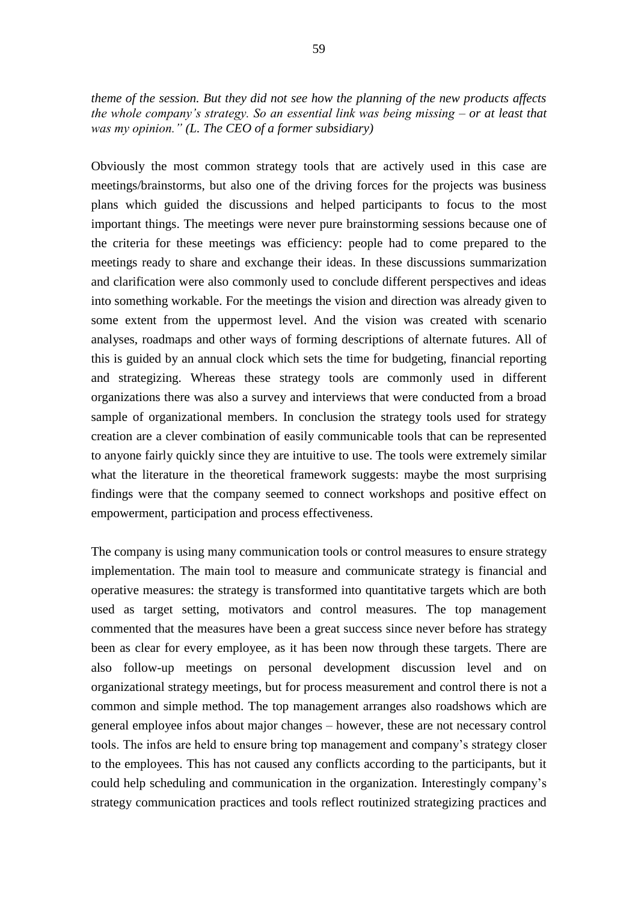*theme of the session. But they did not see how the planning of the new products affects the whole company's strategy. So an essential link was being missing – or at least that was my opinion." (L. The CEO of a former subsidiary)*

Obviously the most common strategy tools that are actively used in this case are meetings/brainstorms, but also one of the driving forces for the projects was business plans which guided the discussions and helped participants to focus to the most important things. The meetings were never pure brainstorming sessions because one of the criteria for these meetings was efficiency: people had to come prepared to the meetings ready to share and exchange their ideas. In these discussions summarization and clarification were also commonly used to conclude different perspectives and ideas into something workable. For the meetings the vision and direction was already given to some extent from the uppermost level. And the vision was created with scenario analyses, roadmaps and other ways of forming descriptions of alternate futures. All of this is guided by an annual clock which sets the time for budgeting, financial reporting and strategizing. Whereas these strategy tools are commonly used in different organizations there was also a survey and interviews that were conducted from a broad sample of organizational members. In conclusion the strategy tools used for strategy creation are a clever combination of easily communicable tools that can be represented to anyone fairly quickly since they are intuitive to use. The tools were extremely similar what the literature in the theoretical framework suggests: maybe the most surprising findings were that the company seemed to connect workshops and positive effect on empowerment, participation and process effectiveness.

The company is using many communication tools or control measures to ensure strategy implementation. The main tool to measure and communicate strategy is financial and operative measures: the strategy is transformed into quantitative targets which are both used as target setting, motivators and control measures. The top management commented that the measures have been a great success since never before has strategy been as clear for every employee, as it has been now through these targets. There are also follow-up meetings on personal development discussion level and on organizational strategy meetings, but for process measurement and control there is not a common and simple method. The top management arranges also roadshows which are general employee infos about major changes – however, these are not necessary control tools. The infos are held to ensure bring top management and company's strategy closer to the employees. This has not caused any conflicts according to the participants, but it could help scheduling and communication in the organization. Interestingly company's strategy communication practices and tools reflect routinized strategizing practices and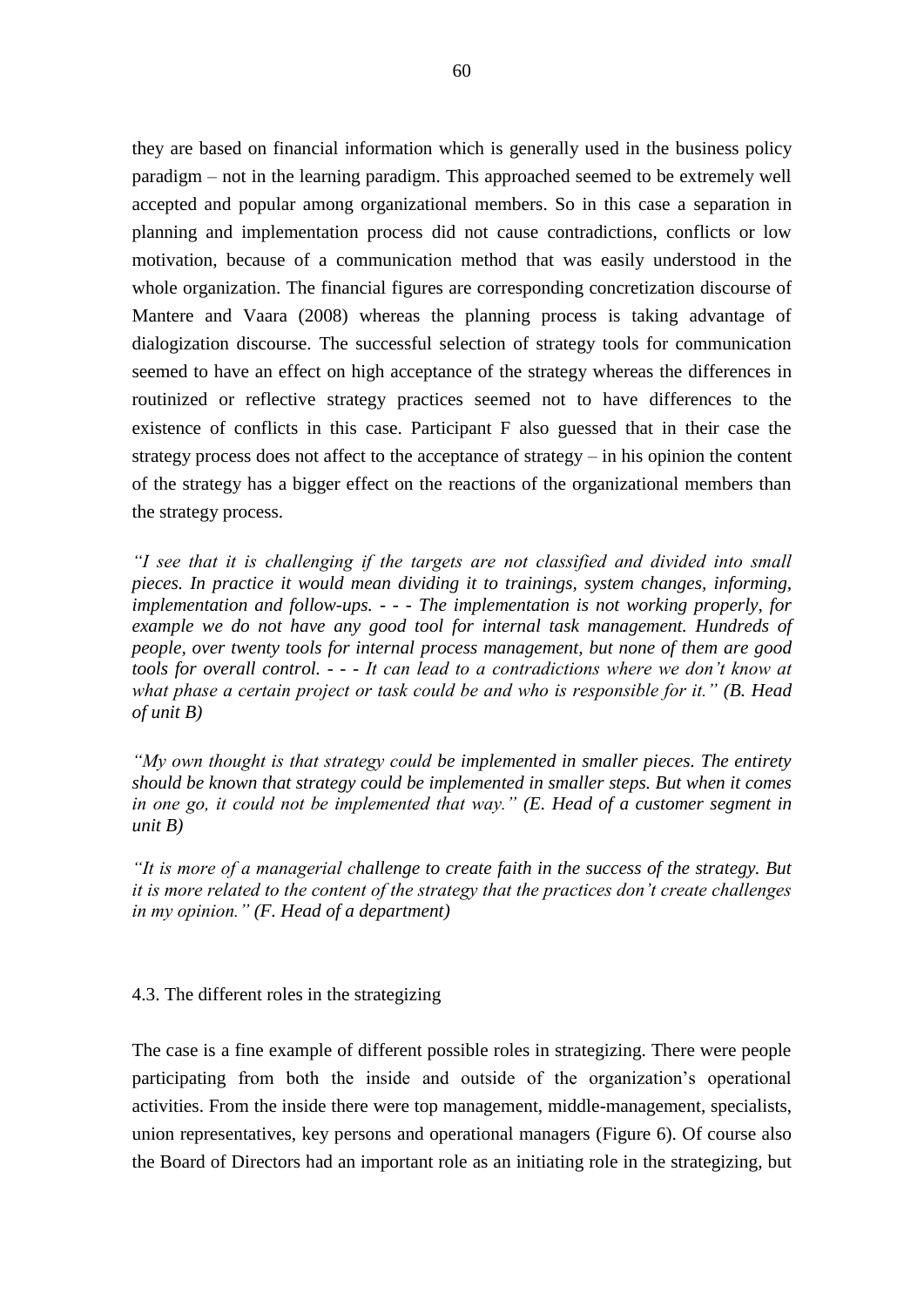they are based on financial information which is generally used in the business policy paradigm – not in the learning paradigm. This approached seemed to be extremely well accepted and popular among organizational members. So in this case a separation in planning and implementation process did not cause contradictions, conflicts or low motivation, because of a communication method that was easily understood in the whole organization. The financial figures are corresponding concretization discourse of Mantere and Vaara (2008) whereas the planning process is taking advantage of dialogization discourse. The successful selection of strategy tools for communication seemed to have an effect on high acceptance of the strategy whereas the differences in routinized or reflective strategy practices seemed not to have differences to the existence of conflicts in this case. Participant F also guessed that in their case the strategy process does not affect to the acceptance of strategy – in his opinion the content of the strategy has a bigger effect on the reactions of the organizational members than the strategy process.

*"I see that it is challenging if the targets are not classified and divided into small pieces. In practice it would mean dividing it to trainings, system changes, informing, implementation and follow-ups. - - - The implementation is not working properly, for example we do not have any good tool for internal task management. Hundreds of people, over twenty tools for internal process management, but none of them are good tools for overall control. - - - It can lead to a contradictions where we don't know at what phase a certain project or task could be and who is responsible for it." (B. Head of unit B)*

*"My own thought is that strategy could be implemented in smaller pieces. The entirety should be known that strategy could be implemented in smaller steps. But when it comes in one go, it could not be implemented that way." (E. Head of a customer segment in unit B)*

*"It is more of a managerial challenge to create faith in the success of the strategy. But it is more related to the content of the strategy that the practices don't create challenges in my opinion." (F. Head of a department)*

## 4.3. The different roles in the strategizing

The case is a fine example of different possible roles in strategizing. There were people participating from both the inside and outside of the organization's operational activities. From the inside there were top management, middle-management, specialists, union representatives, key persons and operational managers (Figure 6). Of course also the Board of Directors had an important role as an initiating role in the strategizing, but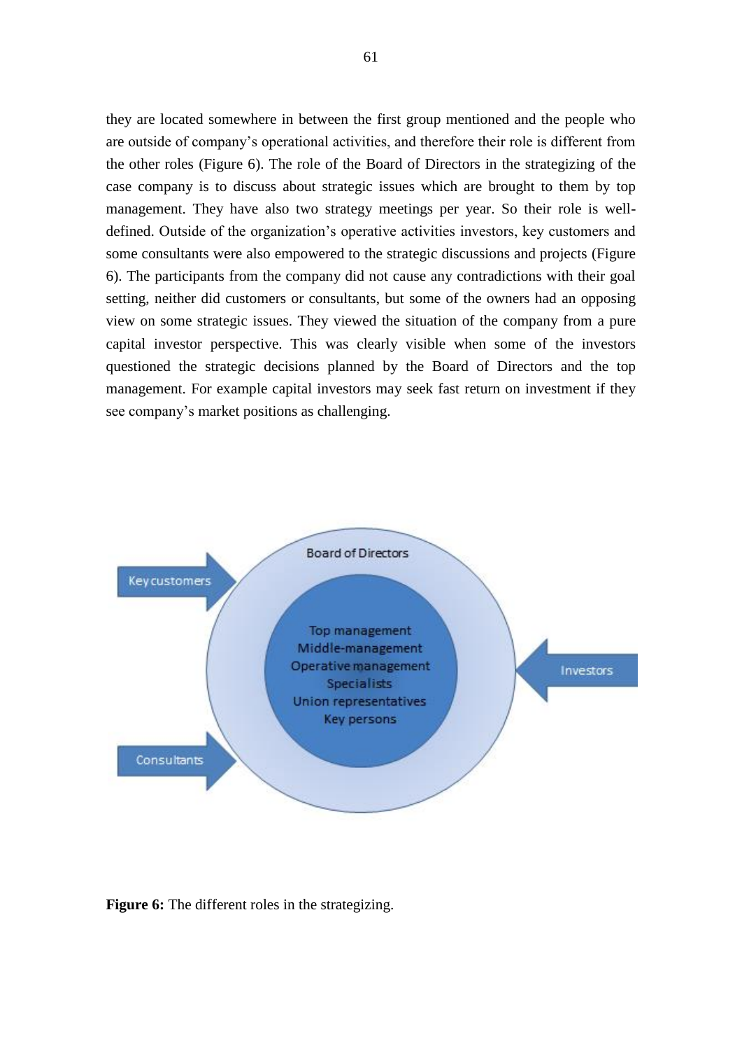they are located somewhere in between the first group mentioned and the people who are outside of company's operational activities, and therefore their role is different from the other roles (Figure 6). The role of the Board of Directors in the strategizing of the case company is to discuss about strategic issues which are brought to them by top management. They have also two strategy meetings per year. So their role is well-defined. Outside of the organization's operative activities investors, key customers and some consultants were also empowered to the strategic discussions and projects (Figure 6). The participants from the company did not cause any contradictions with their goal setting, neither did customers or consultants, but some of the owners had an opposing view on some strategic issues. They viewed the situation of the company from a pure capital investor perspective. This was clearly visible when some of the investors questioned the strategic decisions planned by the Board of Directors and the top management. For example capital investors may seek fast return on investment if they see company's market positions as challenging.

**Figure 6:** The different roles in the strategizing.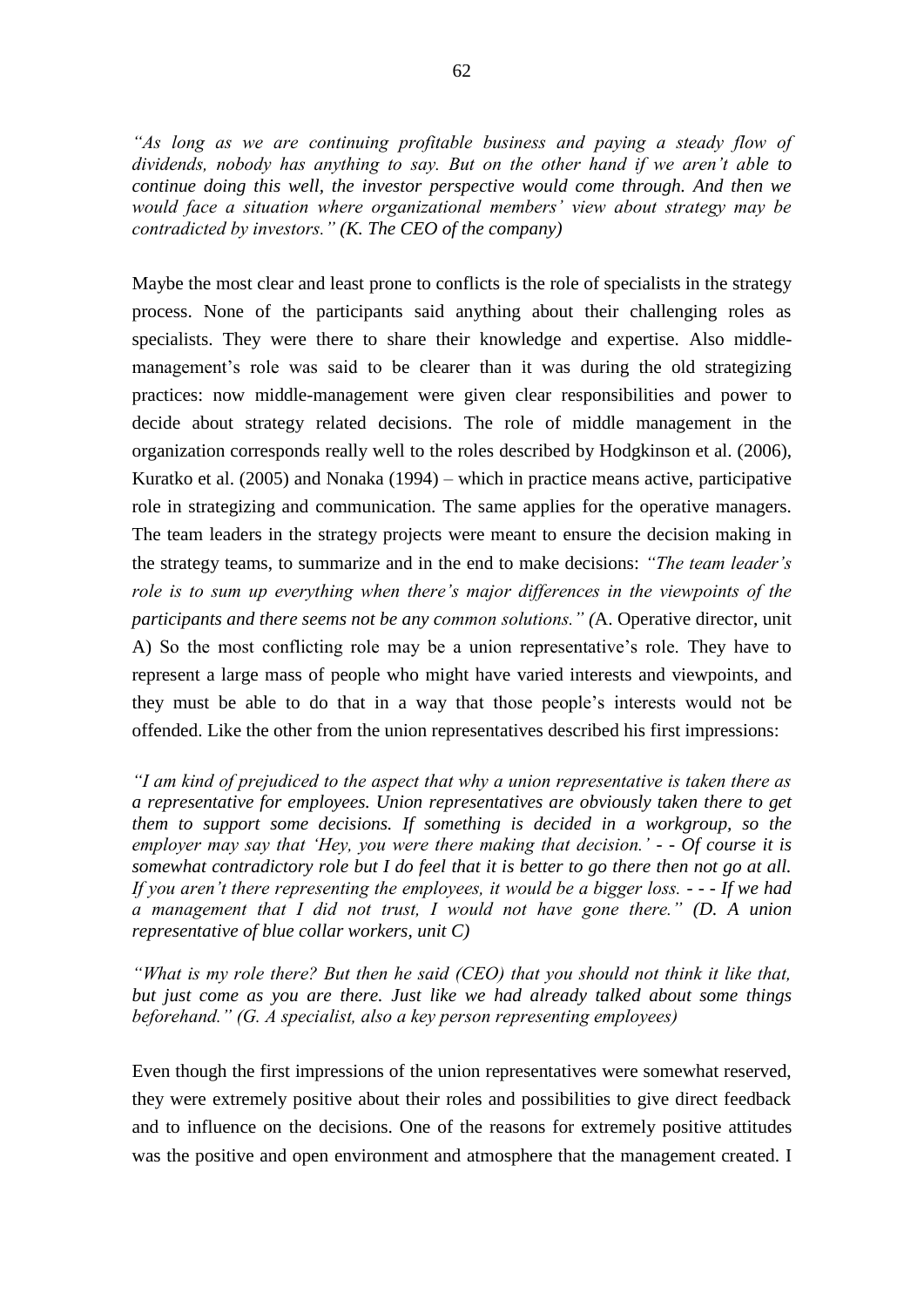*"As long as we are continuing profitable business and paying a steady flow of dividends, nobody has anything to say. But on the other hand if we aren't able to continue doing this well, the investor perspective would come through. And then we would face a situation where organizational members' view about strategy may be contradicted by investors." (K. The CEO of the company)*

Maybe the most clear and least prone to conflicts is the role of specialists in the strategy process. None of the participants said anything about their challenging roles as specialists. They were there to share their knowledge and expertise. Also middle-management's role was said to be clearer than it was during the old strategizing practices: now middle-management were given clear responsibilities and power to decide about strategy related decisions. The role of middle management in the organization corresponds really well to the roles described by Hodgkinson et al. (2006), Kuratko et al. (2005) and Nonaka (1994) – which in practice means active, participative role in strategizing and communication. The same applies for the operative managers. The team leaders in the strategy projects were meant to ensure the decision making in the strategy teams, to summarize and in the end to make decisions: *"The team leader's role is to sum up everything when there's major differences in the viewpoints of the participants and there seems not be any common solutions." (*A. Operative director, unit A) So the most conflicting role may be a union representative's role. They have to represent a large mass of people who might have varied interests and viewpoints, and they must be able to do that in a way that those people's interests would not be offended. Like the other from the union representatives described his first impressions:

*"I am kind of prejudiced to the aspect that why a union representative is taken there as a representative for employees. Union representatives are obviously taken there to get them to support some decisions. If something is decided in a workgroup, so the employer may say that 'Hey, you were there making that decision.' - - Of course it is somewhat contradictory role but I do feel that it is better to go there then not go at all. If you aren't there representing the employees, it would be a bigger loss. - - - If we had a management that I did not trust, I would not have gone there." (D. A union representative of blue collar workers, unit C)*

*"What is my role there? But then he said (CEO) that you should not think it like that, but just come as you are there. Just like we had already talked about some things beforehand." (G. A specialist, also a key person representing employees)*

Even though the first impressions of the union representatives were somewhat reserved, they were extremely positive about their roles and possibilities to give direct feedback and to influence on the decisions. One of the reasons for extremely positive attitudes was the positive and open environment and atmosphere that the management created. I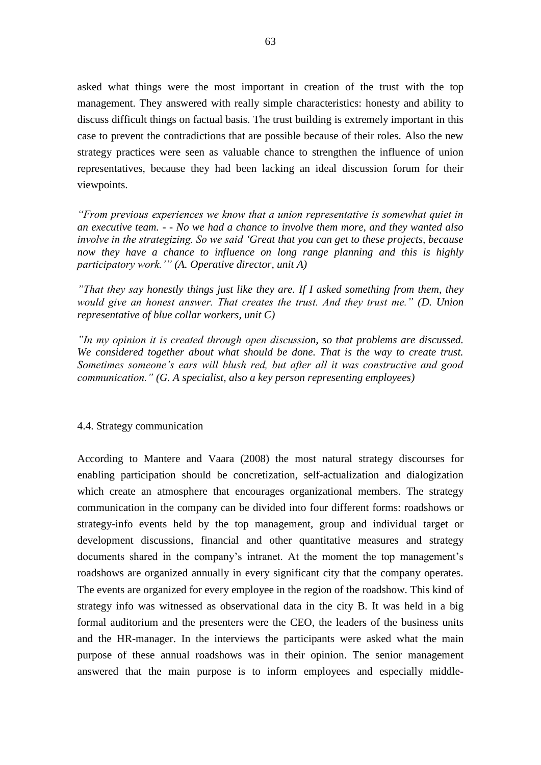asked what things were the most important in creation of the trust with the top management. They answered with really simple characteristics: honesty and ability to discuss difficult things on factual basis. The trust building is extremely important in this case to prevent the contradictions that are possible because of their roles. Also the new strategy practices were seen as valuable chance to strengthen the influence of union representatives, because they had been lacking an ideal discussion forum for their viewpoints.

*"From previous experiences we know that a union representative is somewhat quiet in an executive team. - - No we had a chance to involve them more, and they wanted also involve in the strategizing. So we said 'Great that you can get to these projects, because now they have a chance to influence on long range planning and this is highly participatory work.'" (A. Operative director, unit A)*

*"That they say honestly things just like they are. If I asked something from them, they would give an honest answer. That creates the trust. And they trust me." (D. Union representative of blue collar workers, unit C)*

*"In my opinion it is created through open discussion, so that problems are discussed. We considered together about what should be done. That is the way to create trust. Sometimes someone's ears will blush red, but after all it was constructive and good communication." (G. A specialist, also a key person representing employees)*

## 4.4. Strategy communication

According to Mantere and Vaara (2008) the most natural strategy discourses for enabling participation should be concretization, self-actualization and dialogization which create an atmosphere that encourages organizational members. The strategy communication in the company can be divided into four different forms: roadshows or strategy-info events held by the top management, group and individual target or development discussions, financial and other quantitative measures and strategy documents shared in the company's intranet. At the moment the top management's roadshows are organized annually in every significant city that the company operates. The events are organized for every employee in the region of the roadshow. This kind of strategy info was witnessed as observational data in the city B. It was held in a big formal auditorium and the presenters were the CEO, the leaders of the business units and the HR-manager. In the interviews the participants were asked what the main purpose of these annual roadshows was in their opinion. The senior management answered that the main purpose is to inform employees and especially middle-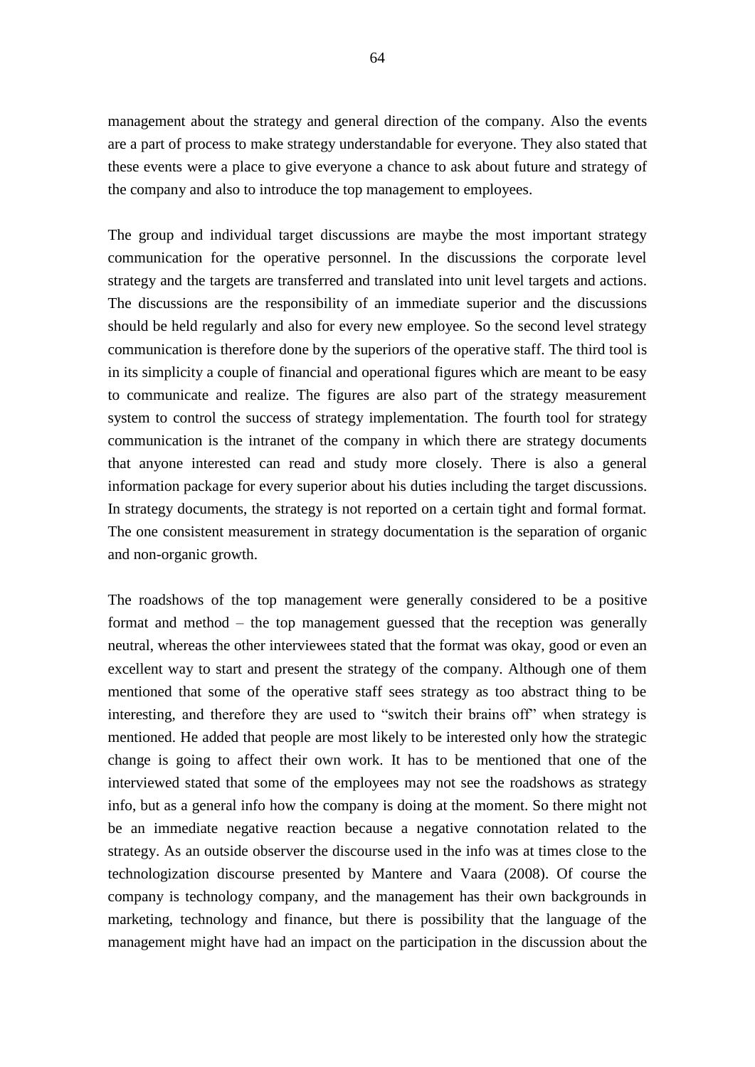management about the strategy and general direction of the company. Also the events are a part of process to make strategy understandable for everyone. They also stated that these events were a place to give everyone a chance to ask about future and strategy of the company and also to introduce the top management to employees.

The group and individual target discussions are maybe the most important strategy communication for the operative personnel. In the discussions the corporate level strategy and the targets are transferred and translated into unit level targets and actions. The discussions are the responsibility of an immediate superior and the discussions should be held regularly and also for every new employee. So the second level strategy communication is therefore done by the superiors of the operative staff. The third tool is in its simplicity a couple of financial and operational figures which are meant to be easy to communicate and realize. The figures are also part of the strategy measurement system to control the success of strategy implementation. The fourth tool for strategy communication is the intranet of the company in which there are strategy documents that anyone interested can read and study more closely. There is also a general information package for every superior about his duties including the target discussions. In strategy documents, the strategy is not reported on a certain tight and formal format. The one consistent measurement in strategy documentation is the separation of organic and non-organic growth.

The roadshows of the top management were generally considered to be a positive format and method – the top management guessed that the reception was generally neutral, whereas the other interviewees stated that the format was okay, good or even an excellent way to start and present the strategy of the company. Although one of them mentioned that some of the operative staff sees strategy as too abstract thing to be interesting, and therefore they are used to "switch their brains off" when strategy is mentioned. He added that people are most likely to be interested only how the strategic change is going to affect their own work. It has to be mentioned that one of the interviewed stated that some of the employees may not see the roadshows as strategy info, but as a general info how the company is doing at the moment. So there might not be an immediate negative reaction because a negative connotation related to the strategy. As an outside observer the discourse used in the info was at times close to the technologization discourse presented by Mantere and Vaara (2008). Of course the company is technology company, and the management has their own backgrounds in marketing, technology and finance, but there is possibility that the language of the management might have had an impact on the participation in the discussion about the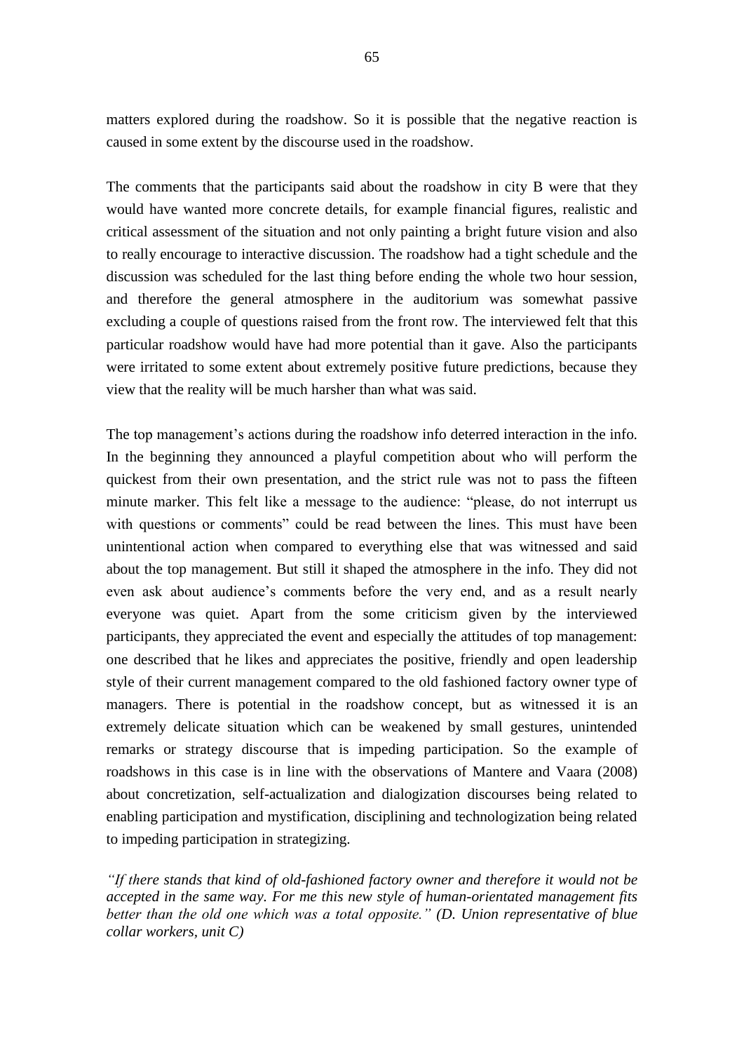matters explored during the roadshow. So it is possible that the negative reaction is caused in some extent by the discourse used in the roadshow.

The comments that the participants said about the roadshow in city B were that they would have wanted more concrete details, for example financial figures, realistic and critical assessment of the situation and not only painting a bright future vision and also to really encourage to interactive discussion. The roadshow had a tight schedule and the discussion was scheduled for the last thing before ending the whole two hour session, and therefore the general atmosphere in the auditorium was somewhat passive excluding a couple of questions raised from the front row. The interviewed felt that this particular roadshow would have had more potential than it gave. Also the participants were irritated to some extent about extremely positive future predictions, because they view that the reality will be much harsher than what was said.

The top management's actions during the roadshow info deterred interaction in the info. In the beginning they announced a playful competition about who will perform the quickest from their own presentation, and the strict rule was not to pass the fifteen minute marker. This felt like a message to the audience: "please, do not interrupt us with questions or comments" could be read between the lines. This must have been unintentional action when compared to everything else that was witnessed and said about the top management. But still it shaped the atmosphere in the info. They did not even ask about audience's comments before the very end, and as a result nearly everyone was quiet. Apart from the some criticism given by the interviewed participants, they appreciated the event and especially the attitudes of top management: one described that he likes and appreciates the positive, friendly and open leadership style of their current management compared to the old fashioned factory owner type of managers. There is potential in the roadshow concept, but as witnessed it is an extremely delicate situation which can be weakened by small gestures, unintended remarks or strategy discourse that is impeding participation. So the example of roadshows in this case is in line with the observations of Mantere and Vaara (2008) about concretization, self-actualization and dialogization discourses being related to enabling participation and mystification, disciplining and technologization being related to impeding participation in strategizing.

*"If there stands that kind of old-fashioned factory owner and therefore it would not be accepted in the same way. For me this new style of human-orientated management fits better than the old one which was a total opposite." (D. Union representative of blue collar workers, unit C)*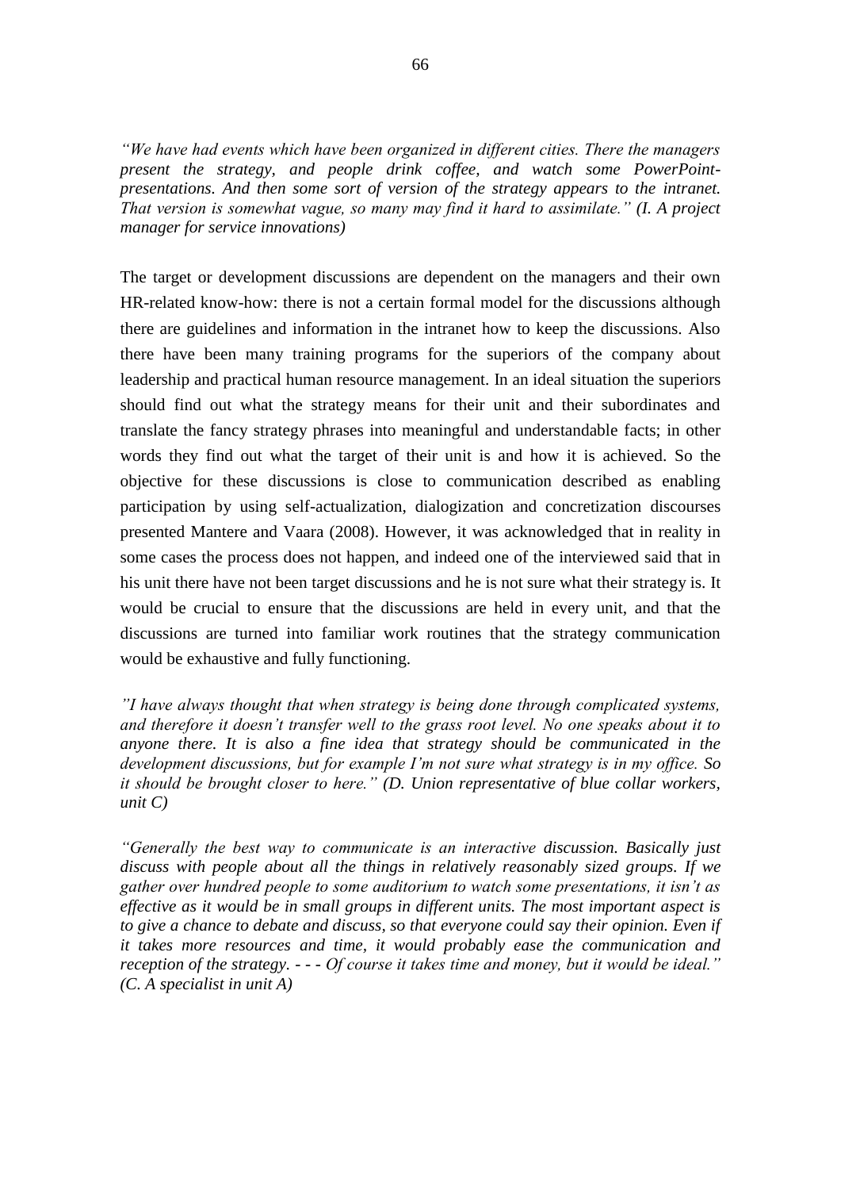*"We have had events which have been organized in different cities. There the managers present the strategy, and people drink coffee, and watch some PowerPoint-presentations. And then some sort of version of the strategy appears to the intranet. That version is somewhat vague, so many may find it hard to assimilate." (I. A project manager for service innovations)*

The target or development discussions are dependent on the managers and their own HR-related know-how: there is not a certain formal model for the discussions although there are guidelines and information in the intranet how to keep the discussions. Also there have been many training programs for the superiors of the company about leadership and practical human resource management. In an ideal situation the superiors should find out what the strategy means for their unit and their subordinates and translate the fancy strategy phrases into meaningful and understandable facts; in other words they find out what the target of their unit is and how it is achieved. So the objective for these discussions is close to communication described as enabling participation by using self-actualization, dialogization and concretization discourses presented Mantere and Vaara (2008). However, it was acknowledged that in reality in some cases the process does not happen, and indeed one of the interviewed said that in his unit there have not been target discussions and he is not sure what their strategy is. It would be crucial to ensure that the discussions are held in every unit, and that the discussions are turned into familiar work routines that the strategy communication would be exhaustive and fully functioning.

*"I have always thought that when strategy is being done through complicated systems, and therefore it doesn't transfer well to the grass root level. No one speaks about it to anyone there. It is also a fine idea that strategy should be communicated in the development discussions, but for example I'm not sure what strategy is in my office. So it should be brought closer to here." (D. Union representative of blue collar workers, unit C)*

*"Generally the best way to communicate is an interactive discussion. Basically just discuss with people about all the things in relatively reasonably sized groups. If we gather over hundred people to some auditorium to watch some presentations, it isn't as effective as it would be in small groups in different units. The most important aspect is to give a chance to debate and discuss, so that everyone could say their opinion. Even if it takes more resources and time, it would probably ease the communication and reception of the strategy. - - - Of course it takes time and money, but it would be ideal." (C. A specialist in unit A)*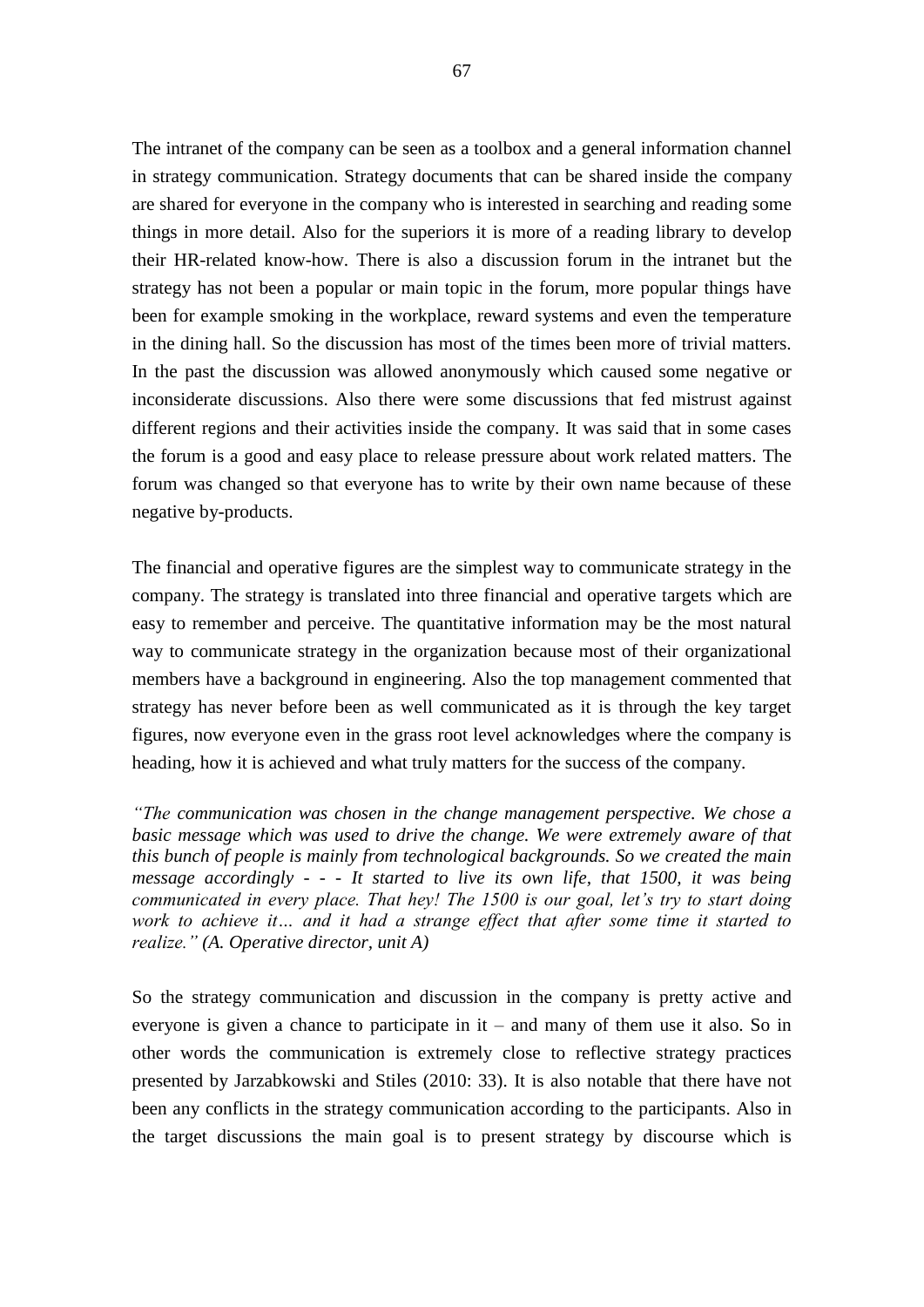The intranet of the company can be seen as a toolbox and a general information channel in strategy communication. Strategy documents that can be shared inside the company are shared for everyone in the company who is interested in searching and reading some things in more detail. Also for the superiors it is more of a reading library to develop their HR-related know-how. There is also a discussion forum in the intranet but the strategy has not been a popular or main topic in the forum, more popular things have been for example smoking in the workplace, reward systems and even the temperature in the dining hall. So the discussion has most of the times been more of trivial matters. In the past the discussion was allowed anonymously which caused some negative or inconsiderate discussions. Also there were some discussions that fed mistrust against different regions and their activities inside the company. It was said that in some cases the forum is a good and easy place to release pressure about work related matters. The forum was changed so that everyone has to write by their own name because of these negative by-products.

The financial and operative figures are the simplest way to communicate strategy in the company. The strategy is translated into three financial and operative targets which are easy to remember and perceive. The quantitative information may be the most natural way to communicate strategy in the organization because most of their organizational members have a background in engineering. Also the top management commented that strategy has never before been as well communicated as it is through the key target figures, now everyone even in the grass root level acknowledges where the company is heading, how it is achieved and what truly matters for the success of the company.

*"The communication was chosen in the change management perspective. We chose a basic message which was used to drive the change. We were extremely aware of that this bunch of people is mainly from technological backgrounds. So we created the main message accordingly - - - It started to live its own life, that 1500, it was being communicated in every place. That hey! The 1500 is our goal, let's try to start doing work to achieve it… and it had a strange effect that after some time it started to realize." (A. Operative director, unit A)*

So the strategy communication and discussion in the company is pretty active and everyone is given a chance to participate in it – and many of them use it also. So in other words the communication is extremely close to reflective strategy practices presented by Jarzabkowski and Stiles (2010: 33). It is also notable that there have not been any conflicts in the strategy communication according to the participants. Also in the target discussions the main goal is to present strategy by discourse which is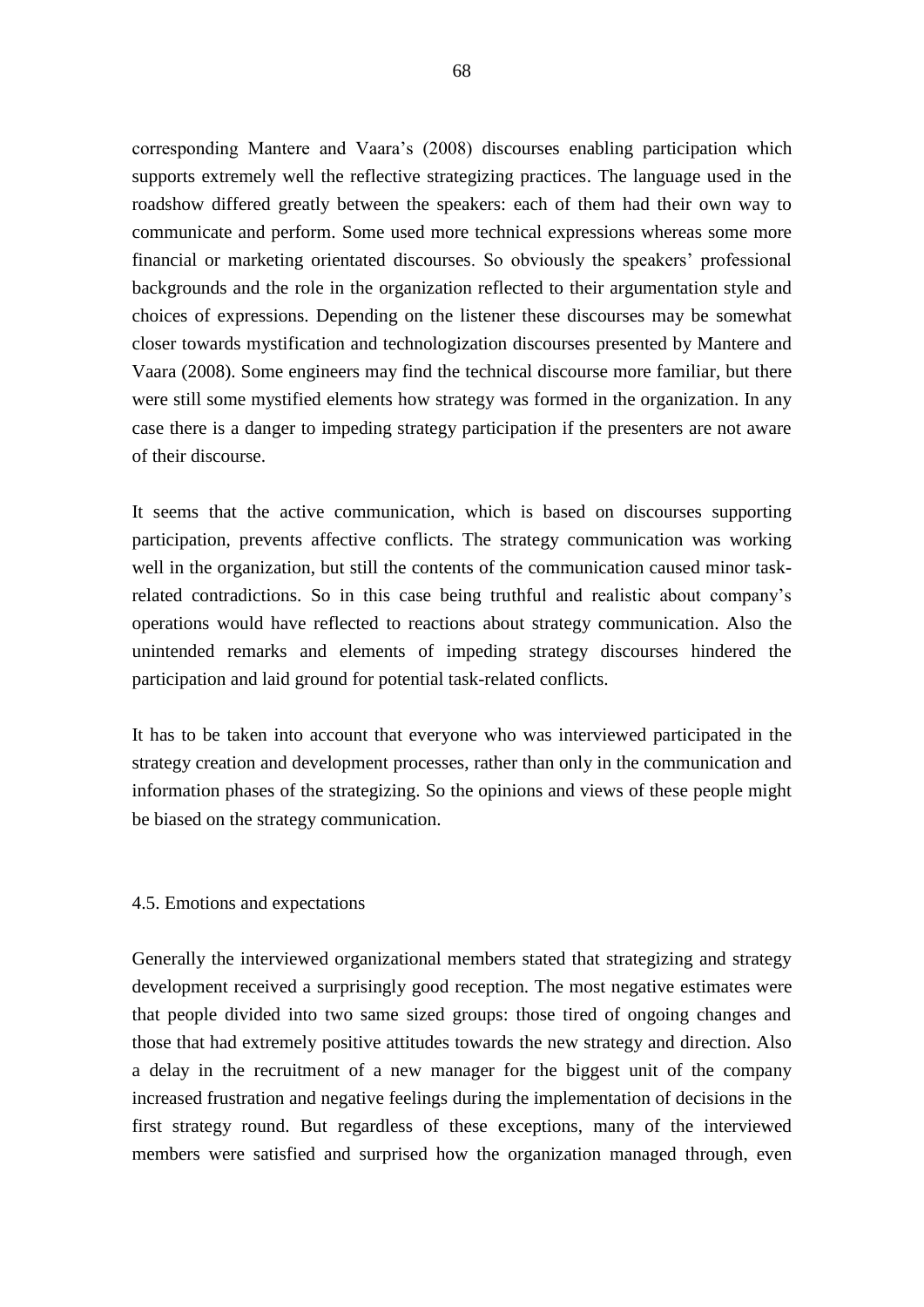corresponding Mantere and Vaara's (2008) discourses enabling participation which supports extremely well the reflective strategizing practices. The language used in the roadshow differed greatly between the speakers: each of them had their own way to communicate and perform. Some used more technical expressions whereas some more financial or marketing orientated discourses. So obviously the speakers' professional backgrounds and the role in the organization reflected to their argumentation style and choices of expressions. Depending on the listener these discourses may be somewhat closer towards mystification and technologization discourses presented by Mantere and Vaara (2008). Some engineers may find the technical discourse more familiar, but there were still some mystified elements how strategy was formed in the organization. In any case there is a danger to impeding strategy participation if the presenters are not aware of their discourse.

It seems that the active communication, which is based on discourses supporting participation, prevents affective conflicts. The strategy communication was working well in the organization, but still the contents of the communication caused minor task-related contradictions. So in this case being truthful and realistic about company's operations would have reflected to reactions about strategy communication. Also the unintended remarks and elements of impeding strategy discourses hindered the participation and laid ground for potential task-related conflicts.

It has to be taken into account that everyone who was interviewed participated in the strategy creation and development processes, rather than only in the communication and information phases of the strategizing. So the opinions and views of these people might be biased on the strategy communication.

### 4.5. Emotions and expectations

Generally the interviewed organizational members stated that strategizing and strategy development received a surprisingly good reception. The most negative estimates were that people divided into two same sized groups: those tired of ongoing changes and those that had extremely positive attitudes towards the new strategy and direction. Also a delay in the recruitment of a new manager for the biggest unit of the company increased frustration and negative feelings during the implementation of decisions in the first strategy round. But regardless of these exceptions, many of the interviewed members were satisfied and surprised how the organization managed through, even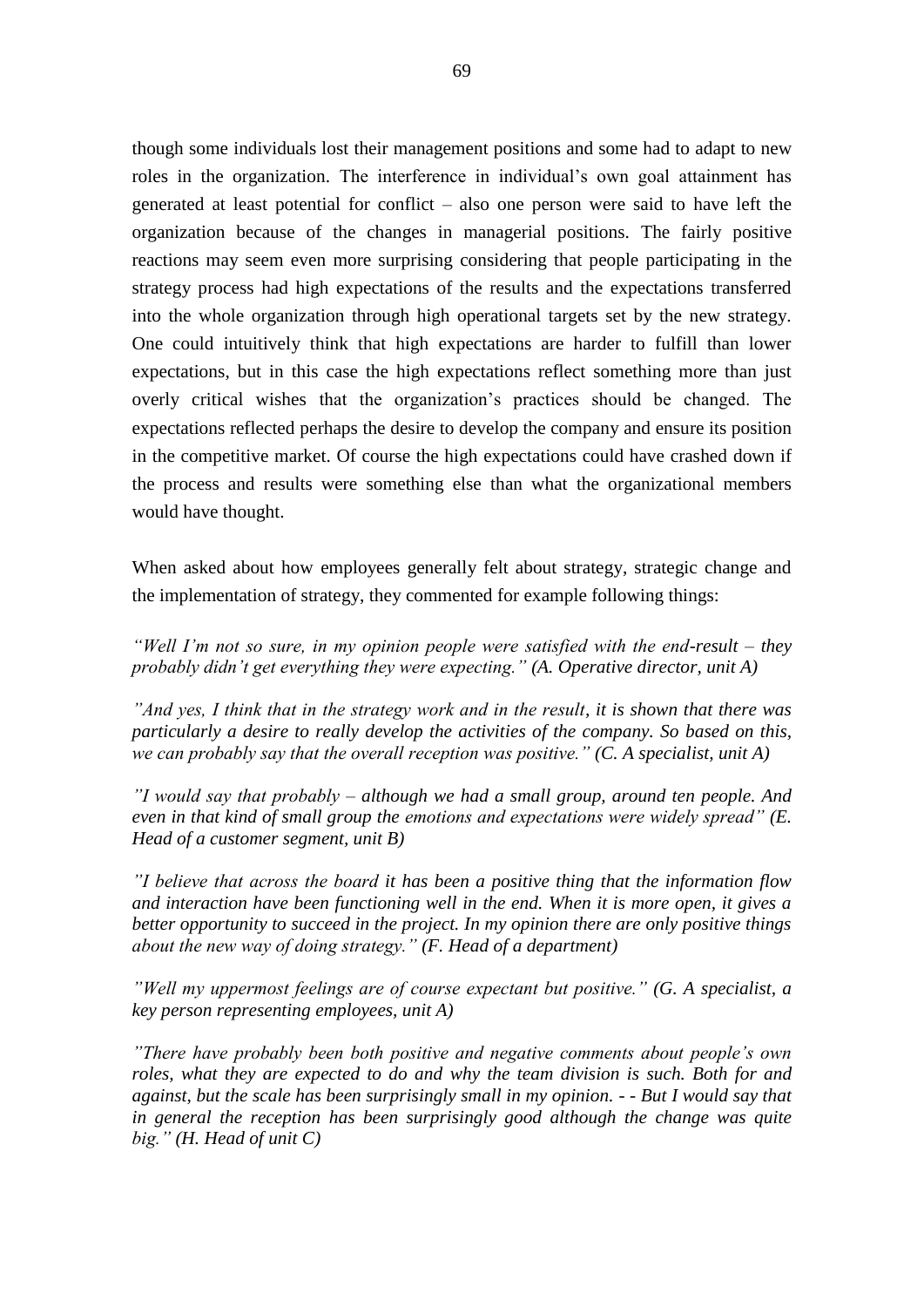though some individuals lost their management positions and some had to adapt to new roles in the organization. The interference in individual's own goal attainment has generated at least potential for conflict – also one person were said to have left the organization because of the changes in managerial positions. The fairly positive reactions may seem even more surprising considering that people participating in the strategy process had high expectations of the results and the expectations transferred into the whole organization through high operational targets set by the new strategy. One could intuitively think that high expectations are harder to fulfill than lower expectations, but in this case the high expectations reflect something more than just overly critical wishes that the organization's practices should be changed. The expectations reflected perhaps the desire to develop the company and ensure its position in the competitive market. Of course the high expectations could have crashed down if the process and results were something else than what the organizational members would have thought.

When asked about how employees generally felt about strategy, strategic change and the implementation of strategy, they commented for example following things:

*"Well I'm not so sure, in my opinion people were satisfied with the end-result – they probably didn't get everything they were expecting." (A. Operative director, unit A)*

*"And yes, I think that in the strategy work and in the result, it is shown that there was particularly a desire to really develop the activities of the company. So based on this, we can probably say that the overall reception was positive." (C. A specialist, unit A)*

*"I would say that probably – although we had a small group, around ten people. And even in that kind of small group the emotions and expectations were widely spread" (E. Head of a customer segment, unit B)*

*"I believe that across the board it has been a positive thing that the information flow and interaction have been functioning well in the end. When it is more open, it gives a better opportunity to succeed in the project. In my opinion there are only positive things about the new way of doing strategy." (F. Head of a department)*

*"Well my uppermost feelings are of course expectant but positive." (G. A specialist, a key person representing employees, unit A)*

*"There have probably been both positive and negative comments about people's own roles, what they are expected to do and why the team division is such. Both for and against, but the scale has been surprisingly small in my opinion. - - But I would say that in general the reception has been surprisingly good although the change was quite big." (H. Head of unit C)*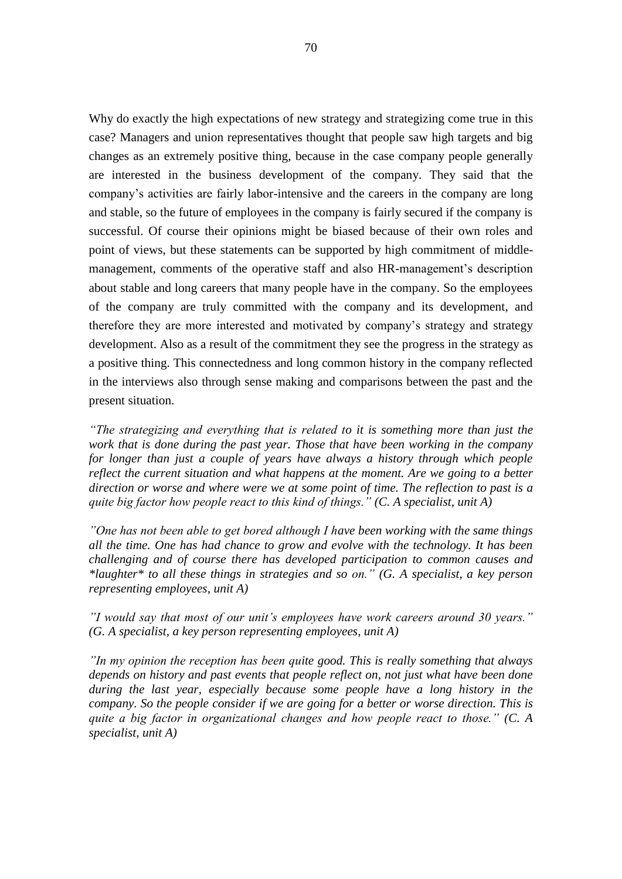Why do exactly the high expectations of new strategy and strategizing come true in this case? Managers and union representatives thought that people saw high targets and big changes as an extremely positive thing, because in the case company people generally are interested in the business development of the company. They said that the company's activities are fairly labor-intensive and the careers in the company are long and stable, so the future of employees in the company is fairly secured if the company is successful. Of course their opinions might be biased because of their own roles and point of views, but these statements can be supported by high commitment of middle-management, comments of the operative staff and also HR-management's description about stable and long careers that many people have in the company. So the employees of the company are truly committed with the company and its development, and therefore they are more interested and motivated by company's strategy and strategy development. Also as a result of the commitment they see the progress in the strategy as a positive thing. This connectedness and long common history in the company reflected in the interviews also through sense making and comparisons between the past and the present situation.

*"The strategizing and everything that is related to it is something more than just the work that is done during the past year. Those that have been working in the company for longer than just a couple of years have always a history through which people reflect the current situation and what happens at the moment. Are we going to a better direction or worse and where were we at some point of time. The reflection to past is a quite big factor how people react to this kind of things." (C. A specialist, unit A)*

*"One has not been able to get bored although I have been working with the same things all the time. One has had chance to grow and evolve with the technology. It has been challenging and of course there has developed participation to common causes and *laughter* to all these things in strategies and so on." (G. A specialist, a key person representing employees, unit A)*

*"I would say that most of our unit's employees have work careers around 30 years." (G. A specialist, a key person representing employees, unit A)*

*"In my opinion the reception has been quite good. This is really something that always depends on history and past events that people reflect on, not just what have been done during the last year, especially because some people have a long history in the company. So the people consider if we are going for a better or worse direction. This is quite a big factor in organizational changes and how people react to those." (C. A specialist, unit A)*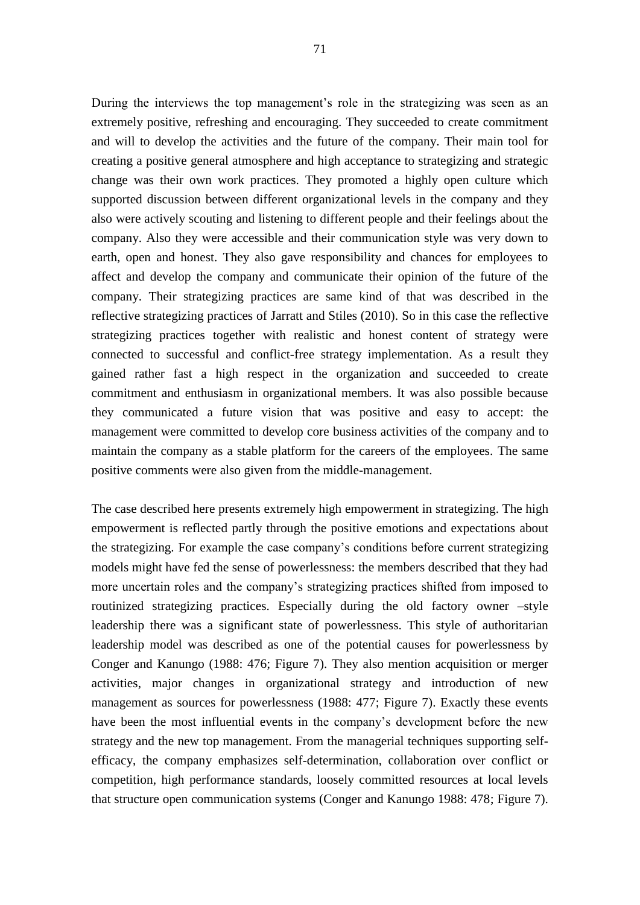During the interviews the top management's role in the strategizing was seen as an extremely positive, refreshing and encouraging. They succeeded to create commitment and will to develop the activities and the future of the company. Their main tool for creating a positive general atmosphere and high acceptance to strategizing and strategic change was their own work practices. They promoted a highly open culture which supported discussion between different organizational levels in the company and they also were actively scouting and listening to different people and their feelings about the company. Also they were accessible and their communication style was very down to earth, open and honest. They also gave responsibility and chances for employees to affect and develop the company and communicate their opinion of the future of the company. Their strategizing practices are same kind of that was described in the reflective strategizing practices of Jarratt and Stiles (2010). So in this case the reflective strategizing practices together with realistic and honest content of strategy were connected to successful and conflict-free strategy implementation. As a result they gained rather fast a high respect in the organization and succeeded to create commitment and enthusiasm in organizational members. It was also possible because they communicated a future vision that was positive and easy to accept: the management were committed to develop core business activities of the company and to maintain the company as a stable platform for the careers of the employees. The same positive comments were also given from the middle-management.

The case described here presents extremely high empowerment in strategizing. The high empowerment is reflected partly through the positive emotions and expectations about the strategizing. For example the case company's conditions before current strategizing models might have fed the sense of powerlessness: the members described that they had more uncertain roles and the company's strategizing practices shifted from imposed to routinized strategizing practices. Especially during the old factory owner –style leadership there was a significant state of powerlessness. This style of authoritarian leadership model was described as one of the potential causes for powerlessness by Conger and Kanungo (1988: 476; Figure 7). They also mention acquisition or merger activities, major changes in organizational strategy and introduction of new management as sources for powerlessness (1988: 477; Figure 7). Exactly these events have been the most influential events in the company's development before the new strategy and the new top management. From the managerial techniques supporting self-efficacy, the company emphasizes self-determination, collaboration over conflict or competition, high performance standards, loosely committed resources at local levels that structure open communication systems (Conger and Kanungo 1988: 478; Figure 7).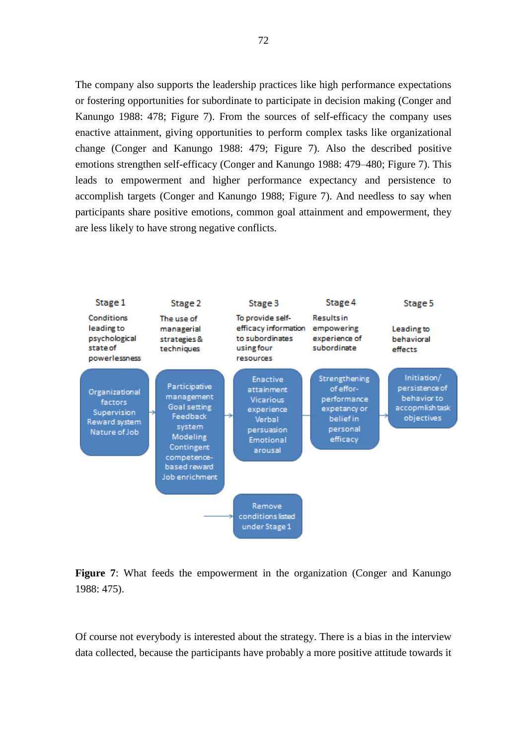The company also supports the leadership practices like high performance expectations or fostering opportunities for subordinate to participate in decision making (Conger and Kanungo 1988: 478; Figure 7). From the sources of self-efficacy the company uses enactive attainment, giving opportunities to perform complex tasks like organizational change (Conger and Kanungo 1988: 479; Figure 7). Also the described positive emotions strengthen self-efficacy (Conger and Kanungo 1988: 479–480; Figure 7). This leads to empowerment and higher performance expectancy and persistence to accomplish targets (Conger and Kanungo 1988; Figure 7). And needless to say when participants share positive emotions, common goal attainment and empowerment, they are less likely to have strong negative conflicts.

| Stage 1 | Stage 2 | Stage 3 | Stage 4 | Stage 5 |
|---|---|---|---|---|
| Conditions leading to psychological state of powerlessness | The use of managerial strategies & techniques | To provide self-efficacy information to subordinates using four resources | Results in empowering experience of subordinate | Leading to behavioral effects |
| Organizational factors, Supervision, Reward system, Nature of Job | Participative management, Goal setting, Feedback system, Modeling, Contingent competence-based reward, Job enrichment | Enactive attainment, Vicarious experience, Verbal persuasion, Emotional arousal | Strengthening of effor-performance expetancy or belief in personal efficacy | Initiation/ persistence of behavior to accopmlish task objectives |
| | | Remove conditions listed under Stage 1 | | |

**Figure 7**: What feeds the empowerment in the organization (Conger and Kanungo 1988: 475).

Of course not everybody is interested about the strategy. There is a bias in the interview data collected, because the participants have probably a more positive attitude towards it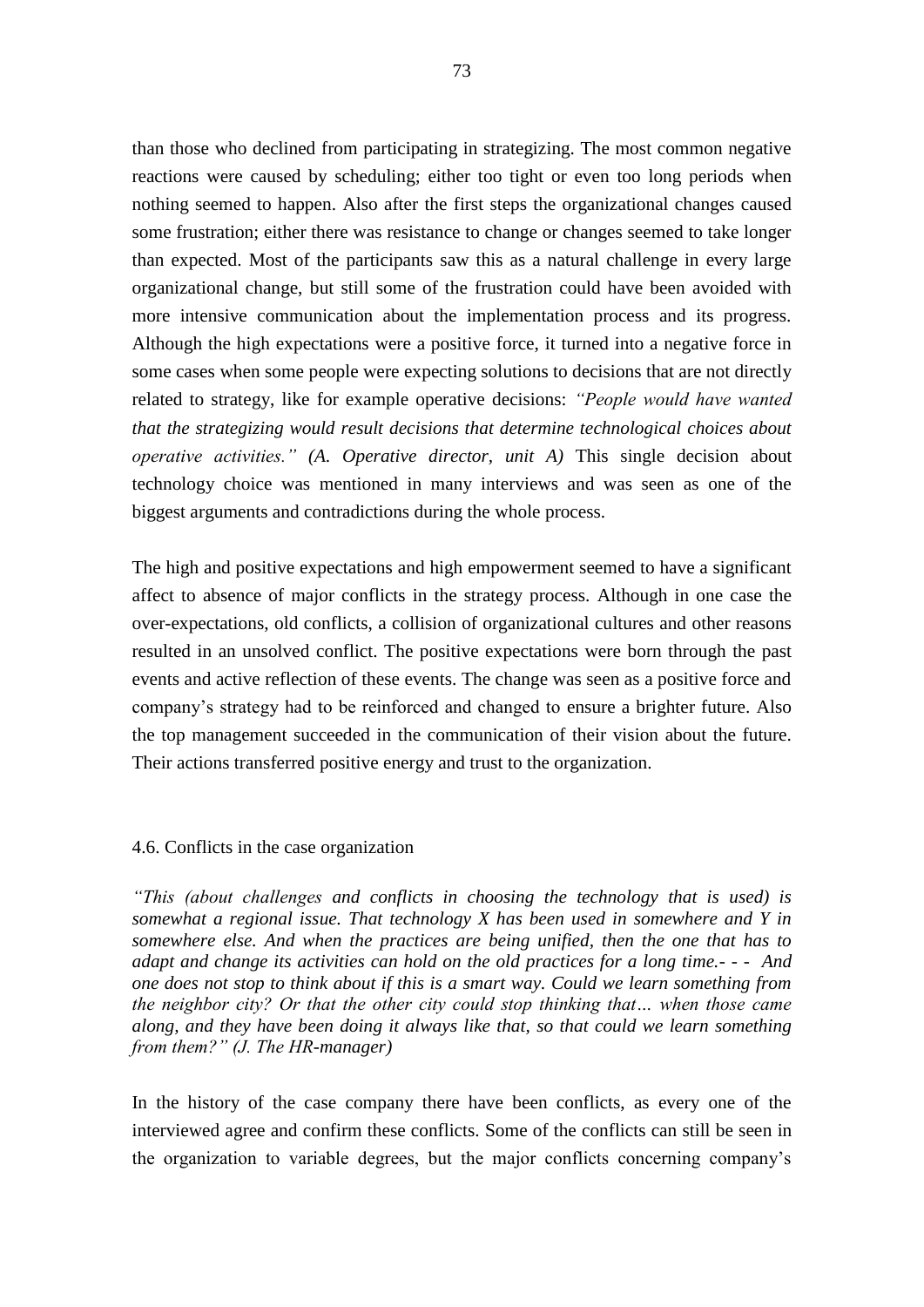than those who declined from participating in strategizing. The most common negative reactions were caused by scheduling; either too tight or even too long periods when nothing seemed to happen. Also after the first steps the organizational changes caused some frustration; either there was resistance to change or changes seemed to take longer than expected. Most of the participants saw this as a natural challenge in every large organizational change, but still some of the frustration could have been avoided with more intensive communication about the implementation process and its progress. Although the high expectations were a positive force, it turned into a negative force in some cases when some people were expecting solutions to decisions that are not directly related to strategy, like for example operative decisions: *"People would have wanted that the strategizing would result decisions that determine technological choices about operative activities." (A. Operative director, unit A)* This single decision about technology choice was mentioned in many interviews and was seen as one of the biggest arguments and contradictions during the whole process.

The high and positive expectations and high empowerment seemed to have a significant affect to absence of major conflicts in the strategy process. Although in one case the over-expectations, old conflicts, a collision of organizational cultures and other reasons resulted in an unsolved conflict. The positive expectations were born through the past events and active reflection of these events. The change was seen as a positive force and company's strategy had to be reinforced and changed to ensure a brighter future. Also the top management succeeded in the communication of their vision about the future. Their actions transferred positive energy and trust to the organization.

## 4.6. Conflicts in the case organization

*"This (about challenges and conflicts in choosing the technology that is used) is somewhat a regional issue. That technology X has been used in somewhere and Y in somewhere else. And when the practices are being unified, then the one that has to adapt and change its activities can hold on the old practices for a long time.- - - And one does not stop to think about if this is a smart way. Could we learn something from the neighbor city? Or that the other city could stop thinking that… when those came along, and they have been doing it always like that, so that could we learn something from them?" (J. The HR-manager)*

In the history of the case company there have been conflicts, as every one of the interviewed agree and confirm these conflicts. Some of the conflicts can still be seen in the organization to variable degrees, but the major conflicts concerning company's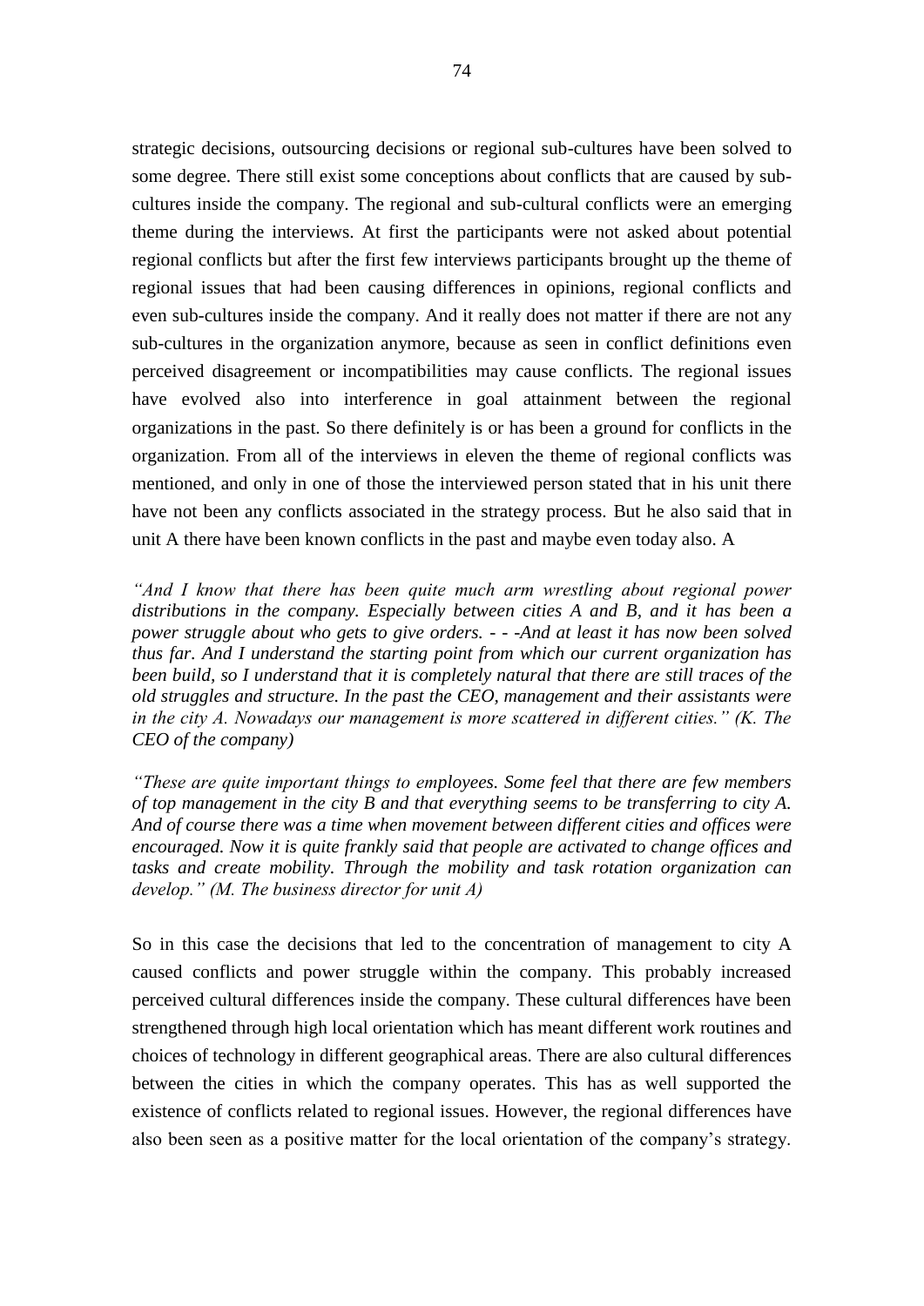strategic decisions, outsourcing decisions or regional sub-cultures have been solved to some degree. There still exist some conceptions about conflicts that are caused by sub-cultures inside the company. The regional and sub-cultural conflicts were an emerging theme during the interviews. At first the participants were not asked about potential regional conflicts but after the first few interviews participants brought up the theme of regional issues that had been causing differences in opinions, regional conflicts and even sub-cultures inside the company. And it really does not matter if there are not any sub-cultures in the organization anymore, because as seen in conflict definitions even perceived disagreement or incompatibilities may cause conflicts. The regional issues have evolved also into interference in goal attainment between the regional organizations in the past. So there definitely is or has been a ground for conflicts in the organization. From all of the interviews in eleven the theme of regional conflicts was mentioned, and only in one of those the interviewed person stated that in his unit there have not been any conflicts associated in the strategy process. But he also said that in unit A there have been known conflicts in the past and maybe even today also. A

*"And I know that there has been quite much arm wrestling about regional power distributions in the company. Especially between cities A and B, and it has been a power struggle about who gets to give orders. - - -And at least it has now been solved thus far. And I understand the starting point from which our current organization has been build, so I understand that it is completely natural that there are still traces of the old struggles and structure. In the past the CEO, management and their assistants were in the city A. Nowadays our management is more scattered in different cities." (K. The CEO of the company)*

*"These are quite important things to employees. Some feel that there are few members of top management in the city B and that everything seems to be transferring to city A. And of course there was a time when movement between different cities and offices were encouraged. Now it is quite frankly said that people are activated to change offices and tasks and create mobility. Through the mobility and task rotation organization can develop." (M. The business director for unit A)*

So in this case the decisions that led to the concentration of management to city A caused conflicts and power struggle within the company. This probably increased perceived cultural differences inside the company. These cultural differences have been strengthened through high local orientation which has meant different work routines and choices of technology in different geographical areas. There are also cultural differences between the cities in which the company operates. This has as well supported the existence of conflicts related to regional issues. However, the regional differences have also been seen as a positive matter for the local orientation of the company's strategy.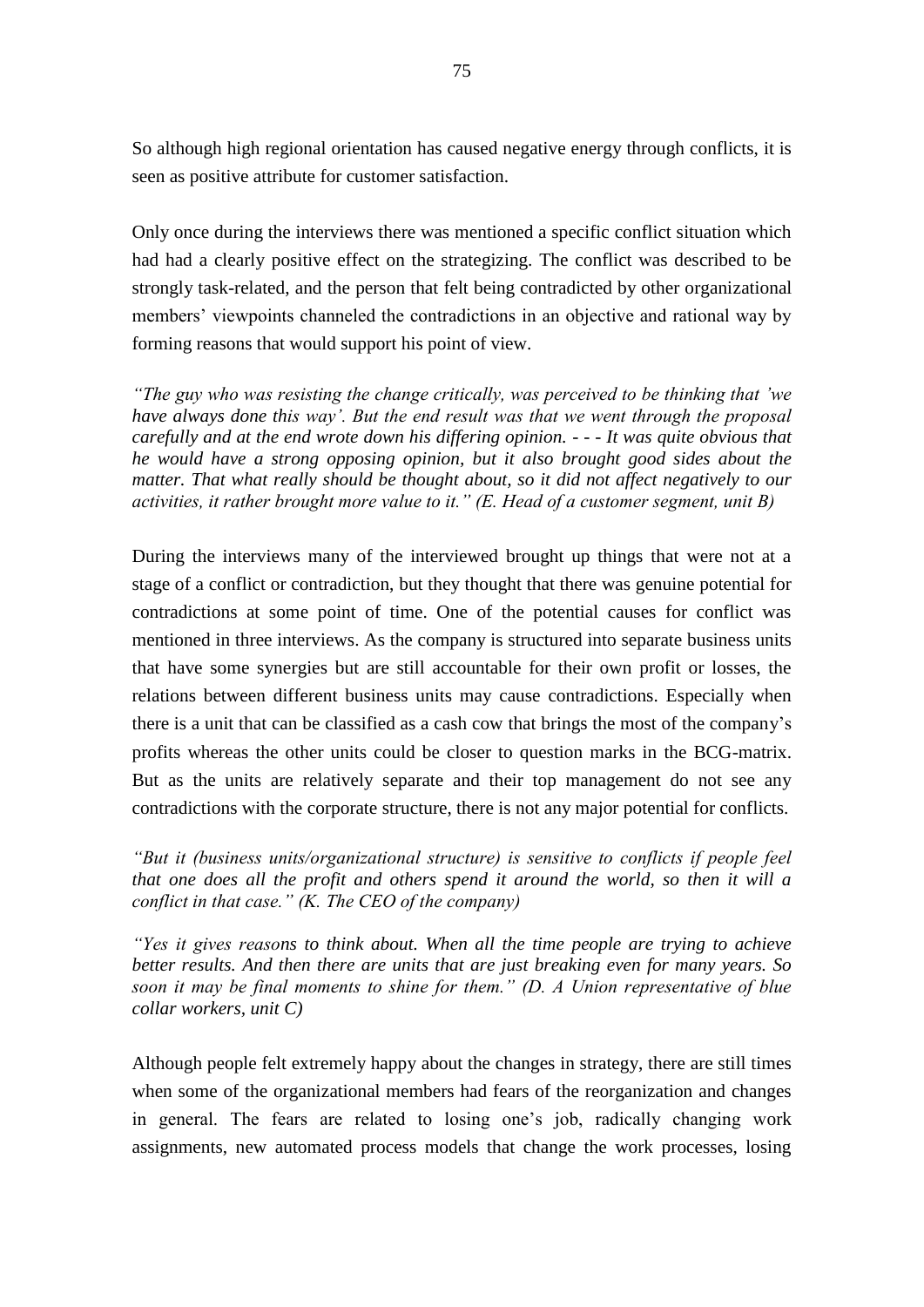So although high regional orientation has caused negative energy through conflicts, it is seen as positive attribute for customer satisfaction.

Only once during the interviews there was mentioned a specific conflict situation which had had a clearly positive effect on the strategizing. The conflict was described to be strongly task-related, and the person that felt being contradicted by other organizational members' viewpoints channeled the contradictions in an objective and rational way by forming reasons that would support his point of view.

*"The guy who was resisting the change critically, was perceived to be thinking that 'we have always done this way'. But the end result was that we went through the proposal carefully and at the end wrote down his differing opinion. - - - It was quite obvious that he would have a strong opposing opinion, but it also brought good sides about the matter. That what really should be thought about, so it did not affect negatively to our activities, it rather brought more value to it." (E. Head of a customer segment, unit B)*

During the interviews many of the interviewed brought up things that were not at a stage of a conflict or contradiction, but they thought that there was genuine potential for contradictions at some point of time. One of the potential causes for conflict was mentioned in three interviews. As the company is structured into separate business units that have some synergies but are still accountable for their own profit or losses, the relations between different business units may cause contradictions. Especially when there is a unit that can be classified as a cash cow that brings the most of the company's profits whereas the other units could be closer to question marks in the BCG-matrix. But as the units are relatively separate and their top management do not see any contradictions with the corporate structure, there is not any major potential for conflicts.

*"But it (business units/organizational structure) is sensitive to conflicts if people feel that one does all the profit and others spend it around the world, so then it will a conflict in that case." (K. The CEO of the company)*

*"Yes it gives reasons to think about. When all the time people are trying to achieve better results. And then there are units that are just breaking even for many years. So soon it may be final moments to shine for them." (D. A Union representative of blue collar workers, unit C)*

Although people felt extremely happy about the changes in strategy, there are still times when some of the organizational members had fears of the reorganization and changes in general. The fears are related to losing one's job, radically changing work assignments, new automated process models that change the work processes, losing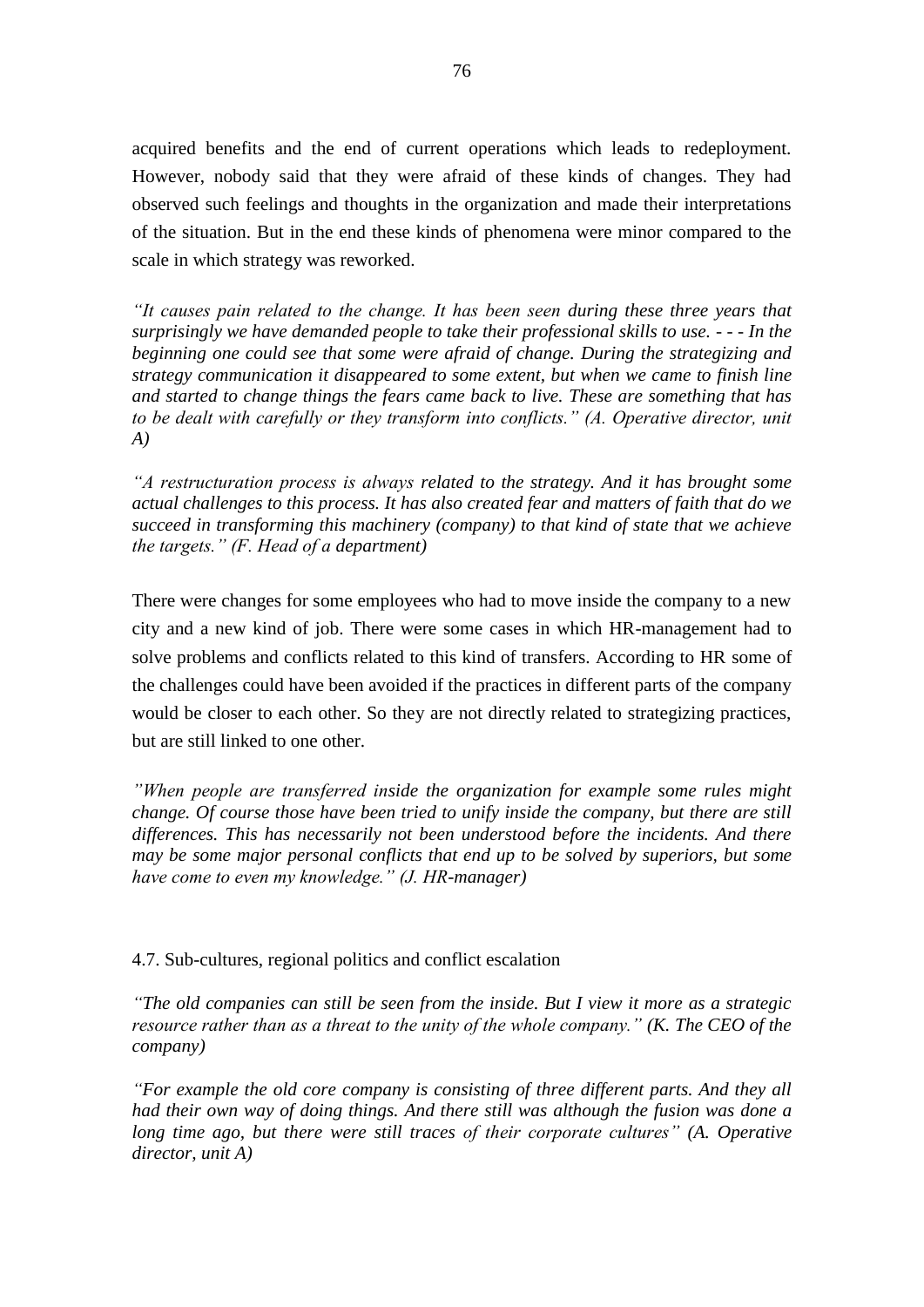acquired benefits and the end of current operations which leads to redeployment. However, nobody said that they were afraid of these kinds of changes. They had observed such feelings and thoughts in the organization and made their interpretations of the situation. But in the end these kinds of phenomena were minor compared to the scale in which strategy was reworked.

*"It causes pain related to the change. It has been seen during these three years that surprisingly we have demanded people to take their professional skills to use. - - - In the beginning one could see that some were afraid of change. During the strategizing and strategy communication it disappeared to some extent, but when we came to finish line and started to change things the fears came back to live. These are something that has to be dealt with carefully or they transform into conflicts." (A. Operative director, unit A)*

*"A restructuration process is always related to the strategy. And it has brought some actual challenges to this process. It has also created fear and matters of faith that do we succeed in transforming this machinery (company) to that kind of state that we achieve the targets." (F. Head of a department)*

There were changes for some employees who had to move inside the company to a new city and a new kind of job. There were some cases in which HR-management had to solve problems and conflicts related to this kind of transfers. According to HR some of the challenges could have been avoided if the practices in different parts of the company would be closer to each other. So they are not directly related to strategizing practices, but are still linked to one other.

*"When people are transferred inside the organization for example some rules might change. Of course those have been tried to unify inside the company, but there are still differences. This has necessarily not been understood before the incidents. And there may be some major personal conflicts that end up to be solved by superiors, but some have come to even my knowledge." (J. HR-manager)*

### 4.7. Sub-cultures, regional politics and conflict escalation

*"The old companies can still be seen from the inside. But I view it more as a strategic resource rather than as a threat to the unity of the whole company." (K. The CEO of the company)*

*"For example the old core company is consisting of three different parts. And they all had their own way of doing things. And there still was although the fusion was done a long time ago, but there were still traces of their corporate cultures" (A. Operative director, unit A)*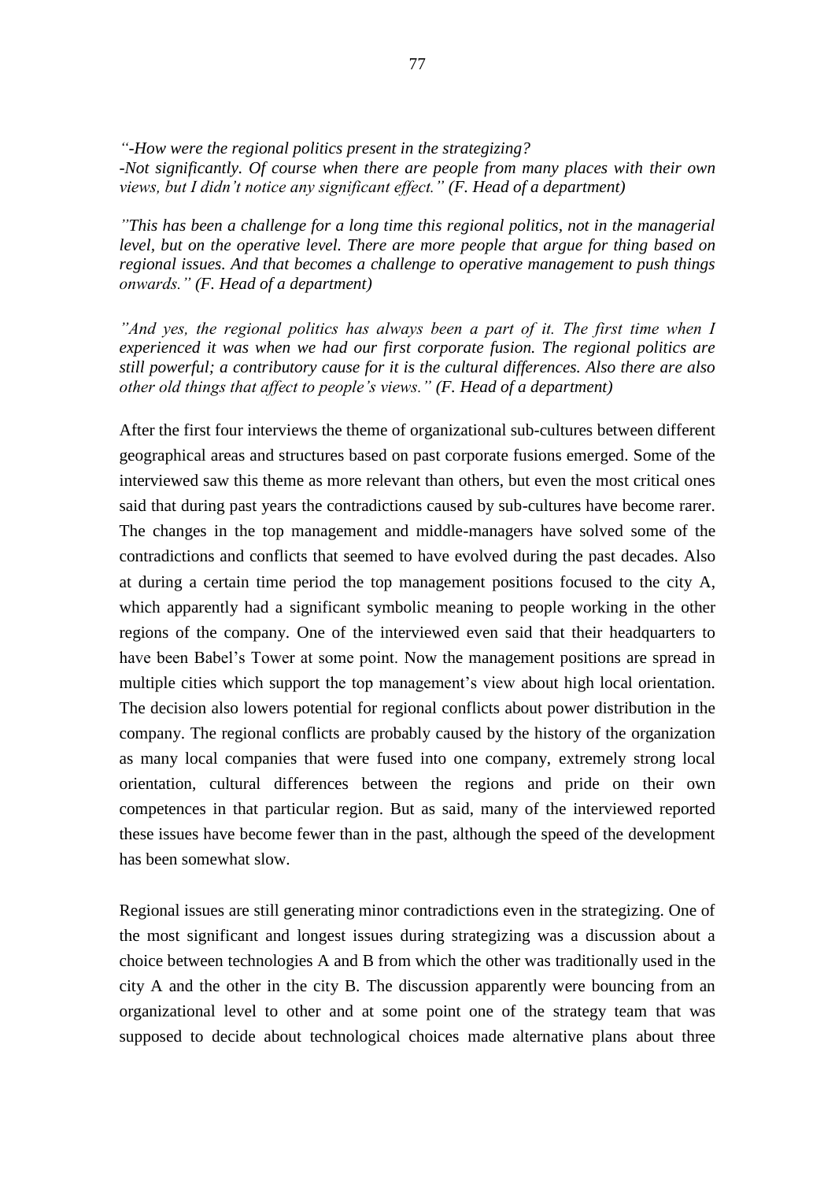*"-How were the regional politics present in the strategizing?*
*-Not significantly. Of course when there are people from many places with their own views, but I didn't notice any significant effect." (F. Head of a department)*

*"This has been a challenge for a long time this regional politics, not in the managerial level, but on the operative level. There are more people that argue for thing based on regional issues. And that becomes a challenge to operative management to push things onwards." (F. Head of a department)*

*"And yes, the regional politics has always been a part of it. The first time when I experienced it was when we had our first corporate fusion. The regional politics are still powerful; a contributory cause for it is the cultural differences. Also there are also other old things that affect to people's views." (F. Head of a department)*

After the first four interviews the theme of organizational sub-cultures between different geographical areas and structures based on past corporate fusions emerged. Some of the interviewed saw this theme as more relevant than others, but even the most critical ones said that during past years the contradictions caused by sub-cultures have become rarer. The changes in the top management and middle-managers have solved some of the contradictions and conflicts that seemed to have evolved during the past decades. Also at during a certain time period the top management positions focused to the city A, which apparently had a significant symbolic meaning to people working in the other regions of the company. One of the interviewed even said that their headquarters to have been Babel's Tower at some point. Now the management positions are spread in multiple cities which support the top management's view about high local orientation. The decision also lowers potential for regional conflicts about power distribution in the company. The regional conflicts are probably caused by the history of the organization as many local companies that were fused into one company, extremely strong local orientation, cultural differences between the regions and pride on their own competences in that particular region. But as said, many of the interviewed reported these issues have become fewer than in the past, although the speed of the development has been somewhat slow.

Regional issues are still generating minor contradictions even in the strategizing. One of the most significant and longest issues during strategizing was a discussion about a choice between technologies A and B from which the other was traditionally used in the city A and the other in the city B. The discussion apparently were bouncing from an organizational level to other and at some point one of the strategy team that was supposed to decide about technological choices made alternative plans about three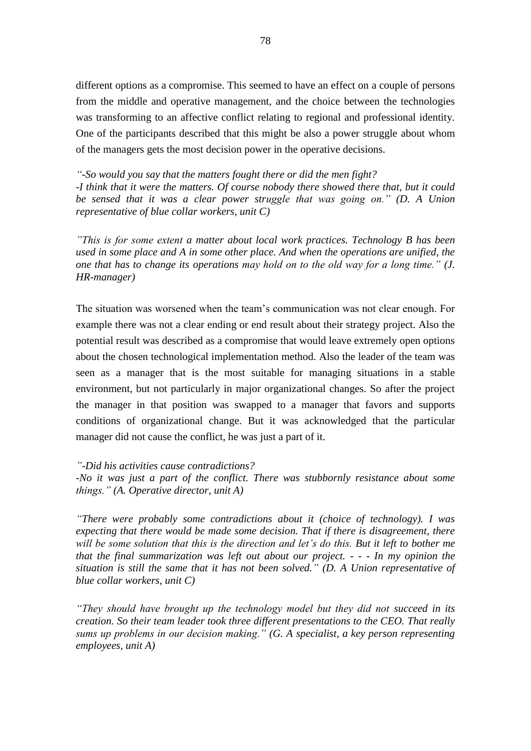different options as a compromise. This seemed to have an effect on a couple of persons from the middle and operative management, and the choice between the technologies was transforming to an affective conflict relating to regional and professional identity. One of the participants described that this might be also a power struggle about whom of the managers gets the most decision power in the operative decisions.

*"-So would you say that the matters fought there or did the men fight?*
*-I think that it were the matters. Of course nobody there showed there that, but it could be sensed that it was a clear power struggle that was going on." (D. A Union representative of blue collar workers, unit C)*

*"This is for some extent a matter about local work practices. Technology B has been used in some place and A in some other place. And when the operations are unified, the one that has to change its operations may hold on to the old way for a long time." (J. HR-manager)*

The situation was worsened when the team's communication was not clear enough. For example there was not a clear ending or end result about their strategy project. Also the potential result was described as a compromise that would leave extremely open options about the chosen technological implementation method. Also the leader of the team was seen as a manager that is the most suitable for managing situations in a stable environment, but not particularly in major organizational changes. So after the project the manager in that position was swapped to a manager that favors and supports conditions of organizational change. But it was acknowledged that the particular manager did not cause the conflict, he was just a part of it.

*"-Did his activities cause contradictions?*
*-No it was just a part of the conflict. There was stubbornly resistance about some things." (A. Operative director, unit A)*

*"There were probably some contradictions about it (choice of technology). I was expecting that there would be made some decision. That if there is disagreement, there will be some solution that this is the direction and let's do this. But it left to bother me that the final summarization was left out about our project. - - - In my opinion the situation is still the same that it has not been solved." (D. A Union representative of blue collar workers, unit C)*

*"They should have brought up the technology model but they did not succeed in its creation. So their team leader took three different presentations to the CEO. That really sums up problems in our decision making." (G. A specialist, a key person representing employees, unit A)*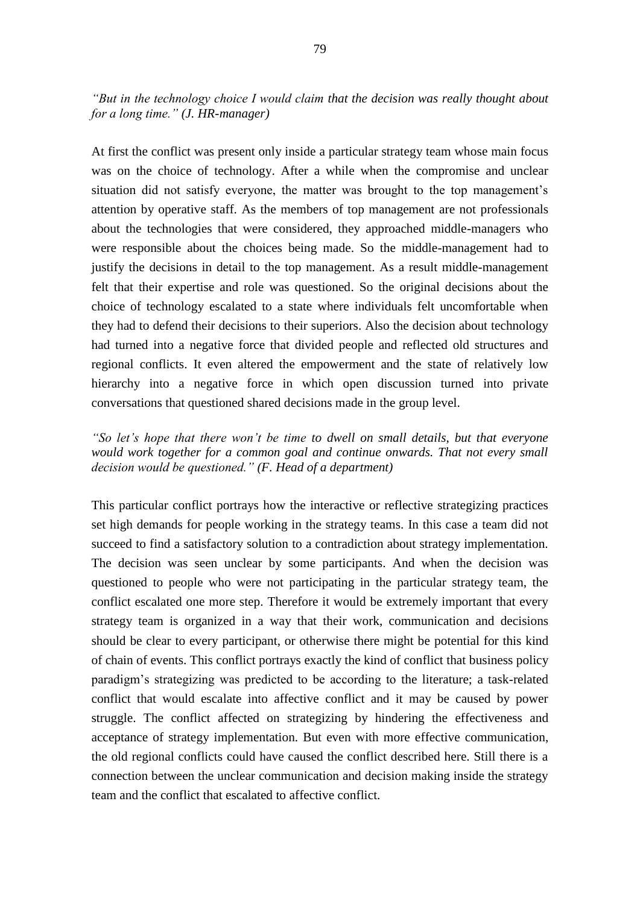*“But in the technology choice I would claim that the decision was really thought about for a long time.” (J. HR-manager)*

At first the conflict was present only inside a particular strategy team whose main focus was on the choice of technology. After a while when the compromise and unclear situation did not satisfy everyone, the matter was brought to the top management’s attention by operative staff. As the members of top management are not professionals about the technologies that were considered, they approached middle-managers who were responsible about the choices being made. So the middle-management had to justify the decisions in detail to the top management. As a result middle-management felt that their expertise and role was questioned. So the original decisions about the choice of technology escalated to a state where individuals felt uncomfortable when they had to defend their decisions to their superiors. Also the decision about technology had turned into a negative force that divided people and reflected old structures and regional conflicts. It even altered the empowerment and the state of relatively low hierarchy into a negative force in which open discussion turned into private conversations that questioned shared decisions made in the group level.

*“So let’s hope that there won’t be time to dwell on small details, but that everyone would work together for a common goal and continue onwards. That not every small decision would be questioned.” (F. Head of a department)*

This particular conflict portrays how the interactive or reflective strategizing practices set high demands for people working in the strategy teams. In this case a team did not succeed to find a satisfactory solution to a contradiction about strategy implementation. The decision was seen unclear by some participants. And when the decision was questioned to people who were not participating in the particular strategy team, the conflict escalated one more step. Therefore it would be extremely important that every strategy team is organized in a way that their work, communication and decisions should be clear to every participant, or otherwise there might be potential for this kind of chain of events. This conflict portrays exactly the kind of conflict that business policy paradigm’s strategizing was predicted to be according to the literature; a task-related conflict that would escalate into affective conflict and it may be caused by power struggle. The conflict affected on strategizing by hindering the effectiveness and acceptance of strategy implementation. But even with more effective communication, the old regional conflicts could have caused the conflict described here. Still there is a connection between the unclear communication and decision making inside the strategy team and the conflict that escalated to affective conflict.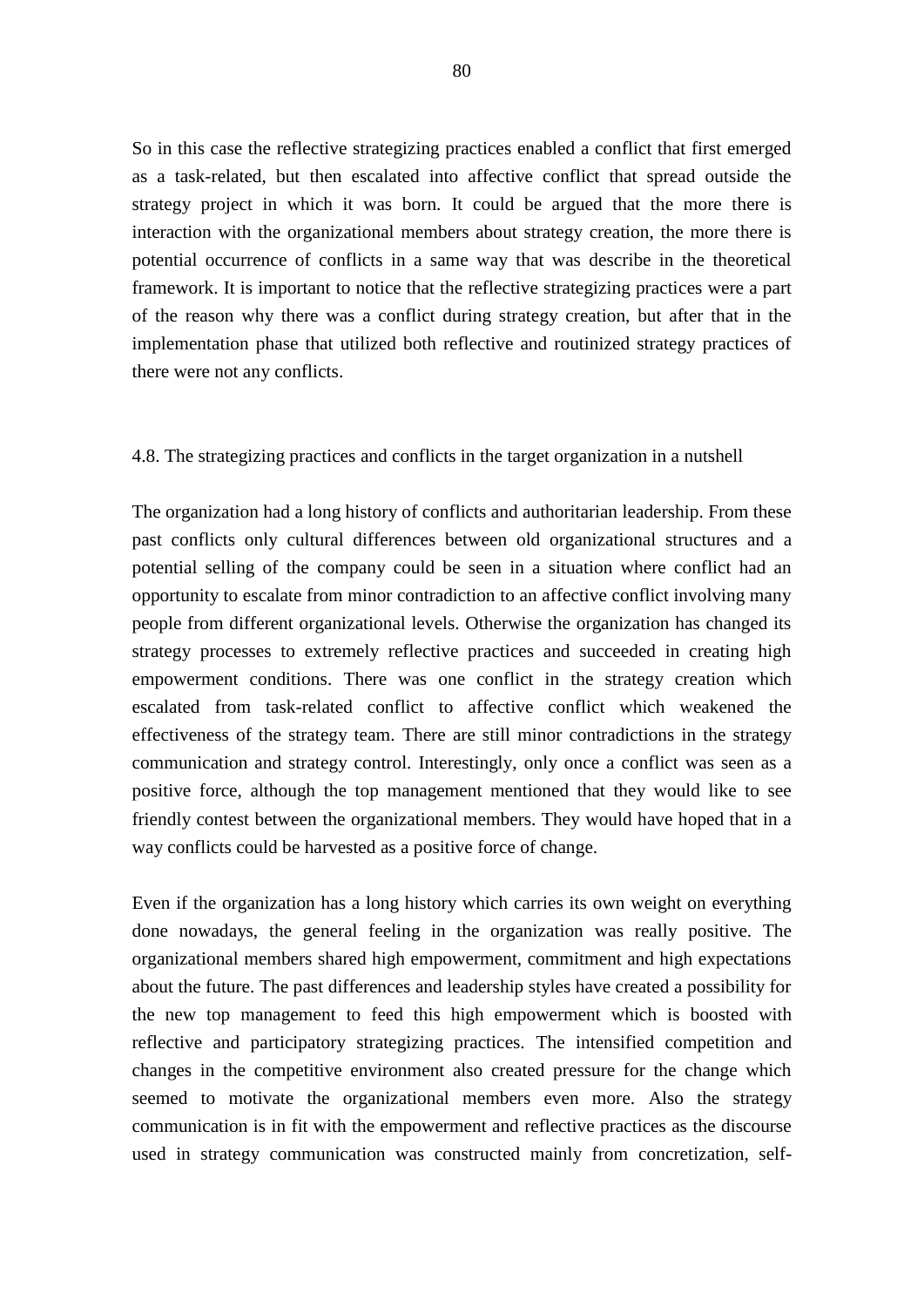So in this case the reflective strategizing practices enabled a conflict that first emerged as a task-related, but then escalated into affective conflict that spread outside the strategy project in which it was born. It could be argued that the more there is interaction with the organizational members about strategy creation, the more there is potential occurrence of conflicts in a same way that was describe in the theoretical framework. It is important to notice that the reflective strategizing practices were a part of the reason why there was a conflict during strategy creation, but after that in the implementation phase that utilized both reflective and routinized strategy practices of there were not any conflicts.

### 4.8. The strategizing practices and conflicts in the target organization in a nutshell

The organization had a long history of conflicts and authoritarian leadership. From these past conflicts only cultural differences between old organizational structures and a potential selling of the company could be seen in a situation where conflict had an opportunity to escalate from minor contradiction to an affective conflict involving many people from different organizational levels. Otherwise the organization has changed its strategy processes to extremely reflective practices and succeeded in creating high empowerment conditions. There was one conflict in the strategy creation which escalated from task-related conflict to affective conflict which weakened the effectiveness of the strategy team. There are still minor contradictions in the strategy communication and strategy control. Interestingly, only once a conflict was seen as a positive force, although the top management mentioned that they would like to see friendly contest between the organizational members. They would have hoped that in a way conflicts could be harvested as a positive force of change.

Even if the organization has a long history which carries its own weight on everything done nowadays, the general feeling in the organization was really positive. The organizational members shared high empowerment, commitment and high expectations about the future. The past differences and leadership styles have created a possibility for the new top management to feed this high empowerment which is boosted with reflective and participatory strategizing practices. The intensified competition and changes in the competitive environment also created pressure for the change which seemed to motivate the organizational members even more. Also the strategy communication is in fit with the empowerment and reflective practices as the discourse used in strategy communication was constructed mainly from concretization, self-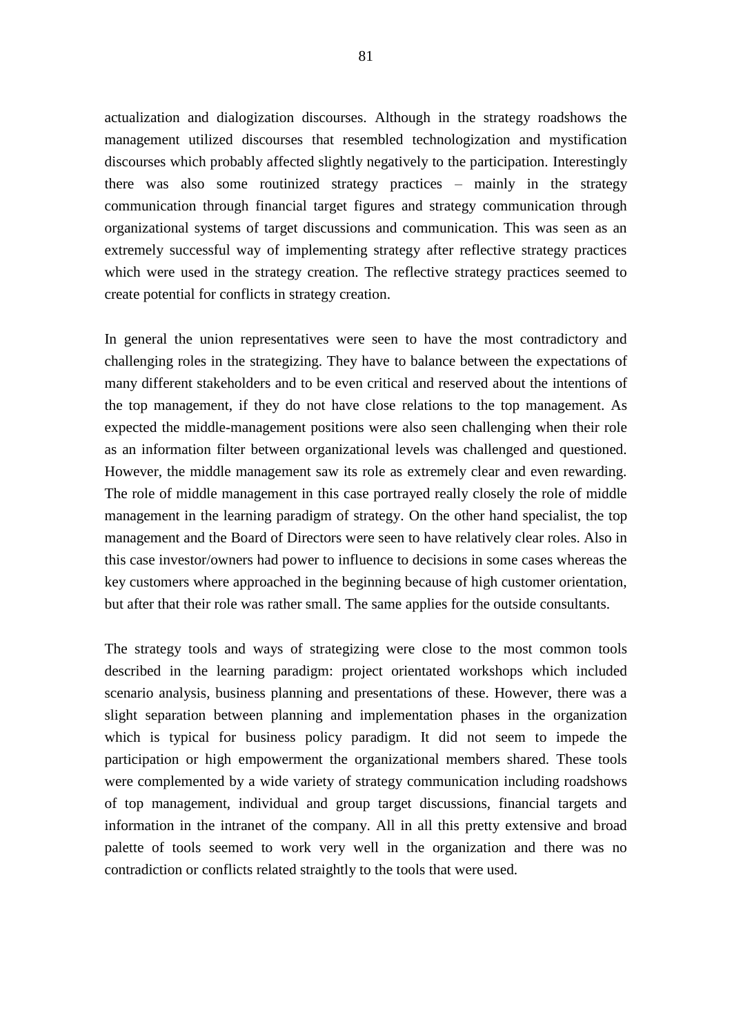actualization and dialogization discourses. Although in the strategy roadshows the management utilized discourses that resembled technologization and mystification discourses which probably affected slightly negatively to the participation. Interestingly there was also some routinized strategy practices – mainly in the strategy communication through financial target figures and strategy communication through organizational systems of target discussions and communication. This was seen as an extremely successful way of implementing strategy after reflective strategy practices which were used in the strategy creation. The reflective strategy practices seemed to create potential for conflicts in strategy creation.

In general the union representatives were seen to have the most contradictory and challenging roles in the strategizing. They have to balance between the expectations of many different stakeholders and to be even critical and reserved about the intentions of the top management, if they do not have close relations to the top management. As expected the middle-management positions were also seen challenging when their role as an information filter between organizational levels was challenged and questioned. However, the middle management saw its role as extremely clear and even rewarding. The role of middle management in this case portrayed really closely the role of middle management in the learning paradigm of strategy. On the other hand specialist, the top management and the Board of Directors were seen to have relatively clear roles. Also in this case investor/owners had power to influence to decisions in some cases whereas the key customers where approached in the beginning because of high customer orientation, but after that their role was rather small. The same applies for the outside consultants.

The strategy tools and ways of strategizing were close to the most common tools described in the learning paradigm: project orientated workshops which included scenario analysis, business planning and presentations of these. However, there was a slight separation between planning and implementation phases in the organization which is typical for business policy paradigm. It did not seem to impede the participation or high empowerment the organizational members shared. These tools were complemented by a wide variety of strategy communication including roadshows of top management, individual and group target discussions, financial targets and information in the intranet of the company. All in all this pretty extensive and broad palette of tools seemed to work very well in the organization and there was no contradiction or conflicts related straightly to the tools that were used.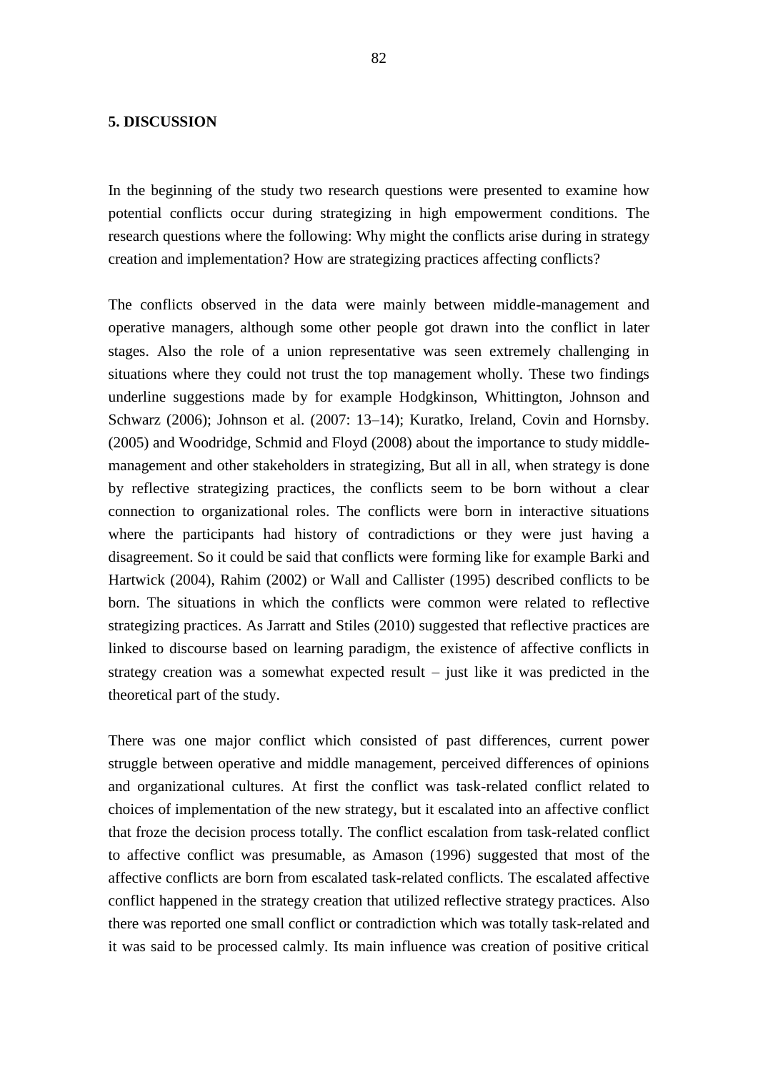## 5. DISCUSSION

In the beginning of the study two research questions were presented to examine how potential conflicts occur during strategizing in high empowerment conditions. The research questions where the following: Why might the conflicts arise during in strategy creation and implementation? How are strategizing practices affecting conflicts?

The conflicts observed in the data were mainly between middle-management and operative managers, although some other people got drawn into the conflict in later stages. Also the role of a union representative was seen extremely challenging in situations where they could not trust the top management wholly. These two findings underline suggestions made by for example Hodgkinson, Whittington, Johnson and Schwarz (2006); Johnson et al. (2007: 13–14); Kuratko, Ireland, Covin and Hornsby. (2005) and Woodridge, Schmid and Floyd (2008) about the importance to study middle-management and other stakeholders in strategizing, But all in all, when strategy is done by reflective strategizing practices, the conflicts seem to be born without a clear connection to organizational roles. The conflicts were born in interactive situations where the participants had history of contradictions or they were just having a disagreement. So it could be said that conflicts were forming like for example Barki and Hartwick (2004), Rahim (2002) or Wall and Callister (1995) described conflicts to be born. The situations in which the conflicts were common were related to reflective strategizing practices. As Jarratt and Stiles (2010) suggested that reflective practices are linked to discourse based on learning paradigm, the existence of affective conflicts in strategy creation was a somewhat expected result – just like it was predicted in the theoretical part of the study.

There was one major conflict which consisted of past differences, current power struggle between operative and middle management, perceived differences of opinions and organizational cultures. At first the conflict was task-related conflict related to choices of implementation of the new strategy, but it escalated into an affective conflict that froze the decision process totally. The conflict escalation from task-related conflict to affective conflict was presumable, as Amason (1996) suggested that most of the affective conflicts are born from escalated task-related conflicts. The escalated affective conflict happened in the strategy creation that utilized reflective strategy practices. Also there was reported one small conflict or contradiction which was totally task-related and it was said to be processed calmly. Its main influence was creation of positive critical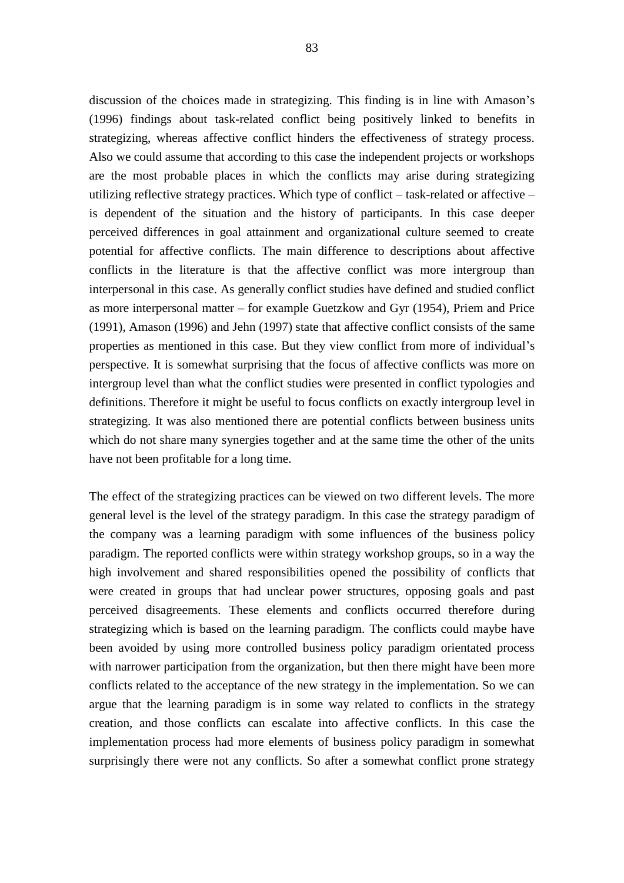discussion of the choices made in strategizing. This finding is in line with Amason's (1996) findings about task-related conflict being positively linked to benefits in strategizing, whereas affective conflict hinders the effectiveness of strategy process. Also we could assume that according to this case the independent projects or workshops are the most probable places in which the conflicts may arise during strategizing utilizing reflective strategy practices. Which type of conflict – task-related or affective – is dependent of the situation and the history of participants. In this case deeper perceived differences in goal attainment and organizational culture seemed to create potential for affective conflicts. The main difference to descriptions about affective conflicts in the literature is that the affective conflict was more intergroup than interpersonal in this case. As generally conflict studies have defined and studied conflict as more interpersonal matter – for example Guetzkow and Gyr (1954), Priem and Price (1991), Amason (1996) and Jehn (1997) state that affective conflict consists of the same properties as mentioned in this case. But they view conflict from more of individual's perspective. It is somewhat surprising that the focus of affective conflicts was more on intergroup level than what the conflict studies were presented in conflict typologies and definitions. Therefore it might be useful to focus conflicts on exactly intergroup level in strategizing. It was also mentioned there are potential conflicts between business units which do not share many synergies together and at the same time the other of the units have not been profitable for a long time.

The effect of the strategizing practices can be viewed on two different levels. The more general level is the level of the strategy paradigm. In this case the strategy paradigm of the company was a learning paradigm with some influences of the business policy paradigm. The reported conflicts were within strategy workshop groups, so in a way the high involvement and shared responsibilities opened the possibility of conflicts that were created in groups that had unclear power structures, opposing goals and past perceived disagreements. These elements and conflicts occurred therefore during strategizing which is based on the learning paradigm. The conflicts could maybe have been avoided by using more controlled business policy paradigm orientated process with narrower participation from the organization, but then there might have been more conflicts related to the acceptance of the new strategy in the implementation. So we can argue that the learning paradigm is in some way related to conflicts in the strategy creation, and those conflicts can escalate into affective conflicts. In this case the implementation process had more elements of business policy paradigm in somewhat surprisingly there were not any conflicts. So after a somewhat conflict prone strategy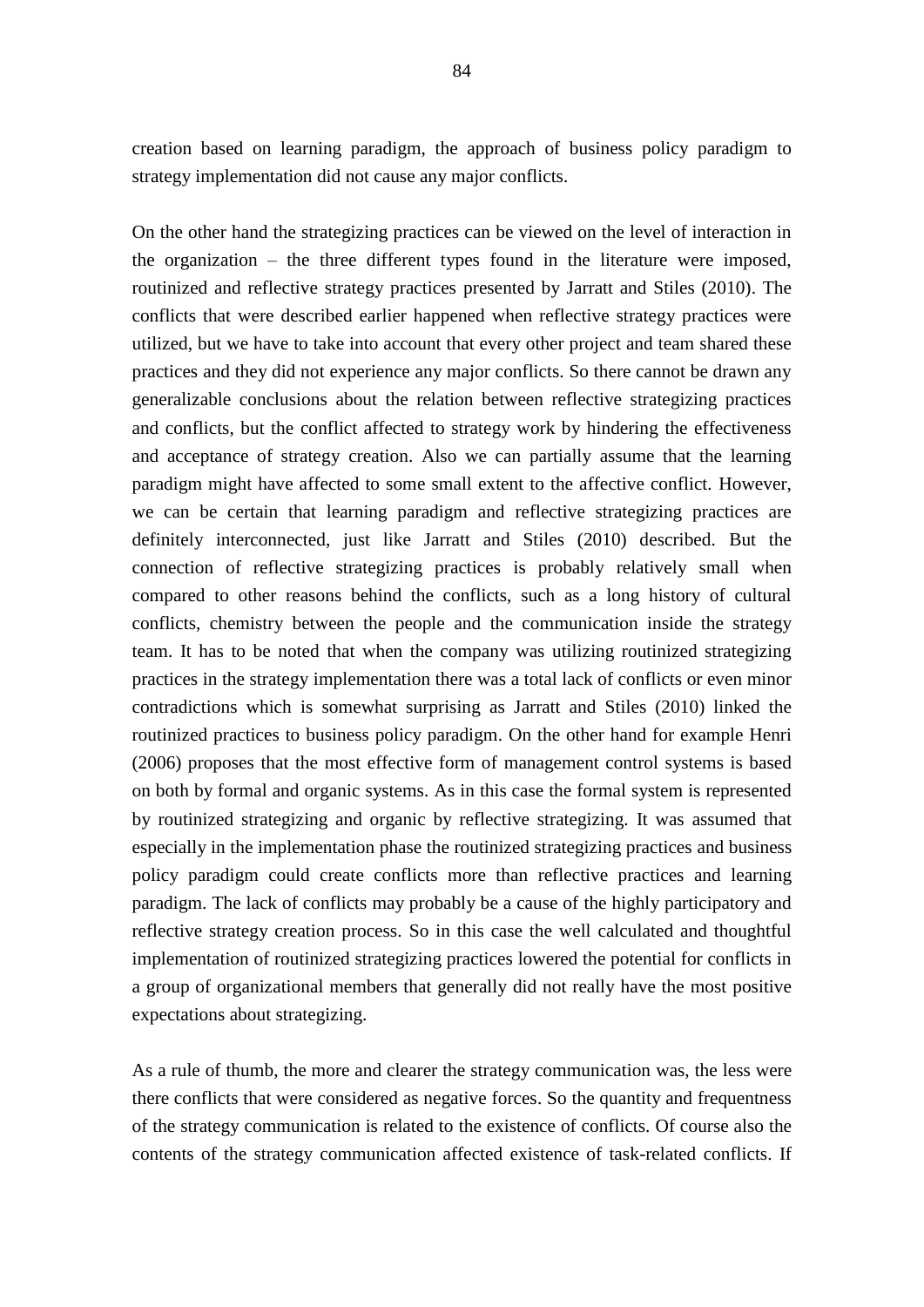creation based on learning paradigm, the approach of business policy paradigm to strategy implementation did not cause any major conflicts.

On the other hand the strategizing practices can be viewed on the level of interaction in the organization – the three different types found in the literature were imposed, routinized and reflective strategy practices presented by Jarratt and Stiles (2010). The conflicts that were described earlier happened when reflective strategy practices were utilized, but we have to take into account that every other project and team shared these practices and they did not experience any major conflicts. So there cannot be drawn any generalizable conclusions about the relation between reflective strategizing practices and conflicts, but the conflict affected to strategy work by hindering the effectiveness and acceptance of strategy creation. Also we can partially assume that the learning paradigm might have affected to some small extent to the affective conflict. However, we can be certain that learning paradigm and reflective strategizing practices are definitely interconnected, just like Jarratt and Stiles (2010) described. But the connection of reflective strategizing practices is probably relatively small when compared to other reasons behind the conflicts, such as a long history of cultural conflicts, chemistry between the people and the communication inside the strategy team. It has to be noted that when the company was utilizing routinized strategizing practices in the strategy implementation there was a total lack of conflicts or even minor contradictions which is somewhat surprising as Jarratt and Stiles (2010) linked the routinized practices to business policy paradigm. On the other hand for example Henri (2006) proposes that the most effective form of management control systems is based on both by formal and organic systems. As in this case the formal system is represented by routinized strategizing and organic by reflective strategizing. It was assumed that especially in the implementation phase the routinized strategizing practices and business policy paradigm could create conflicts more than reflective practices and learning paradigm. The lack of conflicts may probably be a cause of the highly participatory and reflective strategy creation process. So in this case the well calculated and thoughtful implementation of routinized strategizing practices lowered the potential for conflicts in a group of organizational members that generally did not really have the most positive expectations about strategizing.

As a rule of thumb, the more and clearer the strategy communication was, the less were there conflicts that were considered as negative forces. So the quantity and frequentness of the strategy communication is related to the existence of conflicts. Of course also the contents of the strategy communication affected existence of task-related conflicts. If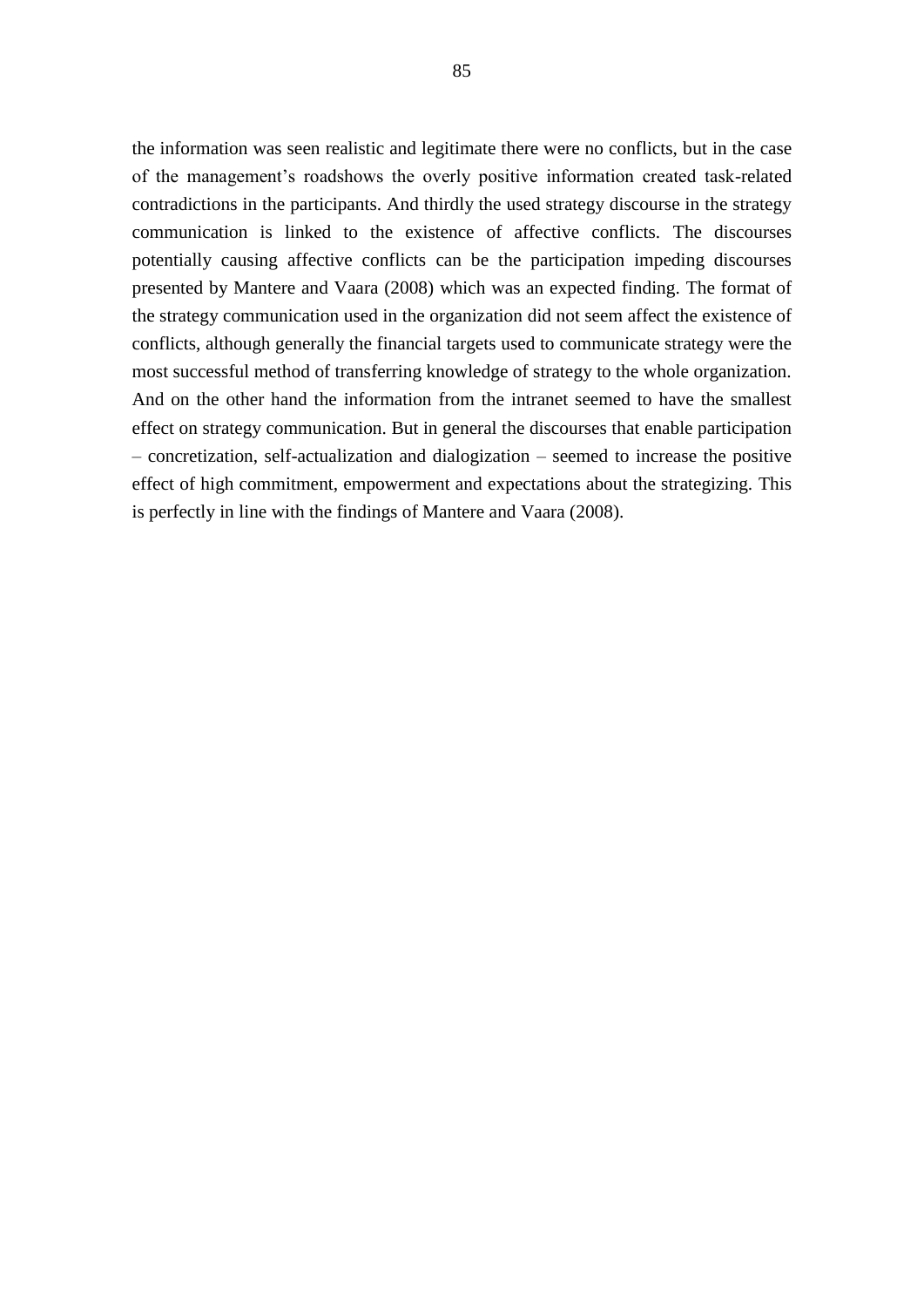the information was seen realistic and legitimate there were no conflicts, but in the case of the management's roadshows the overly positive information created task-related contradictions in the participants. And thirdly the used strategy discourse in the strategy communication is linked to the existence of affective conflicts. The discourses potentially causing affective conflicts can be the participation impeding discourses presented by Mantere and Vaara (2008) which was an expected finding. The format of the strategy communication used in the organization did not seem affect the existence of conflicts, although generally the financial targets used to communicate strategy were the most successful method of transferring knowledge of strategy to the whole organization. And on the other hand the information from the intranet seemed to have the smallest effect on strategy communication. But in general the discourses that enable participation – concretization, self-actualization and dialogization – seemed to increase the positive effect of high commitment, empowerment and expectations about the strategizing. This is perfectly in line with the findings of Mantere and Vaara (2008).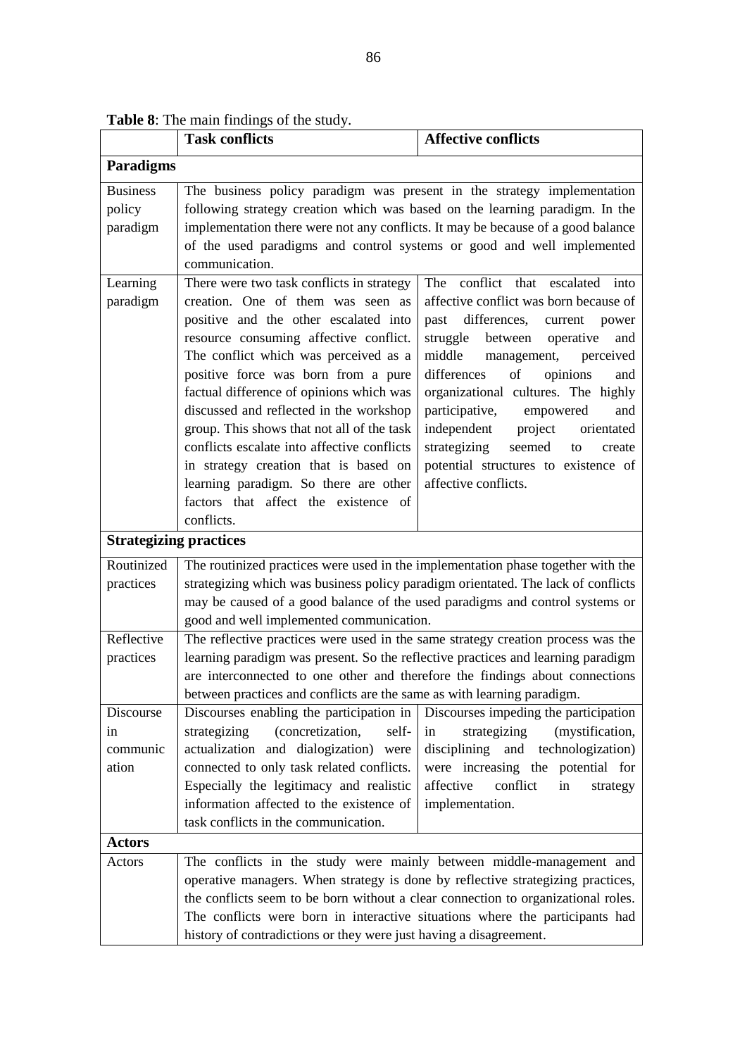**Table 8**: The main findings of the study.

| | **Task conflicts** | **Affective conflicts** |
|---|---|---|
| **Paradigms** | | |
| Business policy paradigm | The business policy paradigm was present in the strategy implementation following strategy creation which was based on the learning paradigm. In the implementation there were not any conflicts. It may be because of a good balance of the used paradigms and control systems or good and well implemented communication. | |
| Learning paradigm | There were two task conflicts in strategy creation. One of them was seen as positive and the other escalated into resource consuming affective conflict. The conflict which was perceived as a positive force was born from a pure factual difference of opinions which was discussed and reflected in the workshop group. This shows that not all of the task conflicts escalate into affective conflicts in strategy creation that is based on learning paradigm. So there are other factors that affect the existence of conflicts. | The conflict that escalated into affective conflict was born because of past differences, current power struggle between operative and middle management, perceived differences of opinions and organizational cultures. The highly participative, empowered and independent project orientated strategizing seemed to create potential structures to existence of affective conflicts. |
| **Strategizing practices** | | |
| Routinized practices | The routinized practices were used in the implementation phase together with the strategizing which was business policy paradigm orientated. The lack of conflicts may be caused of a good balance of the used paradigms and control systems or good and well implemented communication. | |
| Reflective practices | The reflective practices were used in the same strategy creation process was the learning paradigm was present. So the reflective practices and learning paradigm are interconnected to one other and therefore the findings about connections between practices and conflicts are the same as with learning paradigm. | |
| Discourse in communication | Discourses enabling the participation in strategizing (concretization, self-actualization and dialogization) were connected to only task related conflicts. Especially the legitimacy and realistic information affected to the existence of task conflicts in the communication. | Discourses impeding the participation in strategizing (mystification, disciplining and technologization) were increasing the potential for affective conflict in strategy implementation. |
| **Actors** | | |
| Actors | The conflicts in the study were mainly between middle-management and operative managers. When strategy is done by reflective strategizing practices, the conflicts seem to be born without a clear connection to organizational roles. The conflicts were born in interactive situations where the participants had history of contradictions or they were just having a disagreement. | |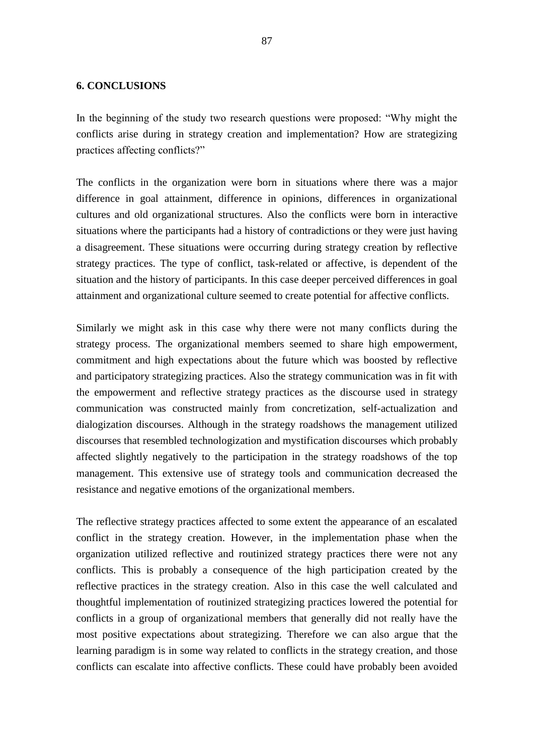## 6. CONCLUSIONS

In the beginning of the study two research questions were proposed: "Why might the conflicts arise during in strategy creation and implementation? How are strategizing practices affecting conflicts?"

The conflicts in the organization were born in situations where there was a major difference in goal attainment, difference in opinions, differences in organizational cultures and old organizational structures. Also the conflicts were born in interactive situations where the participants had a history of contradictions or they were just having a disagreement. These situations were occurring during strategy creation by reflective strategy practices. The type of conflict, task-related or affective, is dependent of the situation and the history of participants. In this case deeper perceived differences in goal attainment and organizational culture seemed to create potential for affective conflicts.

Similarly we might ask in this case why there were not many conflicts during the strategy process. The organizational members seemed to share high empowerment, commitment and high expectations about the future which was boosted by reflective and participatory strategizing practices. Also the strategy communication was in fit with the empowerment and reflective strategy practices as the discourse used in strategy communication was constructed mainly from concretization, self-actualization and dialogization discourses. Although in the strategy roadshows the management utilized discourses that resembled technologization and mystification discourses which probably affected slightly negatively to the participation in the strategy roadshows of the top management. This extensive use of strategy tools and communication decreased the resistance and negative emotions of the organizational members.

The reflective strategy practices affected to some extent the appearance of an escalated conflict in the strategy creation. However, in the implementation phase when the organization utilized reflective and routinized strategy practices there were not any conflicts. This is probably a consequence of the high participation created by the reflective practices in the strategy creation. Also in this case the well calculated and thoughtful implementation of routinized strategizing practices lowered the potential for conflicts in a group of organizational members that generally did not really have the most positive expectations about strategizing. Therefore we can also argue that the learning paradigm is in some way related to conflicts in the strategy creation, and those conflicts can escalate into affective conflicts. These could have probably been avoided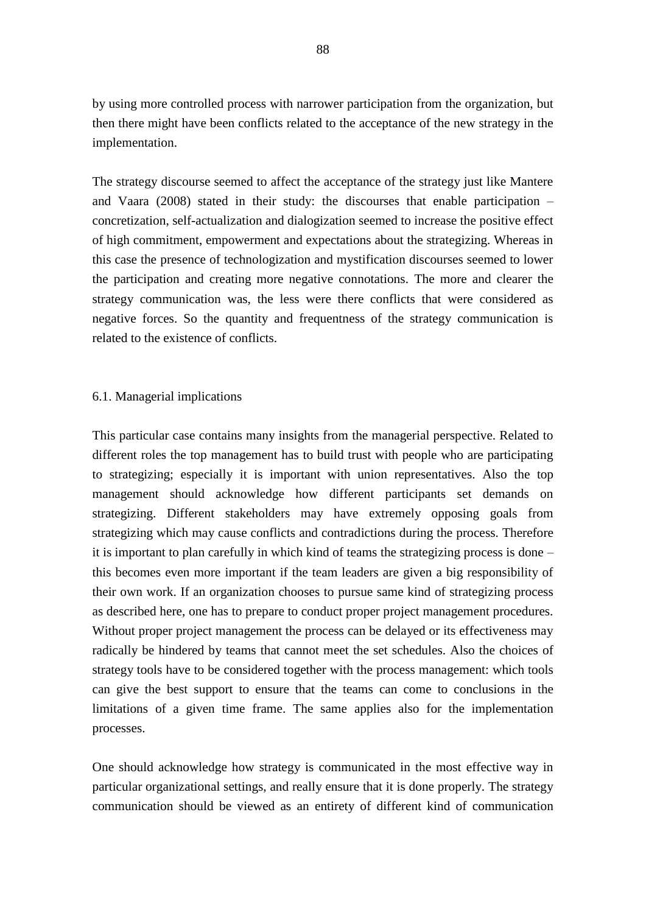by using more controlled process with narrower participation from the organization, but then there might have been conflicts related to the acceptance of the new strategy in the implementation.

The strategy discourse seemed to affect the acceptance of the strategy just like Mantere and Vaara (2008) stated in their study: the discourses that enable participation – concretization, self-actualization and dialogization seemed to increase the positive effect of high commitment, empowerment and expectations about the strategizing. Whereas in this case the presence of technologization and mystification discourses seemed to lower the participation and creating more negative connotations. The more and clearer the strategy communication was, the less were there conflicts that were considered as negative forces. So the quantity and frequentness of the strategy communication is related to the existence of conflicts.

## 6.1. Managerial implications

This particular case contains many insights from the managerial perspective. Related to different roles the top management has to build trust with people who are participating to strategizing; especially it is important with union representatives. Also the top management should acknowledge how different participants set demands on strategizing. Different stakeholders may have extremely opposing goals from strategizing which may cause conflicts and contradictions during the process. Therefore it is important to plan carefully in which kind of teams the strategizing process is done – this becomes even more important if the team leaders are given a big responsibility of their own work. If an organization chooses to pursue same kind of strategizing process as described here, one has to prepare to conduct proper project management procedures. Without proper project management the process can be delayed or its effectiveness may radically be hindered by teams that cannot meet the set schedules. Also the choices of strategy tools have to be considered together with the process management: which tools can give the best support to ensure that the teams can come to conclusions in the limitations of a given time frame. The same applies also for the implementation processes.

One should acknowledge how strategy is communicated in the most effective way in particular organizational settings, and really ensure that it is done properly. The strategy communication should be viewed as an entirety of different kind of communication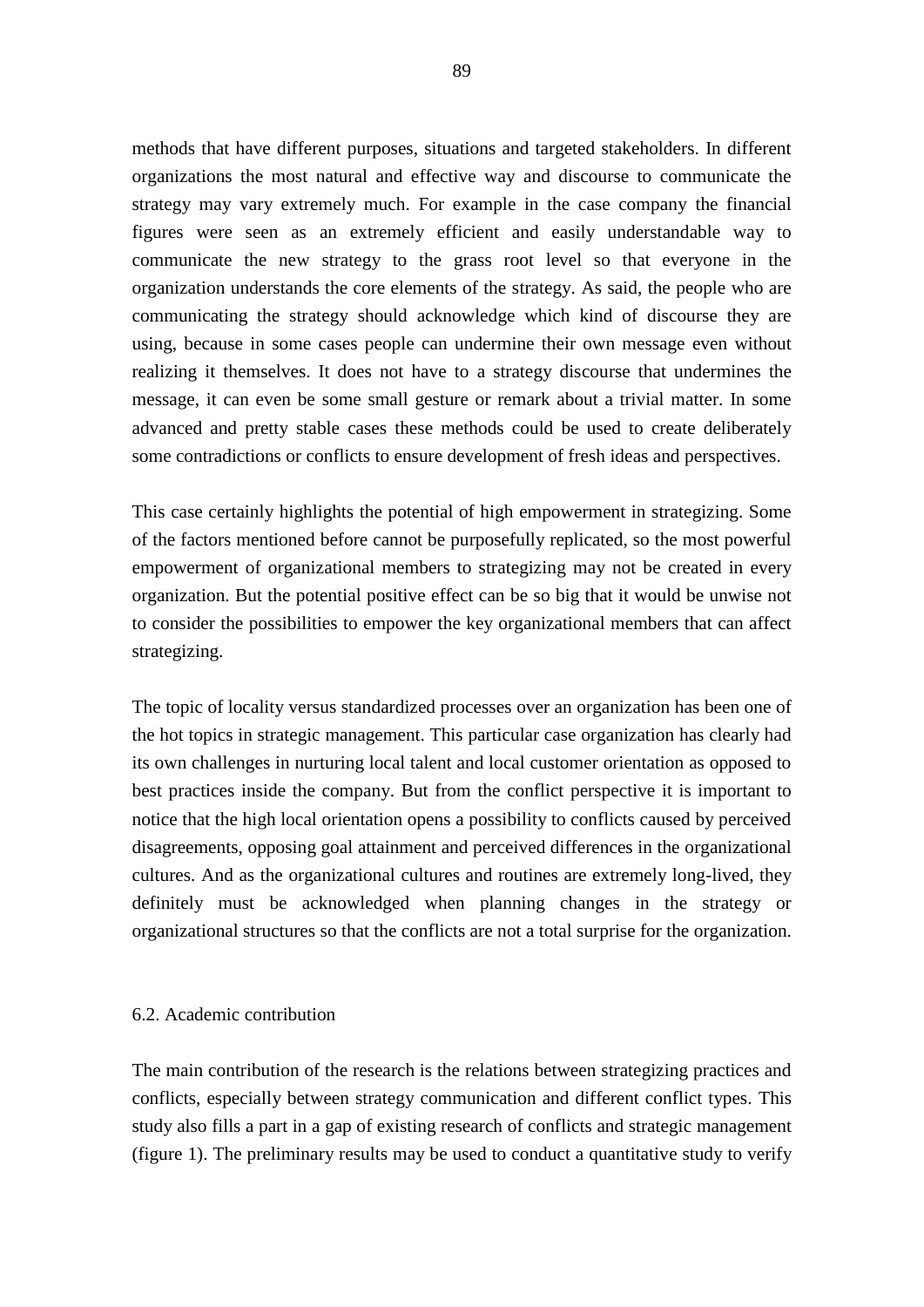methods that have different purposes, situations and targeted stakeholders. In different organizations the most natural and effective way and discourse to communicate the strategy may vary extremely much. For example in the case company the financial figures were seen as an extremely efficient and easily understandable way to communicate the new strategy to the grass root level so that everyone in the organization understands the core elements of the strategy. As said, the people who are communicating the strategy should acknowledge which kind of discourse they are using, because in some cases people can undermine their own message even without realizing it themselves. It does not have to a strategy discourse that undermines the message, it can even be some small gesture or remark about a trivial matter. In some advanced and pretty stable cases these methods could be used to create deliberately some contradictions or conflicts to ensure development of fresh ideas and perspectives.

This case certainly highlights the potential of high empowerment in strategizing. Some of the factors mentioned before cannot be purposefully replicated, so the most powerful empowerment of organizational members to strategizing may not be created in every organization. But the potential positive effect can be so big that it would be unwise not to consider the possibilities to empower the key organizational members that can affect strategizing.

The topic of locality versus standardized processes over an organization has been one of the hot topics in strategic management. This particular case organization has clearly had its own challenges in nurturing local talent and local customer orientation as opposed to best practices inside the company. But from the conflict perspective it is important to notice that the high local orientation opens a possibility to conflicts caused by perceived disagreements, opposing goal attainment and perceived differences in the organizational cultures. And as the organizational cultures and routines are extremely long-lived, they definitely must be acknowledged when planning changes in the strategy or organizational structures so that the conflicts are not a total surprise for the organization.

## 6.2. Academic contribution

The main contribution of the research is the relations between strategizing practices and conflicts, especially between strategy communication and different conflict types. This study also fills a part in a gap of existing research of conflicts and strategic management (figure 1). The preliminary results may be used to conduct a quantitative study to verify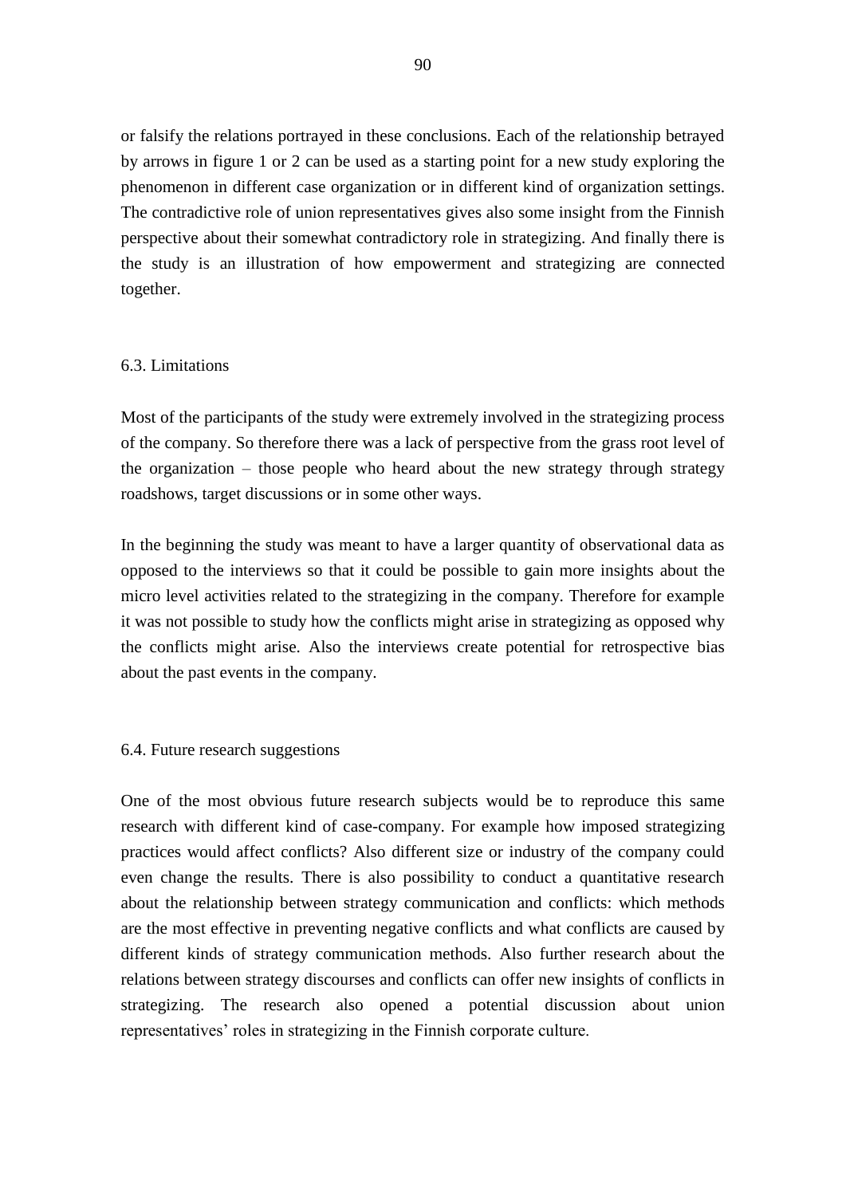or falsify the relations portrayed in these conclusions. Each of the relationship betrayed by arrows in figure 1 or 2 can be used as a starting point for a new study exploring the phenomenon in different case organization or in different kind of organization settings. The contradictive role of union representatives gives also some insight from the Finnish perspective about their somewhat contradictory role in strategizing. And finally there is the study is an illustration of how empowerment and strategizing are connected together.

## 6.3. Limitations

Most of the participants of the study were extremely involved in the strategizing process of the company. So therefore there was a lack of perspective from the grass root level of the organization – those people who heard about the new strategy through strategy roadshows, target discussions or in some other ways.

In the beginning the study was meant to have a larger quantity of observational data as opposed to the interviews so that it could be possible to gain more insights about the micro level activities related to the strategizing in the company. Therefore for example it was not possible to study how the conflicts might arise in strategizing as opposed why the conflicts might arise. Also the interviews create potential for retrospective bias about the past events in the company.

## 6.4. Future research suggestions

One of the most obvious future research subjects would be to reproduce this same research with different kind of case-company. For example how imposed strategizing practices would affect conflicts? Also different size or industry of the company could even change the results. There is also possibility to conduct a quantitative research about the relationship between strategy communication and conflicts: which methods are the most effective in preventing negative conflicts and what conflicts are caused by different kinds of strategy communication methods. Also further research about the relations between strategy discourses and conflicts can offer new insights of conflicts in strategizing. The research also opened a potential discussion about union representatives' roles in strategizing in the Finnish corporate culture.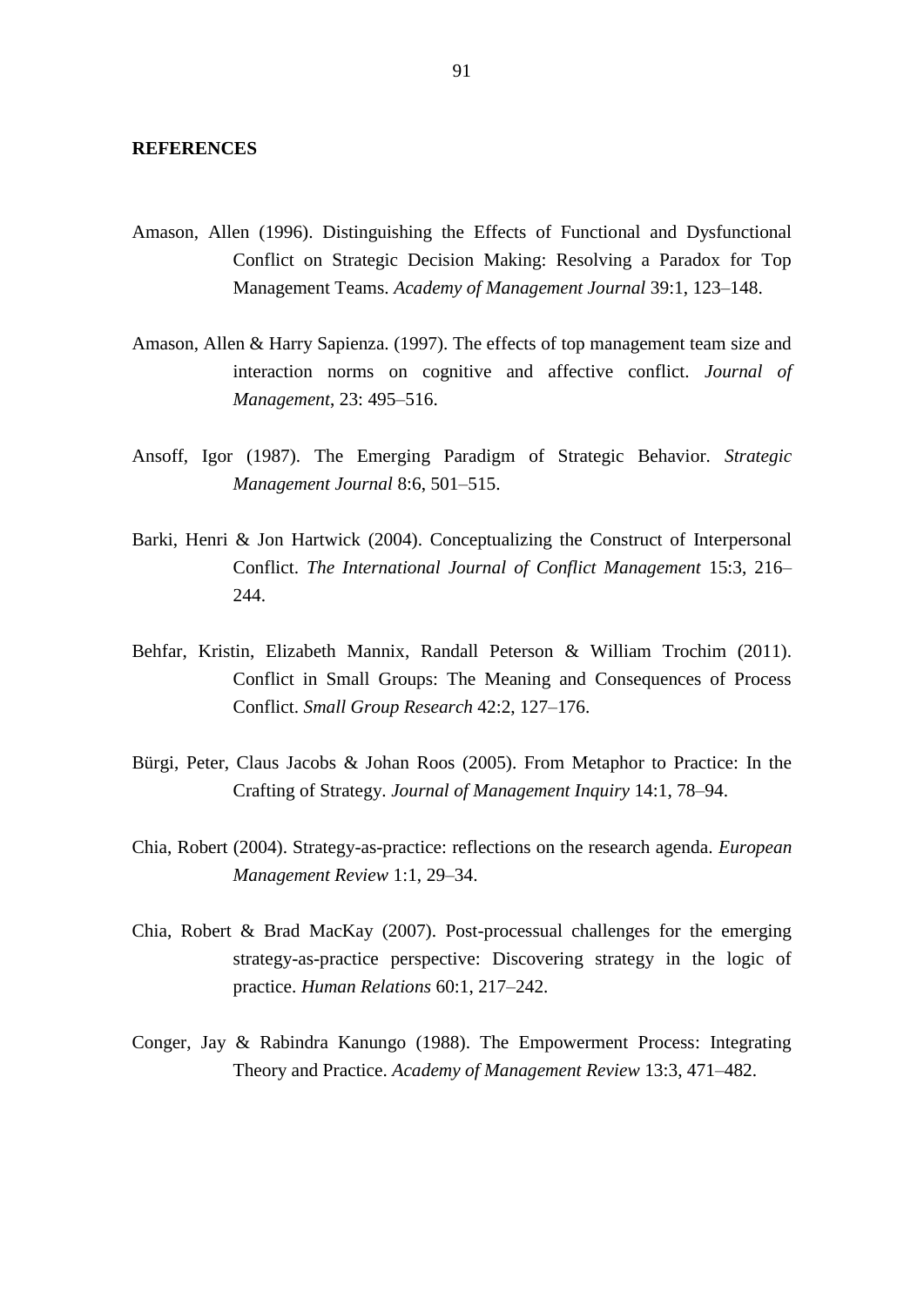**REFERENCES**

Amason, Allen (1996). Distinguishing the Effects of Functional and Dysfunctional Conflict on Strategic Decision Making: Resolving a Paradox for Top Management Teams. *Academy of Management Journal* 39:1, 123–148.

Amason, Allen & Harry Sapienza. (1997). The effects of top management team size and interaction norms on cognitive and affective conflict. *Journal of Management*, 23: 495–516.

Ansoff, Igor (1987). The Emerging Paradigm of Strategic Behavior. *Strategic Management Journal* 8:6, 501–515.

Barki, Henri & Jon Hartwick (2004). Conceptualizing the Construct of Interpersonal Conflict. *The International Journal of Conflict Management* 15:3, 216–244.

Behfar, Kristin, Elizabeth Mannix, Randall Peterson & William Trochim (2011). Conflict in Small Groups: The Meaning and Consequences of Process Conflict. *Small Group Research* 42:2, 127–176.

Bürgi, Peter, Claus Jacobs & Johan Roos (2005). From Metaphor to Practice: In the Crafting of Strategy. *Journal of Management Inquiry* 14:1, 78–94.

Chia, Robert (2004). Strategy-as-practice: reflections on the research agenda. *European Management Review* 1:1, 29–34.

Chia, Robert & Brad MacKay (2007). Post-processual challenges for the emerging strategy-as-practice perspective: Discovering strategy in the logic of practice. *Human Relations* 60:1, 217–242.

Conger, Jay & Rabindra Kanungo (1988). The Empowerment Process: Integrating Theory and Practice. *Academy of Management Review* 13:3, 471–482.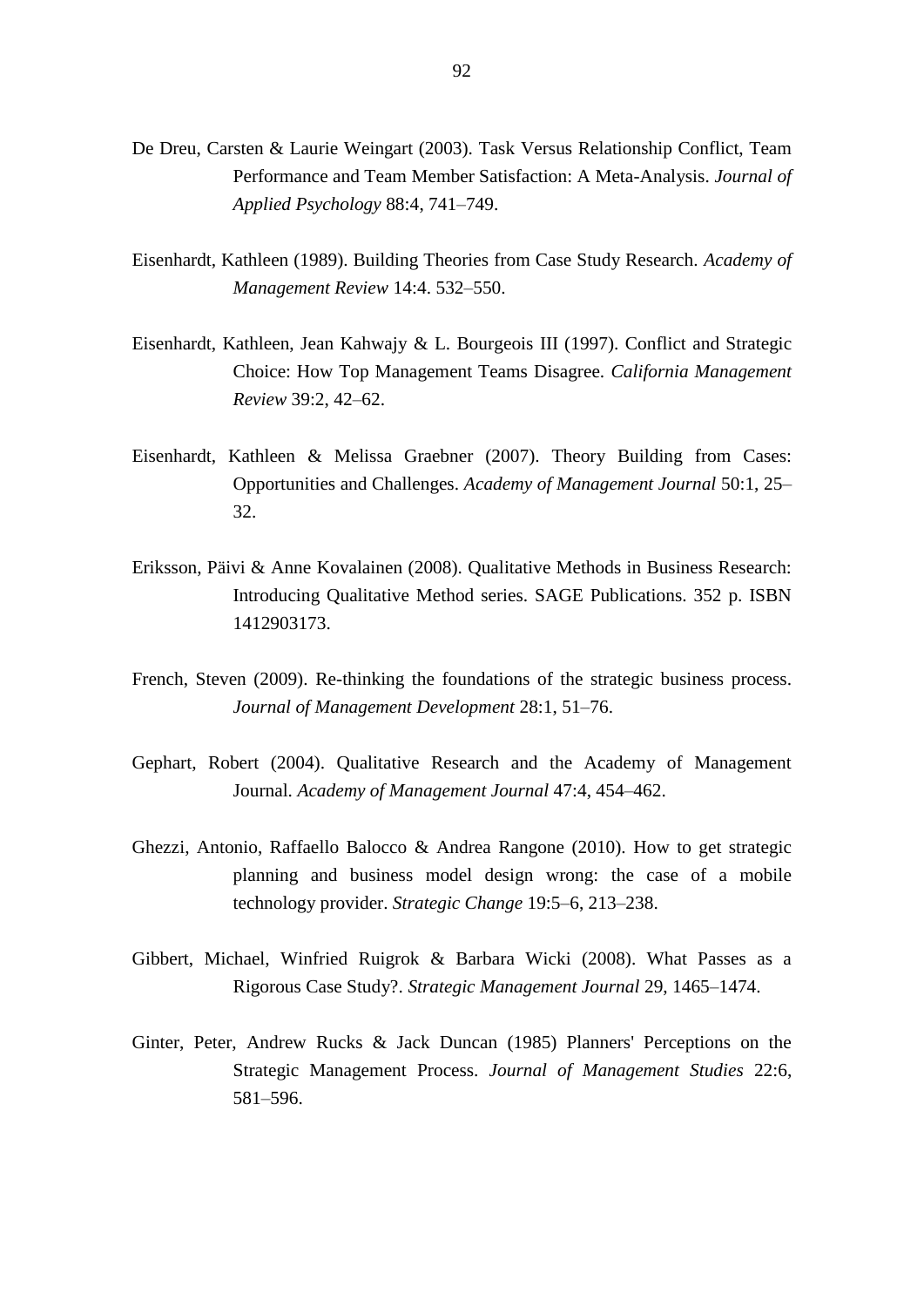De Dreu, Carsten & Laurie Weingart (2003). Task Versus Relationship Conflict, Team Performance and Team Member Satisfaction: A Meta-Analysis. *Journal of Applied Psychology* 88:4, 741–749.

Eisenhardt, Kathleen (1989). Building Theories from Case Study Research. *Academy of Management Review* 14:4. 532–550.

Eisenhardt, Kathleen, Jean Kahwajy & L. Bourgeois III (1997). Conflict and Strategic Choice: How Top Management Teams Disagree. *California Management Review* 39:2, 42–62.

Eisenhardt, Kathleen & Melissa Graebner (2007). Theory Building from Cases: Opportunities and Challenges. *Academy of Management Journal* 50:1, 25–32.

Eriksson, Päivi & Anne Kovalainen (2008). Qualitative Methods in Business Research: Introducing Qualitative Method series. SAGE Publications. 352 p. ISBN 1412903173.

French, Steven (2009). Re-thinking the foundations of the strategic business process. *Journal of Management Development* 28:1, 51–76.

Gephart, Robert (2004). Qualitative Research and the Academy of Management Journal. *Academy of Management Journal* 47:4, 454–462.

Ghezzi, Antonio, Raffaello Balocco & Andrea Rangone (2010). How to get strategic planning and business model design wrong: the case of a mobile technology provider. *Strategic Change* 19:5–6, 213–238.

Gibbert, Michael, Winfried Ruigrok & Barbara Wicki (2008). What Passes as a Rigorous Case Study?. *Strategic Management Journal* 29, 1465–1474.

Ginter, Peter, Andrew Rucks & Jack Duncan (1985) Planners' Perceptions on the Strategic Management Process. *Journal of Management Studies* 22:6, 581–596.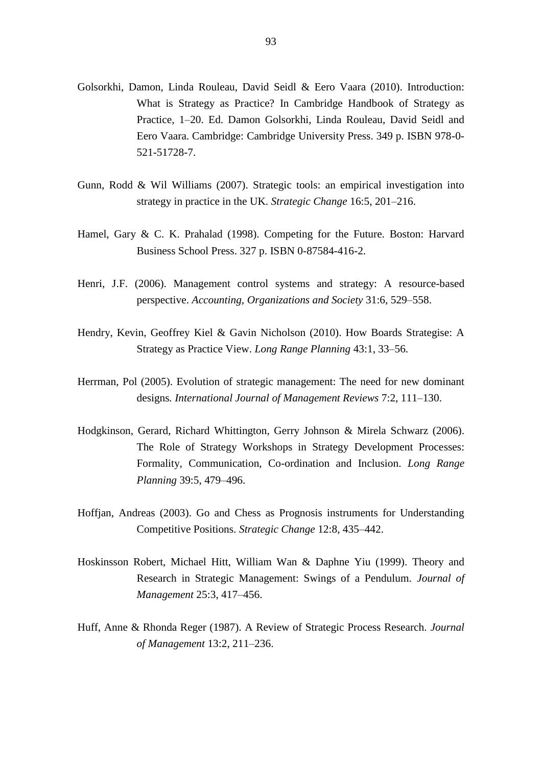Golsorkhi, Damon, Linda Rouleau, David Seidl & Eero Vaara (2010). Introduction: What is Strategy as Practice? In Cambridge Handbook of Strategy as Practice, 1–20. Ed. Damon Golsorkhi, Linda Rouleau, David Seidl and Eero Vaara. Cambridge: Cambridge University Press. 349 p. ISBN 978-0-521-51728-7.

Gunn, Rodd & Wil Williams (2007). Strategic tools: an empirical investigation into strategy in practice in the UK. *Strategic Change* 16:5, 201–216.

Hamel, Gary & C. K. Prahalad (1998). Competing for the Future. Boston: Harvard Business School Press. 327 p. ISBN 0-87584-416-2.

Henri, J.F. (2006). Management control systems and strategy: A resource-based perspective. *Accounting, Organizations and Society* 31:6, 529–558.

Hendry, Kevin, Geoffrey Kiel & Gavin Nicholson (2010). How Boards Strategise: A Strategy as Practice View. *Long Range Planning* 43:1, 33–56.

Herrman, Pol (2005). Evolution of strategic management: The need for new dominant designs*. International Journal of Management Reviews* 7:2, 111–130.

Hodgkinson, Gerard, Richard Whittington, Gerry Johnson & Mirela Schwarz (2006). The Role of Strategy Workshops in Strategy Development Processes: Formality, Communication, Co-ordination and Inclusion. *Long Range Planning* 39:5, 479–496.

Hoffjan, Andreas (2003). Go and Chess as Prognosis instruments for Understanding Competitive Positions. *Strategic Change* 12:8, 435–442.

Hoskinsson Robert, Michael Hitt, William Wan & Daphne Yiu (1999). Theory and Research in Strategic Management: Swings of a Pendulum. *Journal of Management* 25:3, 417–456.

Huff, Anne & Rhonda Reger (1987). A Review of Strategic Process Research. *Journal of Management* 13:2, 211–236.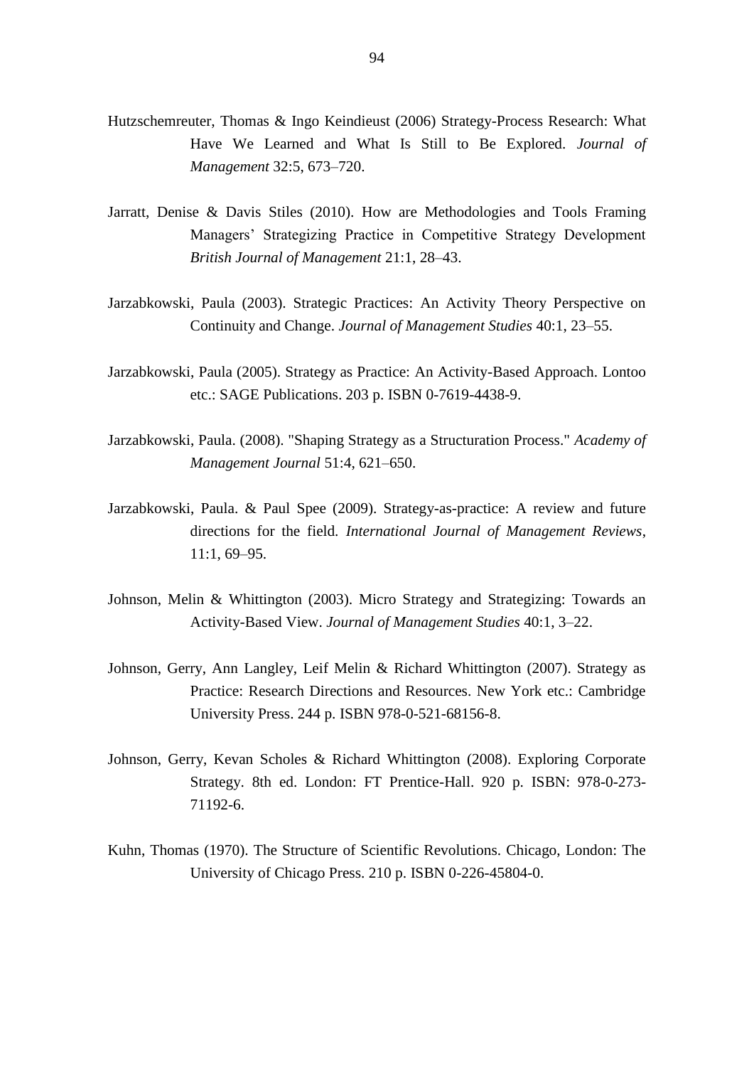Hutzschemreuter, Thomas & Ingo Keindieust (2006) Strategy-Process Research: What Have We Learned and What Is Still to Be Explored. *Journal of Management* 32:5, 673–720.

Jarratt, Denise & Davis Stiles (2010). How are Methodologies and Tools Framing Managers' Strategizing Practice in Competitive Strategy Development *British Journal of Management* 21:1, 28–43.

Jarzabkowski, Paula (2003). Strategic Practices: An Activity Theory Perspective on Continuity and Change. *Journal of Management Studies* 40:1, 23–55.

Jarzabkowski, Paula (2005). Strategy as Practice: An Activity-Based Approach. Lontoo etc.: SAGE Publications. 203 p. ISBN 0-7619-4438-9.

Jarzabkowski, Paula. (2008). "Shaping Strategy as a Structuration Process." *Academy of Management Journal* 51:4, 621–650.

Jarzabkowski, Paula. & Paul Spee (2009). Strategy-as-practice: A review and future directions for the field. *International Journal of Management Reviews*, 11:1, 69–95.

Johnson, Melin & Whittington (2003). Micro Strategy and Strategizing: Towards an Activity-Based View. *Journal of Management Studies* 40:1, 3–22.

Johnson, Gerry, Ann Langley, Leif Melin & Richard Whittington (2007). Strategy as Practice: Research Directions and Resources. New York etc.: Cambridge University Press. 244 p. ISBN 978-0-521-68156-8.

Johnson, Gerry, Kevan Scholes & Richard Whittington (2008). Exploring Corporate Strategy. 8th ed. London: FT Prentice-Hall. 920 p. ISBN: 978-0-273-71192-6.

Kuhn, Thomas (1970). The Structure of Scientific Revolutions. Chicago, London: The University of Chicago Press. 210 p. ISBN 0-226-45804-0.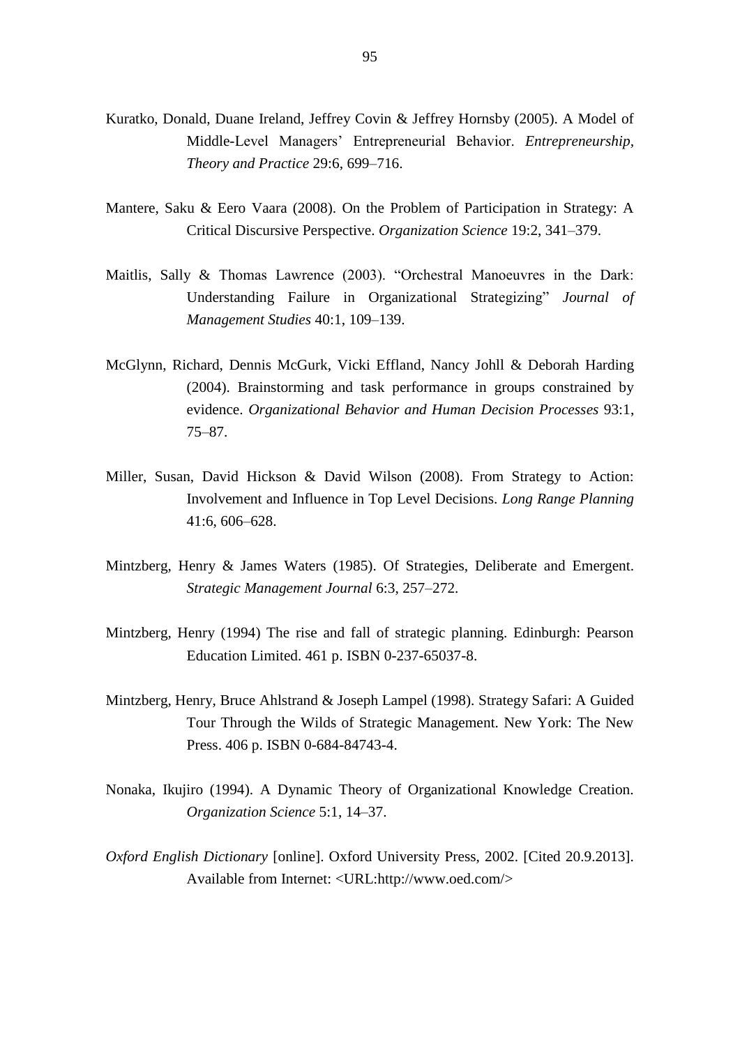Kuratko, Donald, Duane Ireland, Jeffrey Covin & Jeffrey Hornsby (2005). A Model of Middle-Level Managers' Entrepreneurial Behavior. *Entrepreneurship, Theory and Practice* 29:6, 699–716.

Mantere, Saku & Eero Vaara (2008). On the Problem of Participation in Strategy: A Critical Discursive Perspective. *Organization Science* 19:2, 341–379.

Maitlis, Sally & Thomas Lawrence (2003). "Orchestral Manoeuvres in the Dark: Understanding Failure in Organizational Strategizing" *Journal of Management Studies* 40:1, 109–139.

McGlynn, Richard, Dennis McGurk, Vicki Effland, Nancy Johll & Deborah Harding (2004). Brainstorming and task performance in groups constrained by evidence. *Organizational Behavior and Human Decision Processes* 93:1, 75–87.

Miller, Susan, David Hickson & David Wilson (2008). From Strategy to Action: Involvement and Influence in Top Level Decisions. *Long Range Planning* 41:6, 606–628.

Mintzberg, Henry & James Waters (1985). Of Strategies, Deliberate and Emergent. *Strategic Management Journal* 6:3, 257–272.

Mintzberg, Henry (1994) The rise and fall of strategic planning. Edinburgh: Pearson Education Limited. 461 p. ISBN 0-237-65037-8.

Mintzberg, Henry, Bruce Ahlstrand & Joseph Lampel (1998). Strategy Safari: A Guided Tour Through the Wilds of Strategic Management. New York: The New Press. 406 p. ISBN 0-684-84743-4.

Nonaka, Ikujiro (1994). A Dynamic Theory of Organizational Knowledge Creation. *Organization Science* 5:1, 14–37.

*Oxford English Dictionary* [online]. Oxford University Press, 2002. [Cited 20.9.2013]. Available from Internet: <URL:http://www.oed.com/>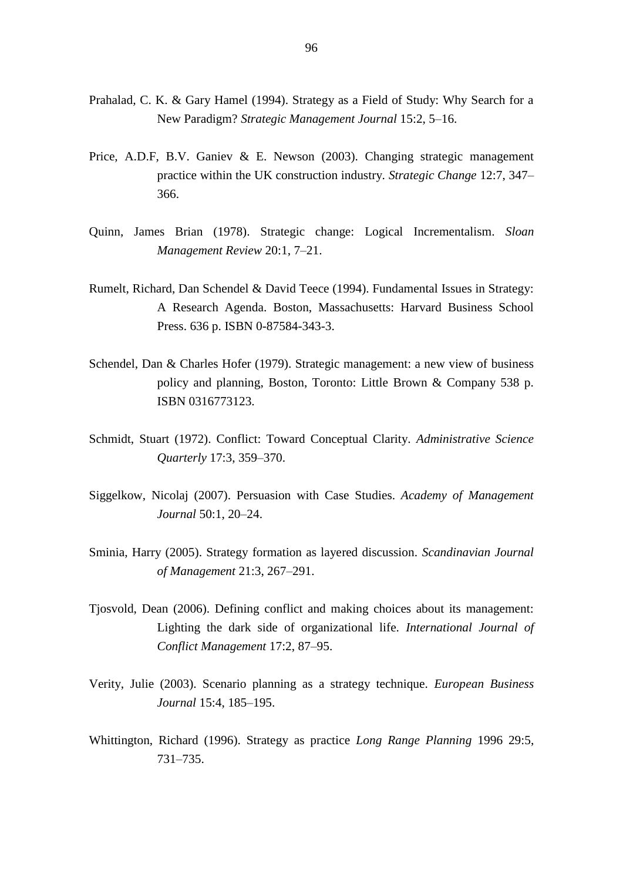Prahalad, C. K. & Gary Hamel (1994). Strategy as a Field of Study: Why Search for a New Paradigm? *Strategic Management Journal* 15:2, 5–16.

Price, A.D.F, B.V. Ganiev & E. Newson (2003). Changing strategic management practice within the UK construction industry. *Strategic Change* 12:7, 347–366.

Quinn, James Brian (1978). Strategic change: Logical Incrementalism. *Sloan Management Review* 20:1, 7–21.

Rumelt, Richard, Dan Schendel & David Teece (1994). Fundamental Issues in Strategy: A Research Agenda. Boston, Massachusetts: Harvard Business School Press. 636 p. ISBN 0-87584-343-3.

Schendel, Dan & Charles Hofer (1979). Strategic management: a new view of business policy and planning, Boston, Toronto: Little Brown & Company 538 p. ISBN 0316773123.

Schmidt, Stuart (1972). Conflict: Toward Conceptual Clarity. *Administrative Science Quarterly* 17:3, 359–370.

Siggelkow, Nicolaj (2007). Persuasion with Case Studies. *Academy of Management Journal* 50:1, 20–24.

Sminia, Harry (2005). Strategy formation as layered discussion. *Scandinavian Journal of Management* 21:3, 267–291.

Tjosvold, Dean (2006). Defining conflict and making choices about its management: Lighting the dark side of organizational life. *International Journal of Conflict Management* 17:2, 87–95.

Verity, Julie (2003). Scenario planning as a strategy technique. *European Business Journal* 15:4, 185–195.

Whittington, Richard (1996). Strategy as practice *Long Range Planning* 1996 29:5, 731–735.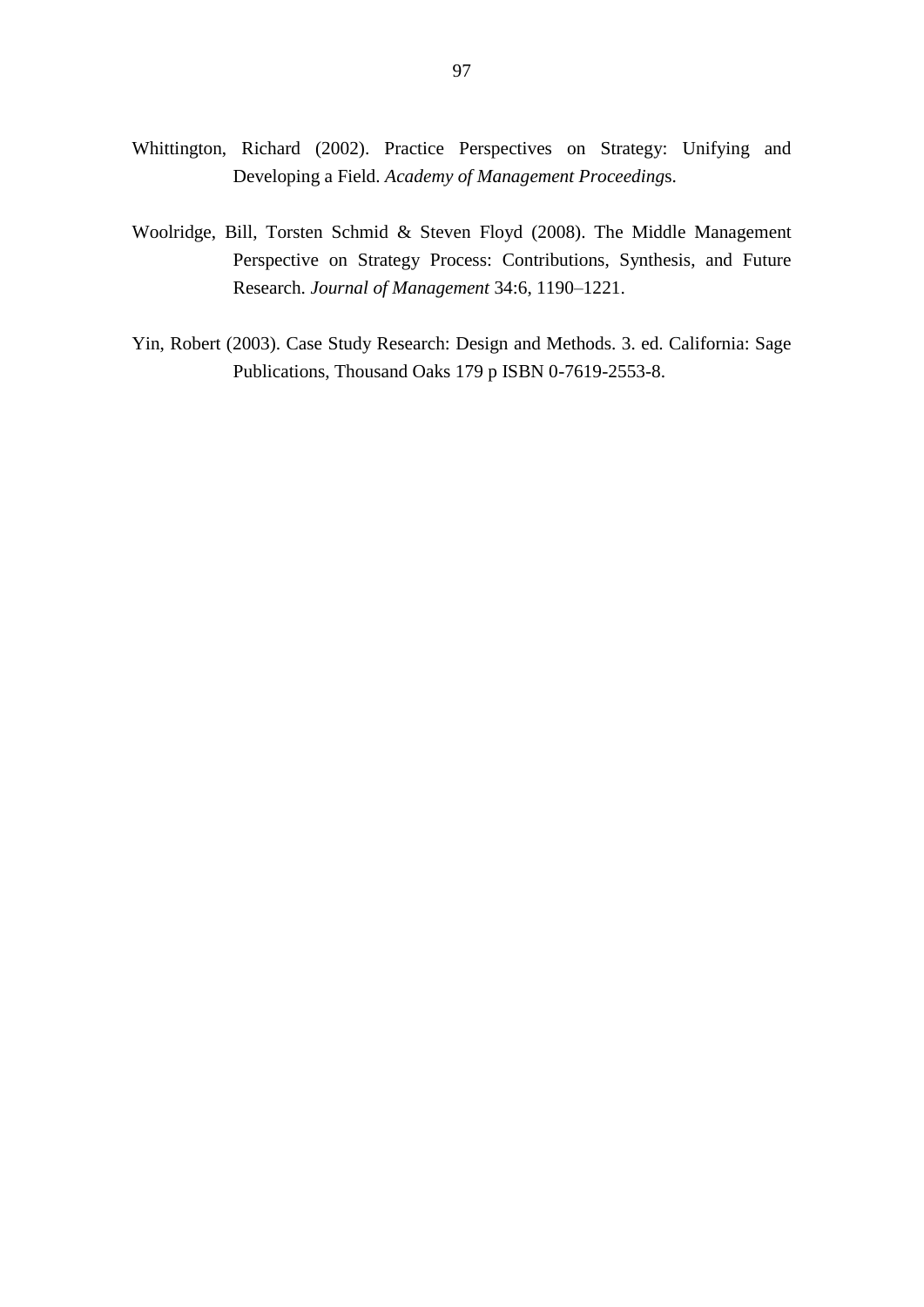Whittington, Richard (2002). Practice Perspectives on Strategy: Unifying and Developing a Field. *Academy of Management Proceedings*.

Woolridge, Bill, Torsten Schmid & Steven Floyd (2008). The Middle Management Perspective on Strategy Process: Contributions, Synthesis, and Future Research. *Journal of Management* 34:6, 1190–1221.

Yin, Robert (2003). Case Study Research: Design and Methods. 3. ed. California: Sage Publications, Thousand Oaks 179 p ISBN 0-7619-2553-8.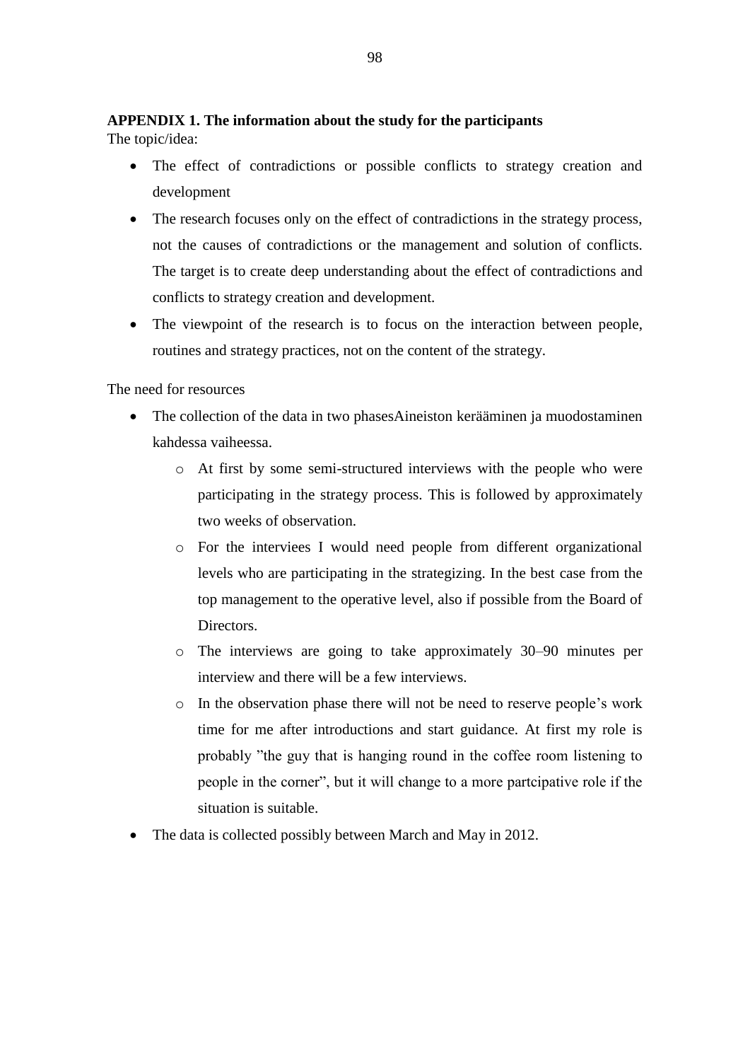**APPENDIX 1. The information about the study for the participants**

The topic/idea:

- The effect of contradictions or possible conflicts to strategy creation and development
- The research focuses only on the effect of contradictions in the strategy process, not the causes of contradictions or the management and solution of conflicts. The target is to create deep understanding about the effect of contradictions and conflicts to strategy creation and development.
- The viewpoint of the research is to focus on the interaction between people, routines and strategy practices, not on the content of the strategy.

The need for resources

- The collection of the data in two phasesAineiston kerääminen ja muodostaminen kahdessa vaiheessa.
  - At first by some semi-structured interviews with the people who were participating in the strategy process. This is followed by approximately two weeks of observation.
  - For the interviees I would need people from different organizational levels who are participating in the strategizing. In the best case from the top management to the operative level, also if possible from the Board of Directors.
  - The interviews are going to take approximately 30–90 minutes per interview and there will be a few interviews.
  - In the observation phase there will not be need to reserve people's work time for me after introductions and start guidance. At first my role is probably "the guy that is hanging round in the coffee room listening to people in the corner", but it will change to a more partcipative role if the situation is suitable.
- The data is collected possibly between March and May in 2012.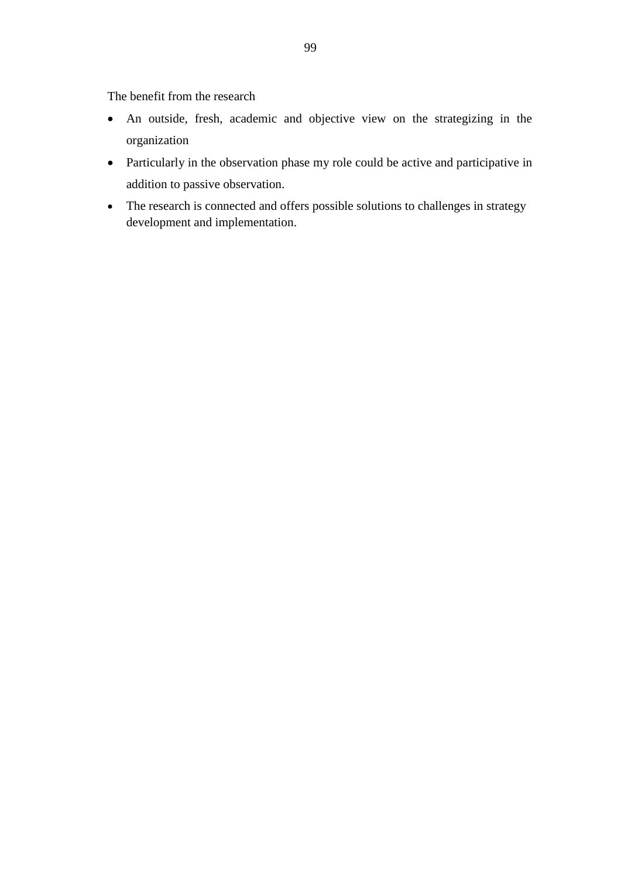The benefit from the research

- An outside, fresh, academic and objective view on the strategizing in the organization
- Particularly in the observation phase my role could be active and participative in addition to passive observation.
- The research is connected and offers possible solutions to challenges in strategy development and implementation.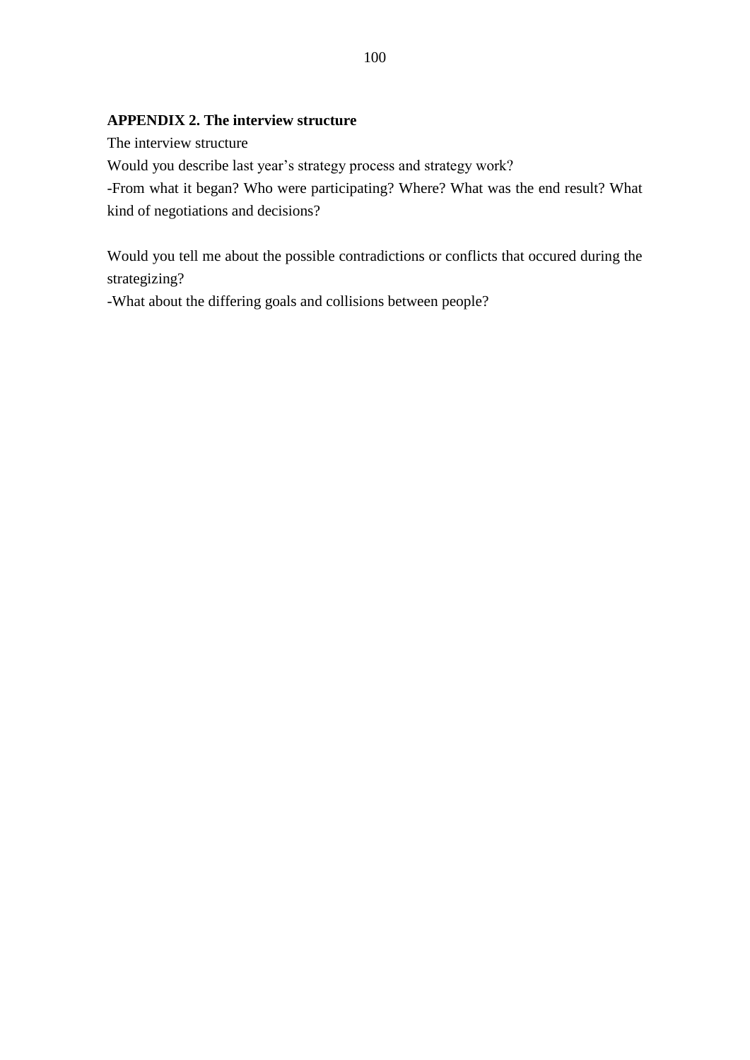## APPENDIX 2. The interview structure

The interview structure

Would you describe last year's strategy process and strategy work?

-From what it began? Who were participating? Where? What was the end result? What kind of negotiations and decisions?

Would you tell me about the possible contradictions or conflicts that occured during the strategizing?

-What about the differing goals and collisions between people?